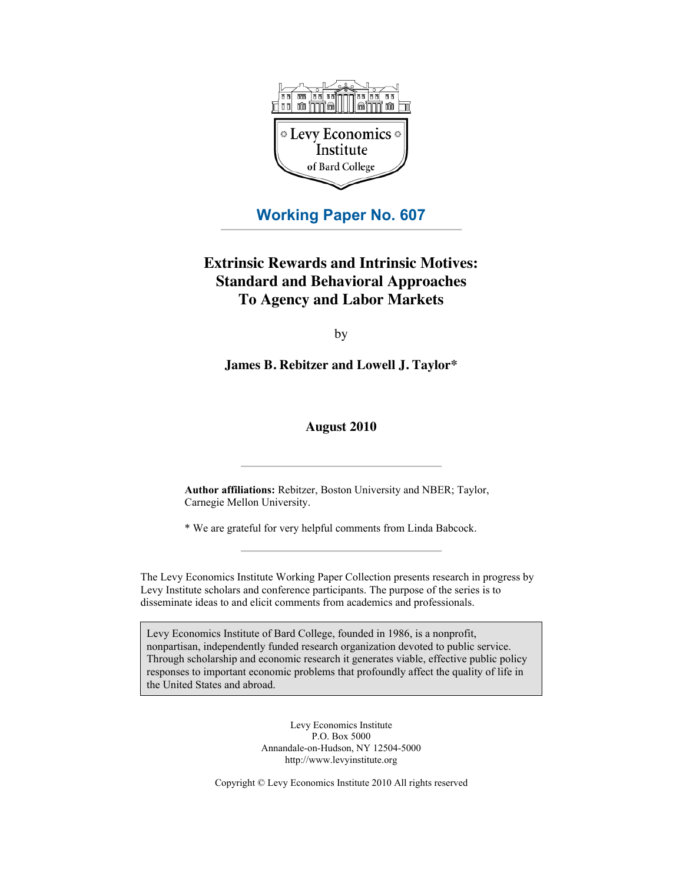Levy Economics Institute of Bard College

**Working Paper No. 607**

# Extrinsic Rewards and Intrinsic Motives: Standard and Behavioral Approaches To Agency and Labor Markets

by

**James B. Rebitzer and Lowell J. Taylor***

**August 2010**

**Author affiliations:** Rebitzer, Boston University and NBER; Taylor, Carnegie Mellon University.

\* We are grateful for very helpful comments from Linda Babcock.

The Levy Economics Institute Working Paper Collection presents research in progress by Levy Institute scholars and conference participants. The purpose of the series is to disseminate ideas to and elicit comments from academics and professionals.

Levy Economics Institute of Bard College, founded in 1986, is a nonprofit, nonpartisan, independently funded research organization devoted to public service. Through scholarship and economic research it generates viable, effective public policy responses to important economic problems that profoundly affect the quality of life in the United States and abroad.

Levy Economics Institute
P.O. Box 5000
Annandale-on-Hudson, NY 12504-5000
http://www.levyinstitute.org

Copyright © Levy Economics Institute 2010 All rights reserved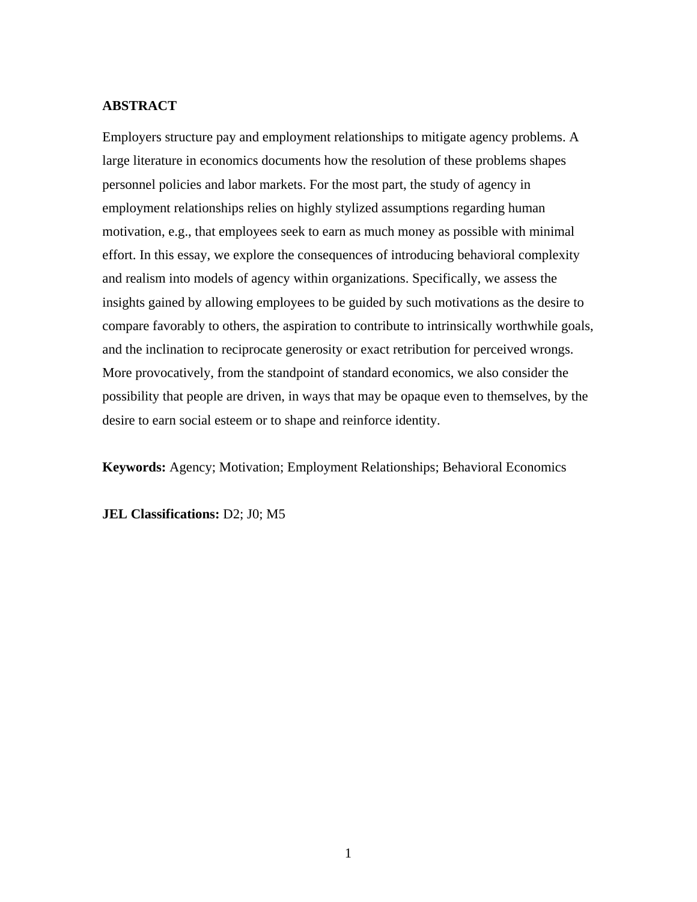## ABSTRACT

Employers structure pay and employment relationships to mitigate agency problems. A large literature in economics documents how the resolution of these problems shapes personnel policies and labor markets. For the most part, the study of agency in employment relationships relies on highly stylized assumptions regarding human motivation, e.g., that employees seek to earn as much money as possible with minimal effort. In this essay, we explore the consequences of introducing behavioral complexity and realism into models of agency within organizations. Specifically, we assess the insights gained by allowing employees to be guided by such motivations as the desire to compare favorably to others, the aspiration to contribute to intrinsically worthwhile goals, and the inclination to reciprocate generosity or exact retribution for perceived wrongs. More provocatively, from the standpoint of standard economics, we also consider the possibility that people are driven, in ways that may be opaque even to themselves, by the desire to earn social esteem or to shape and reinforce identity.

**Keywords:** Agency; Motivation; Employment Relationships; Behavioral Economics

**JEL Classifications:** D2; J0; M5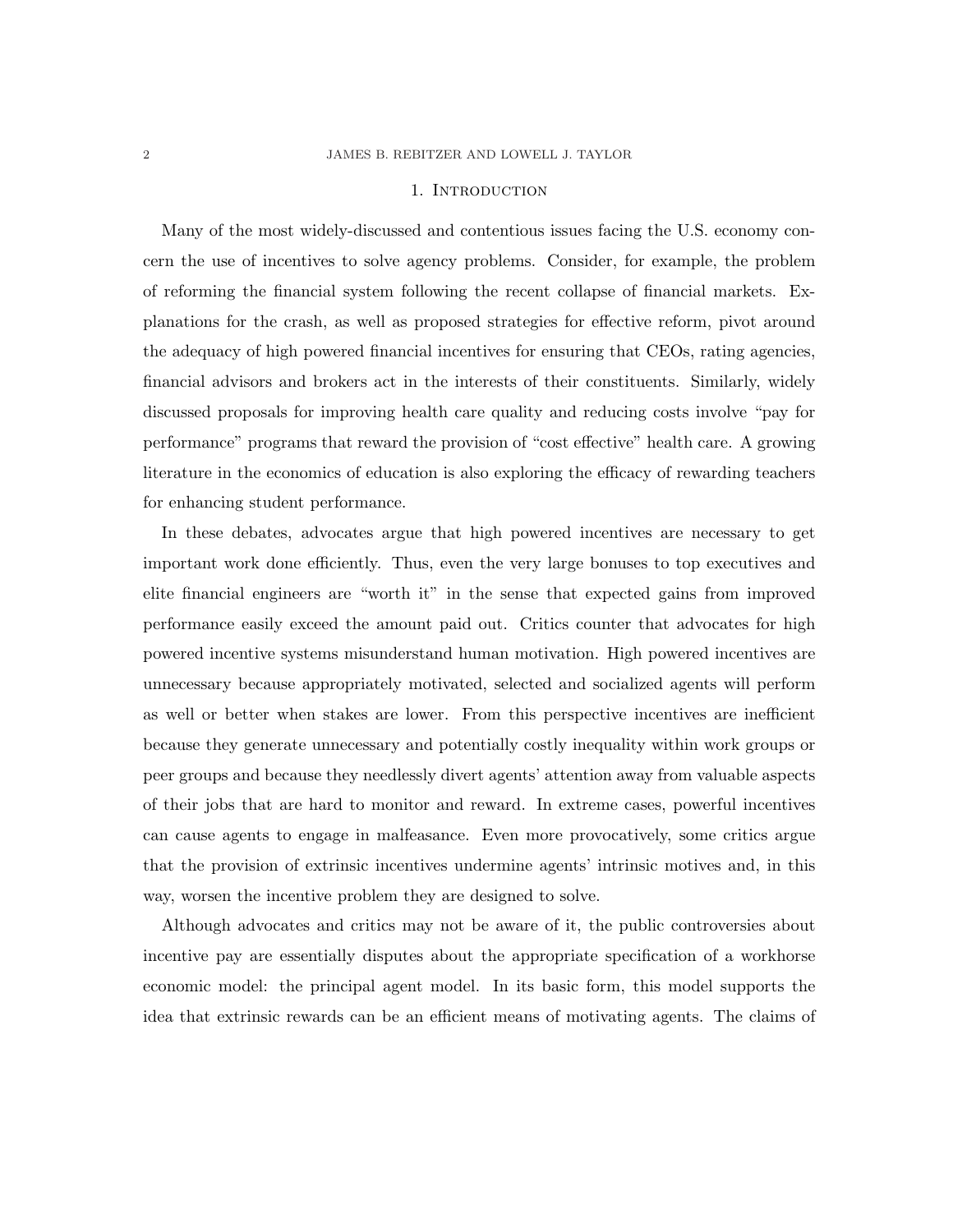## 1. Introduction

Many of the most widely-discussed and contentious issues facing the U.S. economy concern the use of incentives to solve agency problems. Consider, for example, the problem of reforming the financial system following the recent collapse of financial markets. Explanations for the crash, as well as proposed strategies for effective reform, pivot around the adequacy of high powered financial incentives for ensuring that CEOs, rating agencies, financial advisors and brokers act in the interests of their constituents. Similarly, widely discussed proposals for improving health care quality and reducing costs involve "pay for performance" programs that reward the provision of "cost effective" health care. A growing literature in the economics of education is also exploring the efficacy of rewarding teachers for enhancing student performance.

In these debates, advocates argue that high powered incentives are necessary to get important work done efficiently. Thus, even the very large bonuses to top executives and elite financial engineers are "worth it" in the sense that expected gains from improved performance easily exceed the amount paid out. Critics counter that advocates for high powered incentive systems misunderstand human motivation. High powered incentives are unnecessary because appropriately motivated, selected and socialized agents will perform as well or better when stakes are lower. From this perspective incentives are inefficient because they generate unnecessary and potentially costly inequality within work groups or peer groups and because they needlessly divert agents' attention away from valuable aspects of their jobs that are hard to monitor and reward. In extreme cases, powerful incentives can cause agents to engage in malfeasance. Even more provocatively, some critics argue that the provision of extrinsic incentives undermine agents' intrinsic motives and, in this way, worsen the incentive problem they are designed to solve.

Although advocates and critics may not be aware of it, the public controversies about incentive pay are essentially disputes about the appropriate specification of a workhorse economic model: the principal agent model. In its basic form, this model supports the idea that extrinsic rewards can be an efficient means of motivating agents. The claims of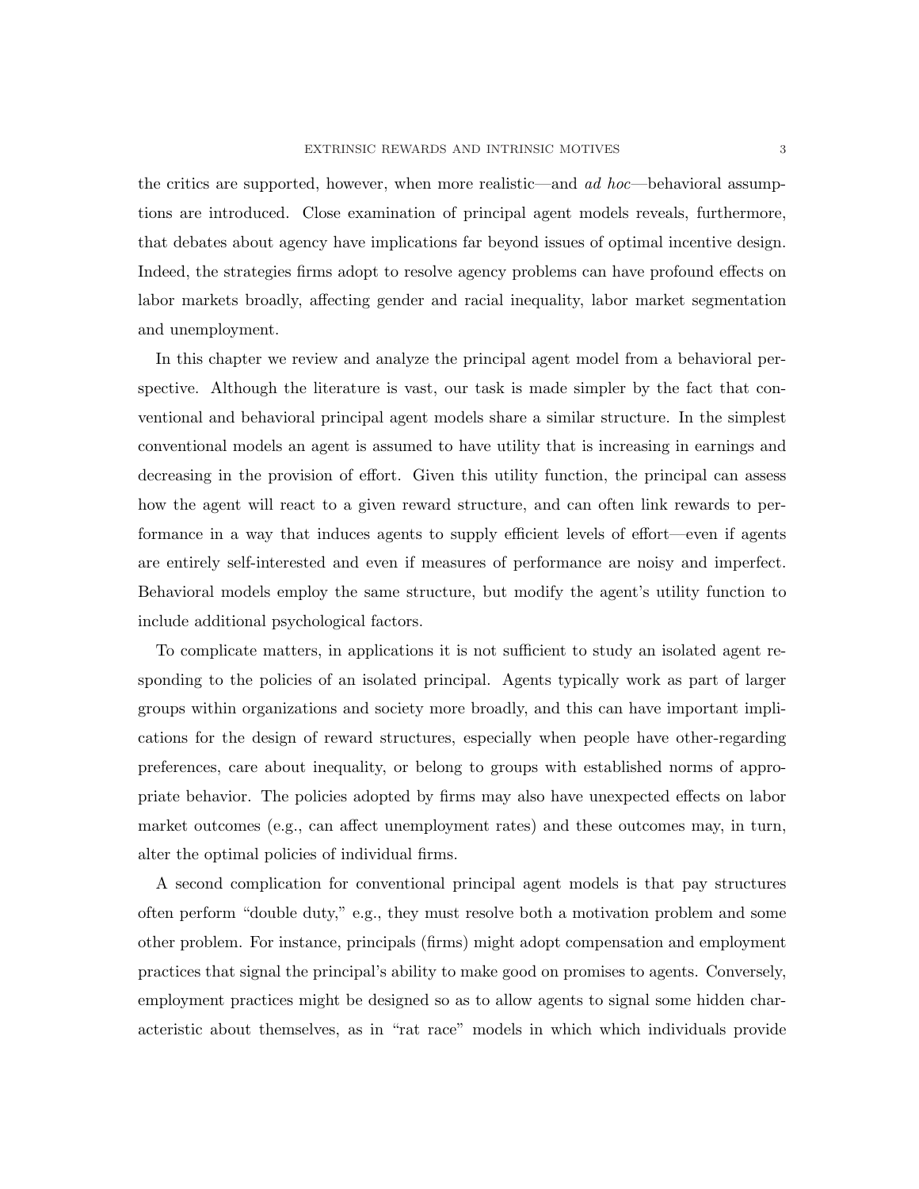the critics are supported, however, when more realistic—and *ad hoc*—behavioral assumptions are introduced. Close examination of principal agent models reveals, furthermore, that debates about agency have implications far beyond issues of optimal incentive design. Indeed, the strategies firms adopt to resolve agency problems can have profound effects on labor markets broadly, affecting gender and racial inequality, labor market segmentation and unemployment.

In this chapter we review and analyze the principal agent model from a behavioral perspective. Although the literature is vast, our task is made simpler by the fact that conventional and behavioral principal agent models share a similar structure. In the simplest conventional models an agent is assumed to have utility that is increasing in earnings and decreasing in the provision of effort. Given this utility function, the principal can assess how the agent will react to a given reward structure, and can often link rewards to performance in a way that induces agents to supply efficient levels of effort—even if agents are entirely self-interested and even if measures of performance are noisy and imperfect. Behavioral models employ the same structure, but modify the agent's utility function to include additional psychological factors.

To complicate matters, in applications it is not sufficient to study an isolated agent responding to the policies of an isolated principal. Agents typically work as part of larger groups within organizations and society more broadly, and this can have important implications for the design of reward structures, especially when people have other-regarding preferences, care about inequality, or belong to groups with established norms of appropriate behavior. The policies adopted by firms may also have unexpected effects on labor market outcomes (e.g., can affect unemployment rates) and these outcomes may, in turn, alter the optimal policies of individual firms.

A second complication for conventional principal agent models is that pay structures often perform "double duty," e.g., they must resolve both a motivation problem and some other problem. For instance, principals (firms) might adopt compensation and employment practices that signal the principal's ability to make good on promises to agents. Conversely, employment practices might be designed so as to allow agents to signal some hidden characteristic about themselves, as in "rat race" models in which which individuals provide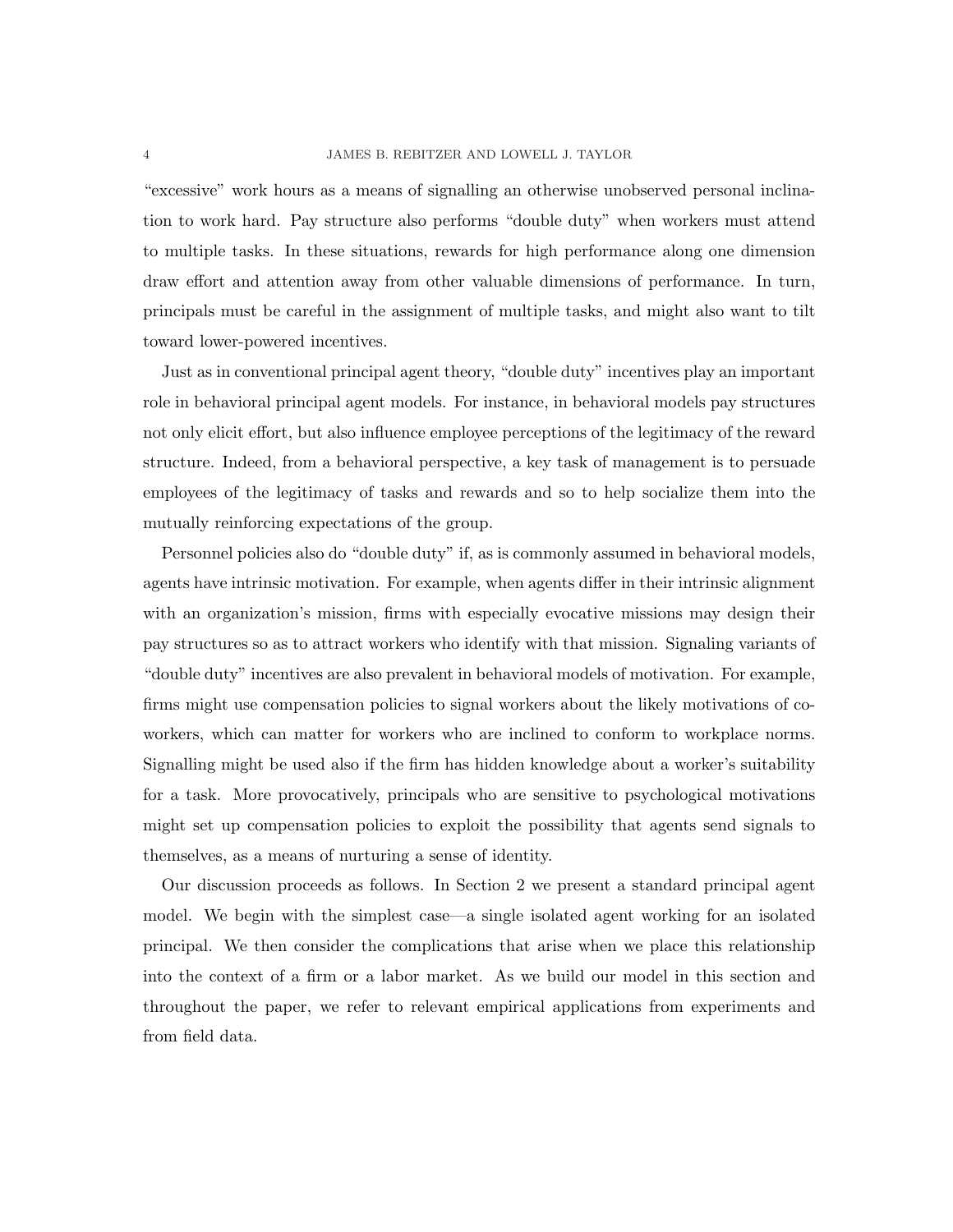"excessive" work hours as a means of signalling an otherwise unobserved personal inclination to work hard. Pay structure also performs "double duty" when workers must attend to multiple tasks. In these situations, rewards for high performance along one dimension draw effort and attention away from other valuable dimensions of performance. In turn, principals must be careful in the assignment of multiple tasks, and might also want to tilt toward lower-powered incentives.

Just as in conventional principal agent theory, "double duty" incentives play an important role in behavioral principal agent models. For instance, in behavioral models pay structures not only elicit effort, but also influence employee perceptions of the legitimacy of the reward structure. Indeed, from a behavioral perspective, a key task of management is to persuade employees of the legitimacy of tasks and rewards and so to help socialize them into the mutually reinforcing expectations of the group.

Personnel policies also do "double duty" if, as is commonly assumed in behavioral models, agents have intrinsic motivation. For example, when agents differ in their intrinsic alignment with an organization's mission, firms with especially evocative missions may design their pay structures so as to attract workers who identify with that mission. Signaling variants of "double duty" incentives are also prevalent in behavioral models of motivation. For example, firms might use compensation policies to signal workers about the likely motivations of co-workers, which can matter for workers who are inclined to conform to workplace norms. Signalling might be used also if the firm has hidden knowledge about a worker's suitability for a task. More provocatively, principals who are sensitive to psychological motivations might set up compensation policies to exploit the possibility that agents send signals to themselves, as a means of nurturing a sense of identity.

Our discussion proceeds as follows. In Section 2 we present a standard principal agent model. We begin with the simplest case—a single isolated agent working for an isolated principal. We then consider the complications that arise when we place this relationship into the context of a firm or a labor market. As we build our model in this section and throughout the paper, we refer to relevant empirical applications from experiments and from field data.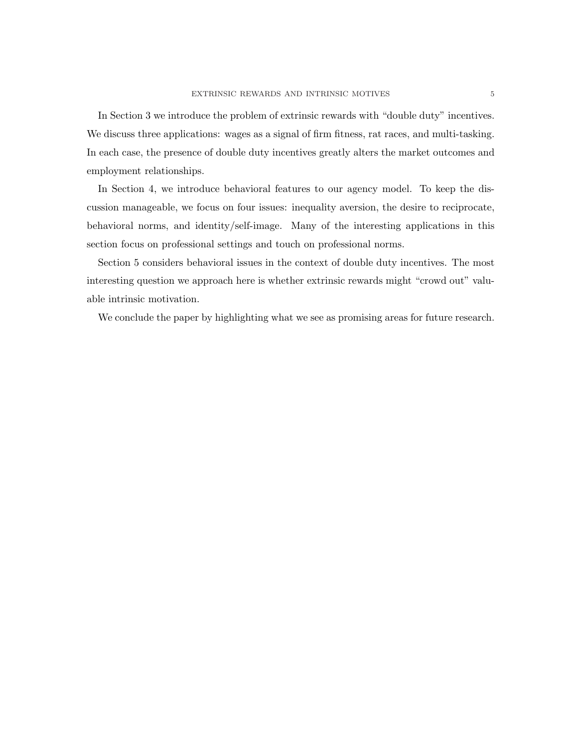In Section 3 we introduce the problem of extrinsic rewards with "double duty" incentives. We discuss three applications: wages as a signal of firm fitness, rat races, and multi-tasking. In each case, the presence of double duty incentives greatly alters the market outcomes and employment relationships.

In Section 4, we introduce behavioral features to our agency model. To keep the discussion manageable, we focus on four issues: inequality aversion, the desire to reciprocate, behavioral norms, and identity/self-image. Many of the interesting applications in this section focus on professional settings and touch on professional norms.

Section 5 considers behavioral issues in the context of double duty incentives. The most interesting question we approach here is whether extrinsic rewards might "crowd out" valuable intrinsic motivation.

We conclude the paper by highlighting what we see as promising areas for future research.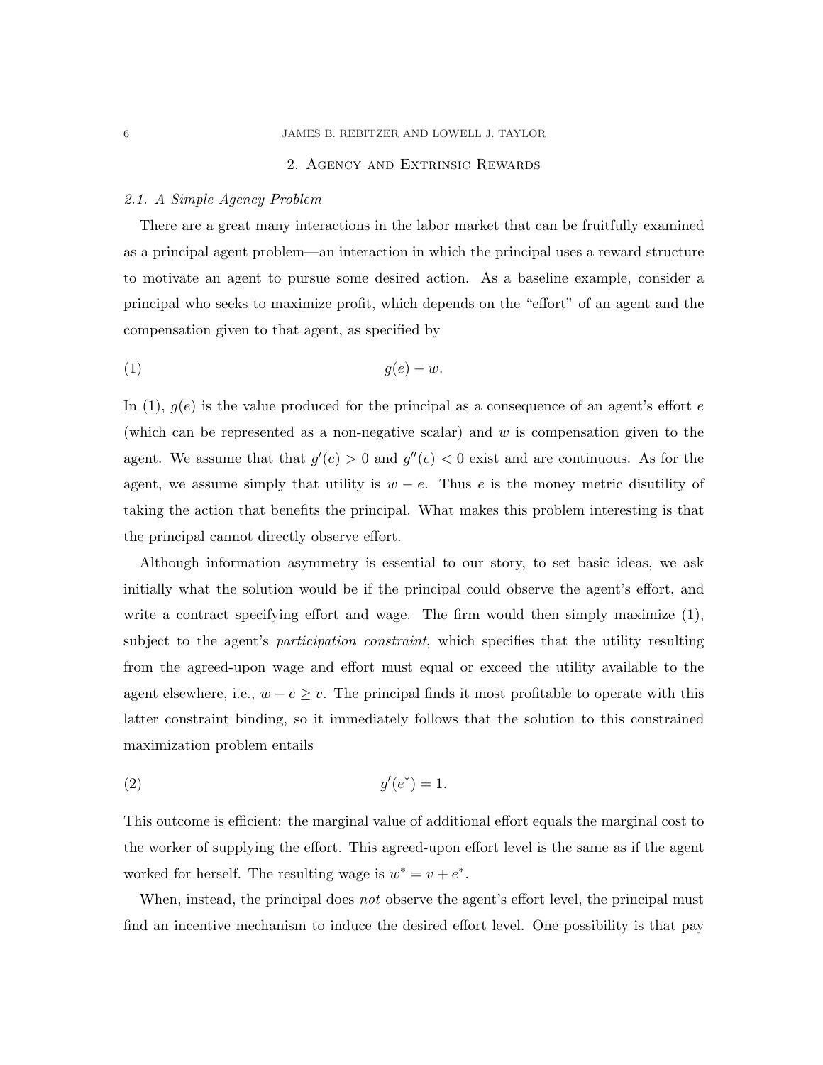## 2. Agency and Extrinsic Rewards

### 2.1. A Simple Agency Problem

There are a great many interactions in the labor market that can be fruitfully examined as a principal agent problem—an interaction in which the principal uses a reward structure to motivate an agent to pursue some desired action. As a baseline example, consider a principal who seeks to maximize profit, which depends on the "effort" of an agent and the compensation given to that agent, as specified by

$$g(e) - w. \tag{1}$$

In (1), $g(e)$ is the value produced for the principal as a consequence of an agent's effort $e$ (which can be represented as a non-negative scalar) and $w$ is compensation given to the agent. We assume that that $g'(e) > 0$ and $g''(e) < 0$ exist and are continuous. As for the agent, we assume simply that utility is $w - e$. Thus $e$ is the money metric disutility of taking the action that benefits the principal. What makes this problem interesting is that the principal cannot directly observe effort.

Although information asymmetry is essential to our story, to set basic ideas, we ask initially what the solution would be if the principal could observe the agent's effort, and write a contract specifying effort and wage. The firm would then simply maximize (1), subject to the agent's *participation constraint*, which specifies that the utility resulting from the agreed-upon wage and effort must equal or exceed the utility available to the agent elsewhere, i.e., $w - e \geq v$. The principal finds it most profitable to operate with this latter constraint binding, so it immediately follows that the solution to this constrained maximization problem entails

$$g'(e^*) = 1. \tag{2}$$

This outcome is efficient: the marginal value of additional effort equals the marginal cost to the worker of supplying the effort. This agreed-upon effort level is the same as if the agent worked for herself. The resulting wage is $w^* = v + e^*$.

When, instead, the principal does *not* observe the agent's effort level, the principal must find an incentive mechanism to induce the desired effort level. One possibility is that pay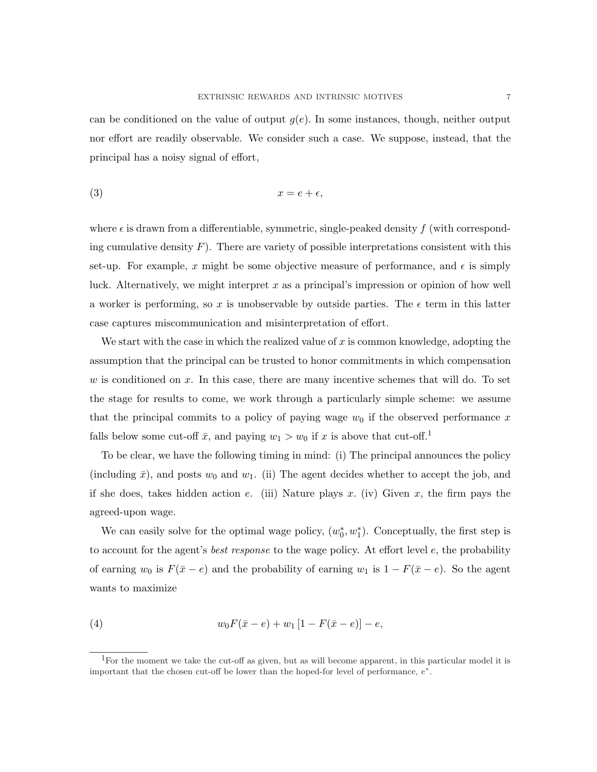can be conditioned on the value of output $g(e)$. In some instances, though, neither output nor effort are readily observable. We consider such a case. We suppose, instead, that the principal has a noisy signal of effort,

$$x = e + \epsilon, \tag{3}$$

where $\epsilon$ is drawn from a differentiable, symmetric, single-peaked density $f$ (with corresponding cumulative density $F$). There are variety of possible interpretations consistent with this set-up. For example, $x$ might be some objective measure of performance, and $\epsilon$ is simply luck. Alternatively, we might interpret $x$ as a principal's impression or opinion of how well a worker is performing, so $x$ is unobservable by outside parties. The $\epsilon$ term in this latter case captures miscommunication and misinterpretation of effort.

We start with the case in which the realized value of $x$ is common knowledge, adopting the assumption that the principal can be trusted to honor commitments in which compensation $w$ is conditioned on $x$. In this case, there are many incentive schemes that will do. To set the stage for results to come, we work through a particularly simple scheme: we assume that the principal commits to a policy of paying wage $w_0$ if the observed performance $x$ falls below some cut-off $\bar{x}$, and paying $w_1 > w_0$ if $x$ is above that cut-off.[1]

To be clear, we have the following timing in mind: (i) The principal announces the policy (including $\bar{x}$), and posts $w_0$ and $w_1$. (ii) The agent decides whether to accept the job, and if she does, takes hidden action $e$. (iii) Nature plays $x$. (iv) Given $x$, the firm pays the agreed-upon wage.

We can easily solve for the optimal wage policy, $(w_0^*, w_1^*)$. Conceptually, the first step is to account for the agent's *best response* to the wage policy. At effort level $e$, the probability of earning $w_0$ is $F(\bar{x} - e)$ and the probability of earning $w_1$ is $1 - F(\bar{x} - e)$. So the agent wants to maximize

$$w_0 F(\bar{x} - e) + w_1 \left[1 - F(\bar{x} - e)\right] - e, \tag{4}$$

[1] For the moment we take the cut-off as given, but as will become apparent, in this particular model it is important that the chosen cut-off be lower than the hoped-for level of performance, $e^*$.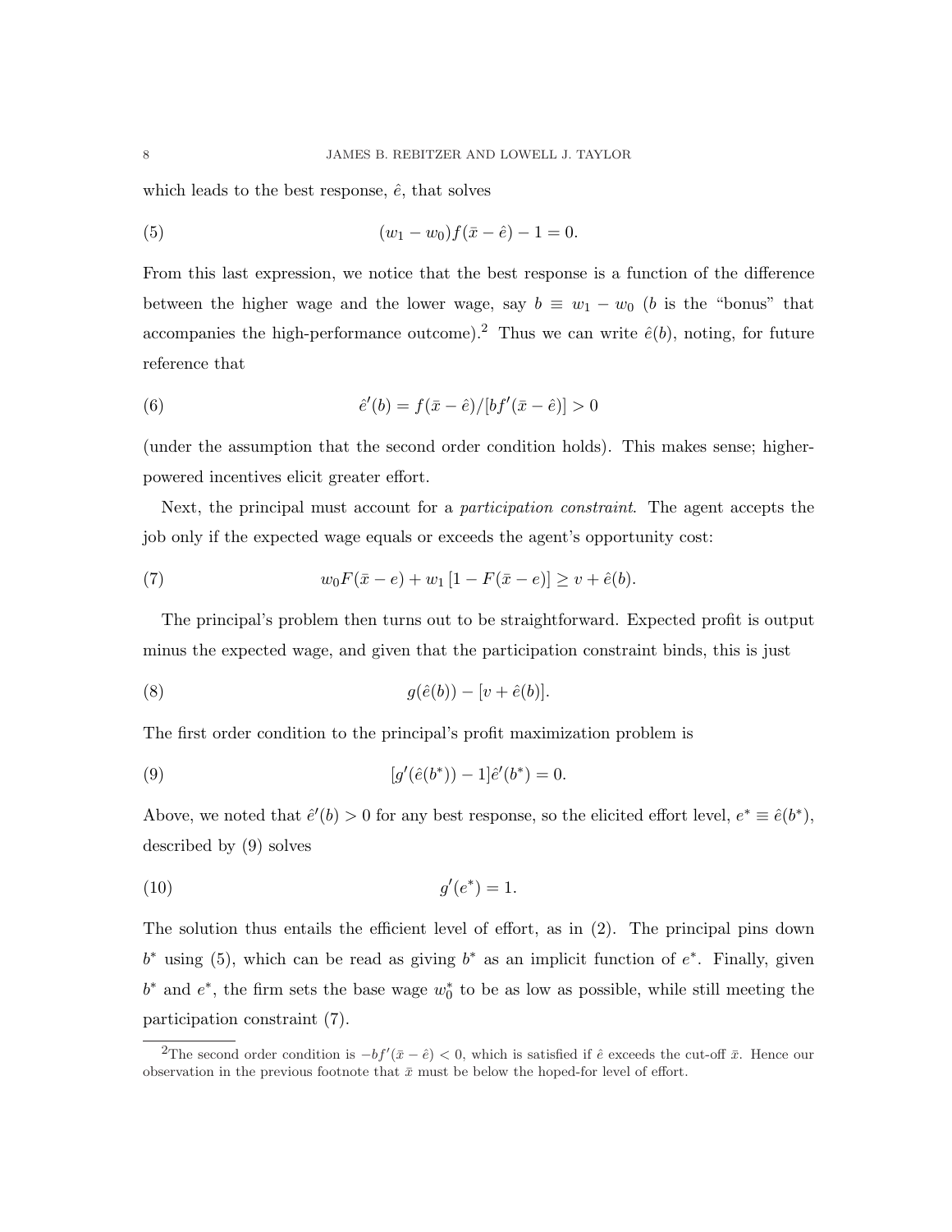which leads to the best response, $\hat{e}$, that solves

$$(w_1 - w_0) f(\bar{x} - \hat{e}) - 1 = 0. \tag{5}$$

From this last expression, we notice that the best response is a function of the difference between the higher wage and the lower wage, say $b \equiv w_1 - w_0$ ($b$ is the "bonus" that accompanies the high-performance outcome).[2] Thus we can write $\hat{e}(b)$, noting, for future reference that

$$\hat{e}'(b) = f(\bar{x} - \hat{e})/[bf'(\bar{x} - \hat{e})] > 0 \tag{6}$$

(under the assumption that the second order condition holds). This makes sense; higher-powered incentives elicit greater effort.

Next, the principal must account for a *participation constraint*. The agent accepts the job only if the expected wage equals or exceeds the agent's opportunity cost:

$$w_0 F(\bar{x} - e) + w_1 [1 - F(\bar{x} - e)] \geq v + \hat{e}(b). \tag{7}$$

The principal's problem then turns out to be straightforward. Expected profit is output minus the expected wage, and given that the participation constraint binds, this is just

$$g(\hat{e}(b)) - [v + \hat{e}(b)]. \tag{8}$$

The first order condition to the principal's profit maximization problem is

$$[g'(\hat{e}(b^*)) - 1]\hat{e}'(b^*) = 0. \tag{9}$$

Above, we noted that $\hat{e}'(b) > 0$ for any best response, so the elicited effort level, $e^* \equiv \hat{e}(b^*)$, described by (9) solves

$$g'(e^*) = 1. \tag{10}$$

The solution thus entails the efficient level of effort, as in (2). The principal pins down $b^*$ using (5), which can be read as giving $b^*$ as an implicit function of $e^*$. Finally, given $b^*$ and $e^*$, the firm sets the base wage $w_0^*$ to be as low as possible, while still meeting the participation constraint (7).

---

[2] The second order condition is $-bf'(\bar{x} - \hat{e}) < 0$, which is satisfied if $\hat{e}$ exceeds the cut-off $\bar{x}$. Hence our observation in the previous footnote that $\bar{x}$ must be below the hoped-for level of effort.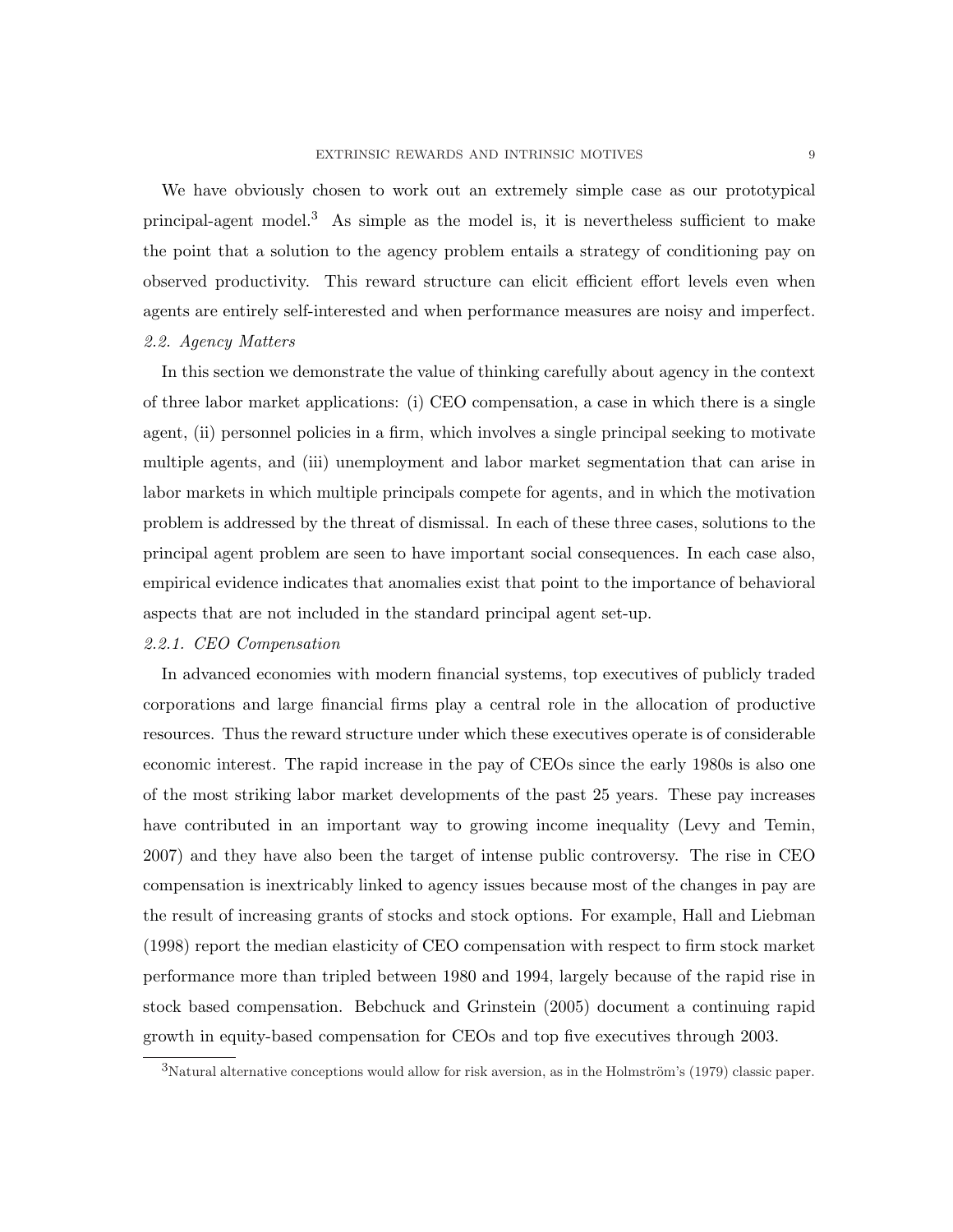We have obviously chosen to work out an extremely simple case as our prototypical principal-agent model.[3] As simple as the model is, it is nevertheless sufficient to make the point that a solution to the agency problem entails a strategy of conditioning pay on observed productivity. This reward structure can elicit efficient effort levels even when agents are entirely self-interested and when performance measures are noisy and imperfect.

### *2.2. Agency Matters*

In this section we demonstrate the value of thinking carefully about agency in the context of three labor market applications: (i) CEO compensation, a case in which there is a single agent, (ii) personnel policies in a firm, which involves a single principal seeking to motivate multiple agents, and (iii) unemployment and labor market segmentation that can arise in labor markets in which multiple principals compete for agents, and in which the motivation problem is addressed by the threat of dismissal. In each of these three cases, solutions to the principal agent problem are seen to have important social consequences. In each case also, empirical evidence indicates that anomalies exist that point to the importance of behavioral aspects that are not included in the standard principal agent set-up.

#### *2.2.1. CEO Compensation*

In advanced economies with modern financial systems, top executives of publicly traded corporations and large financial firms play a central role in the allocation of productive resources. Thus the reward structure under which these executives operate is of considerable economic interest. The rapid increase in the pay of CEOs since the early 1980s is also one of the most striking labor market developments of the past 25 years. These pay increases have contributed in an important way to growing income inequality (Levy and Temin, 2007) and they have also been the target of intense public controversy. The rise in CEO compensation is inextricably linked to agency issues because most of the changes in pay are the result of increasing grants of stocks and stock options. For example, Hall and Liebman (1998) report the median elasticity of CEO compensation with respect to firm stock market performance more than tripled between 1980 and 1994, largely because of the rapid rise in stock based compensation. Bebchuck and Grinstein (2005) document a continuing rapid growth in equity-based compensation for CEOs and top five executives through 2003.

[3] Natural alternative conceptions would allow for risk aversion, as in the Holmström's (1979) classic paper.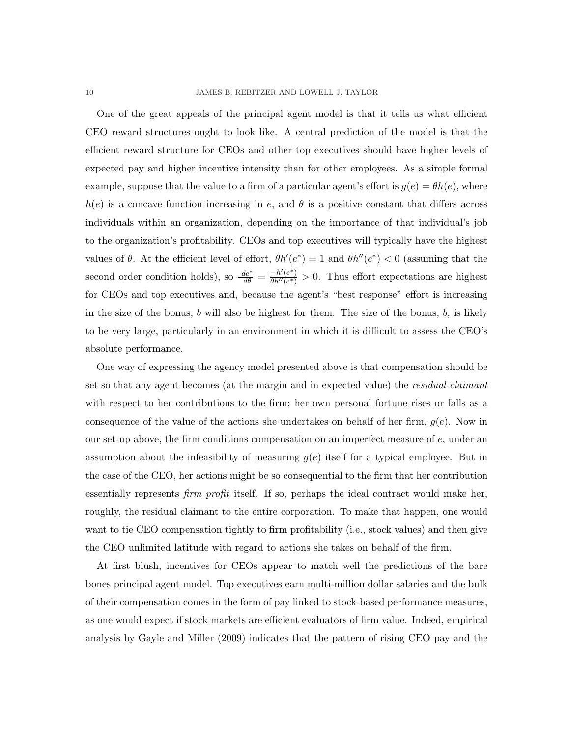One of the great appeals of the principal agent model is that it tells us what efficient CEO reward structures ought to look like. A central prediction of the model is that the efficient reward structure for CEOs and other top executives should have higher levels of expected pay and higher incentive intensity than for other employees. As a simple formal example, suppose that the value to a firm of a particular agent's effort is $g(e) = \theta h(e)$, where $h(e)$ is a concave function increasing in $e$, and $\theta$ is a positive constant that differs across individuals within an organization, depending on the importance of that individual's job to the organization's profitability. CEOs and top executives will typically have the highest values of $\theta$. At the efficient level of effort, $\theta h'(e^*) = 1$ and $\theta h''(e^*) < 0$ (assuming that the second order condition holds), so $\frac{de^*}{d\theta} = \frac{-h'(e^*)}{\theta h''(e^*)} > 0$. Thus effort expectations are highest for CEOs and top executives and, because the agent's "best response" effort is increasing in the size of the bonus, $b$ will also be highest for them. The size of the bonus, $b$, is likely to be very large, particularly in an environment in which it is difficult to assess the CEO's absolute performance.

One way of expressing the agency model presented above is that compensation should be set so that any agent becomes (at the margin and in expected value) the *residual claimant* with respect to her contributions to the firm; her own personal fortune rises or falls as a consequence of the value of the actions she undertakes on behalf of her firm, $g(e)$. Now in our set-up above, the firm conditions compensation on an imperfect measure of $e$, under an assumption about the infeasibility of measuring $g(e)$ itself for a typical employee. But in the case of the CEO, her actions might be so consequential to the firm that her contribution essentially represents *firm profit* itself. If so, perhaps the ideal contract would make her, roughly, the residual claimant to the entire corporation. To make that happen, one would want to tie CEO compensation tightly to firm profitability (i.e., stock values) and then give the CEO unlimited latitude with regard to actions she takes on behalf of the firm.

At first blush, incentives for CEOs appear to match well the predictions of the bare bones principal agent model. Top executives earn multi-million dollar salaries and the bulk of their compensation comes in the form of pay linked to stock-based performance measures, as one would expect if stock markets are efficient evaluators of firm value. Indeed, empirical analysis by Gayle and Miller (2009) indicates that the pattern of rising CEO pay and the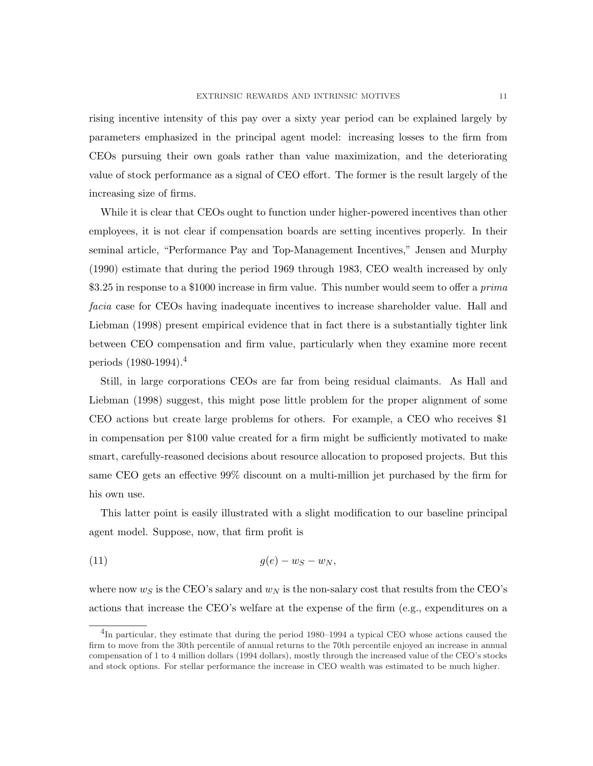rising incentive intensity of this pay over a sixty year period can be explained largely by parameters emphasized in the principal agent model: increasing losses to the firm from CEOs pursuing their own goals rather than value maximization, and the deteriorating value of stock performance as a signal of CEO effort. The former is the result largely of the increasing size of firms.

While it is clear that CEOs ought to function under higher-powered incentives than other employees, it is not clear if compensation boards are setting incentives properly. In their seminal article, "Performance Pay and Top-Management Incentives," Jensen and Murphy (1990) estimate that during the period 1969 through 1983, CEO wealth increased by only \$3.25 in response to a \$1000 increase in firm value. This number would seem to offer a *prima facia* case for CEOs having inadequate incentives to increase shareholder value. Hall and Liebman (1998) present empirical evidence that in fact there is a substantially tighter link between CEO compensation and firm value, particularly when they examine more recent periods (1980-1994).[4]

Still, in large corporations CEOs are far from being residual claimants. As Hall and Liebman (1998) suggest, this might pose little problem for the proper alignment of some CEO actions but create large problems for others. For example, a CEO who receives \$1 in compensation per \$100 value created for a firm might be sufficiently motivated to make smart, carefully-reasoned decisions about resource allocation to proposed projects. But this same CEO gets an effective 99% discount on a multi-million jet purchased by the firm for his own use.

This latter point is easily illustrated with a slight modification to our baseline principal agent model. Suppose, now, that firm profit is

$$g(e) - w_S - w_N, \tag{11}$$

where now $w_S$ is the CEO's salary and $w_N$ is the non-salary cost that results from the CEO's actions that increase the CEO's welfare at the expense of the firm (e.g., expenditures on a

[4]In particular, they estimate that during the period 1980–1994 a typical CEO whose actions caused the firm to move from the 30th percentile of annual returns to the 70th percentile enjoyed an increase in annual compensation of 1 to 4 million dollars (1994 dollars), mostly through the increased value of the CEO's stocks and stock options. For stellar performance the increase in CEO wealth was estimated to be much higher.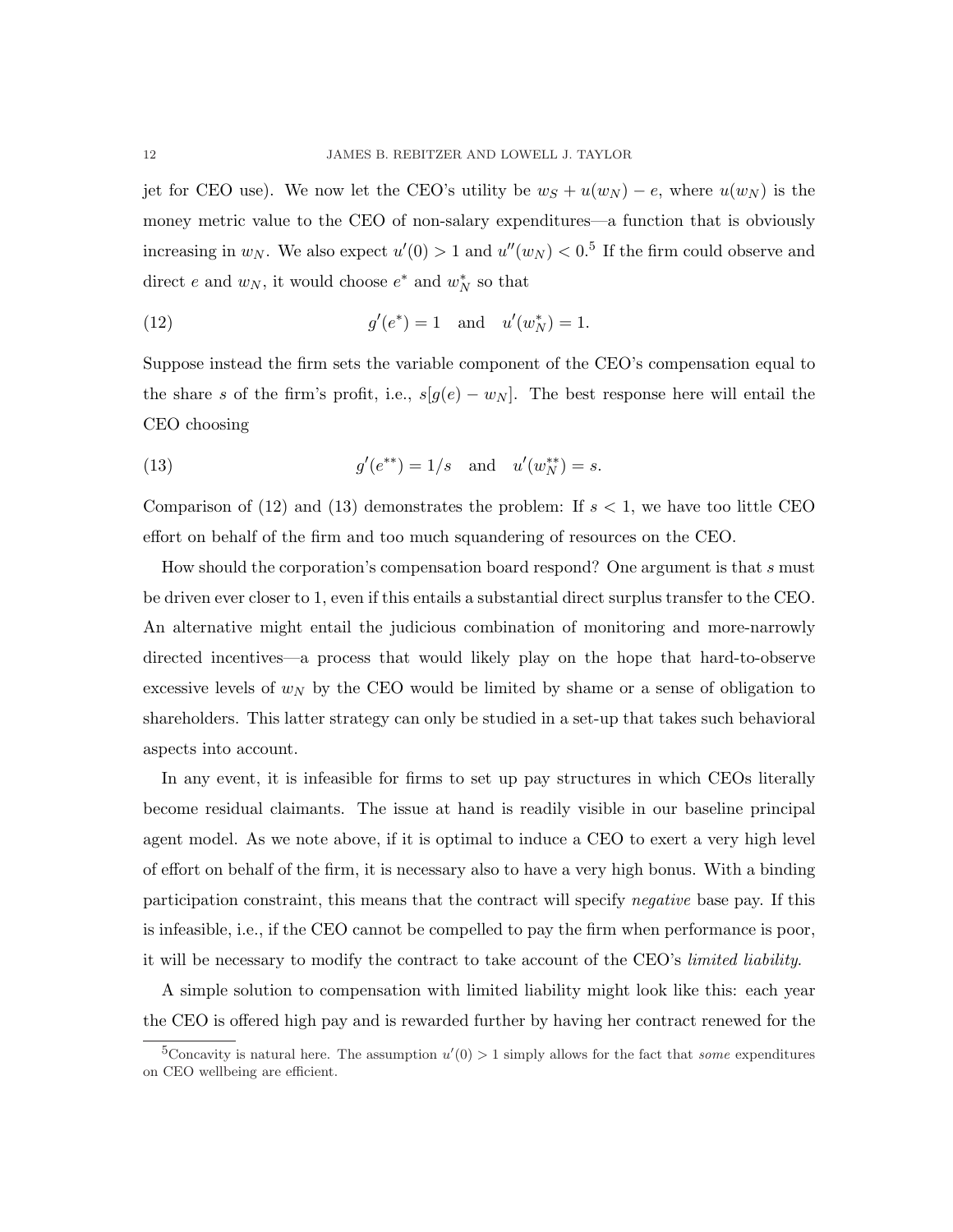jet for CEO use). We now let the CEO's utility be $w_S + u(w_N) - e$, where $u(w_N)$ is the money metric value to the CEO of non-salary expenditures—a function that is obviously increasing in $w_N$. We also expect $u'(0) > 1$ and $u''(w_N) < 0$.[5] If the firm could observe and direct $e$ and $w_N$, it would choose $e^*$ and $w_N^*$ so that

$$g'(e^*) = 1 \quad \text{and} \quad u'(w_N^*) = 1. \tag{12}$$

Suppose instead the firm sets the variable component of the CEO's compensation equal to the share $s$ of the firm's profit, i.e., $s[g(e) - w_N]$. The best response here will entail the CEO choosing

$$g'(e^{**}) = 1/s \quad \text{and} \quad u'(w_N^{**}) = s. \tag{13}$$

Comparison of (12) and (13) demonstrates the problem: If $s < 1$, we have too little CEO effort on behalf of the firm and too much squandering of resources on the CEO.

How should the corporation's compensation board respond? One argument is that $s$ must be driven ever closer to 1, even if this entails a substantial direct surplus transfer to the CEO. An alternative might entail the judicious combination of monitoring and more-narrowly directed incentives—a process that would likely play on the hope that hard-to-observe excessive levels of $w_N$ by the CEO would be limited by shame or a sense of obligation to shareholders. This latter strategy can only be studied in a set-up that takes such behavioral aspects into account.

In any event, it is infeasible for firms to set up pay structures in which CEOs literally become residual claimants. The issue at hand is readily visible in our baseline principal agent model. As we note above, if it is optimal to induce a CEO to exert a very high level of effort on behalf of the firm, it is necessary also to have a very high bonus. With a binding participation constraint, this means that the contract will specify *negative* base pay. If this is infeasible, i.e., if the CEO cannot be compelled to pay the firm when performance is poor, it will be necessary to modify the contract to take account of the CEO's *limited liability.*

A simple solution to compensation with limited liability might look like this: each year the CEO is offered high pay and is rewarded further by having her contract renewed for the

[5] Concavity is natural here. The assumption $u'(0) > 1$ simply allows for the fact that *some* expenditures on CEO wellbeing are efficient.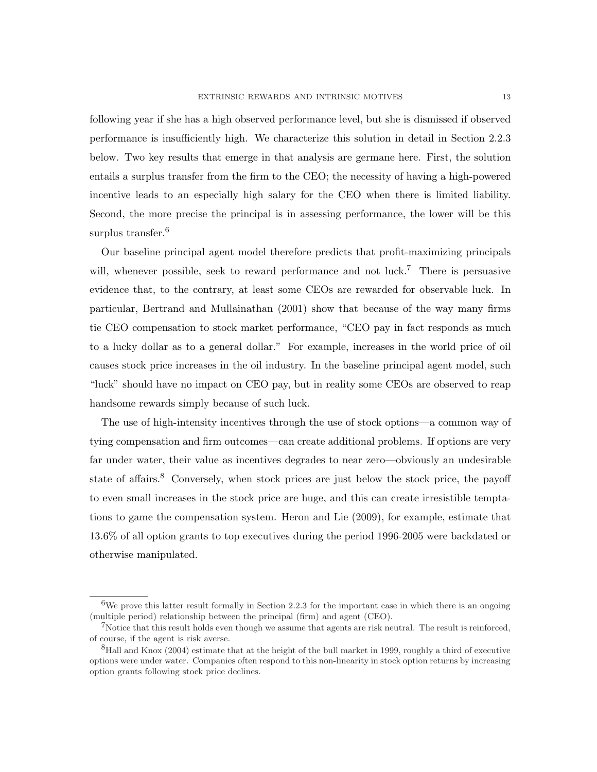following year if she has a high observed performance level, but she is dismissed if observed performance is insufficiently high. We characterize this solution in detail in Section 2.2.3 below. Two key results that emerge in that analysis are germane here. First, the solution entails a surplus transfer from the firm to the CEO; the necessity of having a high-powered incentive leads to an especially high salary for the CEO when there is limited liability. Second, the more precise the principal is in assessing performance, the lower will be this surplus transfer.[6]

Our baseline principal agent model therefore predicts that profit-maximizing principals will, whenever possible, seek to reward performance and not luck.[7] There is persuasive evidence that, to the contrary, at least some CEOs are rewarded for observable luck. In particular, Bertrand and Mullainathan (2001) show that because of the way many firms tie CEO compensation to stock market performance, "CEO pay in fact responds as much to a lucky dollar as to a general dollar." For example, increases in the world price of oil causes stock price increases in the oil industry. In the baseline principal agent model, such "luck" should have no impact on CEO pay, but in reality some CEOs are observed to reap handsome rewards simply because of such luck.

The use of high-intensity incentives through the use of stock options—a common way of tying compensation and firm outcomes—can create additional problems. If options are very far under water, their value as incentives degrades to near zero—obviously an undesirable state of affairs.[8] Conversely, when stock prices are just below the stock price, the payoff to even small increases in the stock price are huge, and this can create irresistible temptations to game the compensation system. Heron and Lie (2009), for example, estimate that 13.6% of all option grants to top executives during the period 1996-2005 were backdated or otherwise manipulated.

---

[6] We prove this latter result formally in Section 2.2.3 for the important case in which there is an ongoing (multiple period) relationship between the principal (firm) and agent (CEO).

[7] Notice that this result holds even though we assume that agents are risk neutral. The result is reinforced, of course, if the agent is risk averse.

[8] Hall and Knox (2004) estimate that at the height of the bull market in 1999, roughly a third of executive options were under water. Companies often respond to this non-linearity in stock option returns by increasing option grants following stock price declines.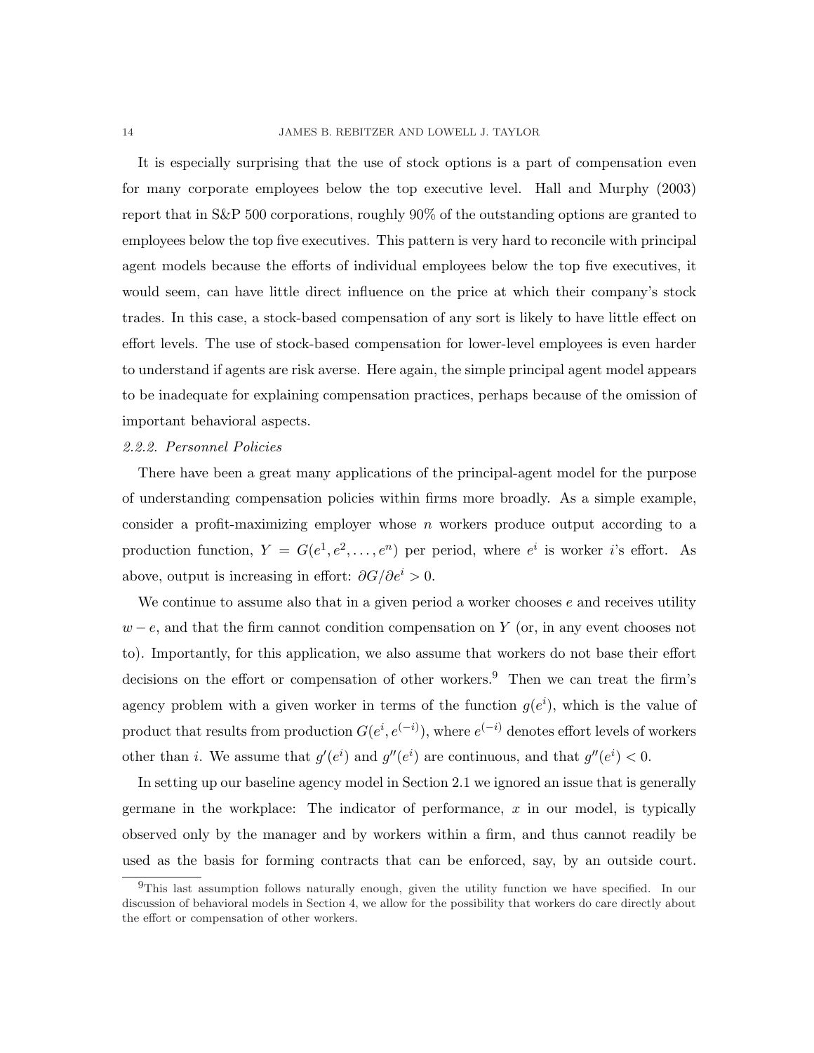It is especially surprising that the use of stock options is a part of compensation even for many corporate employees below the top executive level. Hall and Murphy (2003) report that in S&P 500 corporations, roughly 90% of the outstanding options are granted to employees below the top five executives. This pattern is very hard to reconcile with principal agent models because the efforts of individual employees below the top five executives, it would seem, can have little direct influence on the price at which their company's stock trades. In this case, a stock-based compensation of any sort is likely to have little effect on effort levels. The use of stock-based compensation for lower-level employees is even harder to understand if agents are risk averse. Here again, the simple principal agent model appears to be inadequate for explaining compensation practices, perhaps because of the omission of important behavioral aspects.

*2.2.2. Personnel Policies*

There have been a great many applications of the principal-agent model for the purpose of understanding compensation policies within firms more broadly. As a simple example, consider a profit-maximizing employer whose $n$ workers produce output according to a production function, $Y = G(e^1, e^2, \ldots, e^n)$ per period, where $e^i$ is worker $i$'s effort. As above, output is increasing in effort: $\partial G/\partial e^i > 0$.

We continue to assume also that in a given period a worker chooses $e$ and receives utility $w - e$, and that the firm cannot condition compensation on $Y$ (or, in any event chooses not to). Importantly, for this application, we also assume that workers do not base their effort decisions on the effort or compensation of other workers.[9] Then we can treat the firm's agency problem with a given worker in terms of the function $g(e^i)$, which is the value of product that results from production $G(e^i, e^{(-i)})$, where $e^{(-i)}$ denotes effort levels of workers other than $i$. We assume that $g'(e^i)$ and $g''(e^i)$ are continuous, and that $g''(e^i) < 0$.

In setting up our baseline agency model in Section 2.1 we ignored an issue that is generally germane in the workplace: The indicator of performance, $x$ in our model, is typically observed only by the manager and by workers within a firm, and thus cannot readily be used as the basis for forming contracts that can be enforced, say, by an outside court.

[9] This last assumption follows naturally enough, given the utility function we have specified. In our discussion of behavioral models in Section 4, we allow for the possibility that workers do care directly about the effort or compensation of other workers.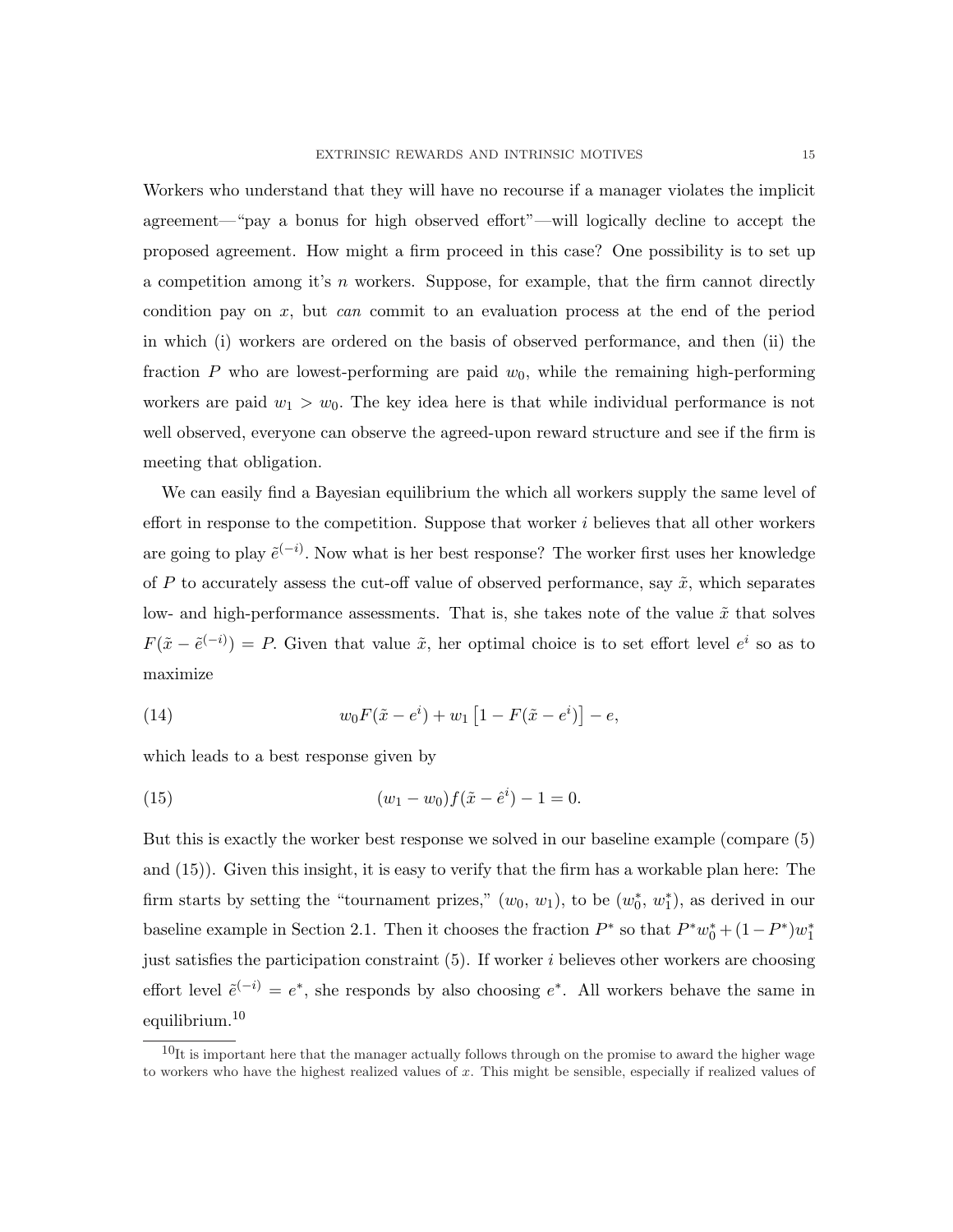Workers who understand that they will have no recourse if a manager violates the implicit agreement—"pay a bonus for high observed effort"—will logically decline to accept the proposed agreement. How might a firm proceed in this case? One possibility is to set up a competition among it's $n$ workers. Suppose, for example, that the firm cannot directly condition pay on $x$, but *can* commit to an evaluation process at the end of the period in which (i) workers are ordered on the basis of observed performance, and then (ii) the fraction $P$ who are lowest-performing are paid $w_0$, while the remaining high-performing workers are paid $w_1 > w_0$. The key idea here is that while individual performance is not well observed, everyone can observe the agreed-upon reward structure and see if the firm is meeting that obligation.

We can easily find a Bayesian equilibrium the which all workers supply the same level of effort in response to the competition. Suppose that worker $i$ believes that all other workers are going to play $\tilde{e}^{(-i)}$. Now what is her best response? The worker first uses her knowledge of $P$ to accurately assess the cut-off value of observed performance, say $\tilde{x}$, which separates low- and high-performance assessments. That is, she takes note of the value $\tilde{x}$ that solves $F(\tilde{x} - \tilde{e}^{(-i)}) = P$. Given that value $\tilde{x}$, her optimal choice is to set effort level $e^i$ so as to maximize

$$w_0 F(\tilde{x} - e^i) + w_1 \left[1 - F(\tilde{x} - e^i)\right] - e, \tag{14}$$

which leads to a best response given by

$$(w_1 - w_0) f(\tilde{x} - \hat{e}^i) - 1 = 0. \tag{15}$$

But this is exactly the worker best response we solved in our baseline example (compare (5) and (15)). Given this insight, it is easy to verify that the firm has a workable plan here: The firm starts by setting the "tournament prizes," $(w_0, w_1)$, to be $(w_0^*, w_1^*)$, as derived in our baseline example in Section 2.1. Then it chooses the fraction $P^*$ so that $P^* w_0^* + (1 - P^*) w_1^*$ just satisfies the participation constraint (5). If worker $i$ believes other workers are choosing effort level $\tilde{e}^{(-i)} = e^*$, she responds by also choosing $e^*$. All workers behave the same in equilibrium.[10]

[10] It is important here that the manager actually follows through on the promise to award the higher wage to workers who have the highest realized values of $x$. This might be sensible, especially if realized values of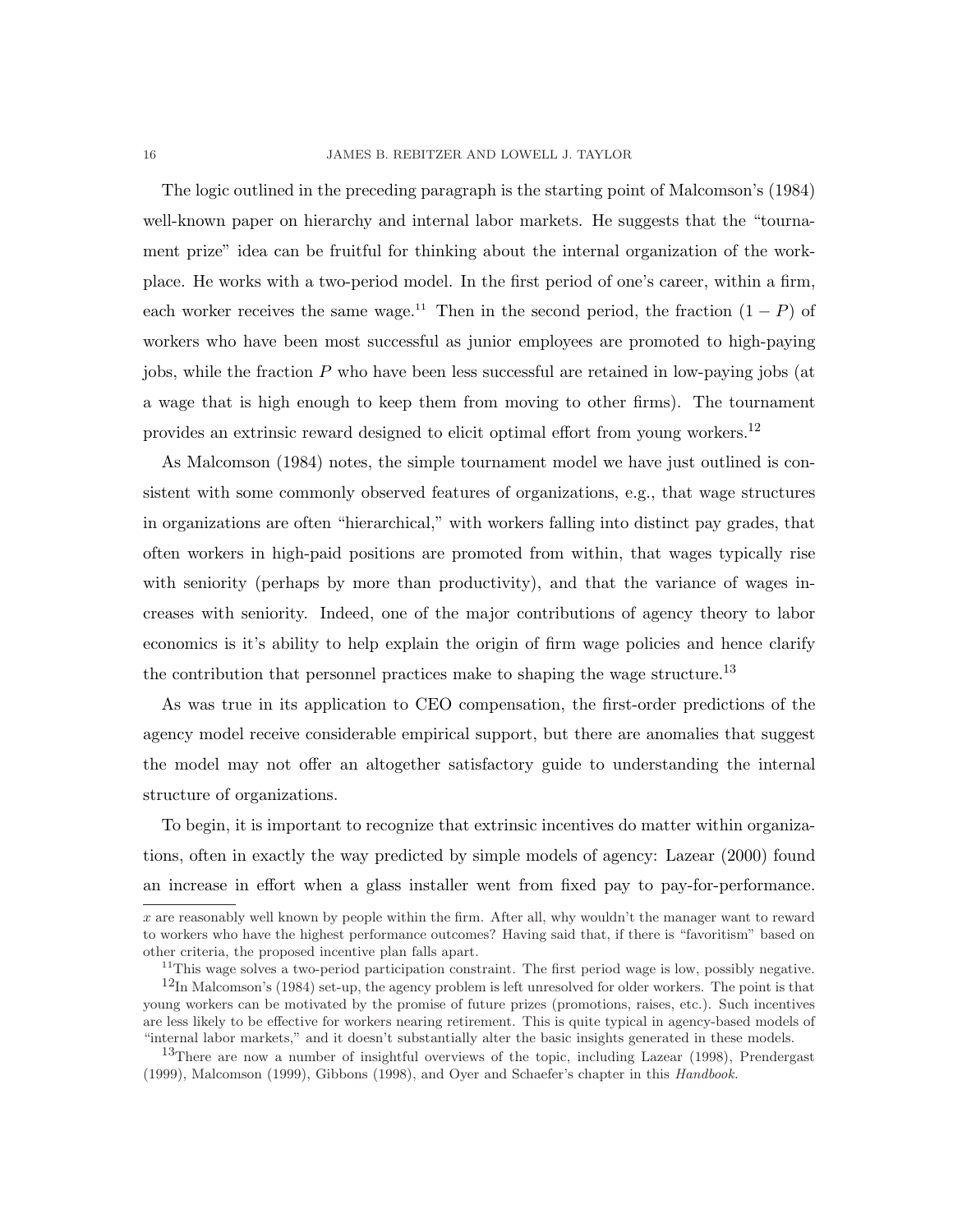The logic outlined in the preceding paragraph is the starting point of Malcomson's (1984) well-known paper on hierarchy and internal labor markets. He suggests that the "tournament prize" idea can be fruitful for thinking about the internal organization of the workplace. He works with a two-period model. In the first period of one's career, within a firm, each worker receives the same wage.[11] Then in the second period, the fraction $(1 - P)$ of workers who have been most successful as junior employees are promoted to high-paying jobs, while the fraction $P$ who have been less successful are retained in low-paying jobs (at a wage that is high enough to keep them from moving to other firms). The tournament provides an extrinsic reward designed to elicit optimal effort from young workers.[12]

As Malcomson (1984) notes, the simple tournament model we have just outlined is consistent with some commonly observed features of organizations, e.g., that wage structures in organizations are often "hierarchical," with workers falling into distinct pay grades, that often workers in high-paid positions are promoted from within, that wages typically rise with seniority (perhaps by more than productivity), and that the variance of wages increases with seniority. Indeed, one of the major contributions of agency theory to labor economics is it's ability to help explain the origin of firm wage policies and hence clarify the contribution that personnel practices make to shaping the wage structure.[13]

As was true in its application to CEO compensation, the first-order predictions of the agency model receive considerable empirical support, but there are anomalies that suggest the model may not offer an altogether satisfactory guide to understanding the internal structure of organizations.

To begin, it is important to recognize that extrinsic incentives do matter within organizations, often in exactly the way predicted by simple models of agency: Lazear (2000) found an increase in effort when a glass installer went from fixed pay to pay-for-performance.

---

$x$ are reasonably well known by people within the firm. After all, why wouldn't the manager want to reward to workers who have the highest performance outcomes? Having said that, if there is "favoritism" based on other criteria, the proposed incentive plan falls apart.

[11] This wage solves a two-period participation constraint. The first period wage is low, possibly negative.

[12] In Malcomson's (1984) set-up, the agency problem is left unresolved for older workers. The point is that young workers can be motivated by the promise of future prizes (promotions, raises, etc.). Such incentives are less likely to be effective for workers nearing retirement. This is quite typical in agency-based models of "internal labor markets," and it doesn't substantially alter the basic insights generated in these models.

[13] There are now a number of insightful overviews of the topic, including Lazear (1998), Prendergast (1999), Malcomson (1999), Gibbons (1998), and Oyer and Schaefer's chapter in this *Handbook*.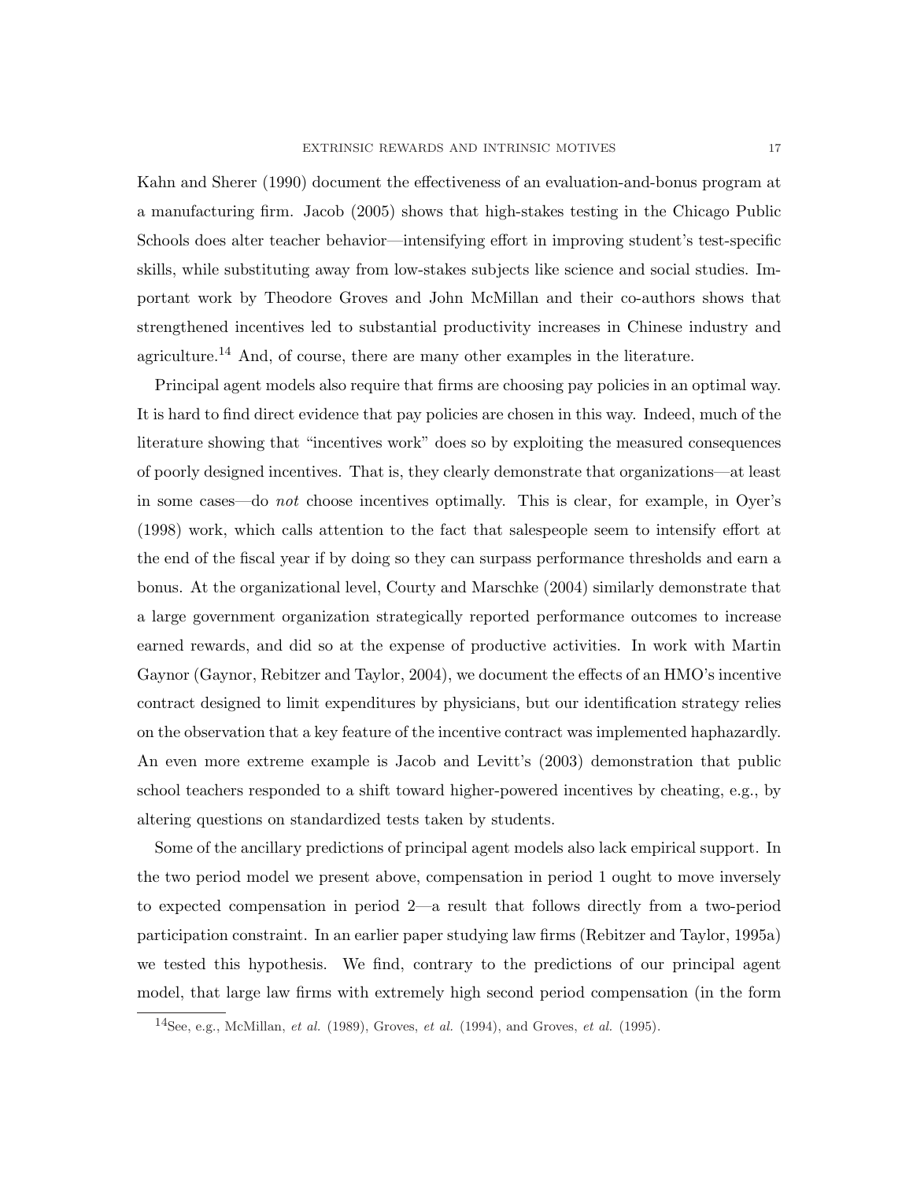Kahn and Sherer (1990) document the effectiveness of an evaluation-and-bonus program at a manufacturing firm. Jacob (2005) shows that high-stakes testing in the Chicago Public Schools does alter teacher behavior—intensifying effort in improving student's test-specific skills, while substituting away from low-stakes subjects like science and social studies. Important work by Theodore Groves and John McMillan and their co-authors shows that strengthened incentives led to substantial productivity increases in Chinese industry and agriculture.[14] And, of course, there are many other examples in the literature.

Principal agent models also require that firms are choosing pay policies in an optimal way. It is hard to find direct evidence that pay policies are chosen in this way. Indeed, much of the literature showing that "incentives work" does so by exploiting the measured consequences of poorly designed incentives. That is, they clearly demonstrate that organizations—at least in some cases—do *not* choose incentives optimally. This is clear, for example, in Oyer's (1998) work, which calls attention to the fact that salespeople seem to intensify effort at the end of the fiscal year if by doing so they can surpass performance thresholds and earn a bonus. At the organizational level, Courty and Marschke (2004) similarly demonstrate that a large government organization strategically reported performance outcomes to increase earned rewards, and did so at the expense of productive activities. In work with Martin Gaynor (Gaynor, Rebitzer and Taylor, 2004), we document the effects of an HMO's incentive contract designed to limit expenditures by physicians, but our identification strategy relies on the observation that a key feature of the incentive contract was implemented haphazardly. An even more extreme example is Jacob and Levitt's (2003) demonstration that public school teachers responded to a shift toward higher-powered incentives by cheating, e.g., by altering questions on standardized tests taken by students.

Some of the ancillary predictions of principal agent models also lack empirical support. In the two period model we present above, compensation in period 1 ought to move inversely to expected compensation in period 2—a result that follows directly from a two-period participation constraint. In an earlier paper studying law firms (Rebitzer and Taylor, 1995a) we tested this hypothesis. We find, contrary to the predictions of our principal agent model, that large law firms with extremely high second period compensation (in the form

[14] See, e.g., McMillan, *et al.* (1989), Groves, *et al.* (1994), and Groves, *et al.* (1995).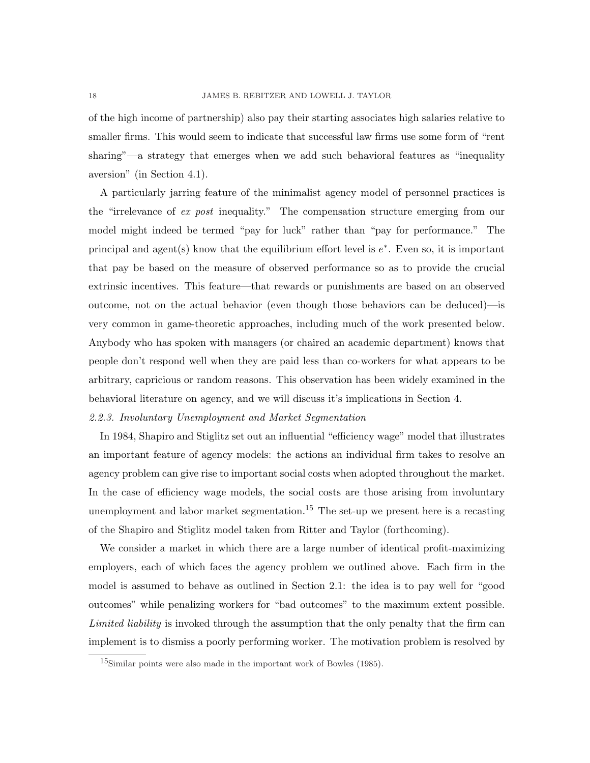of the high income of partnership) also pay their starting associates high salaries relative to smaller firms. This would seem to indicate that successful law firms use some form of "rent sharing"—a strategy that emerges when we add such behavioral features as "inequality aversion" (in Section 4.1).

A particularly jarring feature of the minimalist agency model of personnel practices is the "irrelevance of *ex post* inequality." The compensation structure emerging from our model might indeed be termed "pay for luck" rather than "pay for performance." The principal and agent(s) know that the equilibrium effort level is $e^*$. Even so, it is important that pay be based on the measure of observed performance so as to provide the crucial extrinsic incentives. This feature—that rewards or punishments are based on an observed outcome, not on the actual behavior (even though those behaviors can be deduced)—is very common in game-theoretic approaches, including much of the work presented below. Anybody who has spoken with managers (or chaired an academic department) knows that people don't respond well when they are paid less than co-workers for what appears to be arbitrary, capricious or random reasons. This observation has been widely examined in the behavioral literature on agency, and we will discuss it's implications in Section 4.

*2.2.3. Involuntary Unemployment and Market Segmentation*

In 1984, Shapiro and Stiglitz set out an influential "efficiency wage" model that illustrates an important feature of agency models: the actions an individual firm takes to resolve an agency problem can give rise to important social costs when adopted throughout the market. In the case of efficiency wage models, the social costs are those arising from involuntary unemployment and labor market segmentation.[15] The set-up we present here is a recasting of the Shapiro and Stiglitz model taken from Ritter and Taylor (forthcoming).

We consider a market in which there are a large number of identical profit-maximizing employers, each of which faces the agency problem we outlined above. Each firm in the model is assumed to behave as outlined in Section 2.1: the idea is to pay well for "good outcomes" while penalizing workers for "bad outcomes" to the maximum extent possible. *Limited liability* is invoked through the assumption that the only penalty that the firm can implement is to dismiss a poorly performing worker. The motivation problem is resolved by

[15]Similar points were also made in the important work of Bowles (1985).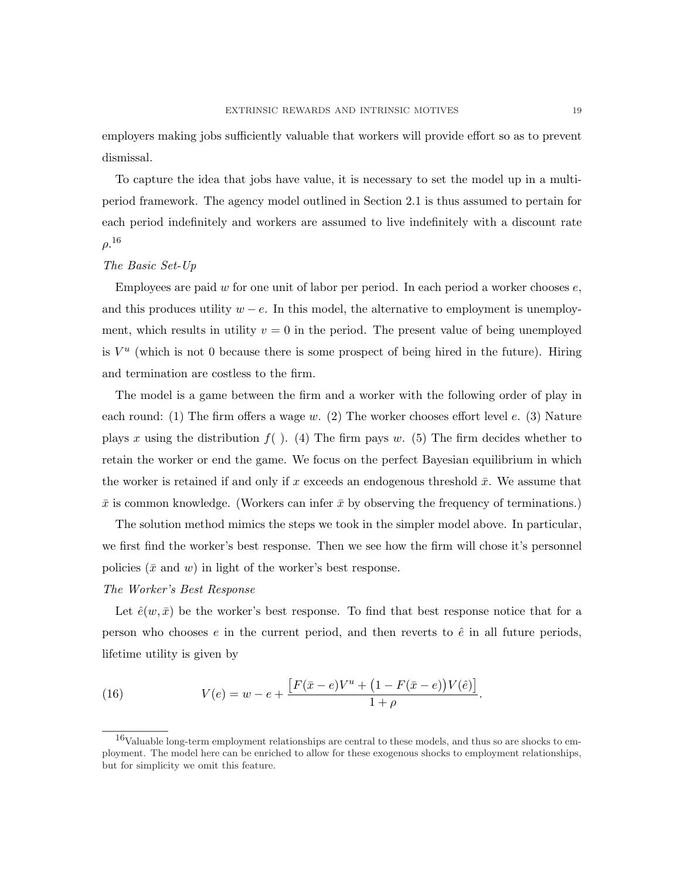employers making jobs sufficiently valuable that workers will provide effort so as to prevent dismissal.

To capture the idea that jobs have value, it is necessary to set the model up in a multi-period framework. The agency model outlined in Section 2.1 is thus assumed to pertain for each period indefinitely and workers are assumed to live indefinitely with a discount rate $\rho$.[16]

*The Basic Set-Up*

Employees are paid $w$ for one unit of labor per period. In each period a worker chooses $e$, and this produces utility $w - e$. In this model, the alternative to employment is unemployment, which results in utility $v = 0$ in the period. The present value of being unemployed is $V^u$ (which is not 0 because there is some prospect of being hired in the future). Hiring and termination are costless to the firm.

The model is a game between the firm and a worker with the following order of play in each round: (1) The firm offers a wage $w$. (2) The worker chooses effort level $e$. (3) Nature plays $x$ using the distribution $f(\ )$. (4) The firm pays $w$. (5) The firm decides whether to retain the worker or end the game. We focus on the perfect Bayesian equilibrium in which the worker is retained if and only if $x$ exceeds an endogenous threshold $\bar{x}$. We assume that $\bar{x}$ is common knowledge. (Workers can infer $\bar{x}$ by observing the frequency of terminations.)

The solution method mimics the steps we took in the simpler model above. In particular, we first find the worker's best response. Then we see how the firm will chose it's personnel policies ($\bar{x}$ and $w$) in light of the worker's best response.

*The Worker's Best Response*

Let $\hat{e}(w, \bar{x})$ be the worker's best response. To find that best response notice that for a person who chooses $e$ in the current period, and then reverts to $\hat{e}$ in all future periods, lifetime utility is given by

$$V(e) = w - e + \frac{\left[F(\bar{x} - e)V^u + \left(1 - F(\bar{x} - e)\right)V(\hat{e})\right]}{1 + \rho}. \tag{16}$$

---

[16] Valuable long-term employment relationships are central to these models, and thus so are shocks to employment. The model here can be enriched to allow for these exogenous shocks to employment relationships, but for simplicity we omit this feature.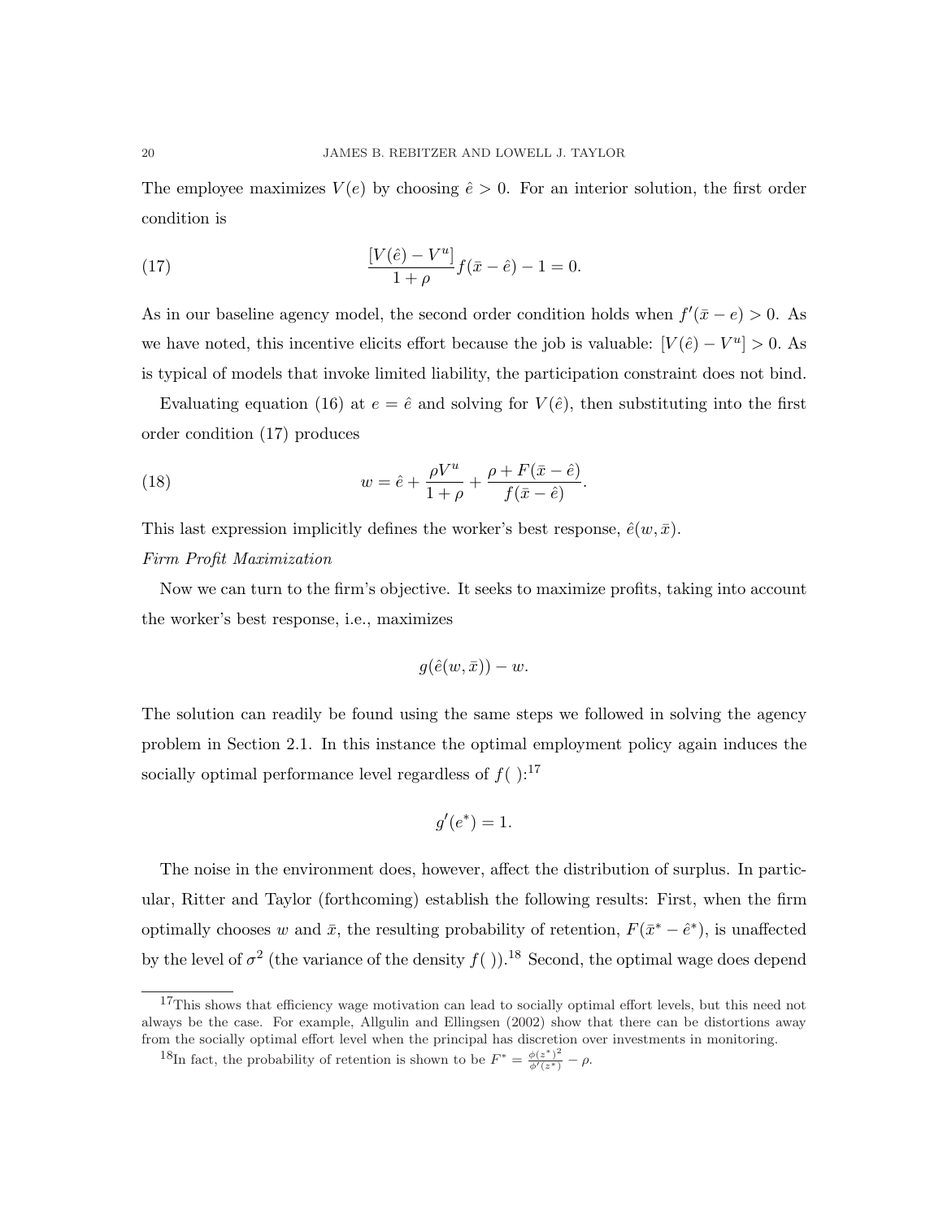The employee maximizes $V(e)$ by choosing $\hat{e} > 0$. For an interior solution, the first order condition is

$$\frac{[V(\hat{e}) - V^u]}{1+\rho} f(\bar{x} - \hat{e}) - 1 = 0. \tag{17}$$

As in our baseline agency model, the second order condition holds when $f'(\bar{x} - e) > 0$. As we have noted, this incentive elicits effort because the job is valuable: $[V(\hat{e}) - V^u] > 0$. As is typical of models that invoke limited liability, the participation constraint does not bind.

Evaluating equation (16) at $e = \hat{e}$ and solving for $V(\hat{e})$, then substituting into the first order condition (17) produces

$$w = \hat{e} + \frac{\rho V^u}{1+\rho} + \frac{\rho + F(\bar{x} - \hat{e})}{f(\bar{x} - \hat{e})}. \tag{18}$$

This last expression implicitly defines the worker's best response, $\hat{e}(w, \bar{x})$.

*Firm Profit Maximization*

Now we can turn to the firm's objective. It seeks to maximize profits, taking into account the worker's best response, i.e., maximizes

$$g(\hat{e}(w, \bar{x})) - w.$$

The solution can readily be found using the same steps we followed in solving the agency problem in Section 2.1. In this instance the optimal employment policy again induces the socially optimal performance level regardless of $f(\ )$:[17]

$$g'(e^*) = 1.$$

The noise in the environment does, however, affect the distribution of surplus. In particular, Ritter and Taylor (forthcoming) establish the following results: First, when the firm optimally chooses $w$ and $\bar{x}$, the resulting probability of retention, $F(\bar{x}^* - \hat{e}^*)$, is unaffected by the level of $\sigma^2$ (the variance of the density $f(\ )$).[18] Second, the optimal wage does depend

[17] This shows that efficiency wage motivation can lead to socially optimal effort levels, but this need not always be the case. For example, Allgulin and Ellingsen (2002) show that there can be distortions away from the socially optimal effort level when the principal has discretion over investments in monitoring.

[18] In fact, the probability of retention is shown to be $F^* = \frac{\phi(z^*)^2}{\phi'(z^*)} - \rho$.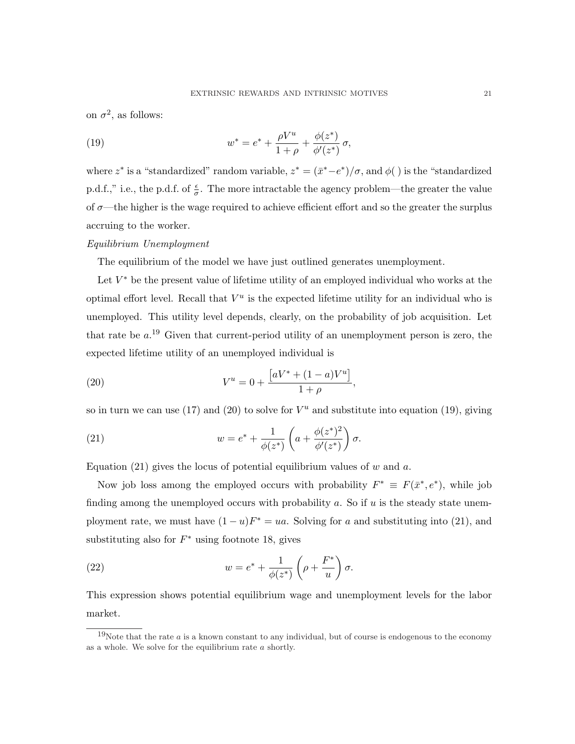on $\sigma^2$, as follows:

$$w^* = e^* + \frac{\rho V^u}{1+\rho} + \frac{\phi(z^*)}{\phi'(z^*)}\,\sigma, \tag{19}$$

where $z^*$ is a "standardized" random variable, $z^* = (\bar{x}^* - e^*)/\sigma$, and $\phi(\,)$ is the "standardized p.d.f.," i.e., the p.d.f. of $\frac{\epsilon}{\sigma}$. The more intractable the agency problem—the greater the value of $\sigma$—the higher is the wage required to achieve efficient effort and so the greater the surplus accruing to the worker.

*Equilibrium Unemployment*

The equilibrium of the model we have just outlined generates unemployment.

Let $V^*$ be the present value of lifetime utility of an employed individual who works at the optimal effort level. Recall that $V^u$ is the expected lifetime utility for an individual who is unemployed. This utility level depends, clearly, on the probability of job acquisition. Let that rate be $a$.[19] Given that current-period utility of an unemployment person is zero, the expected lifetime utility of an unemployed individual is

$$V^u = 0 + \frac{\left[aV^* + (1-a)V^u\right]}{1+\rho}, \tag{20}$$

so in turn we can use (17) and (20) to solve for $V^u$ and substitute into equation (19), giving

$$w = e^* + \frac{1}{\phi(z^*)}\left(a + \frac{\phi(z^*)^2}{\phi'(z^*)}\right)\sigma. \tag{21}$$

Equation (21) gives the locus of potential equilibrium values of $w$ and $a$.

Now job loss among the employed occurs with probability $F^* \equiv F(\bar{x}^*, e^*)$, while job finding among the unemployed occurs with probability $a$. So if $u$ is the steady state unemployment rate, we must have $(1-u)F^* = ua$. Solving for $a$ and substituting into (21), and substituting also for $F^*$ using footnote 18, gives

$$w = e^* + \frac{1}{\phi(z^*)}\left(\rho + \frac{F^*}{u}\right)\sigma. \tag{22}$$

This expression shows potential equilibrium wage and unemployment levels for the labor market.

---

[19]Note that the rate $a$ is a known constant to any individual, but of course is endogenous to the economy as a whole. We solve for the equilibrium rate $a$ shortly.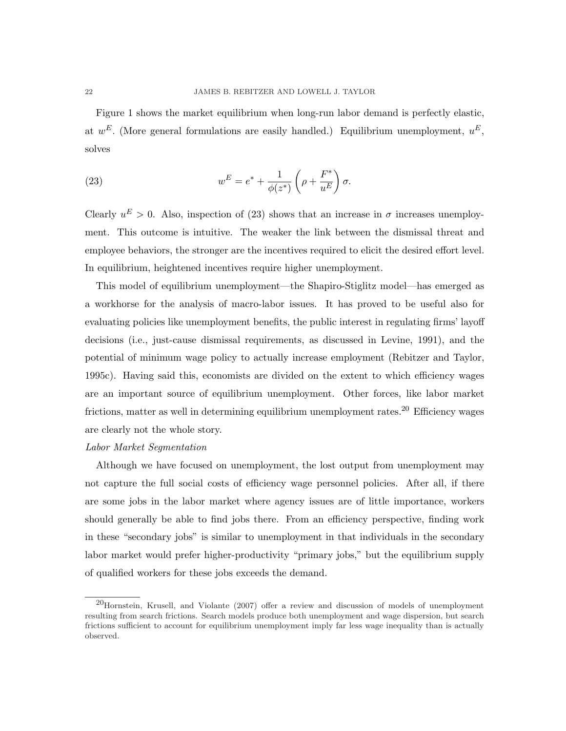Figure 1 shows the market equilibrium when long-run labor demand is perfectly elastic, at $w^E$. (More general formulations are easily handled.) Equilibrium unemployment, $u^E$, solves

$$w^E = e^* + \frac{1}{\phi(z^*)} \left( \rho + \frac{F^*}{u^E} \right) \sigma. \tag{23}$$

Clearly $u^E > 0$. Also, inspection of (23) shows that an increase in $\sigma$ increases unemployment. This outcome is intuitive. The weaker the link between the dismissal threat and employee behaviors, the stronger are the incentives required to elicit the desired effort level. In equilibrium, heightened incentives require higher unemployment.

This model of equilibrium unemployment—the Shapiro-Stiglitz model—has emerged as a workhorse for the analysis of macro-labor issues. It has proved to be useful also for evaluating policies like unemployment benefits, the public interest in regulating firms' layoff decisions (i.e., just-cause dismissal requirements, as discussed in Levine, 1991), and the potential of minimum wage policy to actually increase employment (Rebitzer and Taylor, 1995c). Having said this, economists are divided on the extent to which efficiency wages are an important source of equilibrium unemployment. Other forces, like labor market frictions, matter as well in determining equilibrium unemployment rates.[20] Efficiency wages are clearly not the whole story.

*Labor Market Segmentation*

Although we have focused on unemployment, the lost output from unemployment may not capture the full social costs of efficiency wage personnel policies. After all, if there are some jobs in the labor market where agency issues are of little importance, workers should generally be able to find jobs there. From an efficiency perspective, finding work in these "secondary jobs" is similar to unemployment in that individuals in the secondary labor market would prefer higher-productivity "primary jobs," but the equilibrium supply of qualified workers for these jobs exceeds the demand.

[20] Hornstein, Krusell, and Violante (2007) offer a review and discussion of models of unemployment resulting from search frictions. Search models produce both unemployment and wage dispersion, but search frictions sufficient to account for equilibrium unemployment imply far less wage inequality than is actually observed.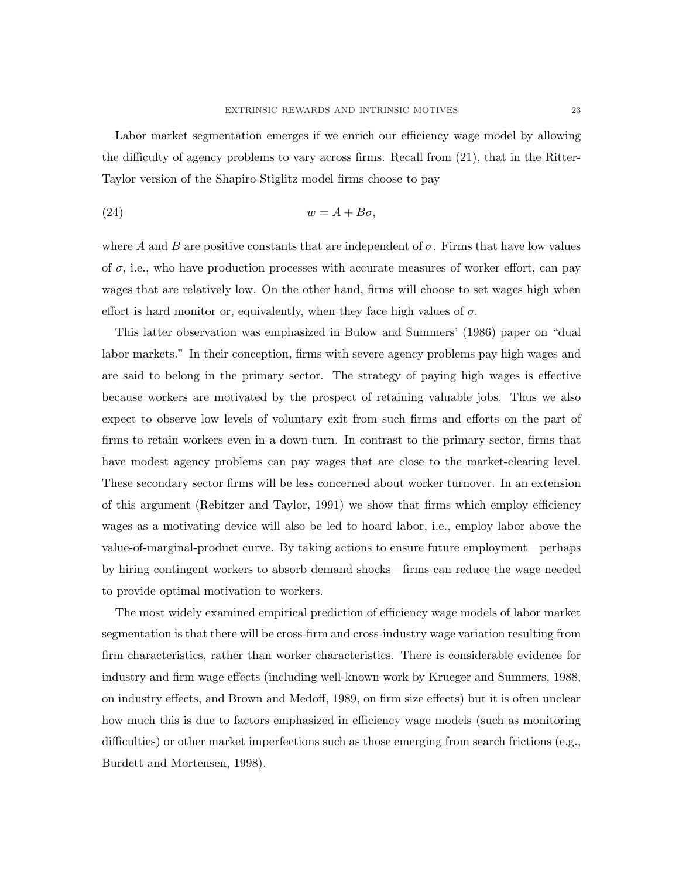Labor market segmentation emerges if we enrich our efficiency wage model by allowing the difficulty of agency problems to vary across firms. Recall from (21), that in the Ritter-Taylor version of the Shapiro-Stiglitz model firms choose to pay

$$w = A + B\sigma, \tag{24}$$

where $A$ and $B$ are positive constants that are independent of $\sigma$. Firms that have low values of $\sigma$, i.e., who have production processes with accurate measures of worker effort, can pay wages that are relatively low. On the other hand, firms will choose to set wages high when effort is hard monitor or, equivalently, when they face high values of $\sigma$.

This latter observation was emphasized in Bulow and Summers' (1986) paper on "dual labor markets." In their conception, firms with severe agency problems pay high wages and are said to belong in the primary sector. The strategy of paying high wages is effective because workers are motivated by the prospect of retaining valuable jobs. Thus we also expect to observe low levels of voluntary exit from such firms and efforts on the part of firms to retain workers even in a down-turn. In contrast to the primary sector, firms that have modest agency problems can pay wages that are close to the market-clearing level. These secondary sector firms will be less concerned about worker turnover. In an extension of this argument (Rebitzer and Taylor, 1991) we show that firms which employ efficiency wages as a motivating device will also be led to hoard labor, i.e., employ labor above the value-of-marginal-product curve. By taking actions to ensure future employment—perhaps by hiring contingent workers to absorb demand shocks—firms can reduce the wage needed to provide optimal motivation to workers.

The most widely examined empirical prediction of efficiency wage models of labor market segmentation is that there will be cross-firm and cross-industry wage variation resulting from firm characteristics, rather than worker characteristics. There is considerable evidence for industry and firm wage effects (including well-known work by Krueger and Summers, 1988, on industry effects, and Brown and Medoff, 1989, on firm size effects) but it is often unclear how much this is due to factors emphasized in efficiency wage models (such as monitoring difficulties) or other market imperfections such as those emerging from search frictions (e.g., Burdett and Mortensen, 1998).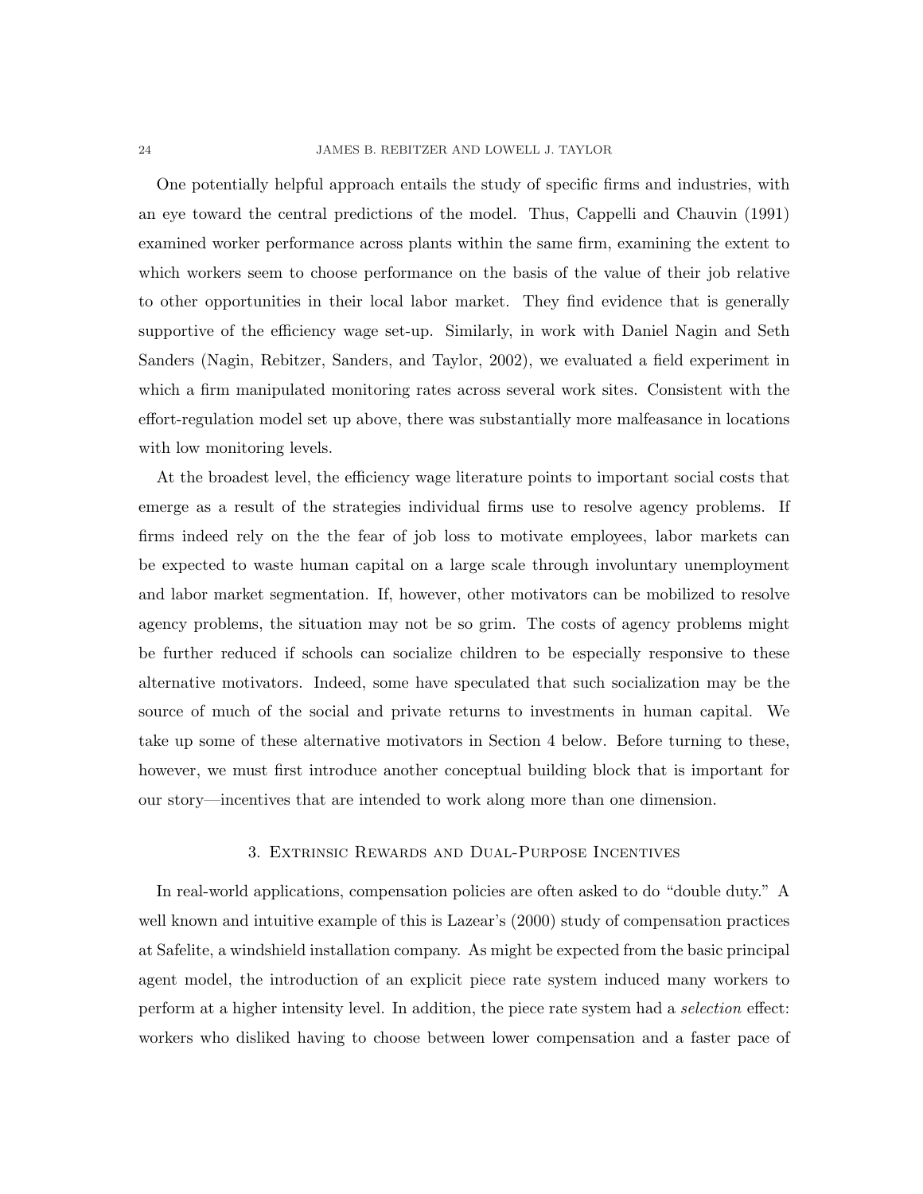One potentially helpful approach entails the study of specific firms and industries, with an eye toward the central predictions of the model. Thus, Cappelli and Chauvin (1991) examined worker performance across plants within the same firm, examining the extent to which workers seem to choose performance on the basis of the value of their job relative to other opportunities in their local labor market. They find evidence that is generally supportive of the efficiency wage set-up. Similarly, in work with Daniel Nagin and Seth Sanders (Nagin, Rebitzer, Sanders, and Taylor, 2002), we evaluated a field experiment in which a firm manipulated monitoring rates across several work sites. Consistent with the effort-regulation model set up above, there was substantially more malfeasance in locations with low monitoring levels.

At the broadest level, the efficiency wage literature points to important social costs that emerge as a result of the strategies individual firms use to resolve agency problems. If firms indeed rely on the the fear of job loss to motivate employees, labor markets can be expected to waste human capital on a large scale through involuntary unemployment and labor market segmentation. If, however, other motivators can be mobilized to resolve agency problems, the situation may not be so grim. The costs of agency problems might be further reduced if schools can socialize children to be especially responsive to these alternative motivators. Indeed, some have speculated that such socialization may be the source of much of the social and private returns to investments in human capital. We take up some of these alternative motivators in Section 4 below. Before turning to these, however, we must first introduce another conceptual building block that is important for our story—incentives that are intended to work along more than one dimension.

## 3. Extrinsic Rewards and Dual-Purpose Incentives

In real-world applications, compensation policies are often asked to do "double duty." A well known and intuitive example of this is Lazear's (2000) study of compensation practices at Safelite, a windshield installation company. As might be expected from the basic principal agent model, the introduction of an explicit piece rate system induced many workers to perform at a higher intensity level. In addition, the piece rate system had a *selection* effect: workers who disliked having to choose between lower compensation and a faster pace of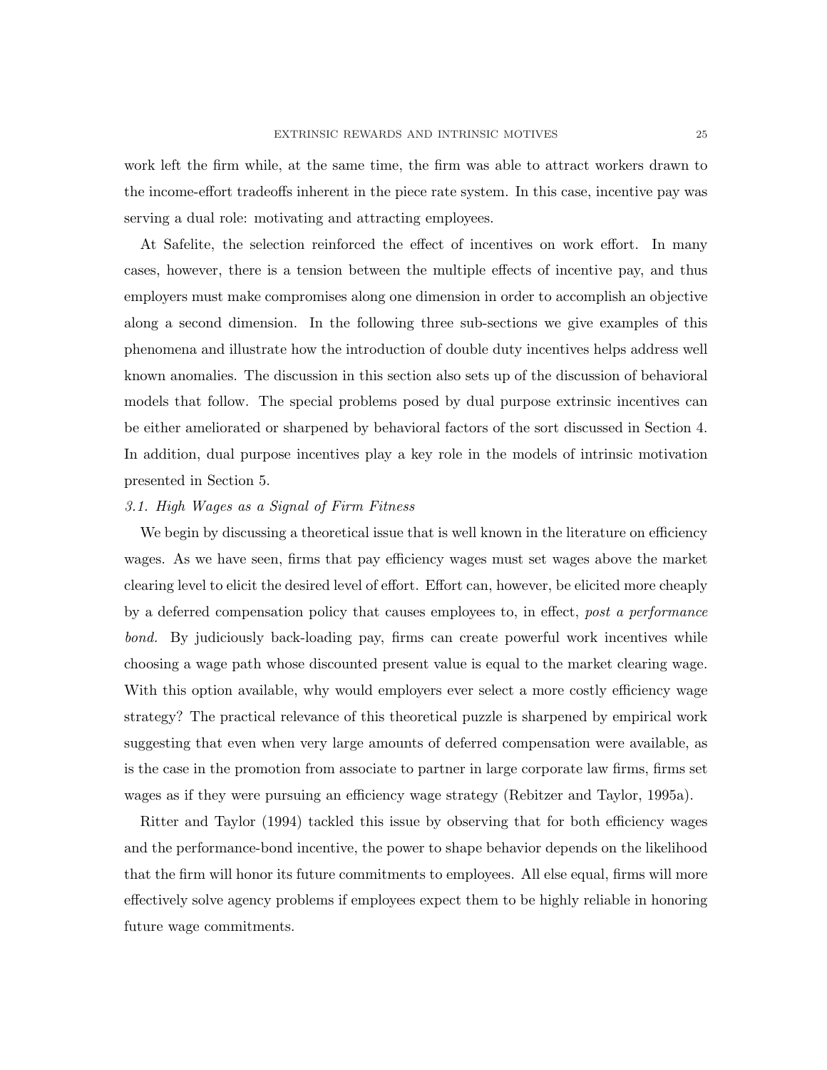work left the firm while, at the same time, the firm was able to attract workers drawn to the income-effort tradeoffs inherent in the piece rate system. In this case, incentive pay was serving a dual role: motivating and attracting employees.

At Safelite, the selection reinforced the effect of incentives on work effort. In many cases, however, there is a tension between the multiple effects of incentive pay, and thus employers must make compromises along one dimension in order to accomplish an objective along a second dimension. In the following three sub-sections we give examples of this phenomena and illustrate how the introduction of double duty incentives helps address well known anomalies. The discussion in this section also sets up of the discussion of behavioral models that follow. The special problems posed by dual purpose extrinsic incentives can be either ameliorated or sharpened by behavioral factors of the sort discussed in Section 4. In addition, dual purpose incentives play a key role in the models of intrinsic motivation presented in Section 5.

### *3.1. High Wages as a Signal of Firm Fitness*

We begin by discussing a theoretical issue that is well known in the literature on efficiency wages. As we have seen, firms that pay efficiency wages must set wages above the market clearing level to elicit the desired level of effort. Effort can, however, be elicited more cheaply by a deferred compensation policy that causes employees to, in effect, *post a performance bond.* By judiciously back-loading pay, firms can create powerful work incentives while choosing a wage path whose discounted present value is equal to the market clearing wage. With this option available, why would employers ever select a more costly efficiency wage strategy? The practical relevance of this theoretical puzzle is sharpened by empirical work suggesting that even when very large amounts of deferred compensation were available, as is the case in the promotion from associate to partner in large corporate law firms, firms set wages as if they were pursuing an efficiency wage strategy (Rebitzer and Taylor, 1995a).

Ritter and Taylor (1994) tackled this issue by observing that for both efficiency wages and the performance-bond incentive, the power to shape behavior depends on the likelihood that the firm will honor its future commitments to employees. All else equal, firms will more effectively solve agency problems if employees expect them to be highly reliable in honoring future wage commitments.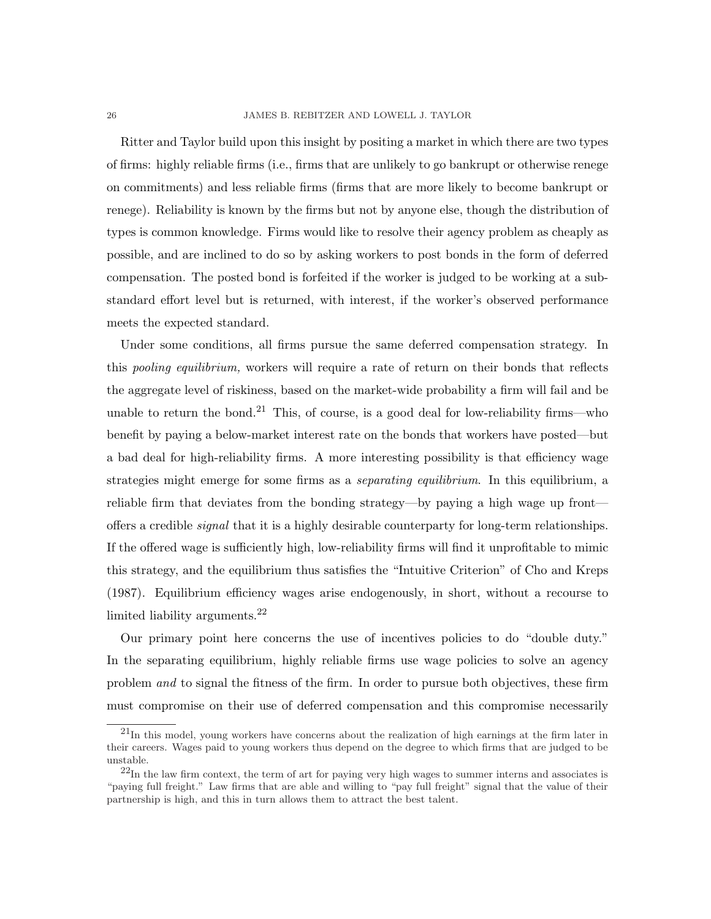Ritter and Taylor build upon this insight by positing a market in which there are two types of firms: highly reliable firms (i.e., firms that are unlikely to go bankrupt or otherwise renege on commitments) and less reliable firms (firms that are more likely to become bankrupt or renege). Reliability is known by the firms but not by anyone else, though the distribution of types is common knowledge. Firms would like to resolve their agency problem as cheaply as possible, and are inclined to do so by asking workers to post bonds in the form of deferred compensation. The posted bond is forfeited if the worker is judged to be working at a sub-standard effort level but is returned, with interest, if the worker's observed performance meets the expected standard.

Under some conditions, all firms pursue the same deferred compensation strategy. In this *pooling equilibrium,* workers will require a rate of return on their bonds that reflects the aggregate level of riskiness, based on the market-wide probability a firm will fail and be unable to return the bond.[21] This, of course, is a good deal for low-reliability firms—who benefit by paying a below-market interest rate on the bonds that workers have posted—but a bad deal for high-reliability firms. A more interesting possibility is that efficiency wage strategies might emerge for some firms as a *separating equilibrium*. In this equilibrium, a reliable firm that deviates from the bonding strategy—by paying a high wage up front—offers a credible *signal* that it is a highly desirable counterparty for long-term relationships. If the offered wage is sufficiently high, low-reliability firms will find it unprofitable to mimic this strategy, and the equilibrium thus satisfies the "Intuitive Criterion" of Cho and Kreps (1987). Equilibrium efficiency wages arise endogenously, in short, without a recourse to limited liability arguments.[22]

Our primary point here concerns the use of incentives policies to do "double duty." In the separating equilibrium, highly reliable firms use wage policies to solve an agency problem *and* to signal the fitness of the firm. In order to pursue both objectives, these firm must compromise on their use of deferred compensation and this compromise necessarily

[21] In this model, young workers have concerns about the realization of high earnings at the firm later in their careers. Wages paid to young workers thus depend on the degree to which firms that are judged to be unstable.

[22] In the law firm context, the term of art for paying very high wages to summer interns and associates is "paying full freight." Law firms that are able and willing to "pay full freight" signal that the value of their partnership is high, and this in turn allows them to attract the best talent.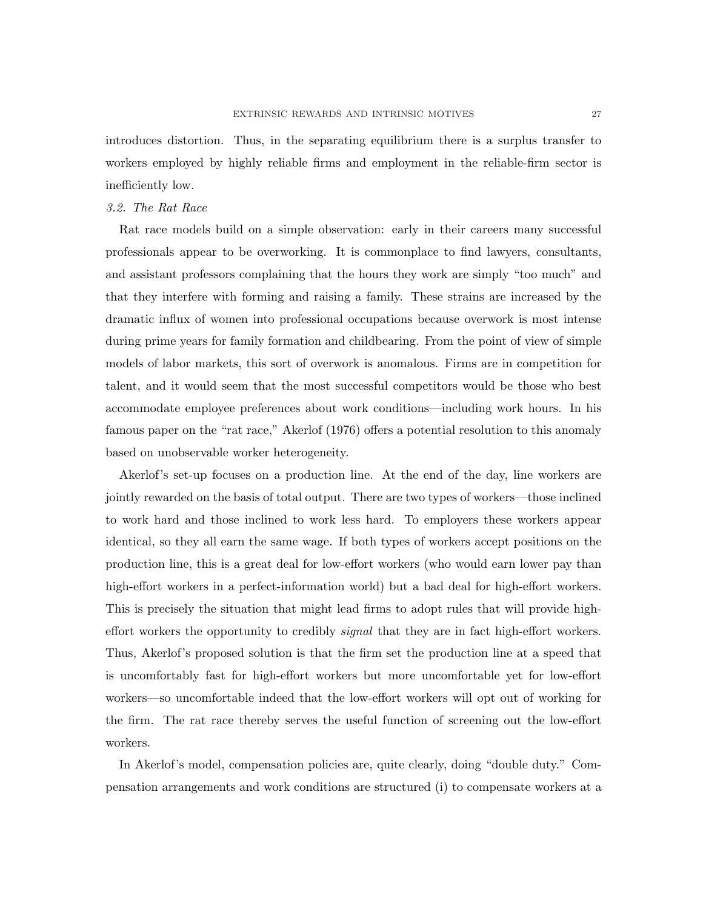introduces distortion. Thus, in the separating equilibrium there is a surplus transfer to workers employed by highly reliable firms and employment in the reliable-firm sector is inefficiently low.

*3.2. The Rat Race*

Rat race models build on a simple observation: early in their careers many successful professionals appear to be overworking. It is commonplace to find lawyers, consultants, and assistant professors complaining that the hours they work are simply "too much" and that they interfere with forming and raising a family. These strains are increased by the dramatic influx of women into professional occupations because overwork is most intense during prime years for family formation and childbearing. From the point of view of simple models of labor markets, this sort of overwork is anomalous. Firms are in competition for talent, and it would seem that the most successful competitors would be those who best accommodate employee preferences about work conditions—including work hours. In his famous paper on the "rat race," Akerlof (1976) offers a potential resolution to this anomaly based on unobservable worker heterogeneity.

Akerlof's set-up focuses on a production line. At the end of the day, line workers are jointly rewarded on the basis of total output. There are two types of workers—those inclined to work hard and those inclined to work less hard. To employers these workers appear identical, so they all earn the same wage. If both types of workers accept positions on the production line, this is a great deal for low-effort workers (who would earn lower pay than high-effort workers in a perfect-information world) but a bad deal for high-effort workers. This is precisely the situation that might lead firms to adopt rules that will provide high-effort workers the opportunity to credibly *signal* that they are in fact high-effort workers. Thus, Akerlof's proposed solution is that the firm set the production line at a speed that is uncomfortably fast for high-effort workers but more uncomfortable yet for low-effort workers—so uncomfortable indeed that the low-effort workers will opt out of working for the firm. The rat race thereby serves the useful function of screening out the low-effort workers.

In Akerlof's model, compensation policies are, quite clearly, doing "double duty." Compensation arrangements and work conditions are structured (i) to compensate workers at a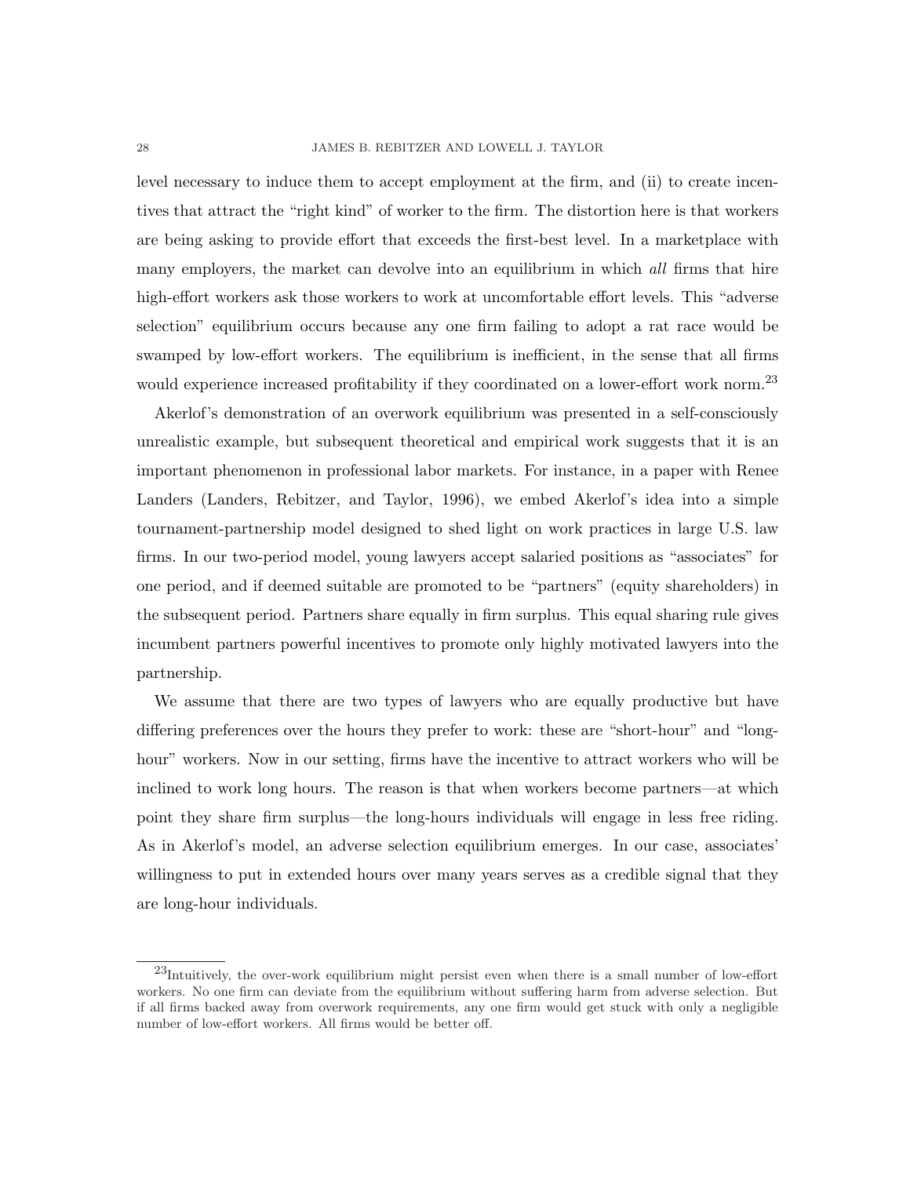level necessary to induce them to accept employment at the firm, and (ii) to create incentives that attract the "right kind" of worker to the firm. The distortion here is that workers are being asking to provide effort that exceeds the first-best level. In a marketplace with many employers, the market can devolve into an equilibrium in which *all* firms that hire high-effort workers ask those workers to work at uncomfortable effort levels. This "adverse selection" equilibrium occurs because any one firm failing to adopt a rat race would be swamped by low-effort workers. The equilibrium is inefficient, in the sense that all firms would experience increased profitability if they coordinated on a lower-effort work norm.[23]

Akerlof's demonstration of an overwork equilibrium was presented in a self-consciously unrealistic example, but subsequent theoretical and empirical work suggests that it is an important phenomenon in professional labor markets. For instance, in a paper with Renee Landers (Landers, Rebitzer, and Taylor, 1996), we embed Akerlof's idea into a simple tournament-partnership model designed to shed light on work practices in large U.S. law firms. In our two-period model, young lawyers accept salaried positions as "associates" for one period, and if deemed suitable are promoted to be "partners" (equity shareholders) in the subsequent period. Partners share equally in firm surplus. This equal sharing rule gives incumbent partners powerful incentives to promote only highly motivated lawyers into the partnership.

We assume that there are two types of lawyers who are equally productive but have differing preferences over the hours they prefer to work: these are "short-hour" and "long-hour" workers. Now in our setting, firms have the incentive to attract workers who will be inclined to work long hours. The reason is that when workers become partners—at which point they share firm surplus—the long-hours individuals will engage in less free riding. As in Akerlof's model, an adverse selection equilibrium emerges. In our case, associates' willingness to put in extended hours over many years serves as a credible signal that they are long-hour individuals.

[23]Intuitively, the over-work equilibrium might persist even when there is a small number of low-effort workers. No one firm can deviate from the equilibrium without suffering harm from adverse selection. But if all firms backed away from overwork requirements, any one firm would get stuck with only a negligible number of low-effort workers. All firms would be better off.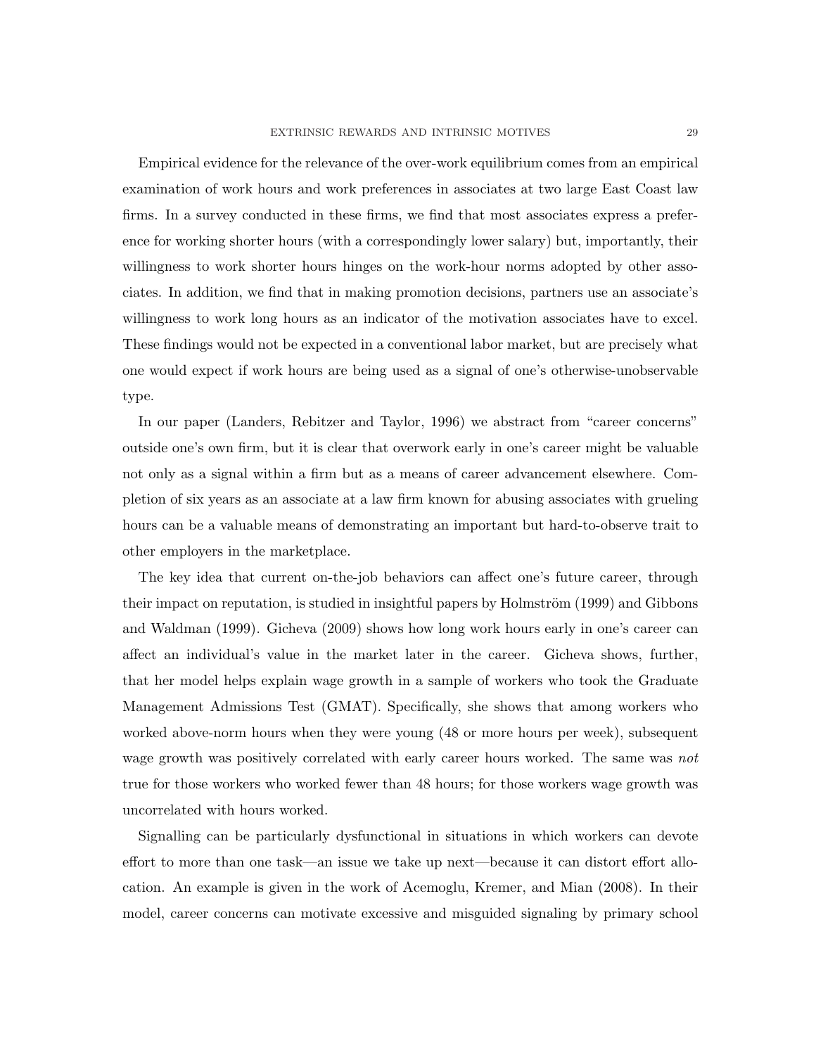Empirical evidence for the relevance of the over-work equilibrium comes from an empirical examination of work hours and work preferences in associates at two large East Coast law firms. In a survey conducted in these firms, we find that most associates express a preference for working shorter hours (with a correspondingly lower salary) but, importantly, their willingness to work shorter hours hinges on the work-hour norms adopted by other associates. In addition, we find that in making promotion decisions, partners use an associate's willingness to work long hours as an indicator of the motivation associates have to excel. These findings would not be expected in a conventional labor market, but are precisely what one would expect if work hours are being used as a signal of one's otherwise-unobservable type.

In our paper (Landers, Rebitzer and Taylor, 1996) we abstract from "career concerns" outside one's own firm, but it is clear that overwork early in one's career might be valuable not only as a signal within a firm but as a means of career advancement elsewhere. Completion of six years as an associate at a law firm known for abusing associates with grueling hours can be a valuable means of demonstrating an important but hard-to-observe trait to other employers in the marketplace.

The key idea that current on-the-job behaviors can affect one's future career, through their impact on reputation, is studied in insightful papers by Holmström (1999) and Gibbons and Waldman (1999). Gicheva (2009) shows how long work hours early in one's career can affect an individual's value in the market later in the career. Gicheva shows, further, that her model helps explain wage growth in a sample of workers who took the Graduate Management Admissions Test (GMAT). Specifically, she shows that among workers who worked above-norm hours when they were young (48 or more hours per week), subsequent wage growth was positively correlated with early career hours worked. The same was *not* true for those workers who worked fewer than 48 hours; for those workers wage growth was uncorrelated with hours worked.

Signalling can be particularly dysfunctional in situations in which workers can devote effort to more than one task—an issue we take up next—because it can distort effort allocation. An example is given in the work of Acemoglu, Kremer, and Mian (2008). In their model, career concerns can motivate excessive and misguided signaling by primary school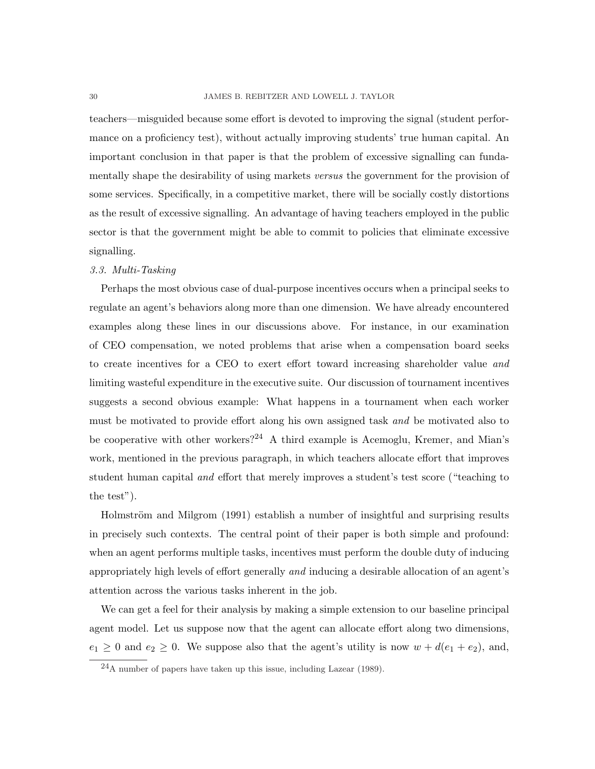teachers—misguided because some effort is devoted to improving the signal (student performance on a proficiency test), without actually improving students' true human capital. An important conclusion in that paper is that the problem of excessive signalling can fundamentally shape the desirability of using markets *versus* the government for the provision of some services. Specifically, in a competitive market, there will be socially costly distortions as the result of excessive signalling. An advantage of having teachers employed in the public sector is that the government might be able to commit to policies that eliminate excessive signalling.

*3.3. Multi-Tasking*

Perhaps the most obvious case of dual-purpose incentives occurs when a principal seeks to regulate an agent's behaviors along more than one dimension. We have already encountered examples along these lines in our discussions above. For instance, in our examination of CEO compensation, we noted problems that arise when a compensation board seeks to create incentives for a CEO to exert effort toward increasing shareholder value *and* limiting wasteful expenditure in the executive suite. Our discussion of tournament incentives suggests a second obvious example: What happens in a tournament when each worker must be motivated to provide effort along his own assigned task *and* be motivated also to be cooperative with other workers?[24] A third example is Acemoglu, Kremer, and Mian's work, mentioned in the previous paragraph, in which teachers allocate effort that improves student human capital *and* effort that merely improves a student's test score ("teaching to the test").

Holmström and Milgrom (1991) establish a number of insightful and surprising results in precisely such contexts. The central point of their paper is both simple and profound: when an agent performs multiple tasks, incentives must perform the double duty of inducing appropriately high levels of effort generally *and* inducing a desirable allocation of an agent's attention across the various tasks inherent in the job.

We can get a feel for their analysis by making a simple extension to our baseline principal agent model. Let us suppose now that the agent can allocate effort along two dimensions, $e_1 \geq 0$ and $e_2 \geq 0$. We suppose also that the agent's utility is now $w + d(e_1 + e_2)$, and,

[24] A number of papers have taken up this issue, including Lazear (1989).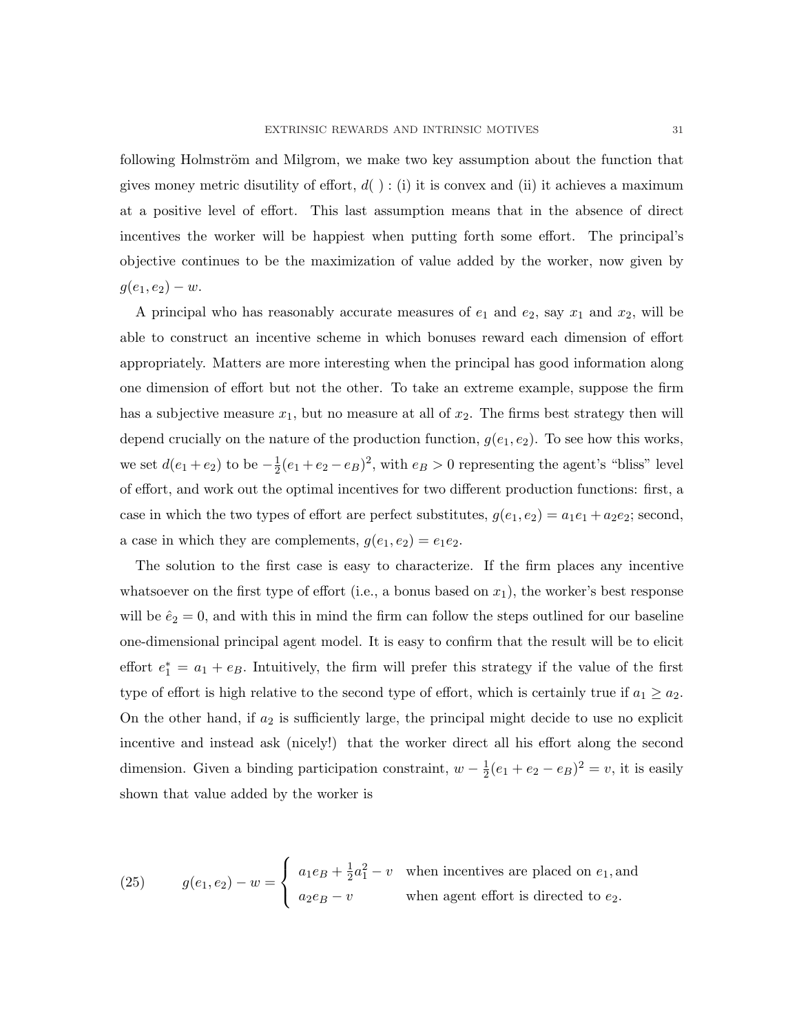following Holmström and Milgrom, we make two key assumption about the function that gives money metric disutility of effort, $d(\ )$ : (i) it is convex and (ii) it achieves a maximum at a positive level of effort. This last assumption means that in the absence of direct incentives the worker will be happiest when putting forth some effort. The principal's objective continues to be the maximization of value added by the worker, now given by $g(e_1, e_2) - w$.

A principal who has reasonably accurate measures of $e_1$ and $e_2$, say $x_1$ and $x_2$, will be able to construct an incentive scheme in which bonuses reward each dimension of effort appropriately. Matters are more interesting when the principal has good information along one dimension of effort but not the other. To take an extreme example, suppose the firm has a subjective measure $x_1$, but no measure at all of $x_2$. The firms best strategy then will depend crucially on the nature of the production function, $g(e_1, e_2)$. To see how this works, we set $d(e_1 + e_2)$ to be $-\frac{1}{2}(e_1 + e_2 - e_B)^2$, with $e_B > 0$ representing the agent's "bliss" level of effort, and work out the optimal incentives for two different production functions: first, a case in which the two types of effort are perfect substitutes, $g(e_1, e_2) = a_1 e_1 + a_2 e_2$; second, a case in which they are complements, $g(e_1, e_2) = e_1 e_2$.

The solution to the first case is easy to characterize. If the firm places any incentive whatsoever on the first type of effort (i.e., a bonus based on $x_1$), the worker's best response will be $\hat{e}_2 = 0$, and with this in mind the firm can follow the steps outlined for our baseline one-dimensional principal agent model. It is easy to confirm that the result will be to elicit effort $e_1^* = a_1 + e_B$. Intuitively, the firm will prefer this strategy if the value of the first type of effort is high relative to the second type of effort, which is certainly true if $a_1 \geq a_2$. On the other hand, if $a_2$ is sufficiently large, the principal might decide to use no explicit incentive and instead ask (nicely!) that the worker direct all his effort along the second dimension. Given a binding participation constraint, $w - \frac{1}{2}(e_1 + e_2 - e_B)^2 = v$, it is easily shown that value added by the worker is

$$
g(e_1, e_2) - w = \begin{cases} a_1 e_B + \frac{1}{2}a_1^2 - v & \text{when incentives are placed on } e_1, \text{and} \\ a_2 e_B - v & \text{when agent effort is directed to } e_2. \end{cases} \tag{25}
$$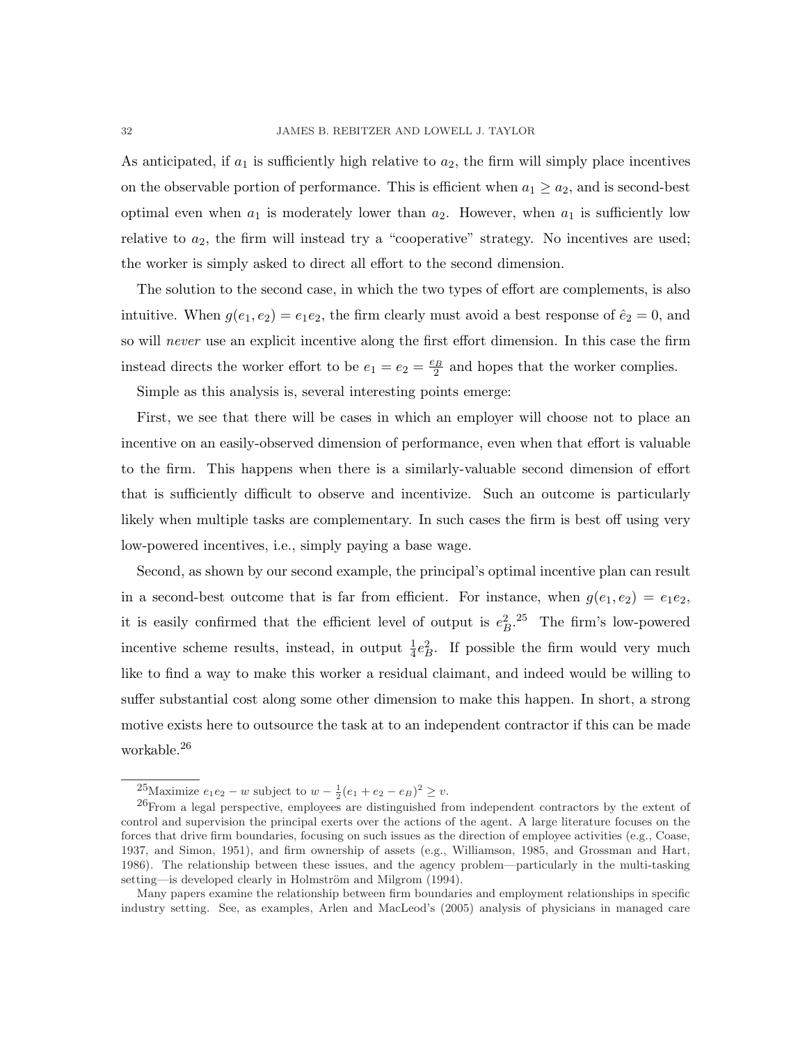As anticipated, if $a_1$ is sufficiently high relative to $a_2$, the firm will simply place incentives on the observable portion of performance. This is efficient when $a_1 \geq a_2$, and is second-best optimal even when $a_1$ is moderately lower than $a_2$. However, when $a_1$ is sufficiently low relative to $a_2$, the firm will instead try a "cooperative" strategy. No incentives are used; the worker is simply asked to direct all effort to the second dimension.

The solution to the second case, in which the two types of effort are complements, is also intuitive. When $g(e_1, e_2) = e_1 e_2$, the firm clearly must avoid a best response of $\hat{e}_2 = 0$, and so will *never* use an explicit incentive along the first effort dimension. In this case the firm instead directs the worker effort to be $e_1 = e_2 = \frac{e_B}{2}$ and hopes that the worker complies.

Simple as this analysis is, several interesting points emerge:

First, we see that there will be cases in which an employer will choose not to place an incentive on an easily-observed dimension of performance, even when that effort is valuable to the firm. This happens when there is a similarly-valuable second dimension of effort that is sufficiently difficult to observe and incentivize. Such an outcome is particularly likely when multiple tasks are complementary. In such cases the firm is best off using very low-powered incentives, i.e., simply paying a base wage.

Second, as shown by our second example, the principal's optimal incentive plan can result in a second-best outcome that is far from efficient. For instance, when $g(e_1, e_2) = e_1 e_2$, it is easily confirmed that the efficient level of output is $e_B^2$.[25] The firm's low-powered incentive scheme results, instead, in output $\frac{1}{4}e_B^2$. If possible the firm would very much like to find a way to make this worker a residual claimant, and indeed would be willing to suffer substantial cost along some other dimension to make this happen. In short, a strong motive exists here to outsource the task at to an independent contractor if this can be made workable.[26]

---

[25] Maximize $e_1 e_2 - w$ subject to $w - \frac{1}{2}(e_1 + e_2 - e_B)^2 \geq v$.

[26] From a legal perspective, employees are distinguished from independent contractors by the extent of control and supervision the principal exerts over the actions of the agent. A large literature focuses on the forces that drive firm boundaries, focusing on such issues as the direction of employee activities (e.g., Coase, 1937, and Simon, 1951), and firm ownership of assets (e.g., Williamson, 1985, and Grossman and Hart, 1986). The relationship between these issues, and the agency problem—particularly in the multi-tasking setting—is developed clearly in Holmström and Milgrom (1994).

Many papers examine the relationship between firm boundaries and employment relationships in specific industry setting. See, as examples, Arlen and MacLeod's (2005) analysis of physicians in managed care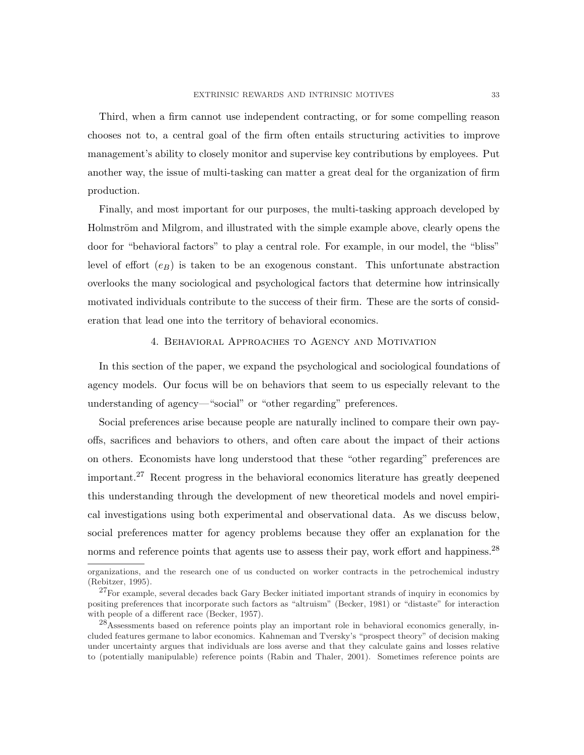Third, when a firm cannot use independent contracting, or for some compelling reason chooses not to, a central goal of the firm often entails structuring activities to improve management's ability to closely monitor and supervise key contributions by employees. Put another way, the issue of multi-tasking can matter a great deal for the organization of firm production.

Finally, and most important for our purposes, the multi-tasking approach developed by Holmström and Milgrom, and illustrated with the simple example above, clearly opens the door for "behavioral factors" to play a central role. For example, in our model, the "bliss" level of effort ($e_B$) is taken to be an exogenous constant. This unfortunate abstraction overlooks the many sociological and psychological factors that determine how intrinsically motivated individuals contribute to the success of their firm. These are the sorts of consideration that lead one into the territory of behavioral economics.

## 4. Behavioral Approaches to Agency and Motivation

In this section of the paper, we expand the psychological and sociological foundations of agency models. Our focus will be on behaviors that seem to us especially relevant to the understanding of agency—"social" or "other regarding" preferences.

Social preferences arise because people are naturally inclined to compare their own payoffs, sacrifices and behaviors to others, and often care about the impact of their actions on others. Economists have long understood that these "other regarding" preferences are important.[27] Recent progress in the behavioral economics literature has greatly deepened this understanding through the development of new theoretical models and novel empirical investigations using both experimental and observational data. As we discuss below, social preferences matter for agency problems because they offer an explanation for the norms and reference points that agents use to assess their pay, work effort and happiness.[28]

organizations, and the research one of us conducted on worker contracts in the petrochemical industry (Rebitzer, 1995).

[27] For example, several decades back Gary Becker initiated important strands of inquiry in economics by positing preferences that incorporate such factors as "altruism" (Becker, 1981) or "distaste" for interaction with people of a different race (Becker, 1957).

[28] Assessments based on reference points play an important role in behavioral economics generally, included features germane to labor economics. Kahneman and Tversky's "prospect theory" of decision making under uncertainty argues that individuals are loss averse and that they calculate gains and losses relative to (potentially manipulable) reference points (Rabin and Thaler, 2001). Sometimes reference points are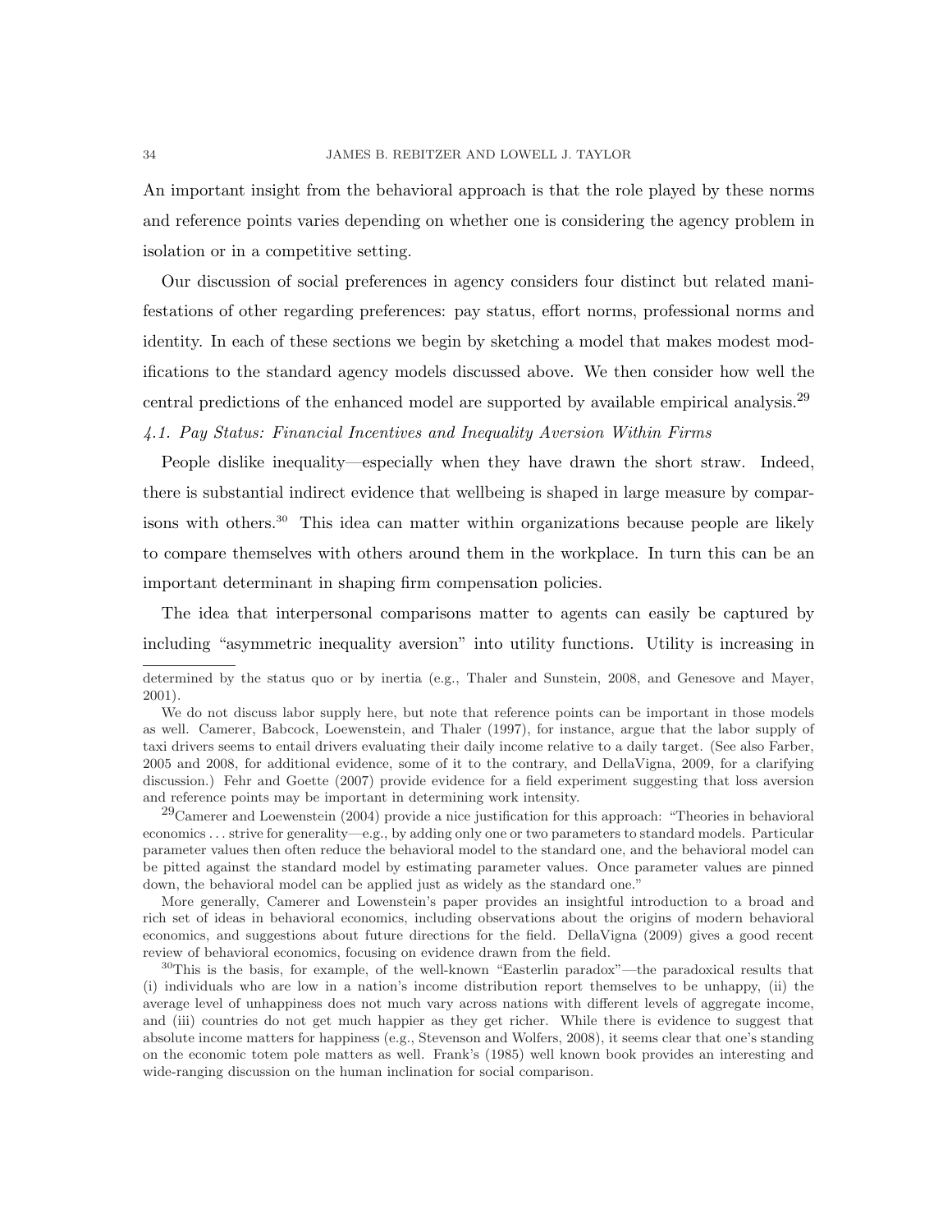An important insight from the behavioral approach is that the role played by these norms and reference points varies depending on whether one is considering the agency problem in isolation or in a competitive setting.

Our discussion of social preferences in agency considers four distinct but related manifestations of other regarding preferences: pay status, effort norms, professional norms and identity. In each of these sections we begin by sketching a model that makes modest modifications to the standard agency models discussed above. We then consider how well the central predictions of the enhanced model are supported by available empirical analysis.[29]

### *4.1. Pay Status: Financial Incentives and Inequality Aversion Within Firms*

People dislike inequality—especially when they have drawn the short straw. Indeed, there is substantial indirect evidence that wellbeing is shaped in large measure by comparisons with others.[30] This idea can matter within organizations because people are likely to compare themselves with others around them in the workplace. In turn this can be an important determinant in shaping firm compensation policies.

The idea that interpersonal comparisons matter to agents can easily be captured by including "asymmetric inequality aversion" into utility functions. Utility is increasing in

---

determined by the status quo or by inertia (e.g., Thaler and Sunstein, 2008, and Genesove and Mayer, 2001).

We do not discuss labor supply here, but note that reference points can be important in those models as well. Camerer, Babcock, Loewenstein, and Thaler (1997), for instance, argue that the labor supply of taxi drivers seems to entail drivers evaluating their daily income relative to a daily target. (See also Farber, 2005 and 2008, for additional evidence, some of it to the contrary, and DellaVigna, 2009, for a clarifying discussion.) Fehr and Goette (2007) provide evidence for a field experiment suggesting that loss aversion and reference points may be important in determining work intensity.

[29]Camerer and Loewenstein (2004) provide a nice justification for this approach: "Theories in behavioral economics . . . strive for generality—e.g., by adding only one or two parameters to standard models. Particular parameter values then often reduce the behavioral model to the standard one, and the behavioral model can be pitted against the standard model by estimating parameter values. Once parameter values are pinned down, the behavioral model can be applied just as widely as the standard one."

More generally, Camerer and Lowenstein's paper provides an insightful introduction to a broad and rich set of ideas in behavioral economics, including observations about the origins of modern behavioral economics, and suggestions about future directions for the field. DellaVigna (2009) gives a good recent review of behavioral economics, focusing on evidence drawn from the field.

[30]This is the basis, for example, of the well-known "Easterlin paradox"—the paradoxical results that (i) individuals who are low in a nation's income distribution report themselves to be unhappy, (ii) the average level of unhappiness does not much vary across nations with different levels of aggregate income, and (iii) countries do not get much happier as they get richer. While there is evidence to suggest that absolute income matters for happiness (e.g., Stevenson and Wolfers, 2008), it seems clear that one's standing on the economic totem pole matters as well. Frank's (1985) well known book provides an interesting and wide-ranging discussion on the human inclination for social comparison.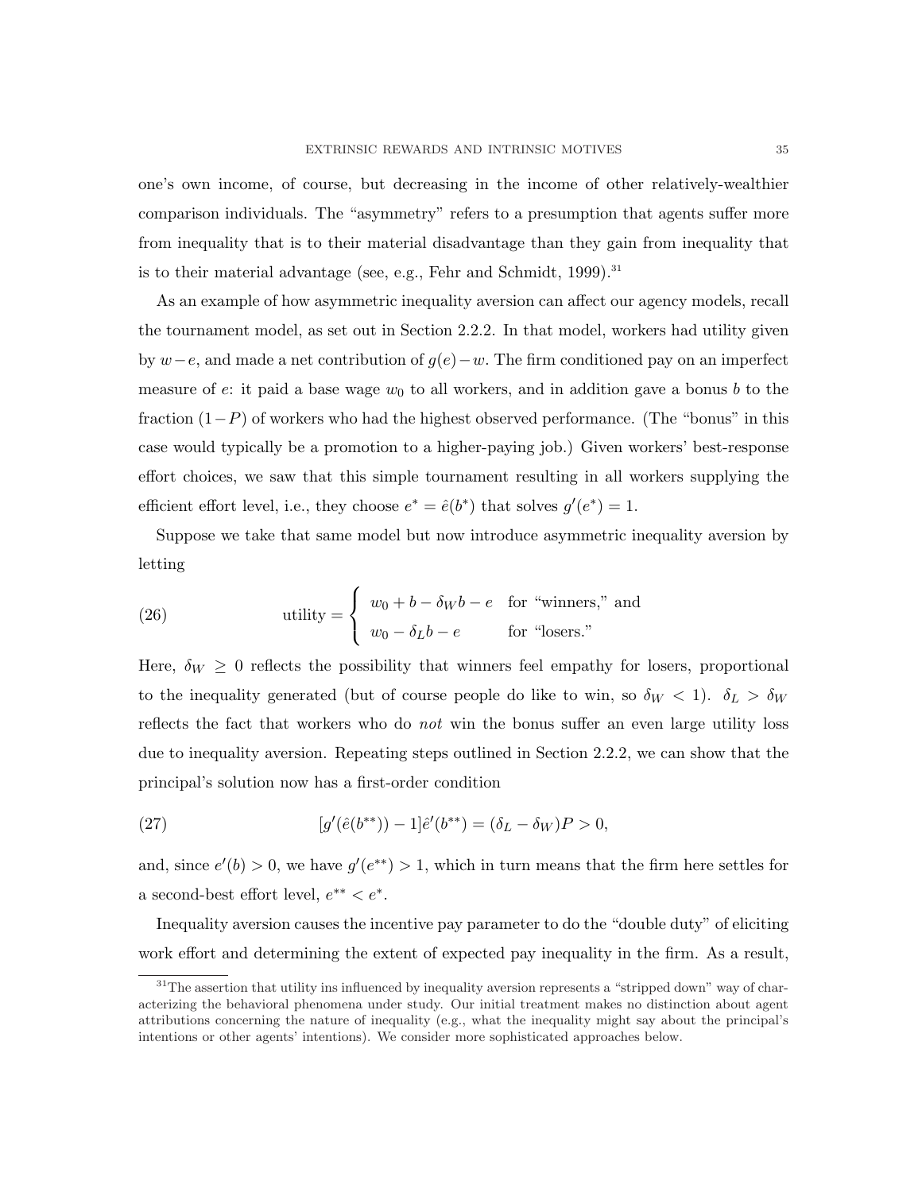one's own income, of course, but decreasing in the income of other relatively-wealthier comparison individuals. The "asymmetry" refers to a presumption that agents suffer more from inequality that is to their material disadvantage than they gain from inequality that is to their material advantage (see, e.g., Fehr and Schmidt, 1999).[31]

As an example of how asymmetric inequality aversion can affect our agency models, recall the tournament model, as set out in Section 2.2.2. In that model, workers had utility given by $w - e$, and made a net contribution of $g(e) - w$. The firm conditioned pay on an imperfect measure of $e$: it paid a base wage $w_0$ to all workers, and in addition gave a bonus $b$ to the fraction $(1-P)$ of workers who had the highest observed performance. (The "bonus" in this case would typically be a promotion to a higher-paying job.) Given workers' best-response effort choices, we saw that this simple tournament resulting in all workers supplying the efficient effort level, i.e., they choose $e^* = \hat{e}(b^*)$ that solves $g'(e^*) = 1$.

Suppose we take that same model but now introduce asymmetric inequality aversion by letting

$$
\text{utility} = \begin{cases} w_0 + b - \delta_W b - e & \text{for "winners," and} \\ w_0 - \delta_L b - e & \text{for "losers."} \end{cases} \tag{26}
$$

Here, $\delta_W \geq 0$ reflects the possibility that winners feel empathy for losers, proportional to the inequality generated (but of course people do like to win, so $\delta_W < 1$). $\delta_L > \delta_W$ reflects the fact that workers who do *not* win the bonus suffer an even large utility loss due to inequality aversion. Repeating steps outlined in Section 2.2.2, we can show that the principal's solution now has a first-order condition

$$
[g'(\hat{e}(b^{**})) - 1]\hat{e}'(b^{**}) = (\delta_L - \delta_W)P > 0, \tag{27}
$$

and, since $e'(b) > 0$, we have $g'(e^{**}) > 1$, which in turn means that the firm here settles for a second-best effort level, $e^{**} < e^*$.

Inequality aversion causes the incentive pay parameter to do the "double duty" of eliciting work effort and determining the extent of expected pay inequality in the firm. As a result,

[31]The assertion that utility ins influenced by inequality aversion represents a "stripped down" way of characterizing the behavioral phenomena under study. Our initial treatment makes no distinction about agent attributions concerning the nature of inequality (e.g., what the inequality might say about the principal's intentions or other agents' intentions). We consider more sophisticated approaches below.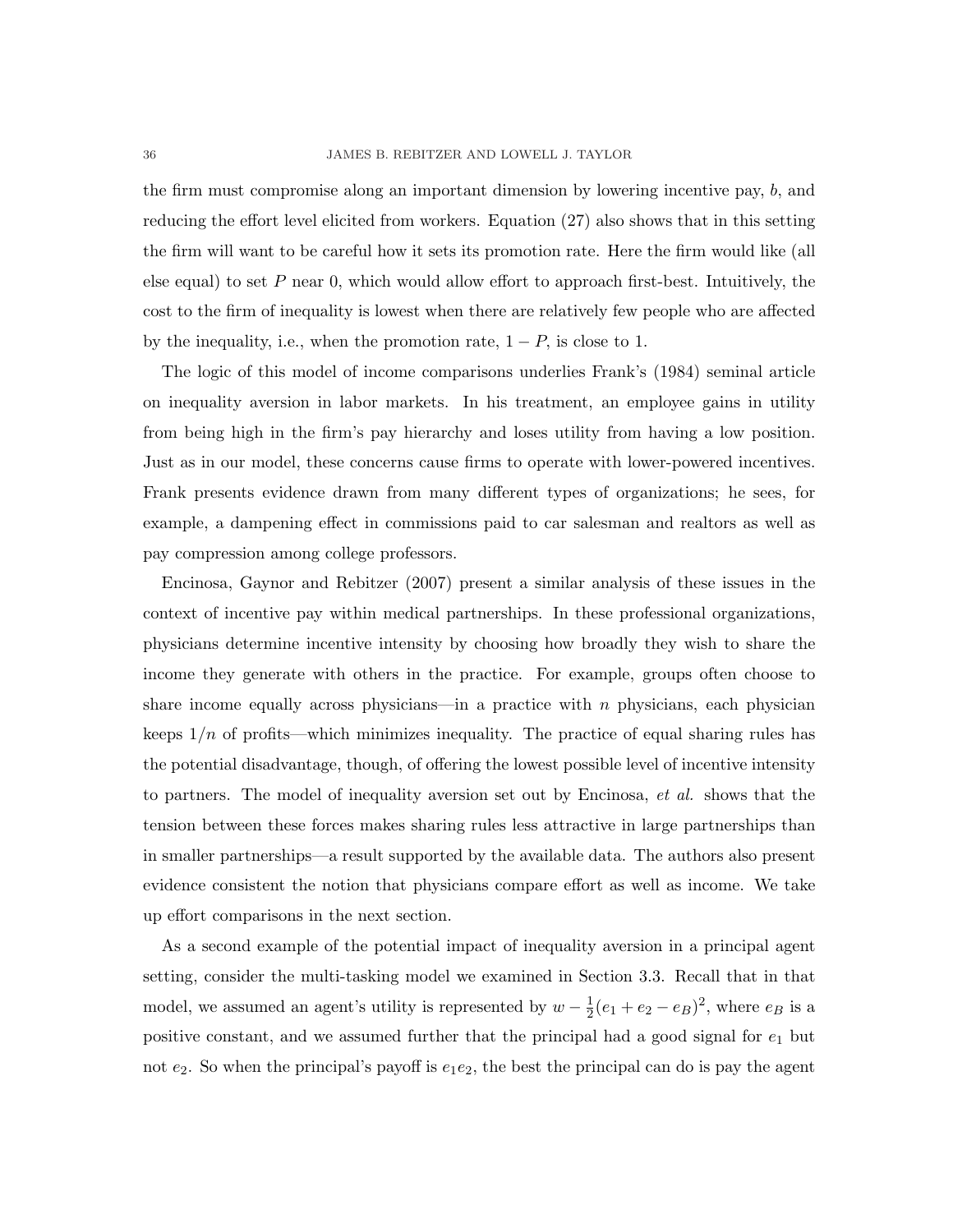the firm must compromise along an important dimension by lowering incentive pay, $b$, and reducing the effort level elicited from workers. Equation (27) also shows that in this setting the firm will want to be careful how it sets its promotion rate. Here the firm would like (all else equal) to set $P$ near 0, which would allow effort to approach first-best. Intuitively, the cost to the firm of inequality is lowest when there are relatively few people who are affected by the inequality, i.e., when the promotion rate, $1 - P$, is close to 1.

The logic of this model of income comparisons underlies Frank's (1984) seminal article on inequality aversion in labor markets. In his treatment, an employee gains in utility from being high in the firm's pay hierarchy and loses utility from having a low position. Just as in our model, these concerns cause firms to operate with lower-powered incentives. Frank presents evidence drawn from many different types of organizations; he sees, for example, a dampening effect in commissions paid to car salesman and realtors as well as pay compression among college professors.

Encinosa, Gaynor and Rebitzer (2007) present a similar analysis of these issues in the context of incentive pay within medical partnerships. In these professional organizations, physicians determine incentive intensity by choosing how broadly they wish to share the income they generate with others in the practice. For example, groups often choose to share income equally across physicians—in a practice with $n$ physicians, each physician keeps $1/n$ of profits—which minimizes inequality. The practice of equal sharing rules has the potential disadvantage, though, of offering the lowest possible level of incentive intensity to partners. The model of inequality aversion set out by Encinosa, *et al.* shows that the tension between these forces makes sharing rules less attractive in large partnerships than in smaller partnerships—a result supported by the available data. The authors also present evidence consistent the notion that physicians compare effort as well as income. We take up effort comparisons in the next section.

As a second example of the potential impact of inequality aversion in a principal agent setting, consider the multi-tasking model we examined in Section 3.3. Recall that in that model, we assumed an agent's utility is represented by $w - \frac{1}{2}(e_1 + e_2 - e_B)^2$, where $e_B$ is a positive constant, and we assumed further that the principal had a good signal for $e_1$ but not $e_2$. So when the principal's payoff is $e_1 e_2$, the best the principal can do is pay the agent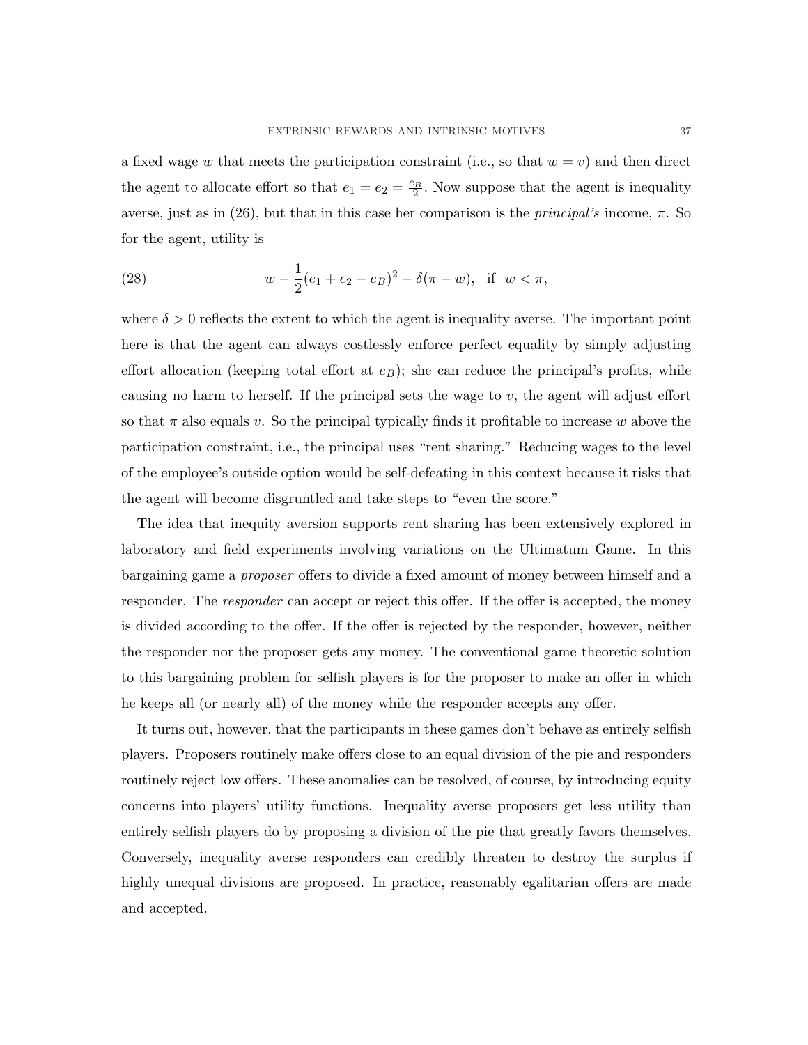a fixed wage $w$ that meets the participation constraint (i.e., so that $w = v$) and then direct the agent to allocate effort so that $e_1 = e_2 = \frac{e_B}{2}$. Now suppose that the agent is inequality averse, just as in (26), but that in this case her comparison is the *principal's* income, $\pi$. So for the agent, utility is

$$w - \frac{1}{2}(e_1 + e_2 - e_B)^2 - \delta(\pi - w), \quad \text{if} \;\; w < \pi, \tag{28}$$

where $\delta > 0$ reflects the extent to which the agent is inequality averse. The important point here is that the agent can always costlessly enforce perfect equality by simply adjusting effort allocation (keeping total effort at $e_B$); she can reduce the principal's profits, while causing no harm to herself. If the principal sets the wage to $v$, the agent will adjust effort so that $\pi$ also equals $v$. So the principal typically finds it profitable to increase $w$ above the participation constraint, i.e., the principal uses "rent sharing." Reducing wages to the level of the employee's outside option would be self-defeating in this context because it risks that the agent will become disgruntled and take steps to "even the score."

The idea that inequity aversion supports rent sharing has been extensively explored in laboratory and field experiments involving variations on the Ultimatum Game. In this bargaining game a *proposer* offers to divide a fixed amount of money between himself and a responder. The *responder* can accept or reject this offer. If the offer is accepted, the money is divided according to the offer. If the offer is rejected by the responder, however, neither the responder nor the proposer gets any money. The conventional game theoretic solution to this bargaining problem for selfish players is for the proposer to make an offer in which he keeps all (or nearly all) of the money while the responder accepts any offer.

It turns out, however, that the participants in these games don't behave as entirely selfish players. Proposers routinely make offers close to an equal division of the pie and responders routinely reject low offers. These anomalies can be resolved, of course, by introducing equity concerns into players' utility functions. Inequality averse proposers get less utility than entirely selfish players do by proposing a division of the pie that greatly favors themselves. Conversely, inequality averse responders can credibly threaten to destroy the surplus if highly unequal divisions are proposed. In practice, reasonably egalitarian offers are made and accepted.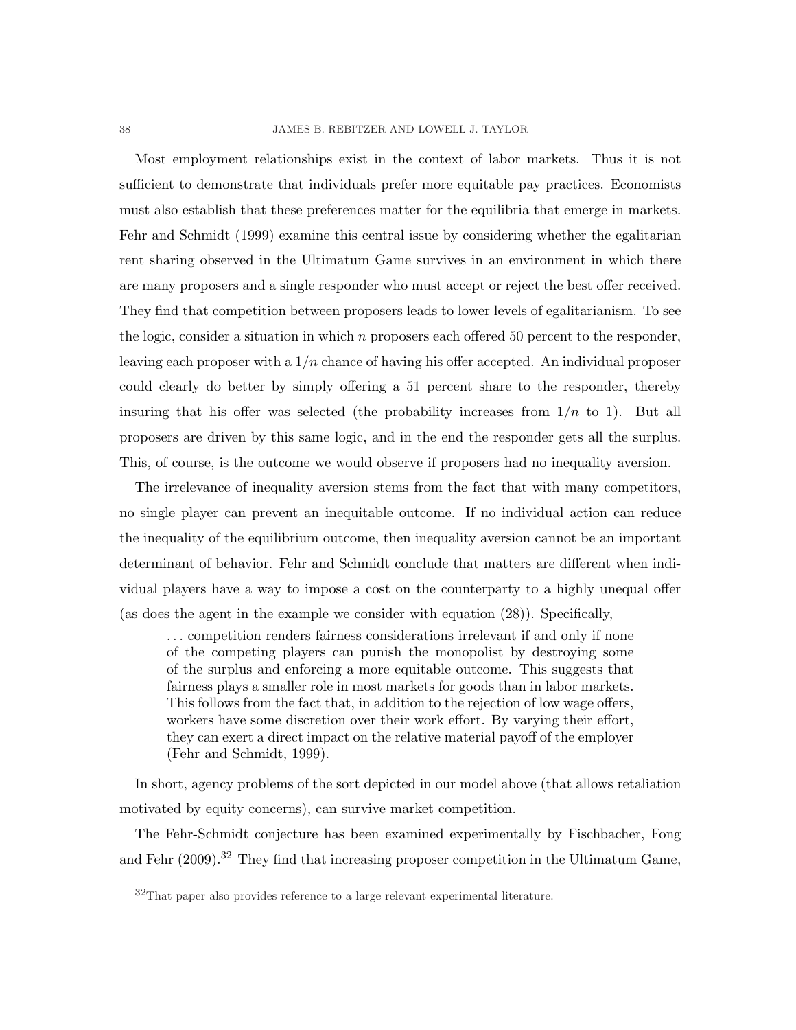Most employment relationships exist in the context of labor markets. Thus it is not sufficient to demonstrate that individuals prefer more equitable pay practices. Economists must also establish that these preferences matter for the equilibria that emerge in markets. Fehr and Schmidt (1999) examine this central issue by considering whether the egalitarian rent sharing observed in the Ultimatum Game survives in an environment in which there are many proposers and a single responder who must accept or reject the best offer received. They find that competition between proposers leads to lower levels of egalitarianism. To see the logic, consider a situation in which $n$ proposers each offered 50 percent to the responder, leaving each proposer with a $1/n$ chance of having his offer accepted. An individual proposer could clearly do better by simply offering a 51 percent share to the responder, thereby insuring that his offer was selected (the probability increases from $1/n$ to 1). But all proposers are driven by this same logic, and in the end the responder gets all the surplus. This, of course, is the outcome we would observe if proposers had no inequality aversion.

The irrelevance of inequality aversion stems from the fact that with many competitors, no single player can prevent an inequitable outcome. If no individual action can reduce the inequality of the equilibrium outcome, then inequality aversion cannot be an important determinant of behavior. Fehr and Schmidt conclude that matters are different when individual players have a way to impose a cost on the counterparty to a highly unequal offer (as does the agent in the example we consider with equation (28)). Specifically,

> . . . competition renders fairness considerations irrelevant if and only if none of the competing players can punish the monopolist by destroying some of the surplus and enforcing a more equitable outcome. This suggests that fairness plays a smaller role in most markets for goods than in labor markets. This follows from the fact that, in addition to the rejection of low wage offers, workers have some discretion over their work effort. By varying their effort, they can exert a direct impact on the relative material payoff of the employer (Fehr and Schmidt, 1999).

In short, agency problems of the sort depicted in our model above (that allows retaliation motivated by equity concerns), can survive market competition.

The Fehr-Schmidt conjecture has been examined experimentally by Fischbacher, Fong and Fehr (2009).[32] They find that increasing proposer competition in the Ultimatum Game,

[32] That paper also provides reference to a large relevant experimental literature.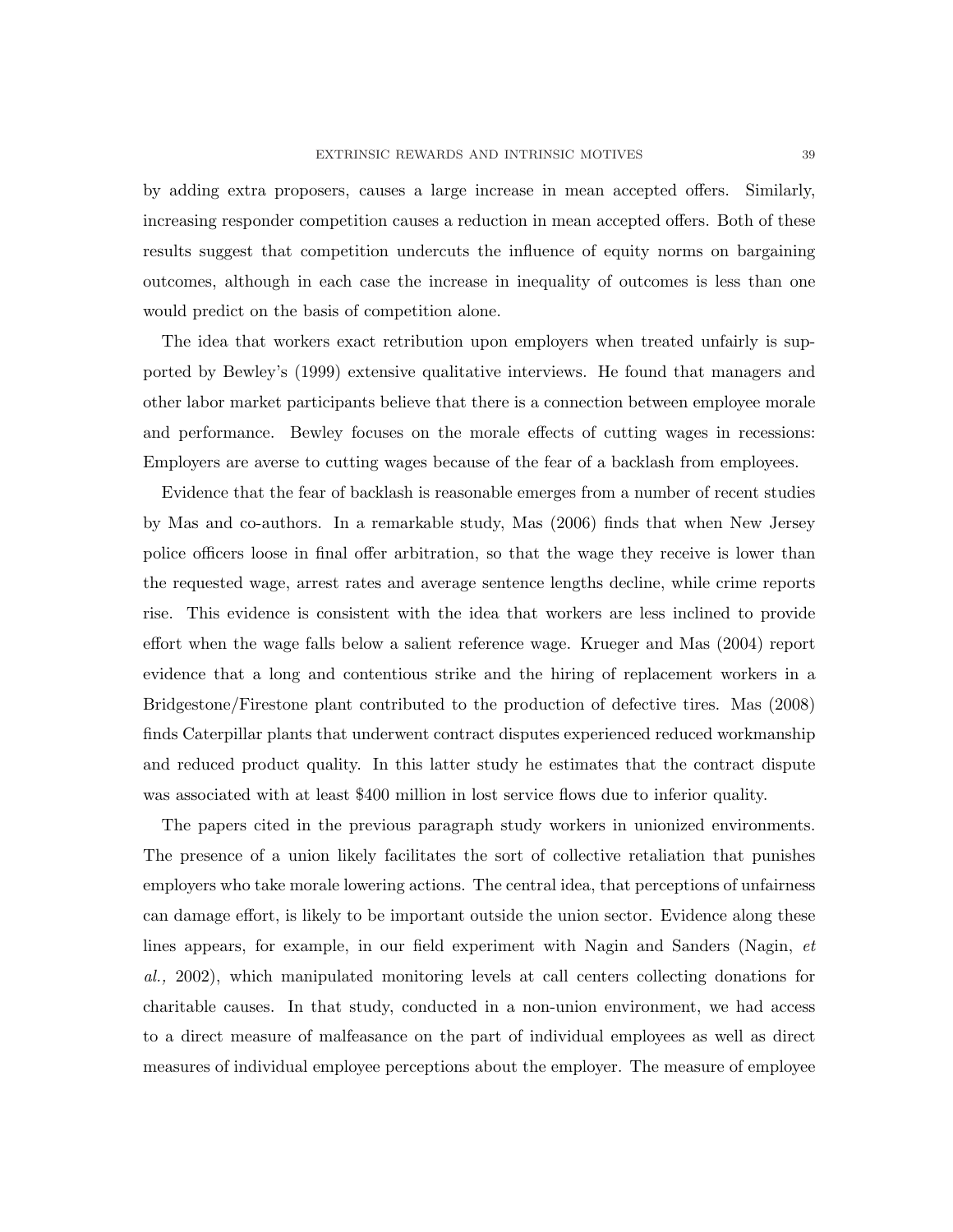by adding extra proposers, causes a large increase in mean accepted offers. Similarly, increasing responder competition causes a reduction in mean accepted offers. Both of these results suggest that competition undercuts the influence of equity norms on bargaining outcomes, although in each case the increase in inequality of outcomes is less than one would predict on the basis of competition alone.

The idea that workers exact retribution upon employers when treated unfairly is supported by Bewley's (1999) extensive qualitative interviews. He found that managers and other labor market participants believe that there is a connection between employee morale and performance. Bewley focuses on the morale effects of cutting wages in recessions: Employers are averse to cutting wages because of the fear of a backlash from employees.

Evidence that the fear of backlash is reasonable emerges from a number of recent studies by Mas and co-authors. In a remarkable study, Mas (2006) finds that when New Jersey police officers loose in final offer arbitration, so that the wage they receive is lower than the requested wage, arrest rates and average sentence lengths decline, while crime reports rise. This evidence is consistent with the idea that workers are less inclined to provide effort when the wage falls below a salient reference wage. Krueger and Mas (2004) report evidence that a long and contentious strike and the hiring of replacement workers in a Bridgestone/Firestone plant contributed to the production of defective tires. Mas (2008) finds Caterpillar plants that underwent contract disputes experienced reduced workmanship and reduced product quality. In this latter study he estimates that the contract dispute was associated with at least $400 million in lost service flows due to inferior quality.

The papers cited in the previous paragraph study workers in unionized environments. The presence of a union likely facilitates the sort of collective retaliation that punishes employers who take morale lowering actions. The central idea, that perceptions of unfairness can damage effort, is likely to be important outside the union sector. Evidence along these lines appears, for example, in our field experiment with Nagin and Sanders (Nagin, *et al.,* 2002), which manipulated monitoring levels at call centers collecting donations for charitable causes. In that study, conducted in a non-union environment, we had access to a direct measure of malfeasance on the part of individual employees as well as direct measures of individual employee perceptions about the employer. The measure of employee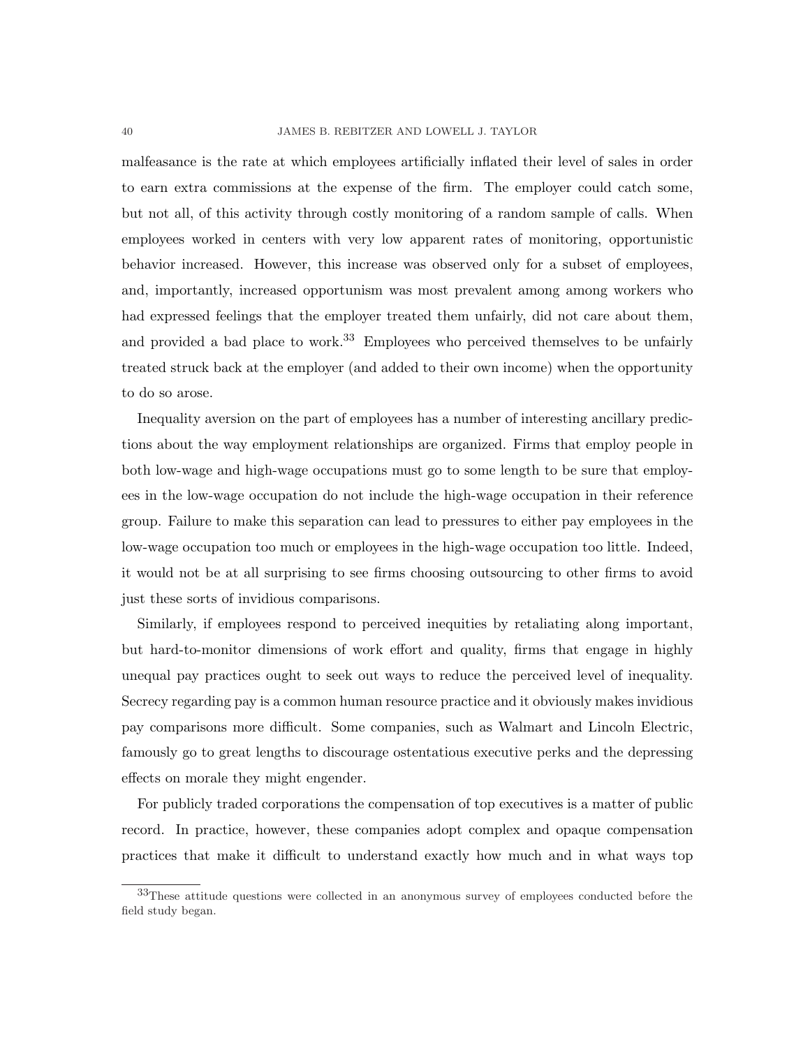malfeasance is the rate at which employees artificially inflated their level of sales in order to earn extra commissions at the expense of the firm. The employer could catch some, but not all, of this activity through costly monitoring of a random sample of calls. When employees worked in centers with very low apparent rates of monitoring, opportunistic behavior increased. However, this increase was observed only for a subset of employees, and, importantly, increased opportunism was most prevalent among among workers who had expressed feelings that the employer treated them unfairly, did not care about them, and provided a bad place to work.[33] Employees who perceived themselves to be unfairly treated struck back at the employer (and added to their own income) when the opportunity to do so arose.

Inequality aversion on the part of employees has a number of interesting ancillary predictions about the way employment relationships are organized. Firms that employ people in both low-wage and high-wage occupations must go to some length to be sure that employees in the low-wage occupation do not include the high-wage occupation in their reference group. Failure to make this separation can lead to pressures to either pay employees in the low-wage occupation too much or employees in the high-wage occupation too little. Indeed, it would not be at all surprising to see firms choosing outsourcing to other firms to avoid just these sorts of invidious comparisons.

Similarly, if employees respond to perceived inequities by retaliating along important, but hard-to-monitor dimensions of work effort and quality, firms that engage in highly unequal pay practices ought to seek out ways to reduce the perceived level of inequality. Secrecy regarding pay is a common human resource practice and it obviously makes invidious pay comparisons more difficult. Some companies, such as Walmart and Lincoln Electric, famously go to great lengths to discourage ostentatious executive perks and the depressing effects on morale they might engender.

For publicly traded corporations the compensation of top executives is a matter of public record. In practice, however, these companies adopt complex and opaque compensation practices that make it difficult to understand exactly how much and in what ways top

[33]These attitude questions were collected in an anonymous survey of employees conducted before the field study began.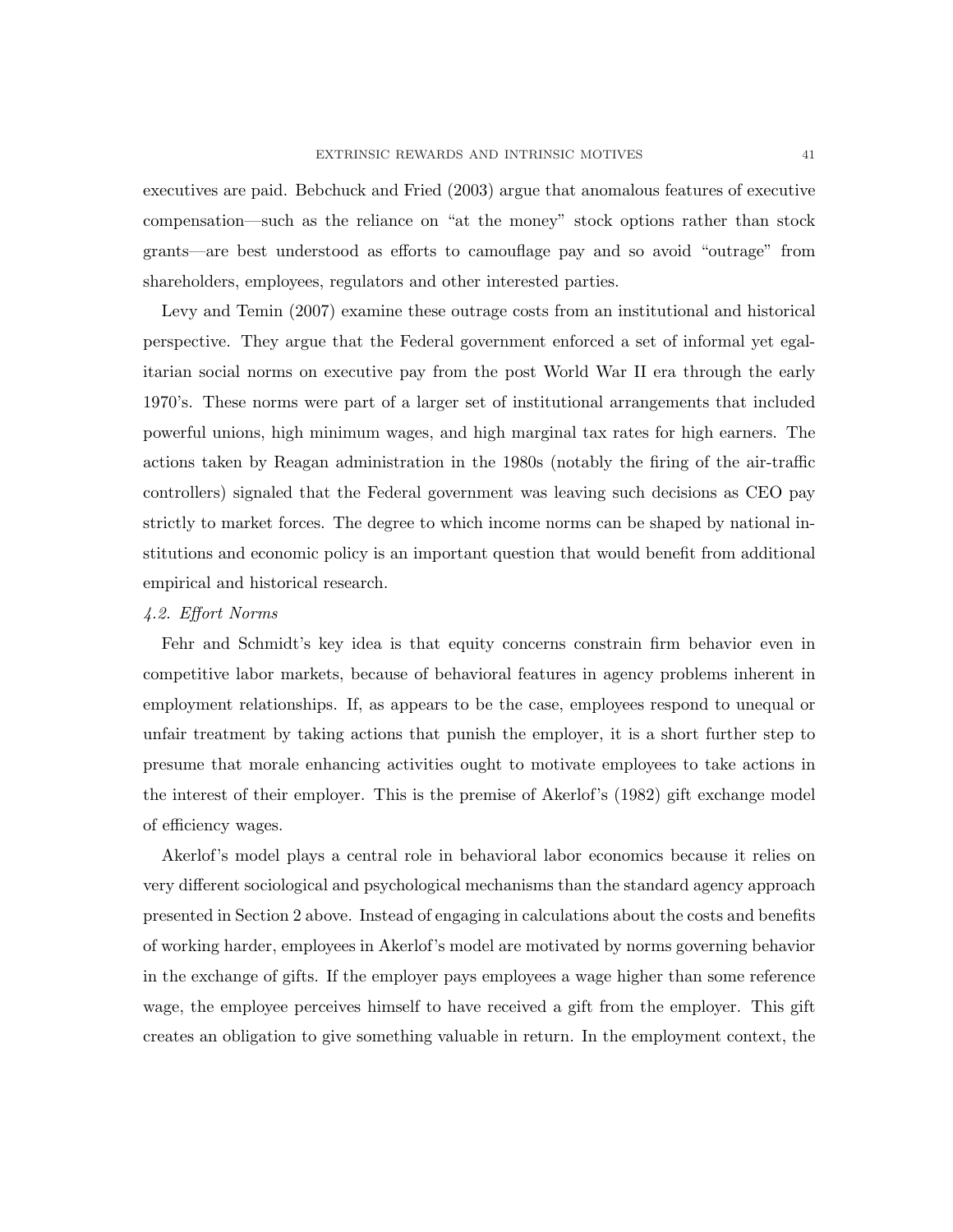executives are paid. Bebchuck and Fried (2003) argue that anomalous features of executive compensation—such as the reliance on "at the money" stock options rather than stock grants—are best understood as efforts to camouflage pay and so avoid "outrage" from shareholders, employees, regulators and other interested parties.

Levy and Temin (2007) examine these outrage costs from an institutional and historical perspective. They argue that the Federal government enforced a set of informal yet egalitarian social norms on executive pay from the post World War II era through the early 1970's. These norms were part of a larger set of institutional arrangements that included powerful unions, high minimum wages, and high marginal tax rates for high earners. The actions taken by Reagan administration in the 1980s (notably the firing of the air-traffic controllers) signaled that the Federal government was leaving such decisions as CEO pay strictly to market forces. The degree to which income norms can be shaped by national institutions and economic policy is an important question that would benefit from additional empirical and historical research.

### *4.2. Effort Norms*

Fehr and Schmidt's key idea is that equity concerns constrain firm behavior even in competitive labor markets, because of behavioral features in agency problems inherent in employment relationships. If, as appears to be the case, employees respond to unequal or unfair treatment by taking actions that punish the employer, it is a short further step to presume that morale enhancing activities ought to motivate employees to take actions in the interest of their employer. This is the premise of Akerlof's (1982) gift exchange model of efficiency wages.

Akerlof's model plays a central role in behavioral labor economics because it relies on very different sociological and psychological mechanisms than the standard agency approach presented in Section 2 above. Instead of engaging in calculations about the costs and benefits of working harder, employees in Akerlof's model are motivated by norms governing behavior in the exchange of gifts. If the employer pays employees a wage higher than some reference wage, the employee perceives himself to have received a gift from the employer. This gift creates an obligation to give something valuable in return. In the employment context, the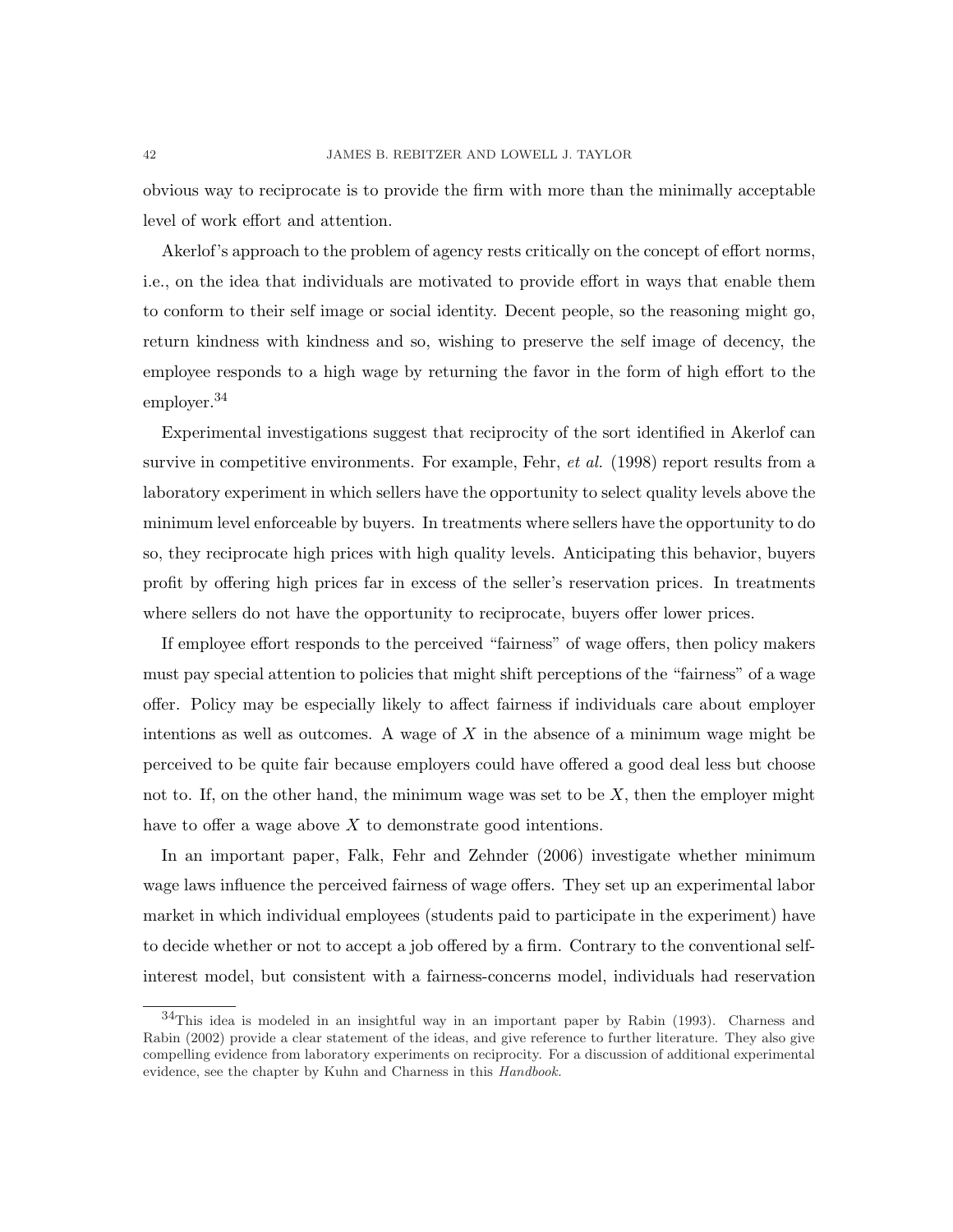obvious way to reciprocate is to provide the firm with more than the minimally acceptable level of work effort and attention.

Akerlof's approach to the problem of agency rests critically on the concept of effort norms, i.e., on the idea that individuals are motivated to provide effort in ways that enable them to conform to their self image or social identity. Decent people, so the reasoning might go, return kindness with kindness and so, wishing to preserve the self image of decency, the employee responds to a high wage by returning the favor in the form of high effort to the employer.[34]

Experimental investigations suggest that reciprocity of the sort identified in Akerlof can survive in competitive environments. For example, Fehr, *et al.* (1998) report results from a laboratory experiment in which sellers have the opportunity to select quality levels above the minimum level enforceable by buyers. In treatments where sellers have the opportunity to do so, they reciprocate high prices with high quality levels. Anticipating this behavior, buyers profit by offering high prices far in excess of the seller's reservation prices. In treatments where sellers do not have the opportunity to reciprocate, buyers offer lower prices.

If employee effort responds to the perceived "fairness" of wage offers, then policy makers must pay special attention to policies that might shift perceptions of the "fairness" of a wage offer. Policy may be especially likely to affect fairness if individuals care about employer intentions as well as outcomes. A wage of $X$ in the absence of a minimum wage might be perceived to be quite fair because employers could have offered a good deal less but choose not to. If, on the other hand, the minimum wage was set to be $X$, then the employer might have to offer a wage above $X$ to demonstrate good intentions.

In an important paper, Falk, Fehr and Zehnder (2006) investigate whether minimum wage laws influence the perceived fairness of wage offers. They set up an experimental labor market in which individual employees (students paid to participate in the experiment) have to decide whether or not to accept a job offered by a firm. Contrary to the conventional self-interest model, but consistent with a fairness-concerns model, individuals had reservation

[34] This idea is modeled in an insightful way in an important paper by Rabin (1993). Charness and Rabin (2002) provide a clear statement of the ideas, and give reference to further literature. They also give compelling evidence from laboratory experiments on reciprocity. For a discussion of additional experimental evidence, see the chapter by Kuhn and Charness in this *Handbook*.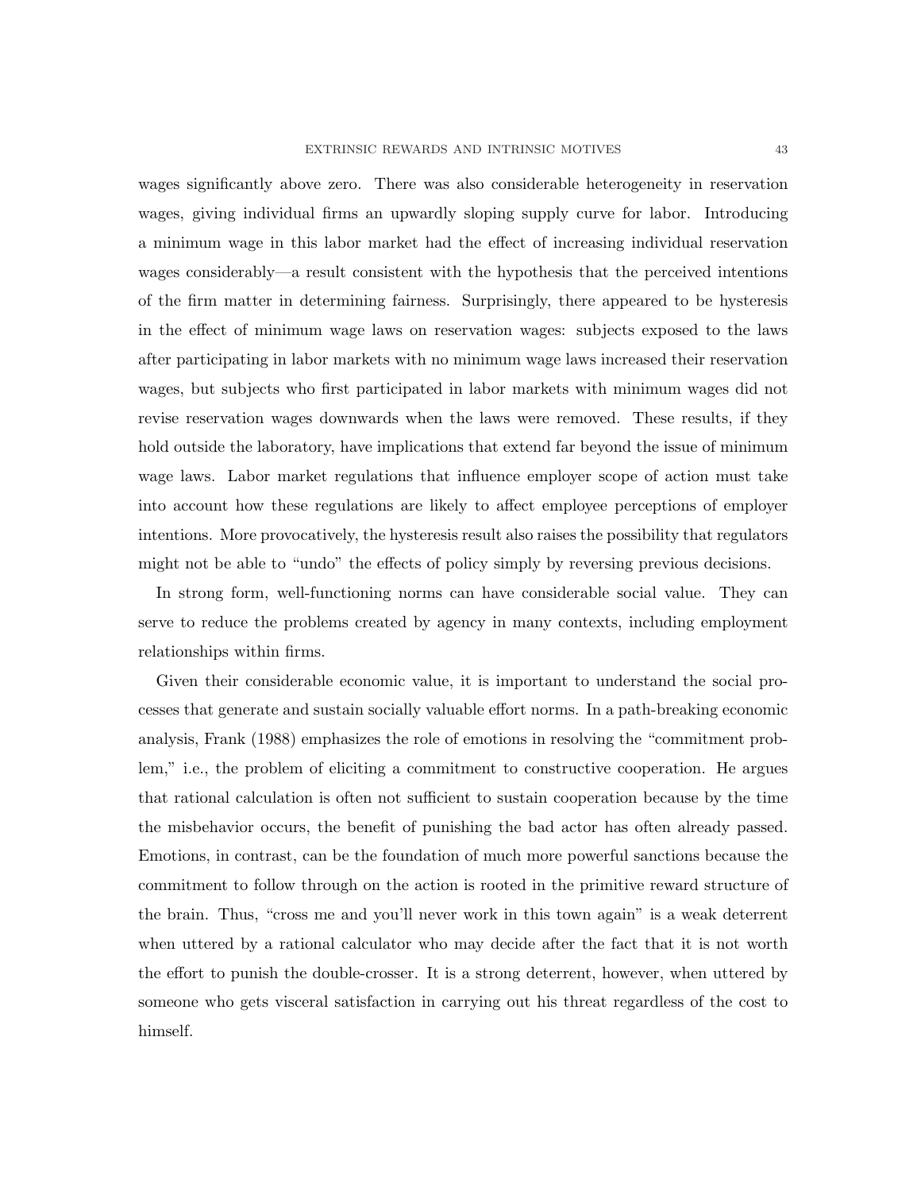wages significantly above zero. There was also considerable heterogeneity in reservation wages, giving individual firms an upwardly sloping supply curve for labor. Introducing a minimum wage in this labor market had the effect of increasing individual reservation wages considerably—a result consistent with the hypothesis that the perceived intentions of the firm matter in determining fairness. Surprisingly, there appeared to be hysteresis in the effect of minimum wage laws on reservation wages: subjects exposed to the laws after participating in labor markets with no minimum wage laws increased their reservation wages, but subjects who first participated in labor markets with minimum wages did not revise reservation wages downwards when the laws were removed. These results, if they hold outside the laboratory, have implications that extend far beyond the issue of minimum wage laws. Labor market regulations that influence employer scope of action must take into account how these regulations are likely to affect employee perceptions of employer intentions. More provocatively, the hysteresis result also raises the possibility that regulators might not be able to "undo" the effects of policy simply by reversing previous decisions.

In strong form, well-functioning norms can have considerable social value. They can serve to reduce the problems created by agency in many contexts, including employment relationships within firms.

Given their considerable economic value, it is important to understand the social processes that generate and sustain socially valuable effort norms. In a path-breaking economic analysis, Frank (1988) emphasizes the role of emotions in resolving the "commitment problem," i.e., the problem of eliciting a commitment to constructive cooperation. He argues that rational calculation is often not sufficient to sustain cooperation because by the time the misbehavior occurs, the benefit of punishing the bad actor has often already passed. Emotions, in contrast, can be the foundation of much more powerful sanctions because the commitment to follow through on the action is rooted in the primitive reward structure of the brain. Thus, "cross me and you'll never work in this town again" is a weak deterrent when uttered by a rational calculator who may decide after the fact that it is not worth the effort to punish the double-crosser. It is a strong deterrent, however, when uttered by someone who gets visceral satisfaction in carrying out his threat regardless of the cost to himself.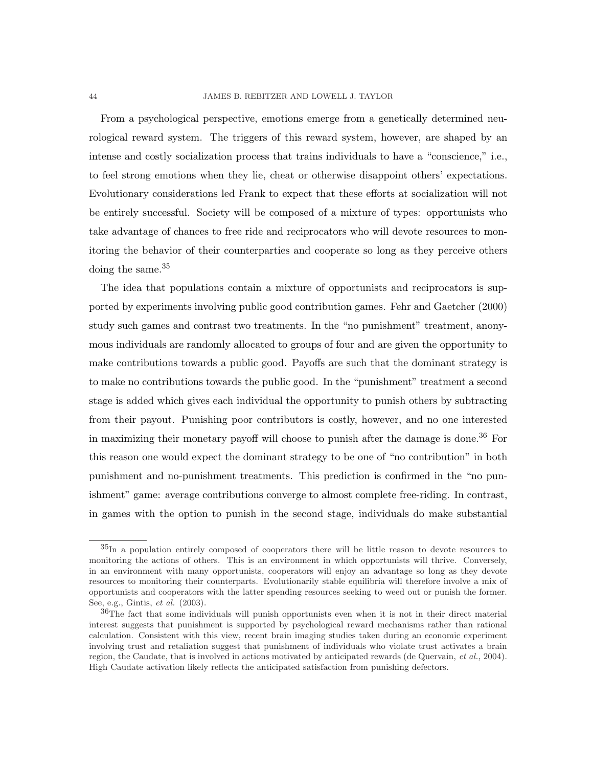From a psychological perspective, emotions emerge from a genetically determined neurological reward system. The triggers of this reward system, however, are shaped by an intense and costly socialization process that trains individuals to have a "conscience," i.e., to feel strong emotions when they lie, cheat or otherwise disappoint others' expectations. Evolutionary considerations led Frank to expect that these efforts at socialization will not be entirely successful. Society will be composed of a mixture of types: opportunists who take advantage of chances to free ride and reciprocators who will devote resources to monitoring the behavior of their counterparties and cooperate so long as they perceive others doing the same.[35]

The idea that populations contain a mixture of opportunists and reciprocators is supported by experiments involving public good contribution games. Fehr and Gaetcher (2000) study such games and contrast two treatments. In the "no punishment" treatment, anonymous individuals are randomly allocated to groups of four and are given the opportunity to make contributions towards a public good. Payoffs are such that the dominant strategy is to make no contributions towards the public good. In the "punishment" treatment a second stage is added which gives each individual the opportunity to punish others by subtracting from their payout. Punishing poor contributors is costly, however, and no one interested in maximizing their monetary payoff will choose to punish after the damage is done.[36] For this reason one would expect the dominant strategy to be one of "no contribution" in both punishment and no-punishment treatments. This prediction is confirmed in the "no punishment" game: average contributions converge to almost complete free-riding. In contrast, in games with the option to punish in the second stage, individuals do make substantial

[35] In a population entirely composed of cooperators there will be little reason to devote resources to monitoring the actions of others. This is an environment in which opportunists will thrive. Conversely, in an environment with many opportunists, cooperators will enjoy an advantage so long as they devote resources to monitoring their counterparts. Evolutionarily stable equilibria will therefore involve a mix of opportunists and cooperators with the latter spending resources seeking to weed out or punish the former. See, e.g., Gintis, *et al.* (2003).

[36] The fact that some individuals will punish opportunists even when it is not in their direct material interest suggests that punishment is supported by psychological reward mechanisms rather than rational calculation. Consistent with this view, recent brain imaging studies taken during an economic experiment involving trust and retaliation suggest that punishment of individuals who violate trust activates a brain region, the Caudate, that is involved in actions motivated by anticipated rewards (de Quervain, *et al.,* 2004). High Caudate activation likely reflects the anticipated satisfaction from punishing defectors.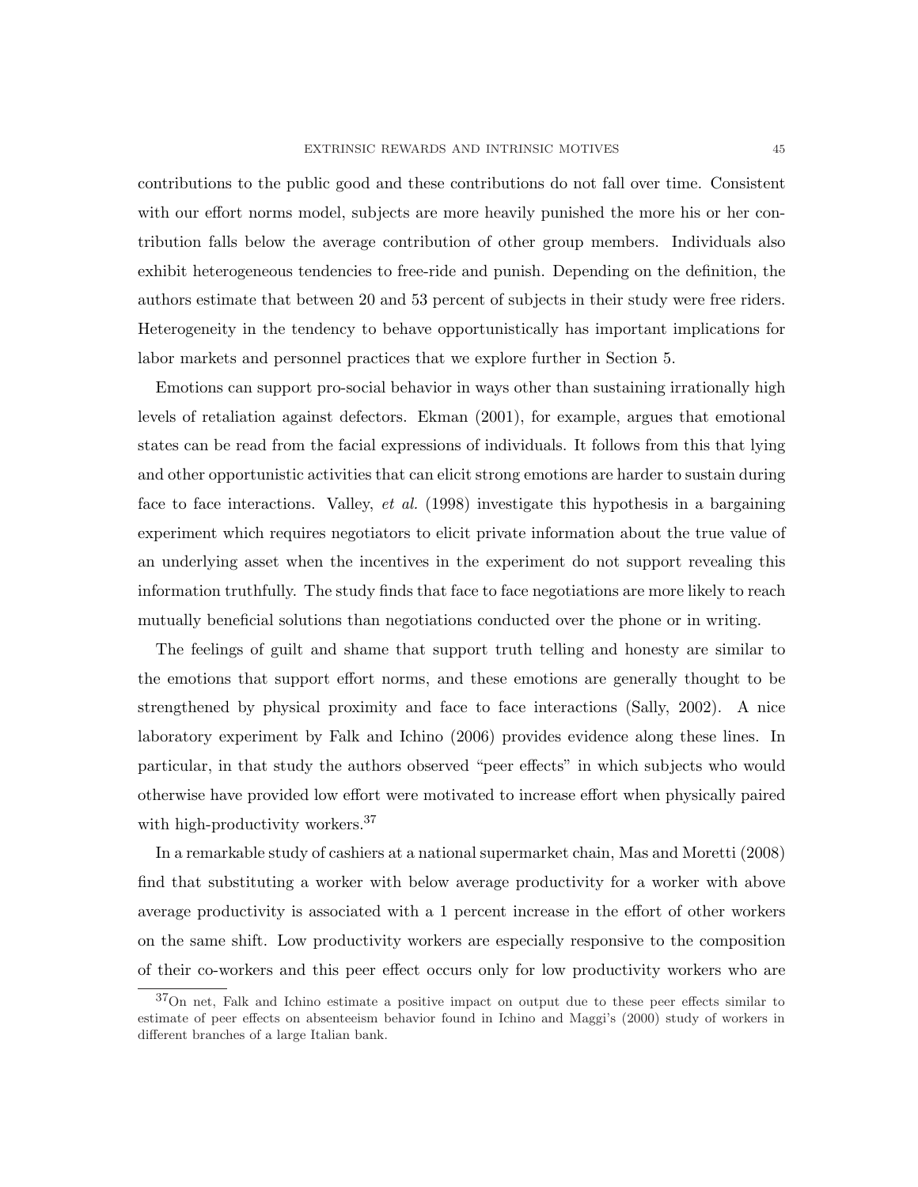contributions to the public good and these contributions do not fall over time. Consistent with our effort norms model, subjects are more heavily punished the more his or her contribution falls below the average contribution of other group members. Individuals also exhibit heterogeneous tendencies to free-ride and punish. Depending on the definition, the authors estimate that between 20 and 53 percent of subjects in their study were free riders. Heterogeneity in the tendency to behave opportunistically has important implications for labor markets and personnel practices that we explore further in Section 5.

Emotions can support pro-social behavior in ways other than sustaining irrationally high levels of retaliation against defectors. Ekman (2001), for example, argues that emotional states can be read from the facial expressions of individuals. It follows from this that lying and other opportunistic activities that can elicit strong emotions are harder to sustain during face to face interactions. Valley, *et al.* (1998) investigate this hypothesis in a bargaining experiment which requires negotiators to elicit private information about the true value of an underlying asset when the incentives in the experiment do not support revealing this information truthfully. The study finds that face to face negotiations are more likely to reach mutually beneficial solutions than negotiations conducted over the phone or in writing.

The feelings of guilt and shame that support truth telling and honesty are similar to the emotions that support effort norms, and these emotions are generally thought to be strengthened by physical proximity and face to face interactions (Sally, 2002). A nice laboratory experiment by Falk and Ichino (2006) provides evidence along these lines. In particular, in that study the authors observed "peer effects" in which subjects who would otherwise have provided low effort were motivated to increase effort when physically paired with high-productivity workers.[37]

In a remarkable study of cashiers at a national supermarket chain, Mas and Moretti (2008) find that substituting a worker with below average productivity for a worker with above average productivity is associated with a 1 percent increase in the effort of other workers on the same shift. Low productivity workers are especially responsive to the composition of their co-workers and this peer effect occurs only for low productivity workers who are

[37]On net, Falk and Ichino estimate a positive impact on output due to these peer effects similar to estimate of peer effects on absenteeism behavior found in Ichino and Maggi's (2000) study of workers in different branches of a large Italian bank.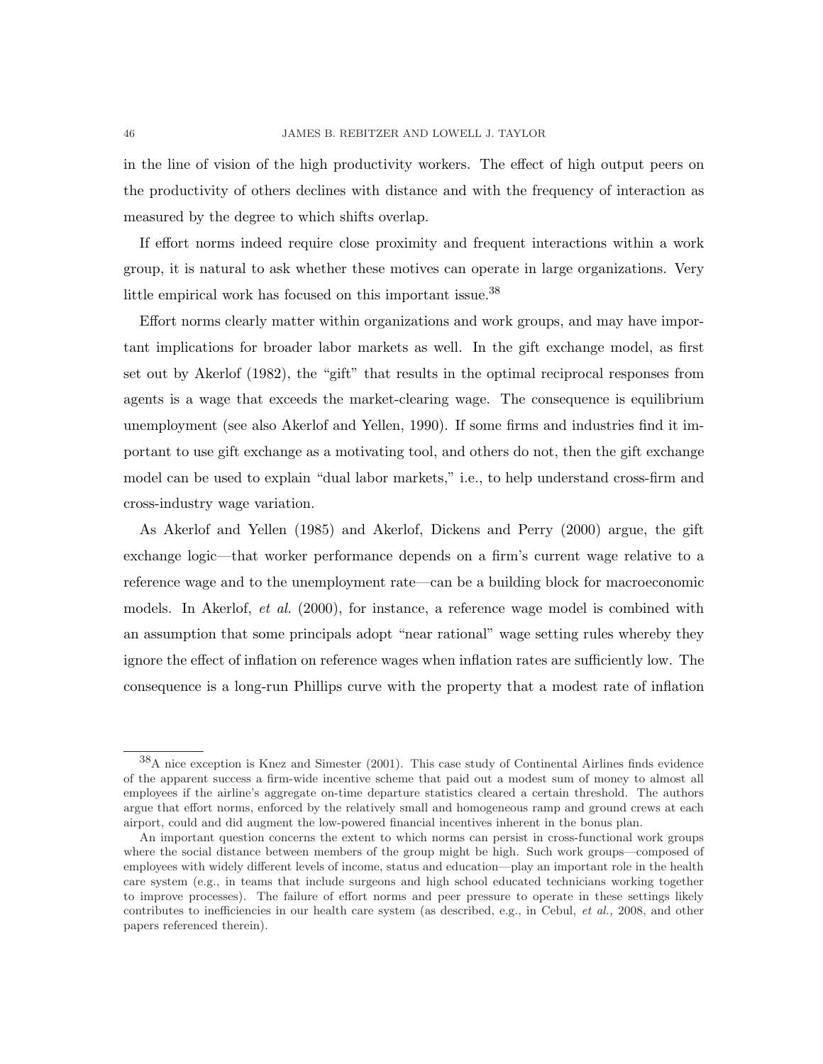in the line of vision of the high productivity workers. The effect of high output peers on the productivity of others declines with distance and with the frequency of interaction as measured by the degree to which shifts overlap.

If effort norms indeed require close proximity and frequent interactions within a work group, it is natural to ask whether these motives can operate in large organizations. Very little empirical work has focused on this important issue.[38]

Effort norms clearly matter within organizations and work groups, and may have important implications for broader labor markets as well. In the gift exchange model, as first set out by Akerlof (1982), the "gift" that results in the optimal reciprocal responses from agents is a wage that exceeds the market-clearing wage. The consequence is equilibrium unemployment (see also Akerlof and Yellen, 1990). If some firms and industries find it important to use gift exchange as a motivating tool, and others do not, then the gift exchange model can be used to explain "dual labor markets," i.e., to help understand cross-firm and cross-industry wage variation.

As Akerlof and Yellen (1985) and Akerlof, Dickens and Perry (2000) argue, the gift exchange logic—that worker performance depends on a firm's current wage relative to a reference wage and to the unemployment rate—can be a building block for macroeconomic models. In Akerlof, *et al.* (2000), for instance, a reference wage model is combined with an assumption that some principals adopt "near rational" wage setting rules whereby they ignore the effect of inflation on reference wages when inflation rates are sufficiently low. The consequence is a long-run Phillips curve with the property that a modest rate of inflation

[38]A nice exception is Knez and Simester (2001). This case study of Continental Airlines finds evidence of the apparent success a firm-wide incentive scheme that paid out a modest sum of money to almost all employees if the airline's aggregate on-time departure statistics cleared a certain threshold. The authors argue that effort norms, enforced by the relatively small and homogeneous ramp and ground crews at each airport, could and did augment the low-powered financial incentives inherent in the bonus plan.

An important question concerns the extent to which norms can persist in cross-functional work groups where the social distance between members of the group might be high. Such work groups—composed of employees with widely different levels of income, status and education—play an important role in the health care system (e.g., in teams that include surgeons and high school educated technicians working together to improve processes). The failure of effort norms and peer pressure to operate in these settings likely contributes to inefficiencies in our health care system (as described, e.g., in Cebul, *et al.,* 2008, and other papers referenced therein).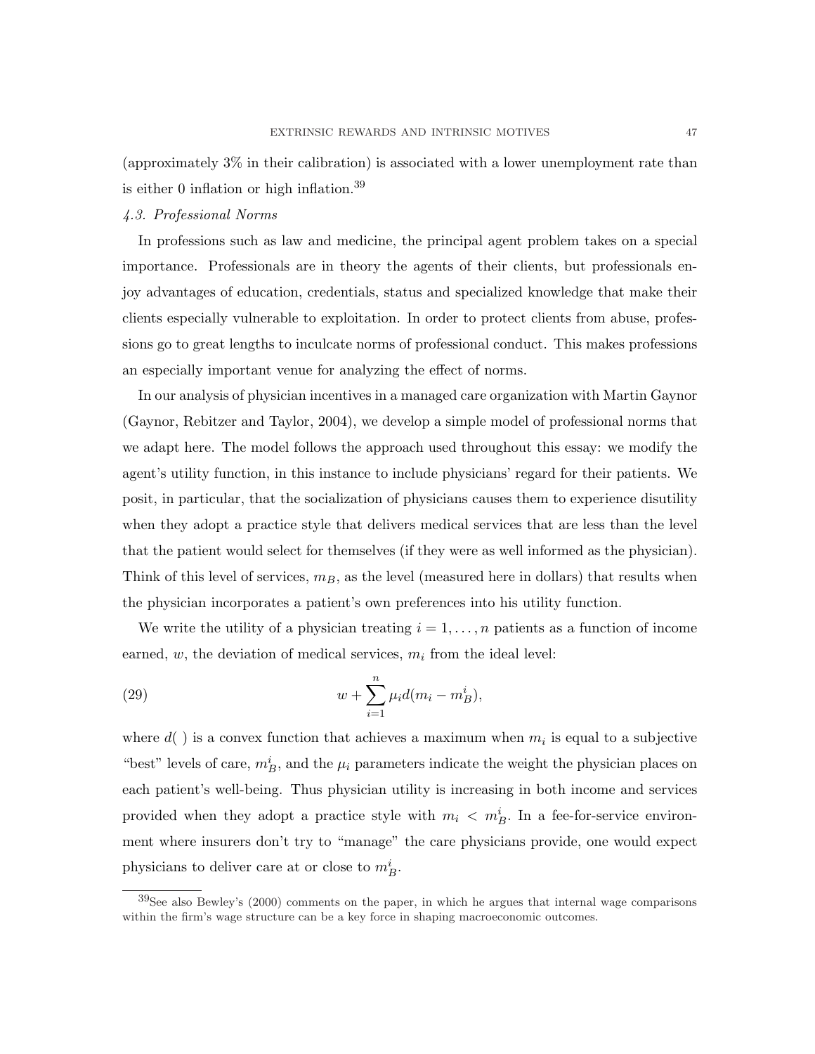(approximately 3% in their calibration) is associated with a lower unemployment rate than is either 0 inflation or high inflation.[39]

*4.3. Professional Norms*

In professions such as law and medicine, the principal agent problem takes on a special importance. Professionals are in theory the agents of their clients, but professionals enjoy advantages of education, credentials, status and specialized knowledge that make their clients especially vulnerable to exploitation. In order to protect clients from abuse, professions go to great lengths to inculcate norms of professional conduct. This makes professions an especially important venue for analyzing the effect of norms.

In our analysis of physician incentives in a managed care organization with Martin Gaynor (Gaynor, Rebitzer and Taylor, 2004), we develop a simple model of professional norms that we adapt here. The model follows the approach used throughout this essay: we modify the agent's utility function, in this instance to include physicians' regard for their patients. We posit, in particular, that the socialization of physicians causes them to experience disutility when they adopt a practice style that delivers medical services that are less than the level that the patient would select for themselves (if they were as well informed as the physician). Think of this level of services, $m_B$, as the level (measured here in dollars) that results when the physician incorporates a patient's own preferences into his utility function.

We write the utility of a physician treating $i = 1, \ldots, n$ patients as a function of income earned, $w$, the deviation of medical services, $m_i$ from the ideal level:

$$w + \sum_{i=1}^{n} \mu_i d(m_i - m_B^i), \tag{29}$$

where $d(\ )$ is a convex function that achieves a maximum when $m_i$ is equal to a subjective "best" levels of care, $m_B^i$, and the $\mu_i$ parameters indicate the weight the physician places on each patient's well-being. Thus physician utility is increasing in both income and services provided when they adopt a practice style with $m_i < m_B^i$. In a fee-for-service environment where insurers don't try to "manage" the care physicians provide, one would expect physicians to deliver care at or close to $m_B^i$.

[39]See also Bewley's (2000) comments on the paper, in which he argues that internal wage comparisons within the firm's wage structure can be a key force in shaping macroeconomic outcomes.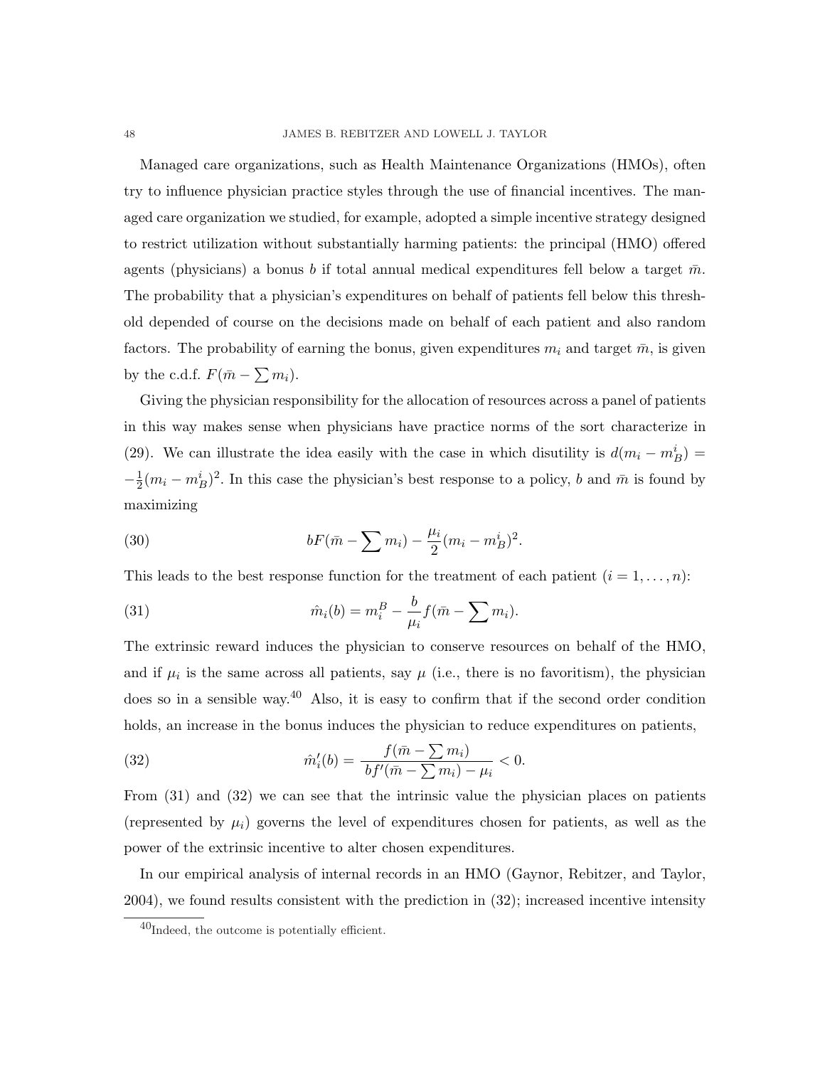Managed care organizations, such as Health Maintenance Organizations (HMOs), often try to influence physician practice styles through the use of financial incentives. The managed care organization we studied, for example, adopted a simple incentive strategy designed to restrict utilization without substantially harming patients: the principal (HMO) offered agents (physicians) a bonus $b$ if total annual medical expenditures fell below a target $\bar{m}$. The probability that a physician's expenditures on behalf of patients fell below this threshold depended of course on the decisions made on behalf of each patient and also random factors. The probability of earning the bonus, given expenditures $m_i$ and target $\bar{m}$, is given by the c.d.f. $F(\bar{m} - \sum m_i)$.

Giving the physician responsibility for the allocation of resources across a panel of patients in this way makes sense when physicians have practice norms of the sort characterize in (29). We can illustrate the idea easily with the case in which disutility is $d(m_i - m_B^i) = -\frac{1}{2}(m_i - m_B^i)^2$. In this case the physician's best response to a policy, $b$ and $\bar{m}$ is found by maximizing

$$bF(\bar{m} - \sum m_i) - \frac{\mu_i}{2}(m_i - m_B^i)^2. \tag{30}$$

This leads to the best response function for the treatment of each patient ($i = 1, \ldots, n$):

$$\hat{m}_i(b) = m_i^B - \frac{b}{\mu_i} f(\bar{m} - \sum m_i). \tag{31}$$

The extrinsic reward induces the physician to conserve resources on behalf of the HMO, and if $\mu_i$ is the same across all patients, say $\mu$ (i.e., there is no favoritism), the physician does so in a sensible way.[40] Also, it is easy to confirm that if the second order condition holds, an increase in the bonus induces the physician to reduce expenditures on patients,

$$\hat{m}_i'(b) = \frac{f(\bar{m} - \sum m_i)}{bf'(\bar{m} - \sum m_i) - \mu_i} < 0. \tag{32}$$

From (31) and (32) we can see that the intrinsic value the physician places on patients (represented by $\mu_i$) governs the level of expenditures chosen for patients, as well as the power of the extrinsic incentive to alter chosen expenditures.

In our empirical analysis of internal records in an HMO (Gaynor, Rebitzer, and Taylor, 2004), we found results consistent with the prediction in (32); increased incentive intensity

[40] Indeed, the outcome is potentially efficient.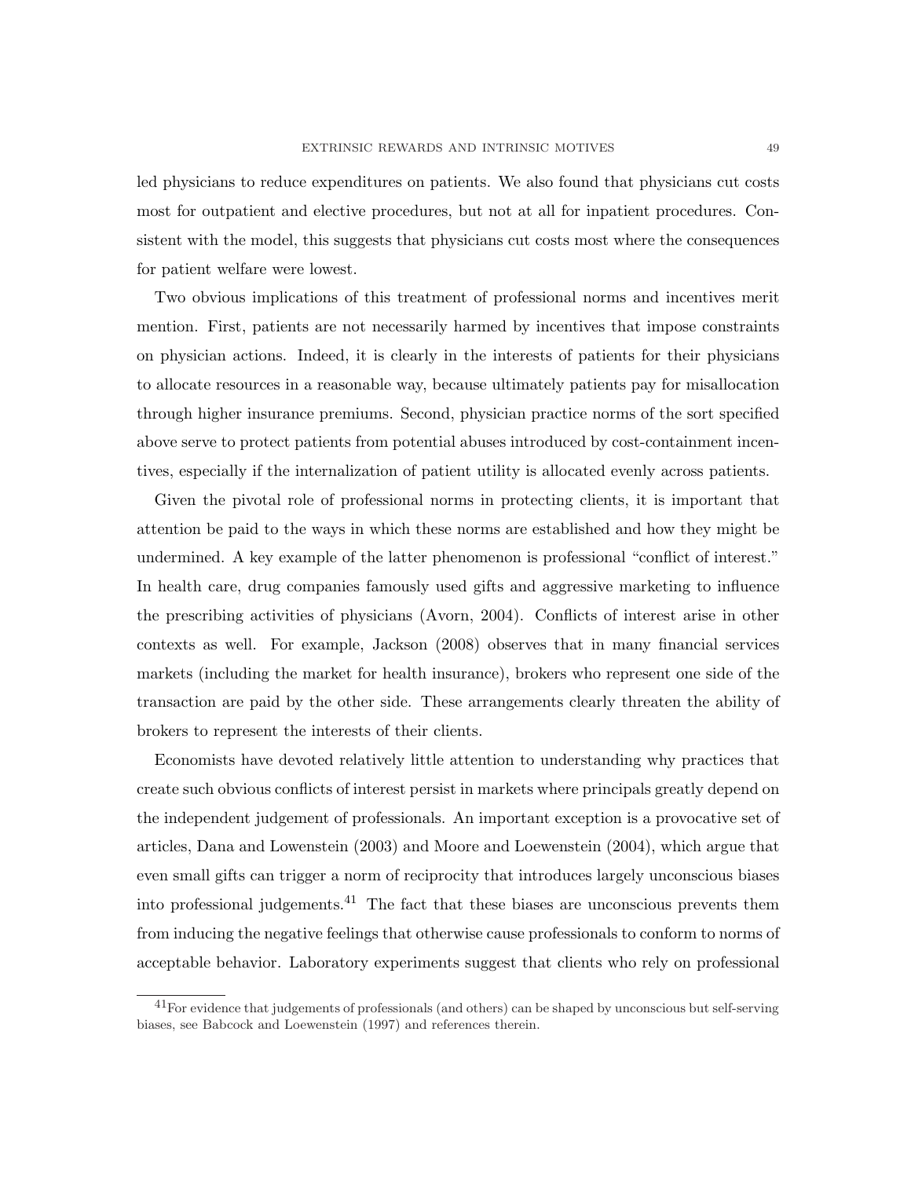led physicians to reduce expenditures on patients. We also found that physicians cut costs most for outpatient and elective procedures, but not at all for inpatient procedures. Consistent with the model, this suggests that physicians cut costs most where the consequences for patient welfare were lowest.

Two obvious implications of this treatment of professional norms and incentives merit mention. First, patients are not necessarily harmed by incentives that impose constraints on physician actions. Indeed, it is clearly in the interests of patients for their physicians to allocate resources in a reasonable way, because ultimately patients pay for misallocation through higher insurance premiums. Second, physician practice norms of the sort specified above serve to protect patients from potential abuses introduced by cost-containment incentives, especially if the internalization of patient utility is allocated evenly across patients.

Given the pivotal role of professional norms in protecting clients, it is important that attention be paid to the ways in which these norms are established and how they might be undermined. A key example of the latter phenomenon is professional "conflict of interest." In health care, drug companies famously used gifts and aggressive marketing to influence the prescribing activities of physicians (Avorn, 2004). Conflicts of interest arise in other contexts as well. For example, Jackson (2008) observes that in many financial services markets (including the market for health insurance), brokers who represent one side of the transaction are paid by the other side. These arrangements clearly threaten the ability of brokers to represent the interests of their clients.

Economists have devoted relatively little attention to understanding why practices that create such obvious conflicts of interest persist in markets where principals greatly depend on the independent judgement of professionals. An important exception is a provocative set of articles, Dana and Lowenstein (2003) and Moore and Loewenstein (2004), which argue that even small gifts can trigger a norm of reciprocity that introduces largely unconscious biases into professional judgements.[41] The fact that these biases are unconscious prevents them from inducing the negative feelings that otherwise cause professionals to conform to norms of acceptable behavior. Laboratory experiments suggest that clients who rely on professional

[41]For evidence that judgements of professionals (and others) can be shaped by unconscious but self-serving biases, see Babcock and Loewenstein (1997) and references therein.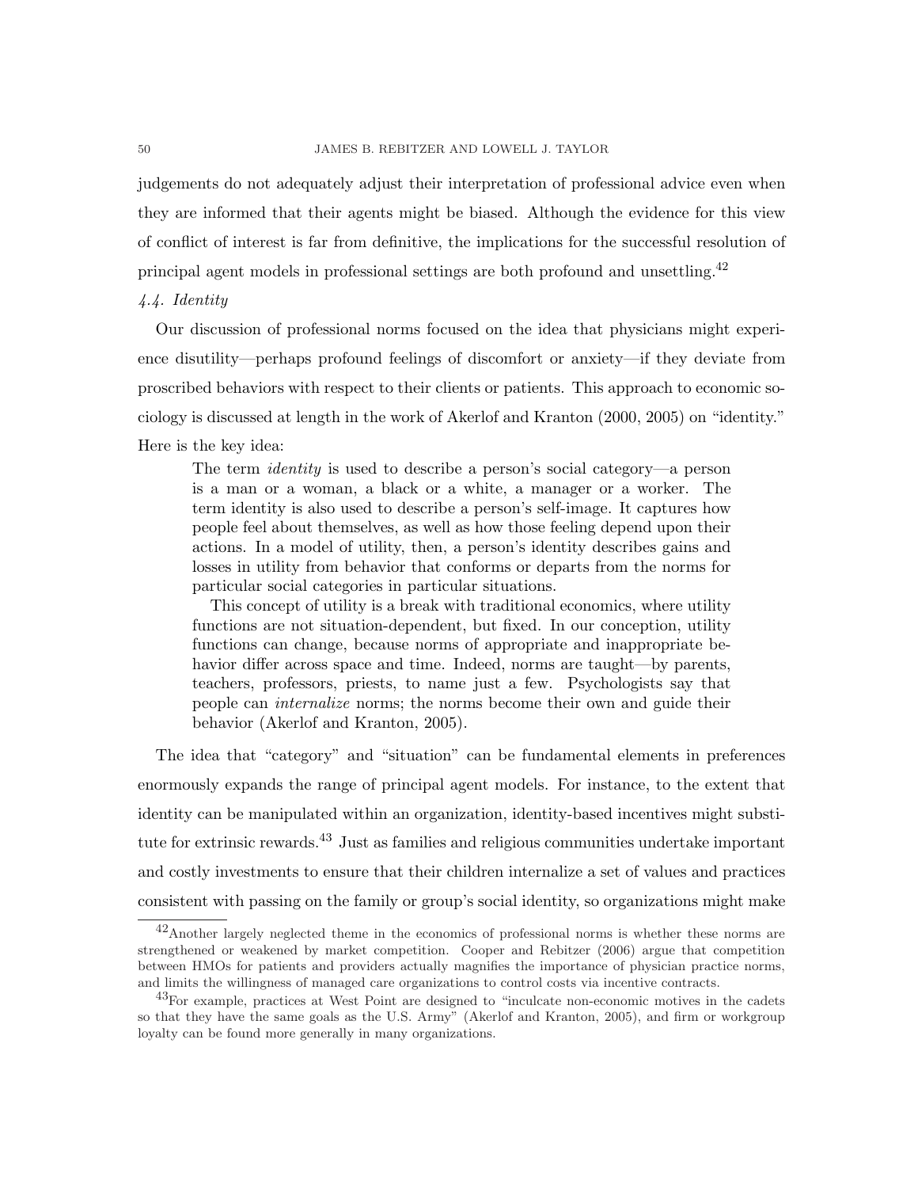judgements do not adequately adjust their interpretation of professional advice even when they are informed that their agents might be biased. Although the evidence for this view of conflict of interest is far from definitive, the implications for the successful resolution of principal agent models in professional settings are both profound and unsettling.[42]

*4.4. Identity*

Our discussion of professional norms focused on the idea that physicians might experience disutility—perhaps profound feelings of discomfort or anxiety—if they deviate from proscribed behaviors with respect to their clients or patients. This approach to economic sociology is discussed at length in the work of Akerlof and Kranton (2000, 2005) on "identity." Here is the key idea:

> The term *identity* is used to describe a person's social category—a person is a man or a woman, a black or a white, a manager or a worker. The term identity is also used to describe a person's self-image. It captures how people feel about themselves, as well as how those feeling depend upon their actions. In a model of utility, then, a person's identity describes gains and losses in utility from behavior that conforms or departs from the norms for particular social categories in particular situations.
>
> This concept of utility is a break with traditional economics, where utility functions are not situation-dependent, but fixed. In our conception, utility functions can change, because norms of appropriate and inappropriate behavior differ across space and time. Indeed, norms are taught—by parents, teachers, professors, priests, to name just a few. Psychologists say that people can *internalize* norms; the norms become their own and guide their behavior (Akerlof and Kranton, 2005).

The idea that "category" and "situation" can be fundamental elements in preferences enormously expands the range of principal agent models. For instance, to the extent that identity can be manipulated within an organization, identity-based incentives might substitute for extrinsic rewards.[43] Just as families and religious communities undertake important and costly investments to ensure that their children internalize a set of values and practices consistent with passing on the family or group's social identity, so organizations might make

[42] Another largely neglected theme in the economics of professional norms is whether these norms are strengthened or weakened by market competition. Cooper and Rebitzer (2006) argue that competition between HMOs for patients and providers actually magnifies the importance of physician practice norms, and limits the willingness of managed care organizations to control costs via incentive contracts.

[43] For example, practices at West Point are designed to "inculcate non-economic motives in the cadets so that they have the same goals as the U.S. Army" (Akerlof and Kranton, 2005), and firm or workgroup loyalty can be found more generally in many organizations.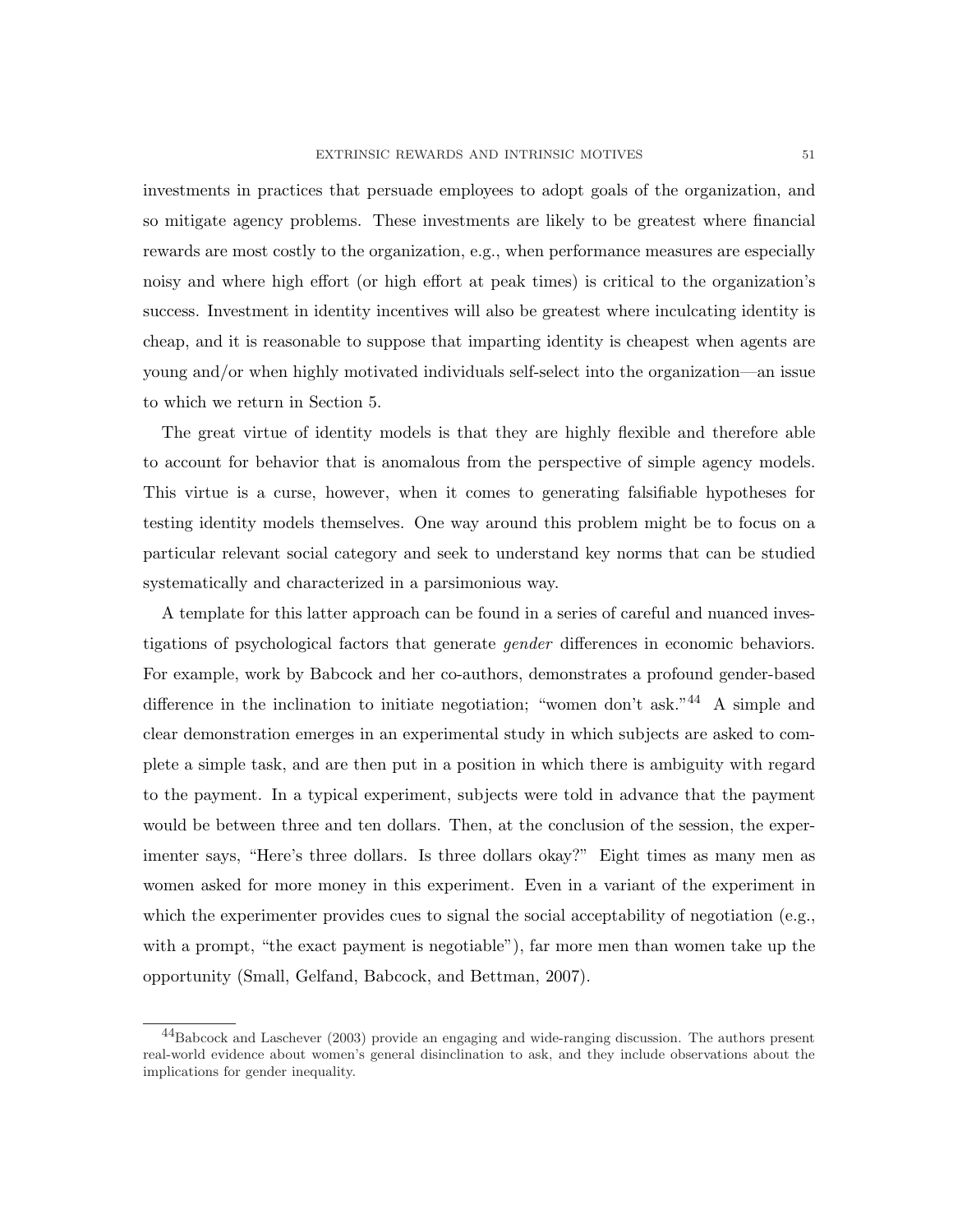investments in practices that persuade employees to adopt goals of the organization, and so mitigate agency problems. These investments are likely to be greatest where financial rewards are most costly to the organization, e.g., when performance measures are especially noisy and where high effort (or high effort at peak times) is critical to the organization's success. Investment in identity incentives will also be greatest where inculcating identity is cheap, and it is reasonable to suppose that imparting identity is cheapest when agents are young and/or when highly motivated individuals self-select into the organization—an issue to which we return in Section 5.

The great virtue of identity models is that they are highly flexible and therefore able to account for behavior that is anomalous from the perspective of simple agency models. This virtue is a curse, however, when it comes to generating falsifiable hypotheses for testing identity models themselves. One way around this problem might be to focus on a particular relevant social category and seek to understand key norms that can be studied systematically and characterized in a parsimonious way.

A template for this latter approach can be found in a series of careful and nuanced investigations of psychological factors that generate *gender* differences in economic behaviors. For example, work by Babcock and her co-authors, demonstrates a profound gender-based difference in the inclination to initiate negotiation; "women don't ask."[44] A simple and clear demonstration emerges in an experimental study in which subjects are asked to complete a simple task, and are then put in a position in which there is ambiguity with regard to the payment. In a typical experiment, subjects were told in advance that the payment would be between three and ten dollars. Then, at the conclusion of the session, the experimenter says, "Here's three dollars. Is three dollars okay?" Eight times as many men as women asked for more money in this experiment. Even in a variant of the experiment in which the experimenter provides cues to signal the social acceptability of negotiation (e.g., with a prompt, "the exact payment is negotiable"), far more men than women take up the opportunity (Small, Gelfand, Babcock, and Bettman, 2007).

[44] Babcock and Laschever (2003) provide an engaging and wide-ranging discussion. The authors present real-world evidence about women's general disinclination to ask, and they include observations about the implications for gender inequality.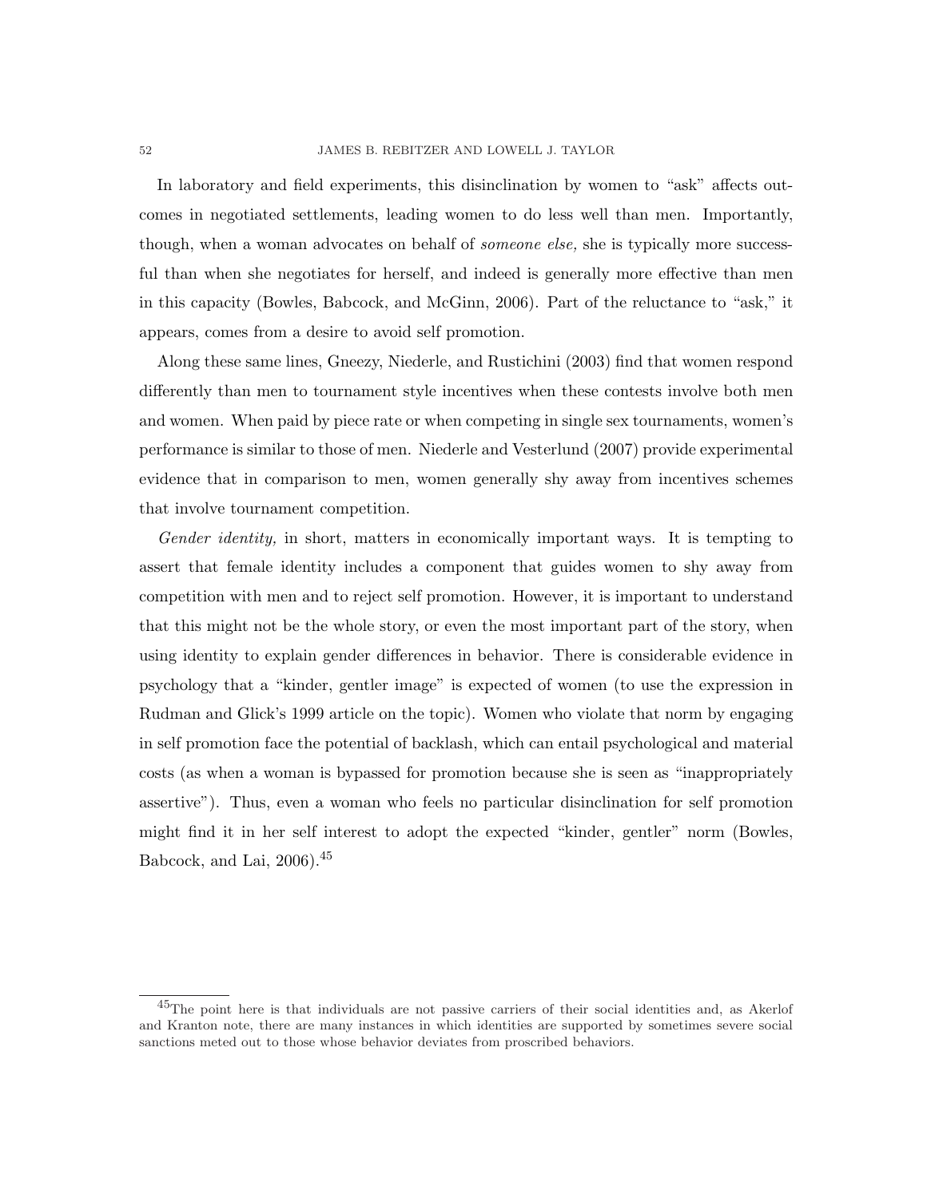In laboratory and field experiments, this disinclination by women to "ask" affects outcomes in negotiated settlements, leading women to do less well than men. Importantly, though, when a woman advocates on behalf of *someone else,* she is typically more successful than when she negotiates for herself, and indeed is generally more effective than men in this capacity (Bowles, Babcock, and McGinn, 2006). Part of the reluctance to "ask," it appears, comes from a desire to avoid self promotion.

Along these same lines, Gneezy, Niederle, and Rustichini (2003) find that women respond differently than men to tournament style incentives when these contests involve both men and women. When paid by piece rate or when competing in single sex tournaments, women's performance is similar to those of men. Niederle and Vesterlund (2007) provide experimental evidence that in comparison to men, women generally shy away from incentives schemes that involve tournament competition.

*Gender identity,* in short, matters in economically important ways. It is tempting to assert that female identity includes a component that guides women to shy away from competition with men and to reject self promotion. However, it is important to understand that this might not be the whole story, or even the most important part of the story, when using identity to explain gender differences in behavior. There is considerable evidence in psychology that a "kinder, gentler image" is expected of women (to use the expression in Rudman and Glick's 1999 article on the topic). Women who violate that norm by engaging in self promotion face the potential of backlash, which can entail psychological and material costs (as when a woman is bypassed for promotion because she is seen as "inappropriately assertive"). Thus, even a woman who feels no particular disinclination for self promotion might find it in her self interest to adopt the expected "kinder, gentler" norm (Bowles, Babcock, and Lai, 2006).[45]

[45]The point here is that individuals are not passive carriers of their social identities and, as Akerlof and Kranton note, there are many instances in which identities are supported by sometimes severe social sanctions meted out to those whose behavior deviates from proscribed behaviors.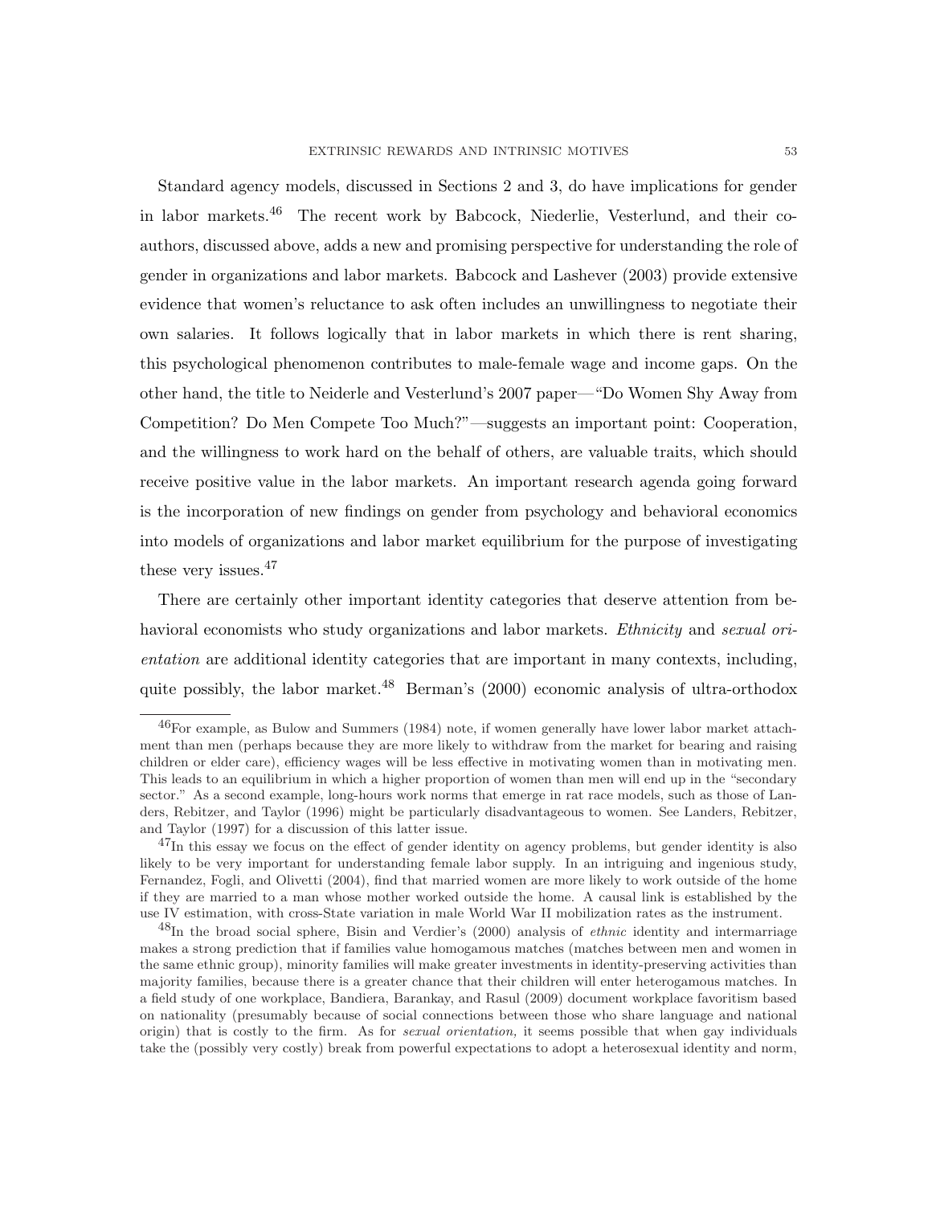Standard agency models, discussed in Sections 2 and 3, do have implications for gender in labor markets.[46] The recent work by Babcock, Niederlie, Vesterlund, and their co-authors, discussed above, adds a new and promising perspective for understanding the role of gender in organizations and labor markets. Babcock and Lashever (2003) provide extensive evidence that women's reluctance to ask often includes an unwillingness to negotiate their own salaries. It follows logically that in labor markets in which there is rent sharing, this psychological phenomenon contributes to male-female wage and income gaps. On the other hand, the title to Neiderle and Vesterlund's 2007 paper—"Do Women Shy Away from Competition? Do Men Compete Too Much?"—suggests an important point: Cooperation, and the willingness to work hard on the behalf of others, are valuable traits, which should receive positive value in the labor markets. An important research agenda going forward is the incorporation of new findings on gender from psychology and behavioral economics into models of organizations and labor market equilibrium for the purpose of investigating these very issues.[47]

There are certainly other important identity categories that deserve attention from behavioral economists who study organizations and labor markets. *Ethnicity* and *sexual orientation* are additional identity categories that are important in many contexts, including, quite possibly, the labor market.[48] Berman's (2000) economic analysis of ultra-orthodox

[46] For example, as Bulow and Summers (1984) note, if women generally have lower labor market attachment than men (perhaps because they are more likely to withdraw from the market for bearing and raising children or elder care), efficiency wages will be less effective in motivating women than in motivating men. This leads to an equilibrium in which a higher proportion of women than men will end up in the "secondary sector." As a second example, long-hours work norms that emerge in rat race models, such as those of Landers, Rebitzer, and Taylor (1996) might be particularly disadvantageous to women. See Landers, Rebitzer, and Taylor (1997) for a discussion of this latter issue.

[47] In this essay we focus on the effect of gender identity on agency problems, but gender identity is also likely to be very important for understanding female labor supply. In an intriguing and ingenious study, Fernandez, Fogli, and Olivetti (2004), find that married women are more likely to work outside of the home if they are married to a man whose mother worked outside the home. A causal link is established by the use IV estimation, with cross-State variation in male World War II mobilization rates as the instrument.

[48] In the broad social sphere, Bisin and Verdier's (2000) analysis of *ethnic* identity and intermarriage makes a strong prediction that if families value homogamous matches (matches between men and women in the same ethnic group), minority families will make greater investments in identity-preserving activities than majority families, because there is a greater chance that their children will enter heterogamous matches. In a field study of one workplace, Bandiera, Barankay, and Rasul (2009) document workplace favoritism based on nationality (presumably because of social connections between those who share language and national origin) that is costly to the firm. As for *sexual orientation,* it seems possible that when gay individuals take the (possibly very costly) break from powerful expectations to adopt a heterosexual identity and norm,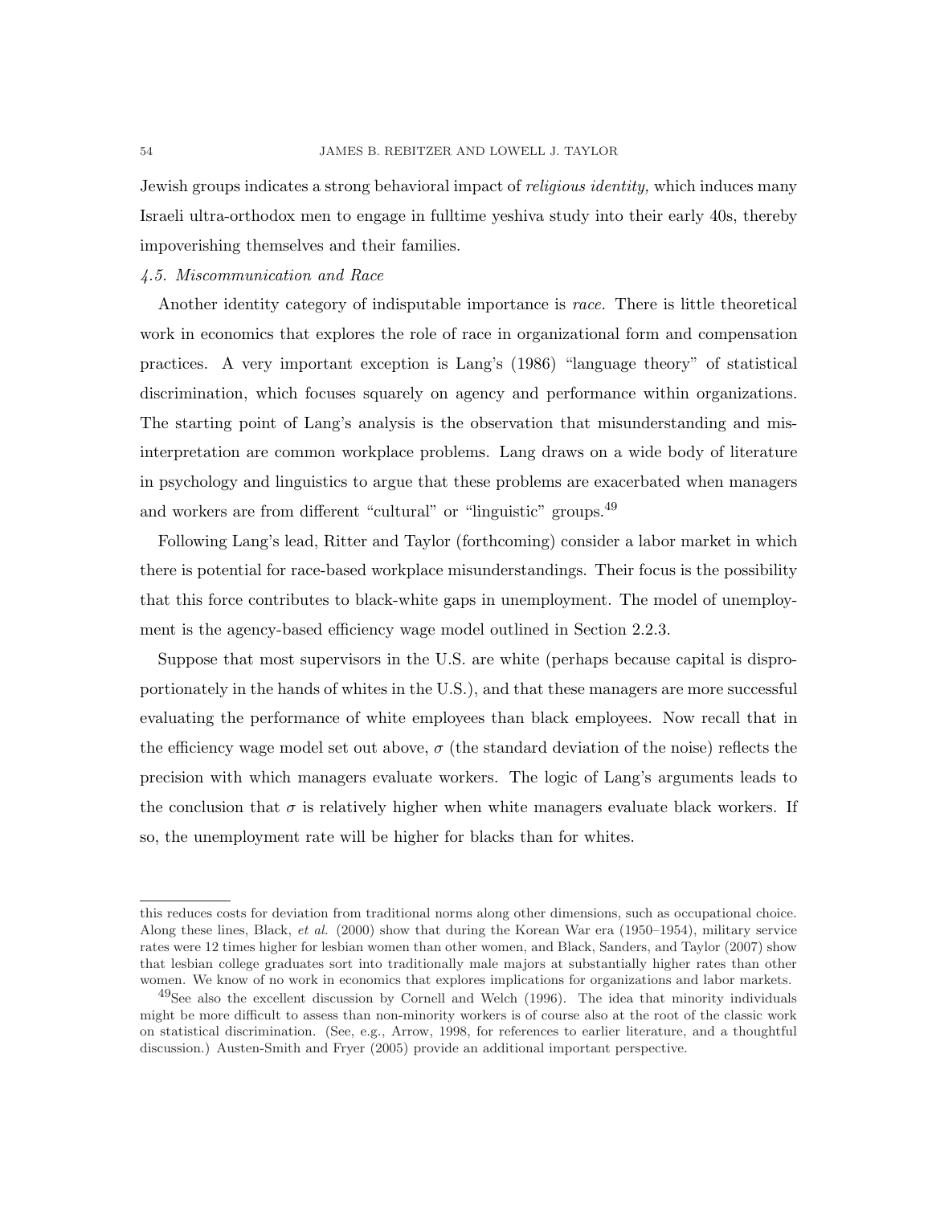Jewish groups indicates a strong behavioral impact of *religious identity,* which induces many Israeli ultra-orthodox men to engage in fulltime yeshiva study into their early 40s, thereby impoverishing themselves and their families.

### *4.5. Miscommunication and Race*

Another identity category of indisputable importance is *race.* There is little theoretical work in economics that explores the role of race in organizational form and compensation practices. A very important exception is Lang's (1986) "language theory" of statistical discrimination, which focuses squarely on agency and performance within organizations. The starting point of Lang's analysis is the observation that misunderstanding and misinterpretation are common workplace problems. Lang draws on a wide body of literature in psychology and linguistics to argue that these problems are exacerbated when managers and workers are from different "cultural" or "linguistic" groups.[49]

Following Lang's lead, Ritter and Taylor (forthcoming) consider a labor market in which there is potential for race-based workplace misunderstandings. Their focus is the possibility that this force contributes to black-white gaps in unemployment. The model of unemployment is the agency-based efficiency wage model outlined in Section 2.2.3.

Suppose that most supervisors in the U.S. are white (perhaps because capital is disproportionately in the hands of whites in the U.S.), and that these managers are more successful evaluating the performance of white employees than black employees. Now recall that in the efficiency wage model set out above, $\sigma$ (the standard deviation of the noise) reflects the precision with which managers evaluate workers. The logic of Lang's arguments leads to the conclusion that $\sigma$ is relatively higher when white managers evaluate black workers. If so, the unemployment rate will be higher for blacks than for whites.

---

this reduces costs for deviation from traditional norms along other dimensions, such as occupational choice. Along these lines, Black, *et al.* (2000) show that during the Korean War era (1950–1954), military service rates were 12 times higher for lesbian women than other women, and Black, Sanders, and Taylor (2007) show that lesbian college graduates sort into traditionally male majors at substantially higher rates than other women. We know of no work in economics that explores implications for organizations and labor markets.

[49] See also the excellent discussion by Cornell and Welch (1996). The idea that minority individuals might be more difficult to assess than non-minority workers is of course also at the root of the classic work on statistical discrimination. (See, e.g., Arrow, 1998, for references to earlier literature, and a thoughtful discussion.) Austen-Smith and Fryer (2005) provide an additional important perspective.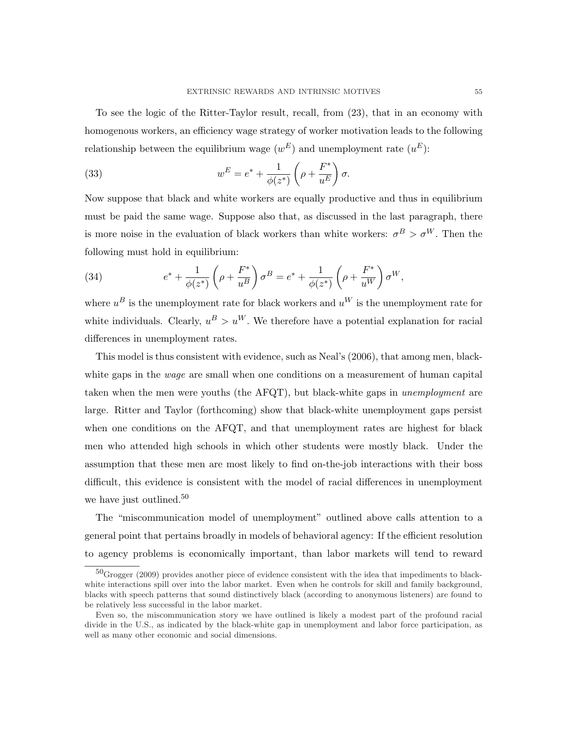To see the logic of the Ritter-Taylor result, recall, from (23), that in an economy with homogenous workers, an efficiency wage strategy of worker motivation leads to the following relationship between the equilibrium wage ($w^E$) and unemployment rate ($u^E$):

$$w^E = e^* + \frac{1}{\phi(z^*)}\left(\rho + \frac{F^*}{u^E}\right)\sigma. \tag{33}$$

Now suppose that black and white workers are equally productive and thus in equilibrium must be paid the same wage. Suppose also that, as discussed in the last paragraph, there is more noise in the evaluation of black workers than white workers: $\sigma^B > \sigma^W$. Then the following must hold in equilibrium:

$$e^* + \frac{1}{\phi(z^*)}\left(\rho + \frac{F^*}{u^B}\right)\sigma^B = e^* + \frac{1}{\phi(z^*)}\left(\rho + \frac{F^*}{u^W}\right)\sigma^W, \tag{34}$$

where $u^B$ is the unemployment rate for black workers and $u^W$ is the unemployment rate for white individuals. Clearly, $u^B > u^W$. We therefore have a potential explanation for racial differences in unemployment rates.

This model is thus consistent with evidence, such as Neal's (2006), that among men, black-white gaps in the *wage* are small when one conditions on a measurement of human capital taken when the men were youths (the AFQT), but black-white gaps in *unemployment* are large. Ritter and Taylor (forthcoming) show that black-white unemployment gaps persist when one conditions on the AFQT, and that unemployment rates are highest for black men who attended high schools in which other students were mostly black. Under the assumption that these men are most likely to find on-the-job interactions with their boss difficult, this evidence is consistent with the model of racial differences in unemployment we have just outlined.[50]

The "miscommunication model of unemployment" outlined above calls attention to a general point that pertains broadly in models of behavioral agency: If the efficient resolution to agency problems is economically important, than labor markets will tend to reward

---

[50] Grogger (2009) provides another piece of evidence consistent with the idea that impediments to black-white interactions spill over into the labor market. Even when he controls for skill and family background, blacks with speech patterns that sound distinctively black (according to anonymous listeners) are found to be relatively less successful in the labor market.

Even so, the miscommunication story we have outlined is likely a modest part of the profound racial divide in the U.S., as indicated by the black-white gap in unemployment and labor force participation, as well as many other economic and social dimensions.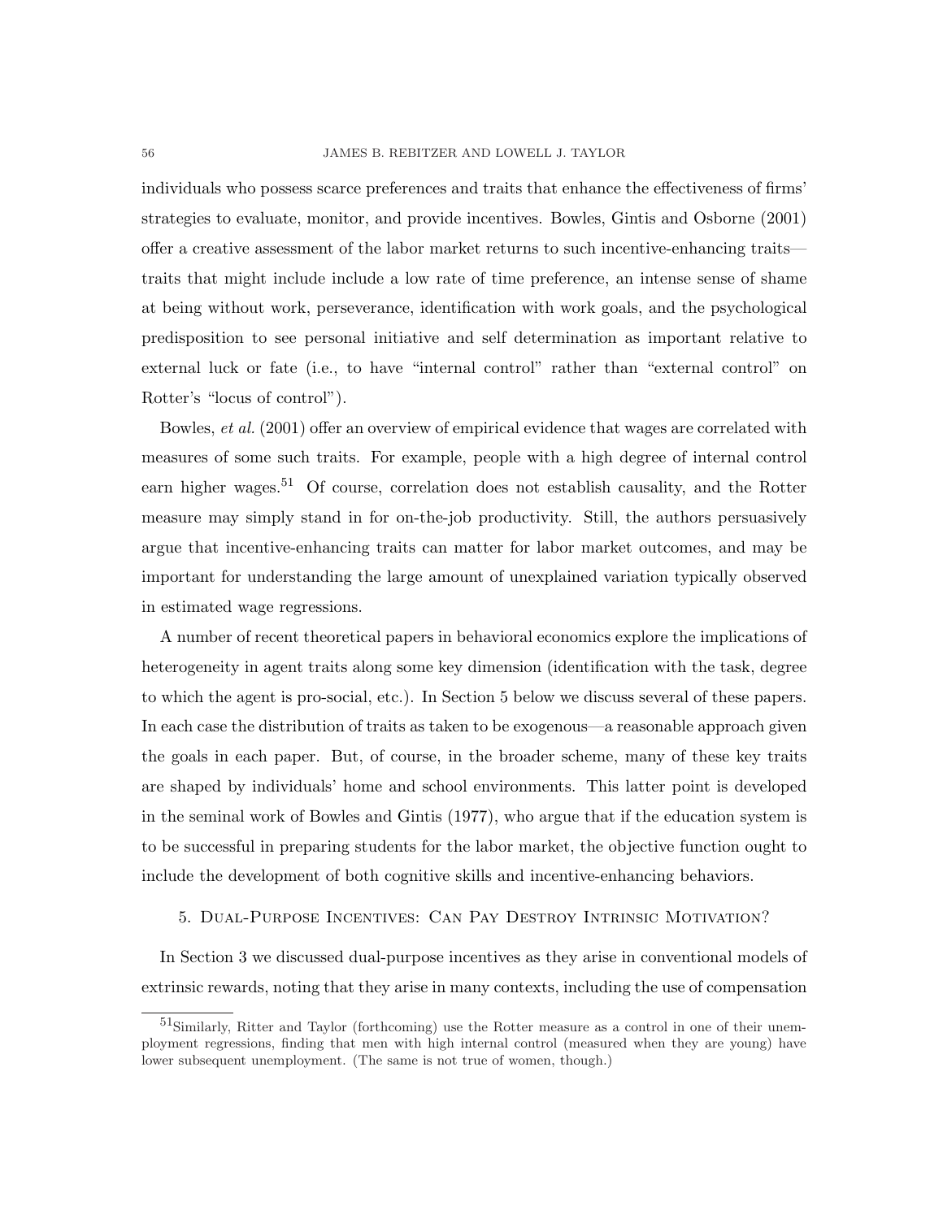individuals who possess scarce preferences and traits that enhance the effectiveness of firms' strategies to evaluate, monitor, and provide incentives. Bowles, Gintis and Osborne (2001) offer a creative assessment of the labor market returns to such incentive-enhancing traits—traits that might include include a low rate of time preference, an intense sense of shame at being without work, perseverance, identification with work goals, and the psychological predisposition to see personal initiative and self determination as important relative to external luck or fate (i.e., to have "internal control" rather than "external control" on Rotter's "locus of control").

Bowles, *et al.* (2001) offer an overview of empirical evidence that wages are correlated with measures of some such traits. For example, people with a high degree of internal control earn higher wages.[51] Of course, correlation does not establish causality, and the Rotter measure may simply stand in for on-the-job productivity. Still, the authors persuasively argue that incentive-enhancing traits can matter for labor market outcomes, and may be important for understanding the large amount of unexplained variation typically observed in estimated wage regressions.

A number of recent theoretical papers in behavioral economics explore the implications of heterogeneity in agent traits along some key dimension (identification with the task, degree to which the agent is pro-social, etc.). In Section 5 below we discuss several of these papers. In each case the distribution of traits as taken to be exogenous—a reasonable approach given the goals in each paper. But, of course, in the broader scheme, many of these key traits are shaped by individuals' home and school environments. This latter point is developed in the seminal work of Bowles and Gintis (1977), who argue that if the education system is to be successful in preparing students for the labor market, the objective function ought to include the development of both cognitive skills and incentive-enhancing behaviors.

## 5. Dual-Purpose Incentives: Can Pay Destroy Intrinsic Motivation?

In Section 3 we discussed dual-purpose incentives as they arise in conventional models of extrinsic rewards, noting that they arise in many contexts, including the use of compensation

[51] Similarly, Ritter and Taylor (forthcoming) use the Rotter measure as a control in one of their unemployment regressions, finding that men with high internal control (measured when they are young) have lower subsequent unemployment. (The same is not true of women, though.)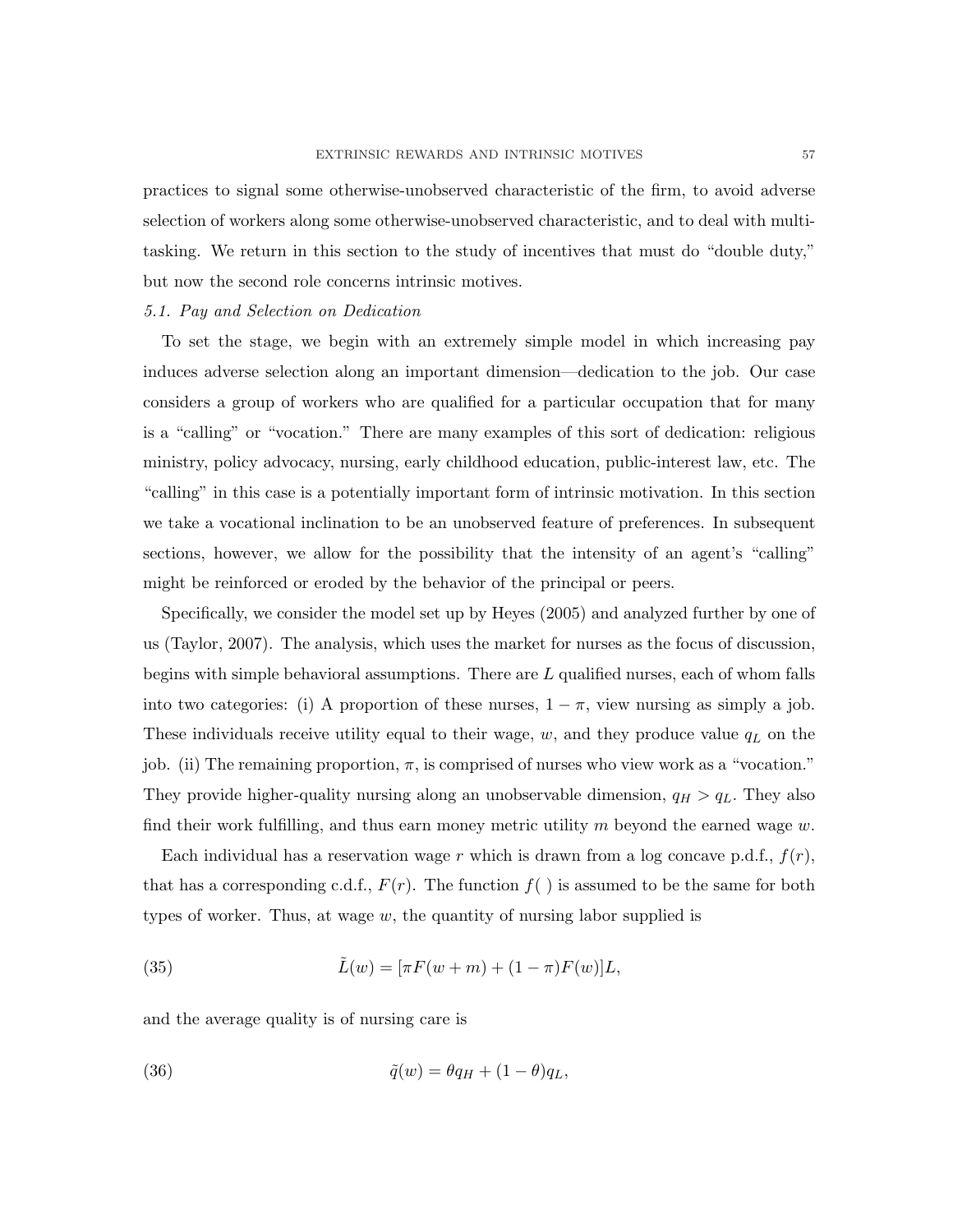practices to signal some otherwise-unobserved characteristic of the firm, to avoid adverse selection of workers along some otherwise-unobserved characteristic, and to deal with multi-tasking. We return in this section to the study of incentives that must do "double duty," but now the second role concerns intrinsic motives.

*5.1. Pay and Selection on Dedication*

To set the stage, we begin with an extremely simple model in which increasing pay induces adverse selection along an important dimension—dedication to the job. Our case considers a group of workers who are qualified for a particular occupation that for many is a "calling" or "vocation." There are many examples of this sort of dedication: religious ministry, policy advocacy, nursing, early childhood education, public-interest law, etc. The "calling" in this case is a potentially important form of intrinsic motivation. In this section we take a vocational inclination to be an unobserved feature of preferences. In subsequent sections, however, we allow for the possibility that the intensity of an agent's "calling" might be reinforced or eroded by the behavior of the principal or peers.

Specifically, we consider the model set up by Heyes (2005) and analyzed further by one of us (Taylor, 2007). The analysis, which uses the market for nurses as the focus of discussion, begins with simple behavioral assumptions. There are $L$ qualified nurses, each of whom falls into two categories: (i) A proportion of these nurses, $1 - \pi$, view nursing as simply a job. These individuals receive utility equal to their wage, $w$, and they produce value $q_L$ on the job. (ii) The remaining proportion, $\pi$, is comprised of nurses who view work as a "vocation." They provide higher-quality nursing along an unobservable dimension, $q_H > q_L$. They also find their work fulfilling, and thus earn money metric utility $m$ beyond the earned wage $w$.

Each individual has a reservation wage $r$ which is drawn from a log concave p.d.f., $f(r)$, that has a corresponding c.d.f., $F(r)$. The function $f(\ )$ is assumed to be the same for both types of worker. Thus, at wage $w$, the quantity of nursing labor supplied is

$$\tilde{L}(w) = [\pi F(w + m) + (1 - \pi)F(w)]L, \tag{35}$$

and the average quality is of nursing care is

$$\tilde{q}(w) = \theta q_H + (1 - \theta)q_L, \tag{36}$$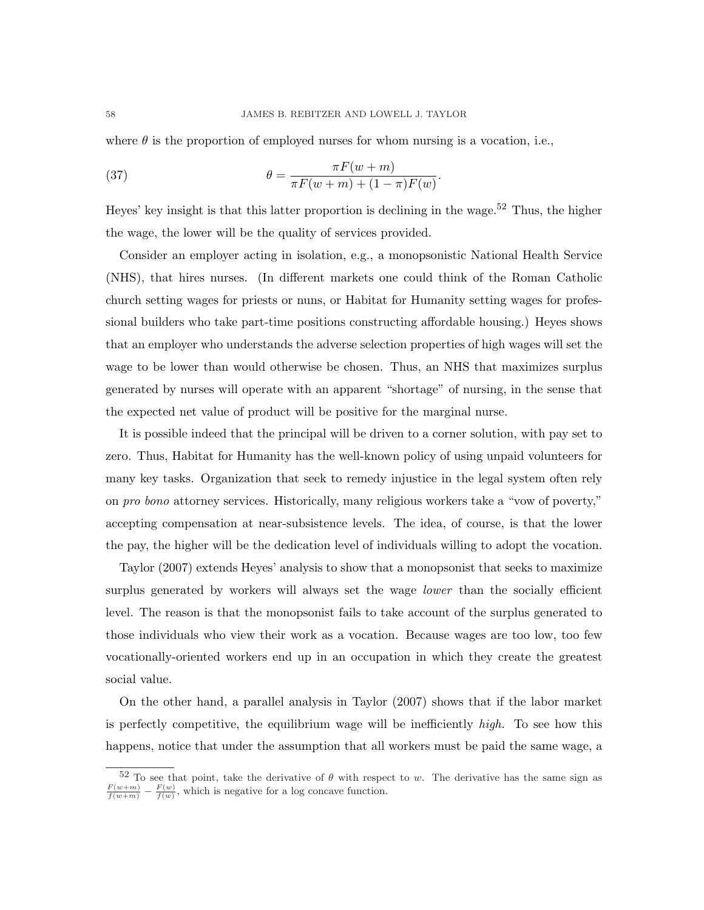where $\theta$ is the proportion of employed nurses for whom nursing is a vocation, i.e.,

$$\theta = \frac{\pi F(w+m)}{\pi F(w+m) + (1-\pi)F(w)}. \tag{37}$$

Heyes' key insight is that this latter proportion is declining in the wage.[52] Thus, the higher the wage, the lower will be the quality of services provided.

Consider an employer acting in isolation, e.g., a monopsonistic National Health Service (NHS), that hires nurses. (In different markets one could think of the Roman Catholic church setting wages for priests or nuns, or Habitat for Humanity setting wages for professional builders who take part-time positions constructing affordable housing.) Heyes shows that an employer who understands the adverse selection properties of high wages will set the wage to be lower than would otherwise be chosen. Thus, an NHS that maximizes surplus generated by nurses will operate with an apparent "shortage" of nursing, in the sense that the expected net value of product will be positive for the marginal nurse.

It is possible indeed that the principal will be driven to a corner solution, with pay set to zero. Thus, Habitat for Humanity has the well-known policy of using unpaid volunteers for many key tasks. Organization that seek to remedy injustice in the legal system often rely on *pro bono* attorney services. Historically, many religious workers take a "vow of poverty," accepting compensation at near-subsistence levels. The idea, of course, is that the lower the pay, the higher will be the dedication level of individuals willing to adopt the vocation.

Taylor (2007) extends Heyes' analysis to show that a monopsonist that seeks to maximize surplus generated by workers will always set the wage *lower* than the socially efficient level. The reason is that the monopsonist fails to take account of the surplus generated to those individuals who view their work as a vocation. Because wages are too low, too few vocationally-oriented workers end up in an occupation in which they create the greatest social value.

On the other hand, a parallel analysis in Taylor (2007) shows that if the labor market is perfectly competitive, the equilibrium wage will be inefficiently *high.* To see how this happens, notice that under the assumption that all workers must be paid the same wage, a

[52] To see that point, take the derivative of $\theta$ with respect to $w$. The derivative has the same sign as $\frac{F(w+m)}{f(w+m)} - \frac{F(w)}{f(w)}$, which is negative for a log concave function.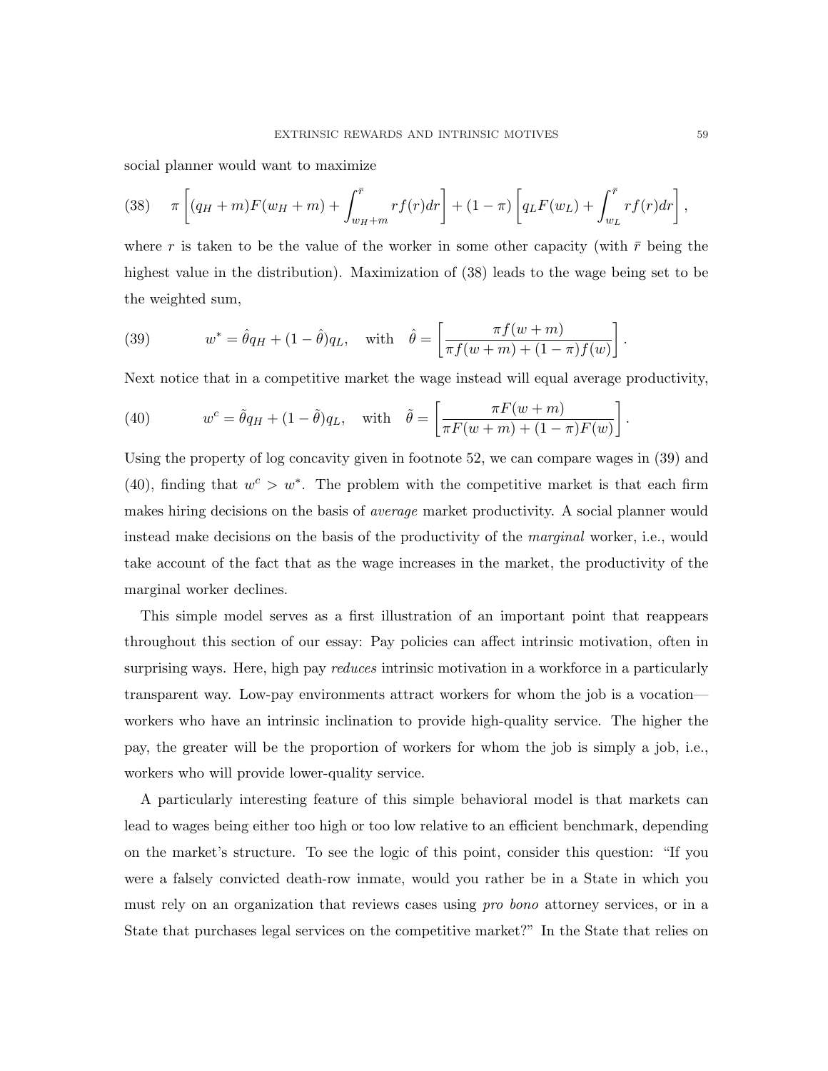social planner would want to maximize

$$\pi \left[ (q_H + m)F(w_H + m) + \int_{w_H+m}^{\bar{r}} rf(r)dr \right] + (1 - \pi) \left[ q_L F(w_L) + \int_{w_L}^{\bar{r}} rf(r)dr \right], \tag{38}$$

where $r$ is taken to be the value of the worker in some other capacity (with $\bar{r}$ being the highest value in the distribution). Maximization of (38) leads to the wage being set to be the weighted sum,

$$w^* = \hat{\theta} q_H + (1 - \hat{\theta}) q_L, \quad \text{with} \quad \hat{\theta} = \left[ \frac{\pi f(w + m)}{\pi f(w + m) + (1 - \pi) f(w)} \right]. \tag{39}$$

Next notice that in a competitive market the wage instead will equal average productivity,

$$w^c = \tilde{\theta} q_H + (1 - \tilde{\theta}) q_L, \quad \text{with} \quad \tilde{\theta} = \left[ \frac{\pi F(w + m)}{\pi F(w + m) + (1 - \pi) F(w)} \right]. \tag{40}$$

Using the property of log concavity given in footnote 52, we can compare wages in (39) and (40), finding that $w^c > w^*$. The problem with the competitive market is that each firm makes hiring decisions on the basis of *average* market productivity. A social planner would instead make decisions on the basis of the productivity of the *marginal* worker, i.e., would take account of the fact that as the wage increases in the market, the productivity of the marginal worker declines.

This simple model serves as a first illustration of an important point that reappears throughout this section of our essay: Pay policies can affect intrinsic motivation, often in surprising ways. Here, high pay *reduces* intrinsic motivation in a workforce in a particularly transparent way. Low-pay environments attract workers for whom the job is a vocation—workers who have an intrinsic inclination to provide high-quality service. The higher the pay, the greater will be the proportion of workers for whom the job is simply a job, i.e., workers who will provide lower-quality service.

A particularly interesting feature of this simple behavioral model is that markets can lead to wages being either too high or too low relative to an efficient benchmark, depending on the market's structure. To see the logic of this point, consider this question: "If you were a falsely convicted death-row inmate, would you rather be in a State in which you must rely on an organization that reviews cases using *pro bono* attorney services, or in a State that purchases legal services on the competitive market?" In the State that relies on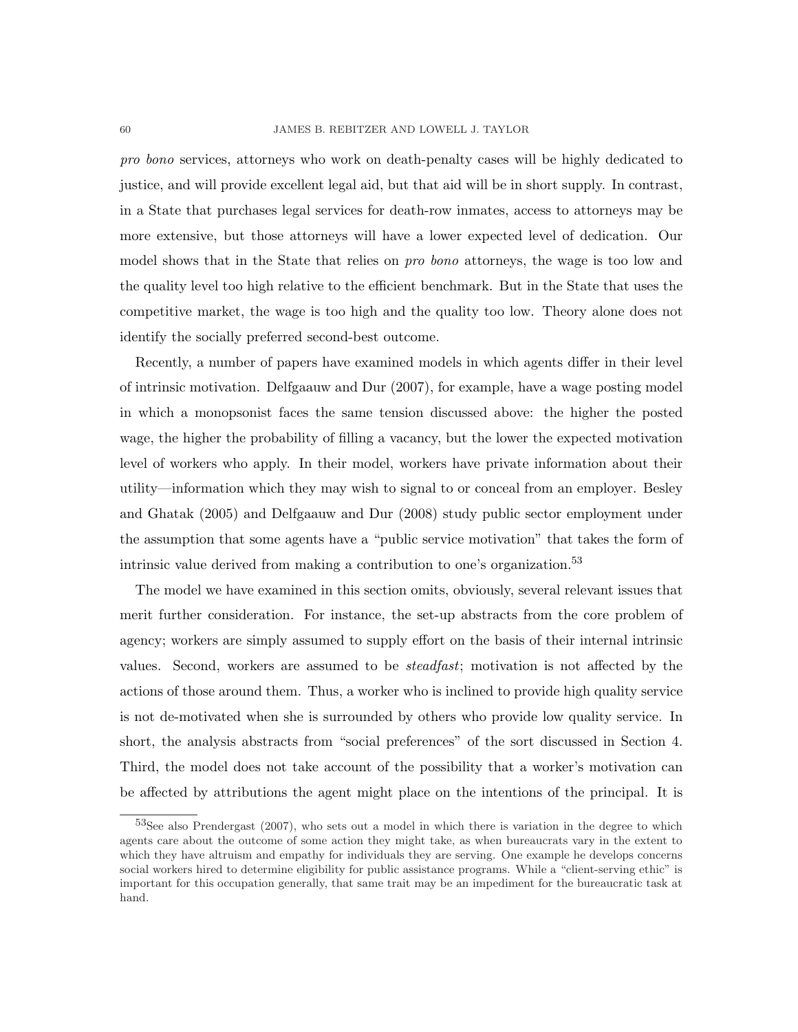*pro bono* services, attorneys who work on death-penalty cases will be highly dedicated to justice, and will provide excellent legal aid, but that aid will be in short supply. In contrast, in a State that purchases legal services for death-row inmates, access to attorneys may be more extensive, but those attorneys will have a lower expected level of dedication. Our model shows that in the State that relies on *pro bono* attorneys, the wage is too low and the quality level too high relative to the efficient benchmark. But in the State that uses the competitive market, the wage is too high and the quality too low. Theory alone does not identify the socially preferred second-best outcome.

Recently, a number of papers have examined models in which agents differ in their level of intrinsic motivation. Delfgaauw and Dur (2007), for example, have a wage posting model in which a monopsonist faces the same tension discussed above: the higher the posted wage, the higher the probability of filling a vacancy, but the lower the expected motivation level of workers who apply. In their model, workers have private information about their utility—information which they may wish to signal to or conceal from an employer. Besley and Ghatak (2005) and Delfgaauw and Dur (2008) study public sector employment under the assumption that some agents have a "public service motivation" that takes the form of intrinsic value derived from making a contribution to one's organization.[53]

The model we have examined in this section omits, obviously, several relevant issues that merit further consideration. For instance, the set-up abstracts from the core problem of agency; workers are simply assumed to supply effort on the basis of their internal intrinsic values. Second, workers are assumed to be *steadfast*; motivation is not affected by the actions of those around them. Thus, a worker who is inclined to provide high quality service is not de-motivated when she is surrounded by others who provide low quality service. In short, the analysis abstracts from "social preferences" of the sort discussed in Section 4. Third, the model does not take account of the possibility that a worker's motivation can be affected by attributions the agent might place on the intentions of the principal. It is

[53]See also Prendergast (2007), who sets out a model in which there is variation in the degree to which agents care about the outcome of some action they might take, as when bureaucrats vary in the extent to which they have altruism and empathy for individuals they are serving. One example he develops concerns social workers hired to determine eligibility for public assistance programs. While a "client-serving ethic" is important for this occupation generally, that same trait may be an impediment for the bureaucratic task at hand.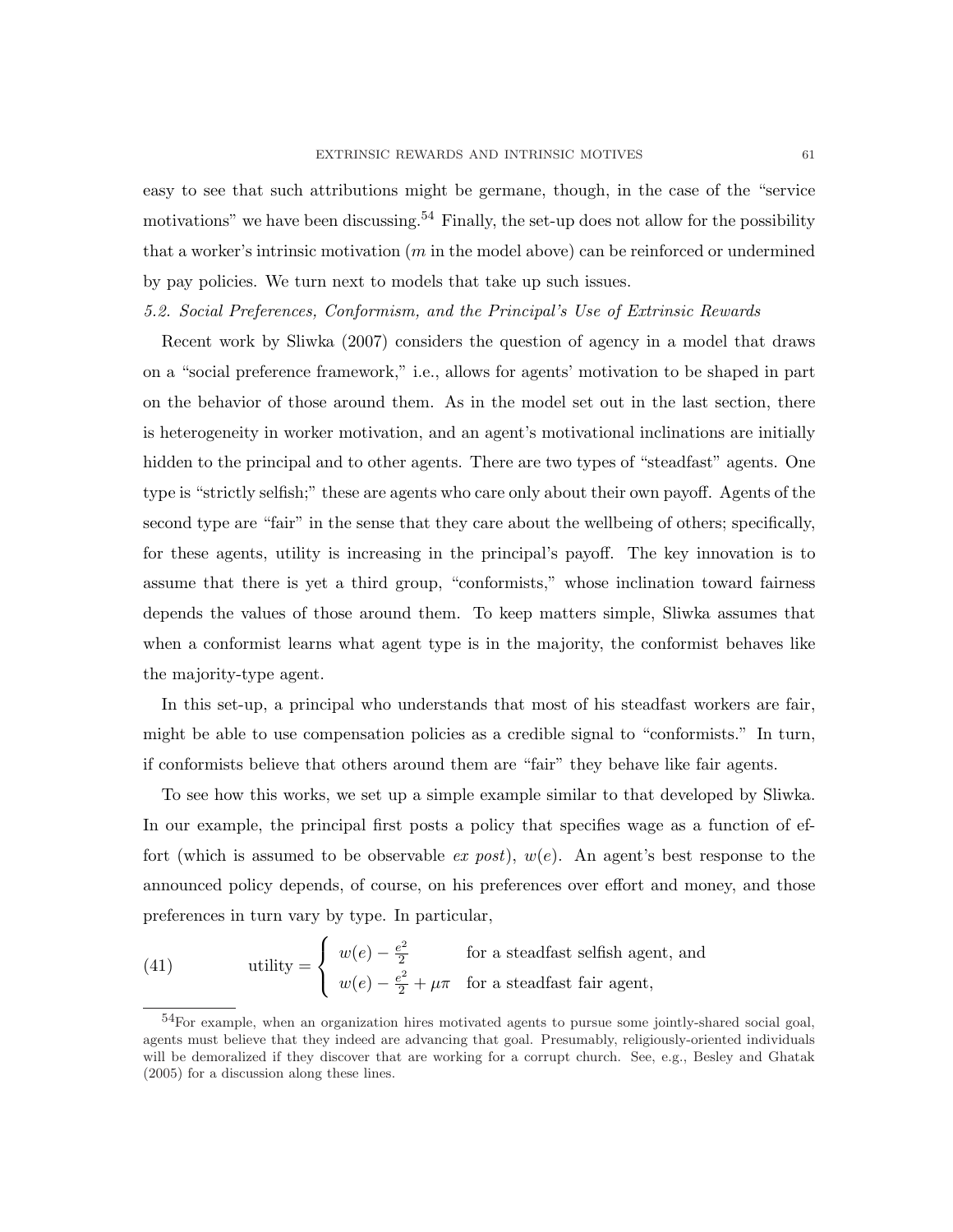easy to see that such attributions might be germane, though, in the case of the "service motivations" we have been discussing.[54] Finally, the set-up does not allow for the possibility that a worker's intrinsic motivation ($m$ in the model above) can be reinforced or undermined by pay policies. We turn next to models that take up such issues.

### 5.2. *Social Preferences, Conformism, and the Principal's Use of Extrinsic Rewards*

Recent work by Sliwka (2007) considers the question of agency in a model that draws on a "social preference framework," i.e., allows for agents' motivation to be shaped in part on the behavior of those around them. As in the model set out in the last section, there is heterogeneity in worker motivation, and an agent's motivational inclinations are initially hidden to the principal and to other agents. There are two types of "steadfast" agents. One type is "strictly selfish;" these are agents who care only about their own payoff. Agents of the second type are "fair" in the sense that they care about the wellbeing of others; specifically, for these agents, utility is increasing in the principal's payoff. The key innovation is to assume that there is yet a third group, "conformists," whose inclination toward fairness depends the values of those around them. To keep matters simple, Sliwka assumes that when a conformist learns what agent type is in the majority, the conformist behaves like the majority-type agent.

In this set-up, a principal who understands that most of his steadfast workers are fair, might be able to use compensation policies as a credible signal to "conformists." In turn, if conformists believe that others around them are "fair" they behave like fair agents.

To see how this works, we set up a simple example similar to that developed by Sliwka. In our example, the principal first posts a policy that specifies wage as a function of effort (which is assumed to be observable *ex post*), $w(e)$. An agent's best response to the announced policy depends, of course, on his preferences over effort and money, and those preferences in turn vary by type. In particular,

$$\text{utility} = \begin{cases} w(e) - \frac{e^2}{2} & \text{for a steadfast selfish agent, and} \\ w(e) - \frac{e^2}{2} + \mu\pi & \text{for a steadfast fair agent,} \end{cases} \tag{41}$$

[54] For example, when an organization hires motivated agents to pursue some jointly-shared social goal, agents must believe that they indeed are advancing that goal. Presumably, religiously-oriented individuals will be demoralized if they discover that are working for a corrupt church. See, e.g., Besley and Ghatak (2005) for a discussion along these lines.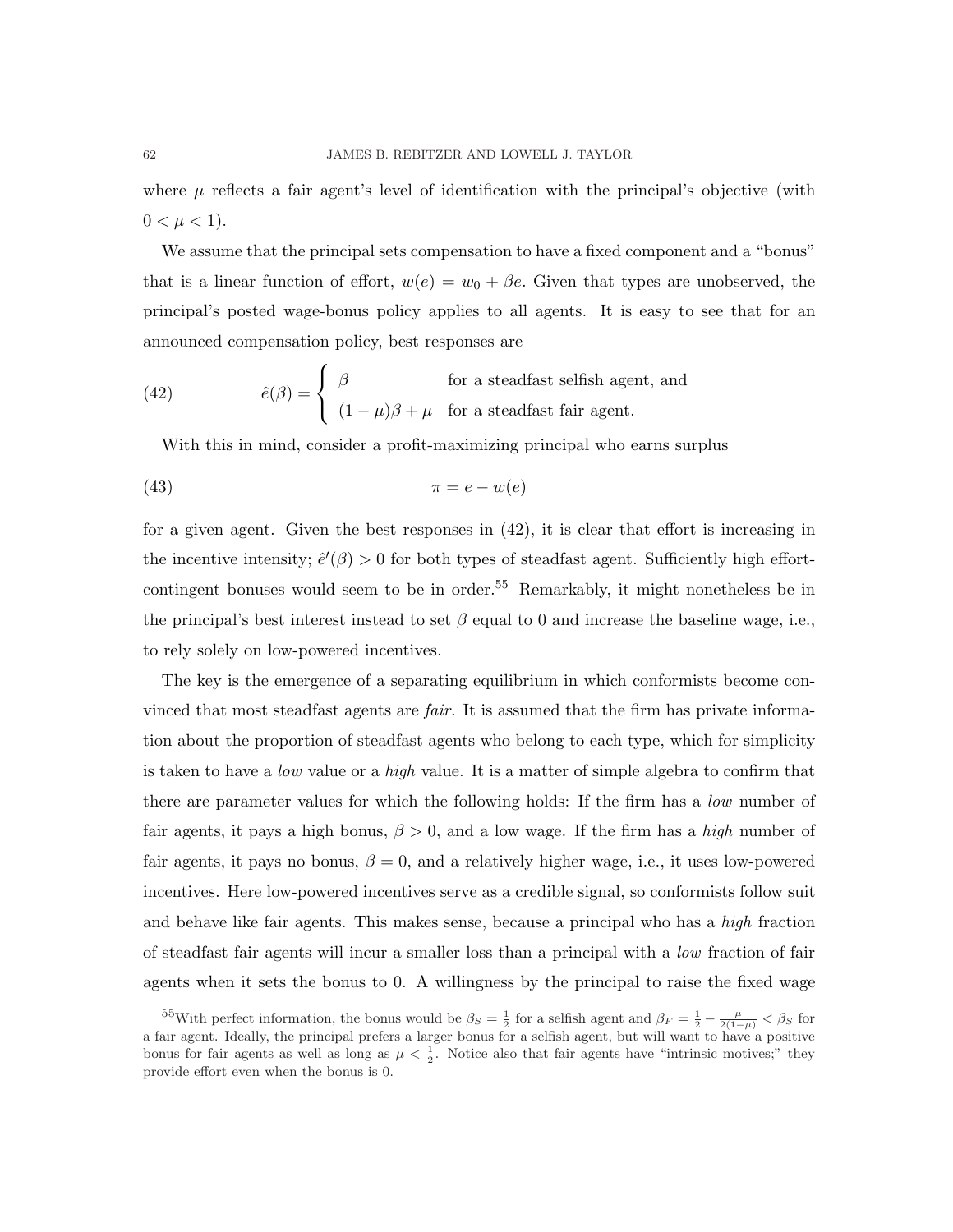where $\mu$ reflects a fair agent's level of identification with the principal's objective (with $0 < \mu < 1$).

We assume that the principal sets compensation to have a fixed component and a "bonus" that is a linear function of effort, $w(e) = w_0 + \beta e$. Given that types are unobserved, the principal's posted wage-bonus policy applies to all agents. It is easy to see that for an announced compensation policy, best responses are

$$\hat{e}(\beta) = \begin{cases} \beta & \text{for a steadfast selfish agent, and} \\ (1-\mu)\beta + \mu & \text{for a steadfast fair agent.} \end{cases} \tag{42}$$

With this in mind, consider a profit-maximizing principal who earns surplus

$$\pi = e - w(e) \tag{43}$$

for a given agent. Given the best responses in (42), it is clear that effort is increasing in the incentive intensity; $\hat{e}'(\beta) > 0$ for both types of steadfast agent. Sufficiently high effort-contingent bonuses would seem to be in order.[55] Remarkably, it might nonetheless be in the principal's best interest instead to set $\beta$ equal to 0 and increase the baseline wage, i.e., to rely solely on low-powered incentives.

The key is the emergence of a separating equilibrium in which conformists become convinced that most steadfast agents are *fair*. It is assumed that the firm has private information about the proportion of steadfast agents who belong to each type, which for simplicity is taken to have a *low* value or a *high* value. It is a matter of simple algebra to confirm that there are parameter values for which the following holds: If the firm has a *low* number of fair agents, it pays a high bonus, $\beta > 0$, and a low wage. If the firm has a *high* number of fair agents, it pays no bonus, $\beta = 0$, and a relatively higher wage, i.e., it uses low-powered incentives. Here low-powered incentives serve as a credible signal, so conformists follow suit and behave like fair agents. This makes sense, because a principal who has a *high* fraction of steadfast fair agents will incur a smaller loss than a principal with a *low* fraction of fair agents when it sets the bonus to 0. A willingness by the principal to raise the fixed wage

[55] With perfect information, the bonus would be $\beta_S = \frac{1}{2}$ for a selfish agent and $\beta_F = \frac{1}{2} - \frac{\mu}{2(1-\mu)} < \beta_S$ for a fair agent. Ideally, the principal prefers a larger bonus for a selfish agent, but will want to have a positive bonus for fair agents as well as long as $\mu < \frac{1}{2}$. Notice also that fair agents have "intrinsic motives;" they provide effort even when the bonus is 0.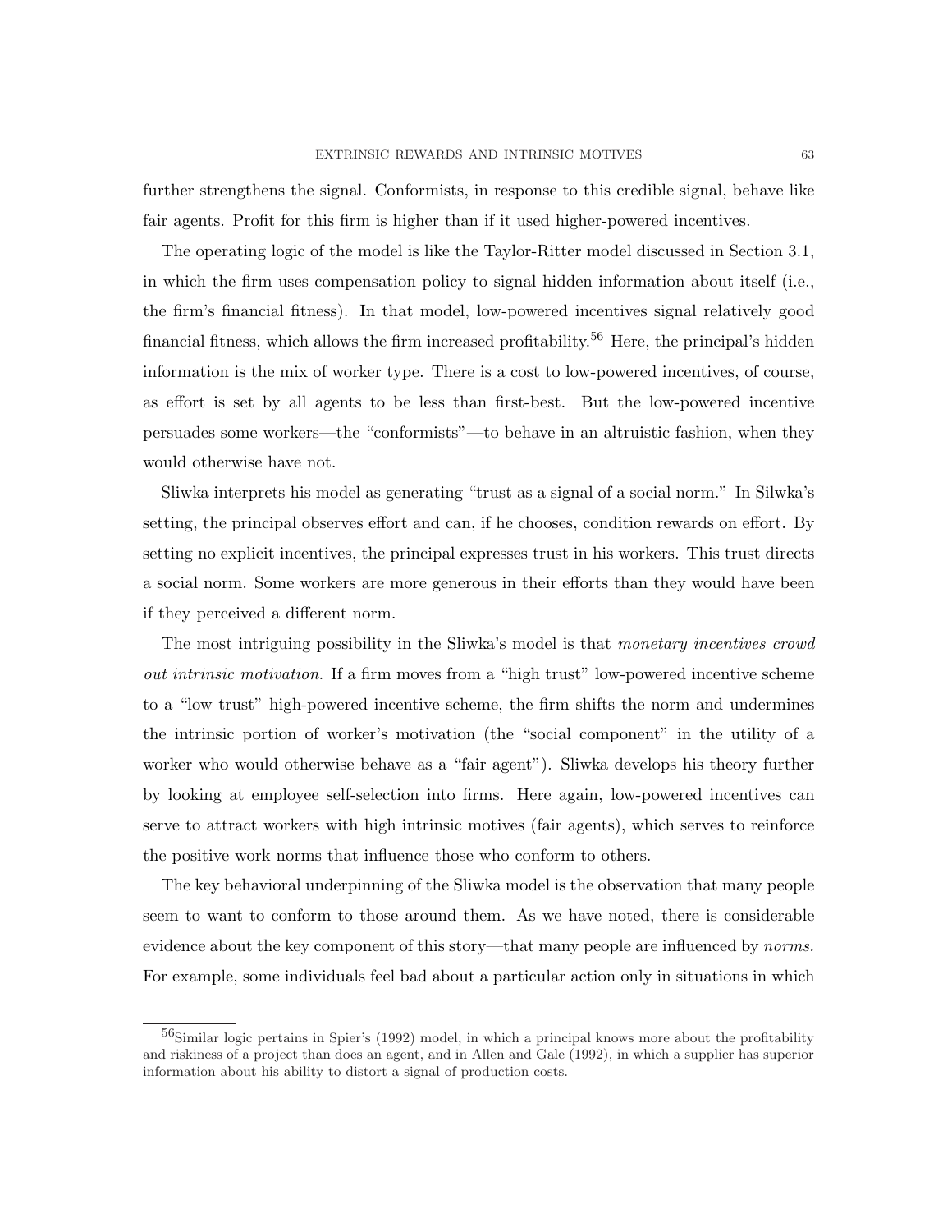further strengthens the signal. Conformists, in response to this credible signal, behave like fair agents. Profit for this firm is higher than if it used higher-powered incentives.

The operating logic of the model is like the Taylor-Ritter model discussed in Section 3.1, in which the firm uses compensation policy to signal hidden information about itself (i.e., the firm's financial fitness). In that model, low-powered incentives signal relatively good financial fitness, which allows the firm increased profitability.[56] Here, the principal's hidden information is the mix of worker type. There is a cost to low-powered incentives, of course, as effort is set by all agents to be less than first-best. But the low-powered incentive persuades some workers—the "conformists"—to behave in an altruistic fashion, when they would otherwise have not.

Sliwka interprets his model as generating "trust as a signal of a social norm." In Silwka's setting, the principal observes effort and can, if he chooses, condition rewards on effort. By setting no explicit incentives, the principal expresses trust in his workers. This trust directs a social norm. Some workers are more generous in their efforts than they would have been if they perceived a different norm.

The most intriguing possibility in the Sliwka's model is that *monetary incentives crowd out intrinsic motivation.* If a firm moves from a "high trust" low-powered incentive scheme to a "low trust" high-powered incentive scheme, the firm shifts the norm and undermines the intrinsic portion of worker's motivation (the "social component" in the utility of a worker who would otherwise behave as a "fair agent"). Sliwka develops his theory further by looking at employee self-selection into firms. Here again, low-powered incentives can serve to attract workers with high intrinsic motives (fair agents), which serves to reinforce the positive work norms that influence those who conform to others.

The key behavioral underpinning of the Sliwka model is the observation that many people seem to want to conform to those around them. As we have noted, there is considerable evidence about the key component of this story—that many people are influenced by *norms.* For example, some individuals feel bad about a particular action only in situations in which

[56] Similar logic pertains in Spier's (1992) model, in which a principal knows more about the profitability and riskiness of a project than does an agent, and in Allen and Gale (1992), in which a supplier has superior information about his ability to distort a signal of production costs.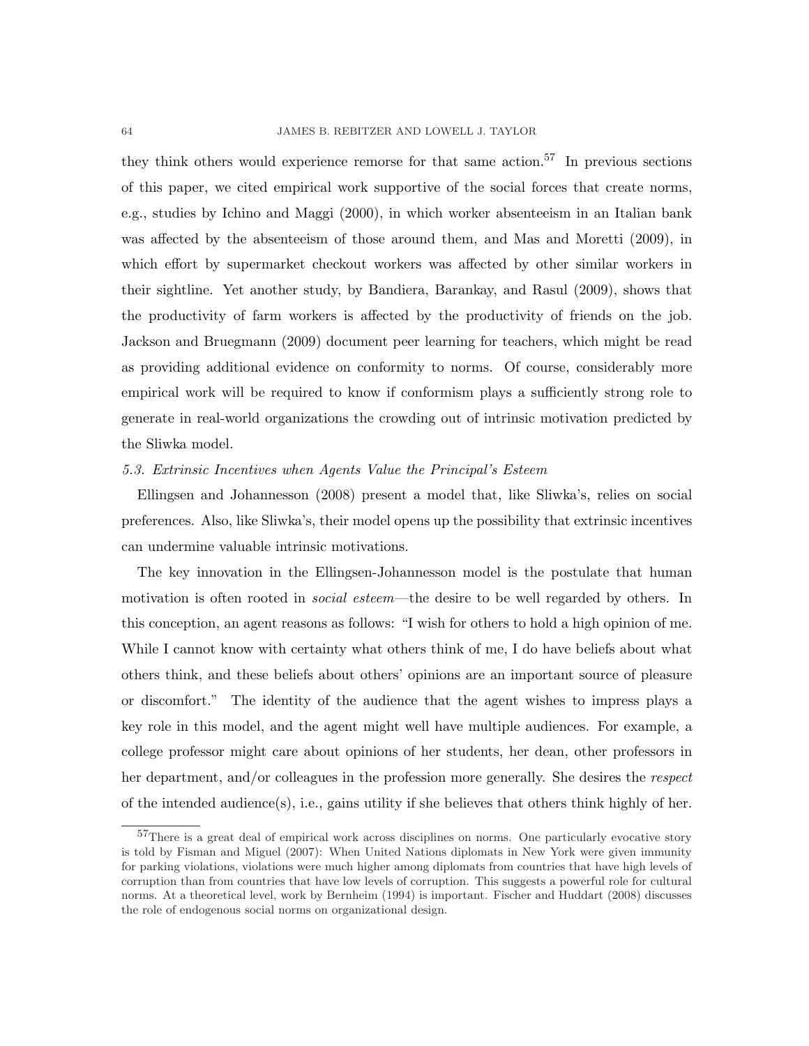they think others would experience remorse for that same action.[57] In previous sections of this paper, we cited empirical work supportive of the social forces that create norms, e.g., studies by Ichino and Maggi (2000), in which worker absenteeism in an Italian bank was affected by the absenteeism of those around them, and Mas and Moretti (2009), in which effort by supermarket checkout workers was affected by other similar workers in their sightline. Yet another study, by Bandiera, Barankay, and Rasul (2009), shows that the productivity of farm workers is affected by the productivity of friends on the job. Jackson and Bruegmann (2009) document peer learning for teachers, which might be read as providing additional evidence on conformity to norms. Of course, considerably more empirical work will be required to know if conformism plays a sufficiently strong role to generate in real-world organizations the crowding out of intrinsic motivation predicted by the Sliwka model.

### *5.3. Extrinsic Incentives when Agents Value the Principal's Esteem*

Ellingsen and Johannesson (2008) present a model that, like Sliwka's, relies on social preferences. Also, like Sliwka's, their model opens up the possibility that extrinsic incentives can undermine valuable intrinsic motivations.

The key innovation in the Ellingsen-Johannesson model is the postulate that human motivation is often rooted in *social esteem*—the desire to be well regarded by others. In this conception, an agent reasons as follows: "I wish for others to hold a high opinion of me. While I cannot know with certainty what others think of me, I do have beliefs about what others think, and these beliefs about others' opinions are an important source of pleasure or discomfort." The identity of the audience that the agent wishes to impress plays a key role in this model, and the agent might well have multiple audiences. For example, a college professor might care about opinions of her students, her dean, other professors in her department, and/or colleagues in the profession more generally. She desires the *respect* of the intended audience(s), i.e., gains utility if she believes that others think highly of her.

[57] There is a great deal of empirical work across disciplines on norms. One particularly evocative story is told by Fisman and Miguel (2007): When United Nations diplomats in New York were given immunity for parking violations, violations were much higher among diplomats from countries that have high levels of corruption than from countries that have low levels of corruption. This suggests a powerful role for cultural norms. At a theoretical level, work by Bernheim (1994) is important. Fischer and Huddart (2008) discusses the role of endogenous social norms on organizational design.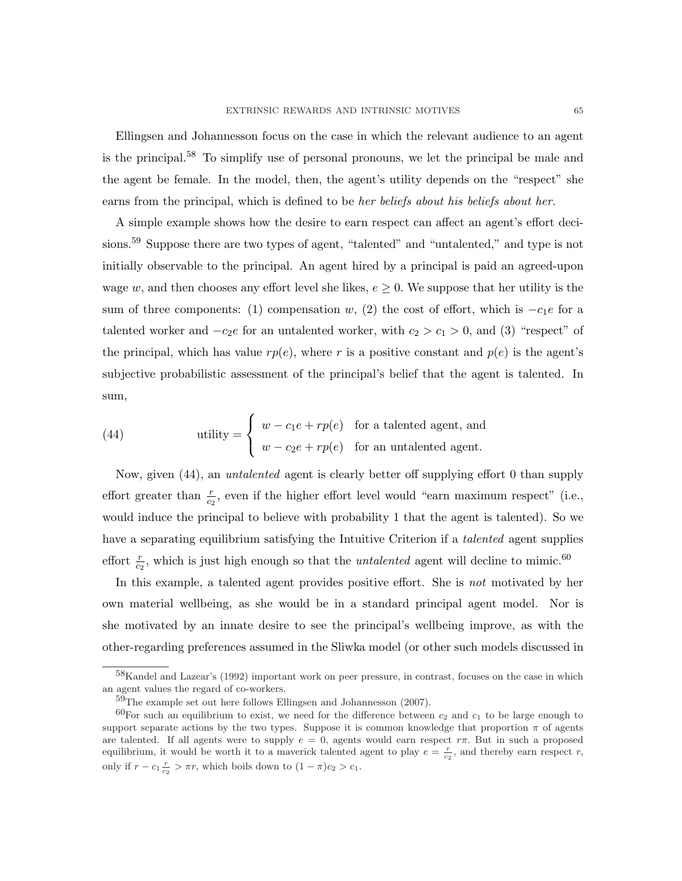Ellingsen and Johannesson focus on the case in which the relevant audience to an agent is the principal.[58] To simplify use of personal pronouns, we let the principal be male and the agent be female. In the model, then, the agent's utility depends on the "respect" she earns from the principal, which is defined to be *her beliefs about his beliefs about her.*

A simple example shows how the desire to earn respect can affect an agent's effort decisions.[59] Suppose there are two types of agent, "talented" and "untalented," and type is not initially observable to the principal. An agent hired by a principal is paid an agreed-upon wage $w$, and then chooses any effort level she likes, $e \geq 0$. We suppose that her utility is the sum of three components: (1) compensation $w$, (2) the cost of effort, which is $-c_1 e$ for a talented worker and $-c_2 e$ for an untalented worker, with $c_2 > c_1 > 0$, and (3) "respect" of the principal, which has value $rp(e)$, where $r$ is a positive constant and $p(e)$ is the agent's subjective probabilistic assessment of the principal's belief that the agent is talented. In sum,

$$\text{utility} = \begin{cases} w - c_1 e + rp(e) & \text{for a talented agent, and} \\ w - c_2 e + rp(e) & \text{for an untalented agent.} \end{cases} \tag{44}$$

Now, given (44), an *untalented* agent is clearly better off supplying effort 0 than supply effort greater than $\frac{r}{c_2}$, even if the higher effort level would "earn maximum respect" (i.e., would induce the principal to believe with probability 1 that the agent is talented). So we have a separating equilibrium satisfying the Intuitive Criterion if a *talented* agent supplies effort $\frac{r}{c_2}$, which is just high enough so that the *untalented* agent will decline to mimic.[60]

In this example, a talented agent provides positive effort. She is *not* motivated by her own material wellbeing, as she would be in a standard principal agent model. Nor is she motivated by an innate desire to see the principal's wellbeing improve, as with the other-regarding preferences assumed in the Sliwka model (or other such models discussed in

---

[58] Kandel and Lazear's (1992) important work on peer pressure, in contrast, focuses on the case in which an agent values the regard of co-workers.

[59] The example set out here follows Ellingsen and Johannesson (2007).

[60] For such an equilibrium to exist, we need for the difference between $c_2$ and $c_1$ to be large enough to support separate actions by the two types. Suppose it is common knowledge that proportion $\pi$ of agents are talented. If all agents were to supply $e = 0$, agents would earn respect $r\pi$. But in such a proposed equilibrium, it would be worth it to a maverick talented agent to play $e = \frac{r}{c_2}$, and thereby earn respect $r$, only if $r - c_1 \frac{r}{c_2} > \pi r$, which boils down to $(1 - \pi)c_2 > c_1$.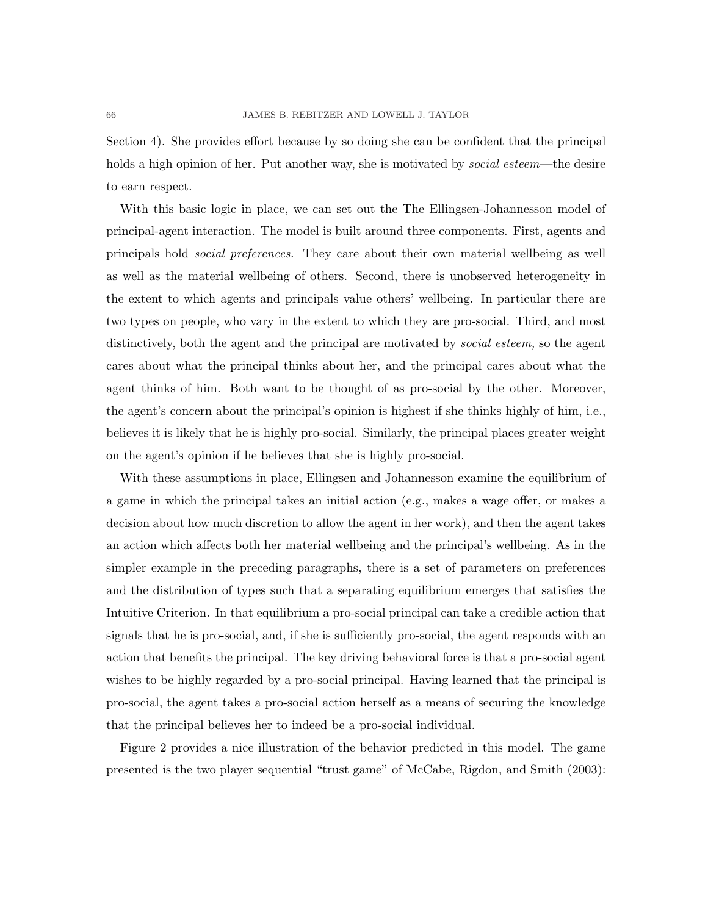Section 4). She provides effort because by so doing she can be confident that the principal holds a high opinion of her. Put another way, she is motivated by *social esteem*—the desire to earn respect.

With this basic logic in place, we can set out the The Ellingsen-Johannesson model of principal-agent interaction. The model is built around three components. First, agents and principals hold *social preferences.* They care about their own material wellbeing as well as well as the material wellbeing of others. Second, there is unobserved heterogeneity in the extent to which agents and principals value others' wellbeing. In particular there are two types on people, who vary in the extent to which they are pro-social. Third, and most distinctively, both the agent and the principal are motivated by *social esteem,* so the agent cares about what the principal thinks about her, and the principal cares about what the agent thinks of him. Both want to be thought of as pro-social by the other. Moreover, the agent's concern about the principal's opinion is highest if she thinks highly of him, i.e., believes it is likely that he is highly pro-social. Similarly, the principal places greater weight on the agent's opinion if he believes that she is highly pro-social.

With these assumptions in place, Ellingsen and Johannesson examine the equilibrium of a game in which the principal takes an initial action (e.g., makes a wage offer, or makes a decision about how much discretion to allow the agent in her work), and then the agent takes an action which affects both her material wellbeing and the principal's wellbeing. As in the simpler example in the preceding paragraphs, there is a set of parameters on preferences and the distribution of types such that a separating equilibrium emerges that satisfies the Intuitive Criterion. In that equilibrium a pro-social principal can take a credible action that signals that he is pro-social, and, if she is sufficiently pro-social, the agent responds with an action that benefits the principal. The key driving behavioral force is that a pro-social agent wishes to be highly regarded by a pro-social principal. Having learned that the principal is pro-social, the agent takes a pro-social action herself as a means of securing the knowledge that the principal believes her to indeed be a pro-social individual.

Figure 2 provides a nice illustration of the behavior predicted in this model. The game presented is the two player sequential "trust game" of McCabe, Rigdon, and Smith (2003):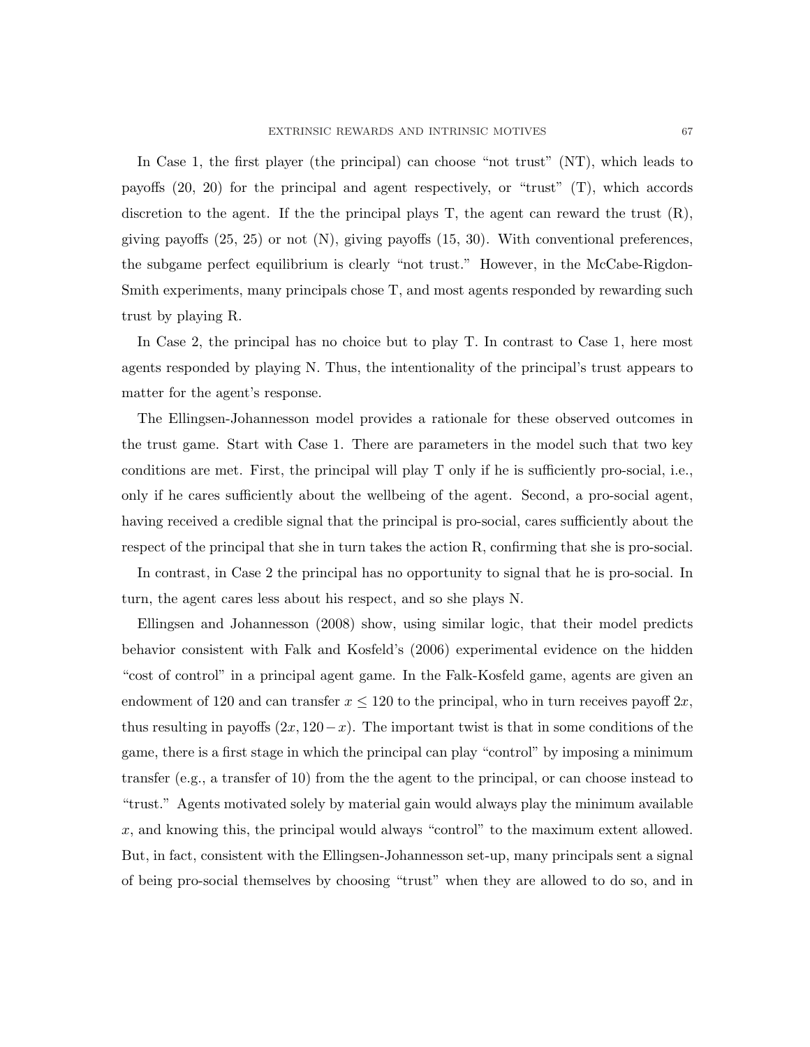In Case 1, the first player (the principal) can choose "not trust" (NT), which leads to payoffs (20, 20) for the principal and agent respectively, or "trust" (T), which accords discretion to the agent. If the the principal plays T, the agent can reward the trust (R), giving payoffs (25, 25) or not (N), giving payoffs (15, 30). With conventional preferences, the subgame perfect equilibrium is clearly "not trust." However, in the McCabe-Rigdon-Smith experiments, many principals chose T, and most agents responded by rewarding such trust by playing R.

In Case 2, the principal has no choice but to play T. In contrast to Case 1, here most agents responded by playing N. Thus, the intentionality of the principal's trust appears to matter for the agent's response.

The Ellingsen-Johannesson model provides a rationale for these observed outcomes in the trust game. Start with Case 1. There are parameters in the model such that two key conditions are met. First, the principal will play T only if he is sufficiently pro-social, i.e., only if he cares sufficiently about the wellbeing of the agent. Second, a pro-social agent, having received a credible signal that the principal is pro-social, cares sufficiently about the respect of the principal that she in turn takes the action R, confirming that she is pro-social.

In contrast, in Case 2 the principal has no opportunity to signal that he is pro-social. In turn, the agent cares less about his respect, and so she plays N.

Ellingsen and Johannesson (2008) show, using similar logic, that their model predicts behavior consistent with Falk and Kosfeld's (2006) experimental evidence on the hidden "cost of control" in a principal agent game. In the Falk-Kosfeld game, agents are given an endowment of 120 and can transfer $x \leq 120$ to the principal, who in turn receives payoff $2x$, thus resulting in payoffs $(2x, 120-x)$. The important twist is that in some conditions of the game, there is a first stage in which the principal can play "control" by imposing a minimum transfer (e.g., a transfer of 10) from the the agent to the principal, or can choose instead to "trust." Agents motivated solely by material gain would always play the minimum available $x$, and knowing this, the principal would always "control" to the maximum extent allowed. But, in fact, consistent with the Ellingsen-Johannesson set-up, many principals sent a signal of being pro-social themselves by choosing "trust" when they are allowed to do so, and in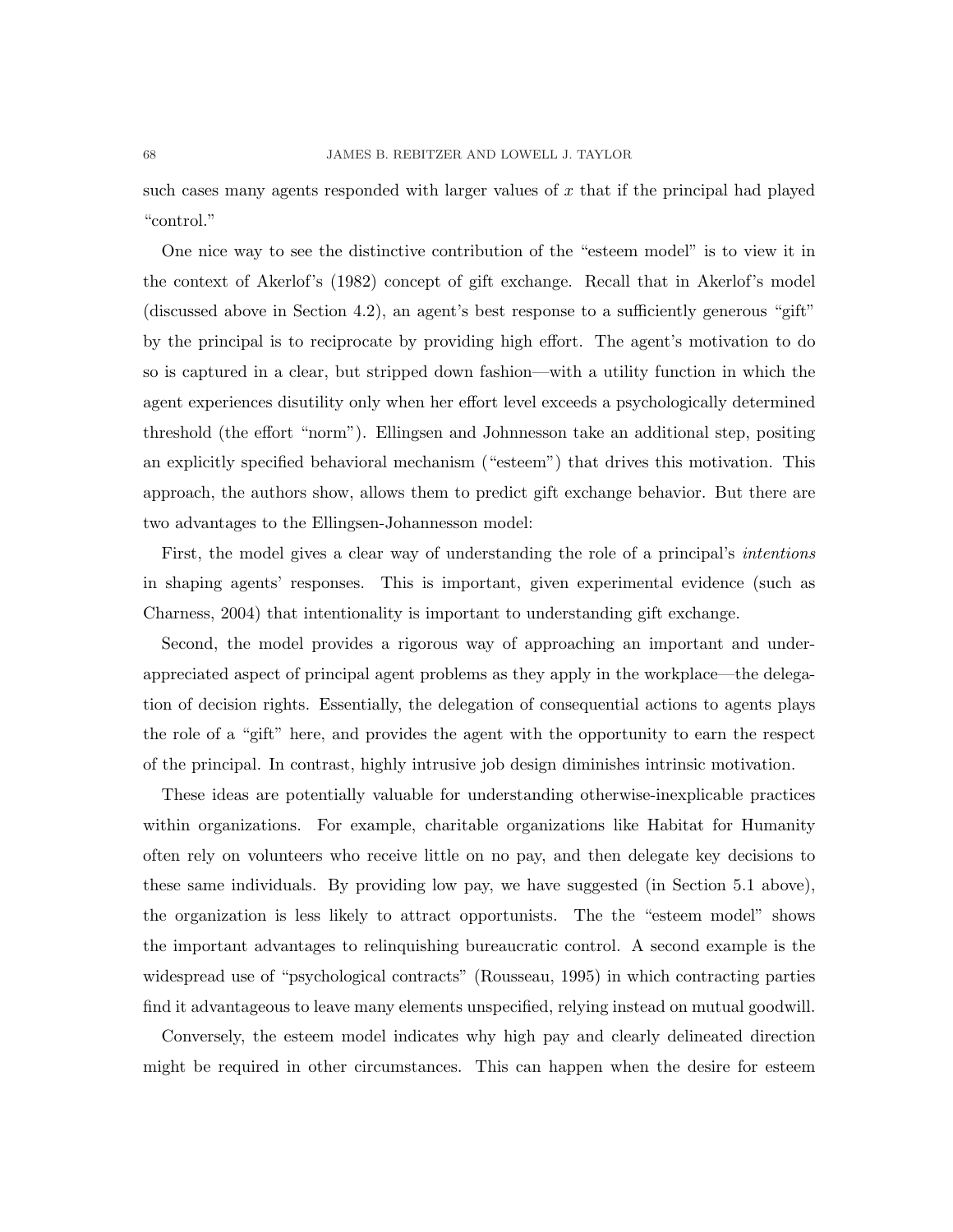such cases many agents responded with larger values of $x$ that if the principal had played "control."

One nice way to see the distinctive contribution of the "esteem model" is to view it in the context of Akerlof's (1982) concept of gift exchange. Recall that in Akerlof's model (discussed above in Section 4.2), an agent's best response to a sufficiently generous "gift" by the principal is to reciprocate by providing high effort. The agent's motivation to do so is captured in a clear, but stripped down fashion—with a utility function in which the agent experiences disutility only when her effort level exceeds a psychologically determined threshold (the effort "norm"). Ellingsen and Johnnesson take an additional step, positing an explicitly specified behavioral mechanism ("esteem") that drives this motivation. This approach, the authors show, allows them to predict gift exchange behavior. But there are two advantages to the Ellingsen-Johannesson model:

First, the model gives a clear way of understanding the role of a principal's *intentions* in shaping agents' responses. This is important, given experimental evidence (such as Charness, 2004) that intentionality is important to understanding gift exchange.

Second, the model provides a rigorous way of approaching an important and under-appreciated aspect of principal agent problems as they apply in the workplace—the delegation of decision rights. Essentially, the delegation of consequential actions to agents plays the role of a "gift" here, and provides the agent with the opportunity to earn the respect of the principal. In contrast, highly intrusive job design diminishes intrinsic motivation.

These ideas are potentially valuable for understanding otherwise-inexplicable practices within organizations. For example, charitable organizations like Habitat for Humanity often rely on volunteers who receive little on no pay, and then delegate key decisions to these same individuals. By providing low pay, we have suggested (in Section 5.1 above), the organization is less likely to attract opportunists. The the "esteem model" shows the important advantages to relinquishing bureaucratic control. A second example is the widespread use of "psychological contracts" (Rousseau, 1995) in which contracting parties find it advantageous to leave many elements unspecified, relying instead on mutual goodwill.

Conversely, the esteem model indicates why high pay and clearly delineated direction might be required in other circumstances. This can happen when the desire for esteem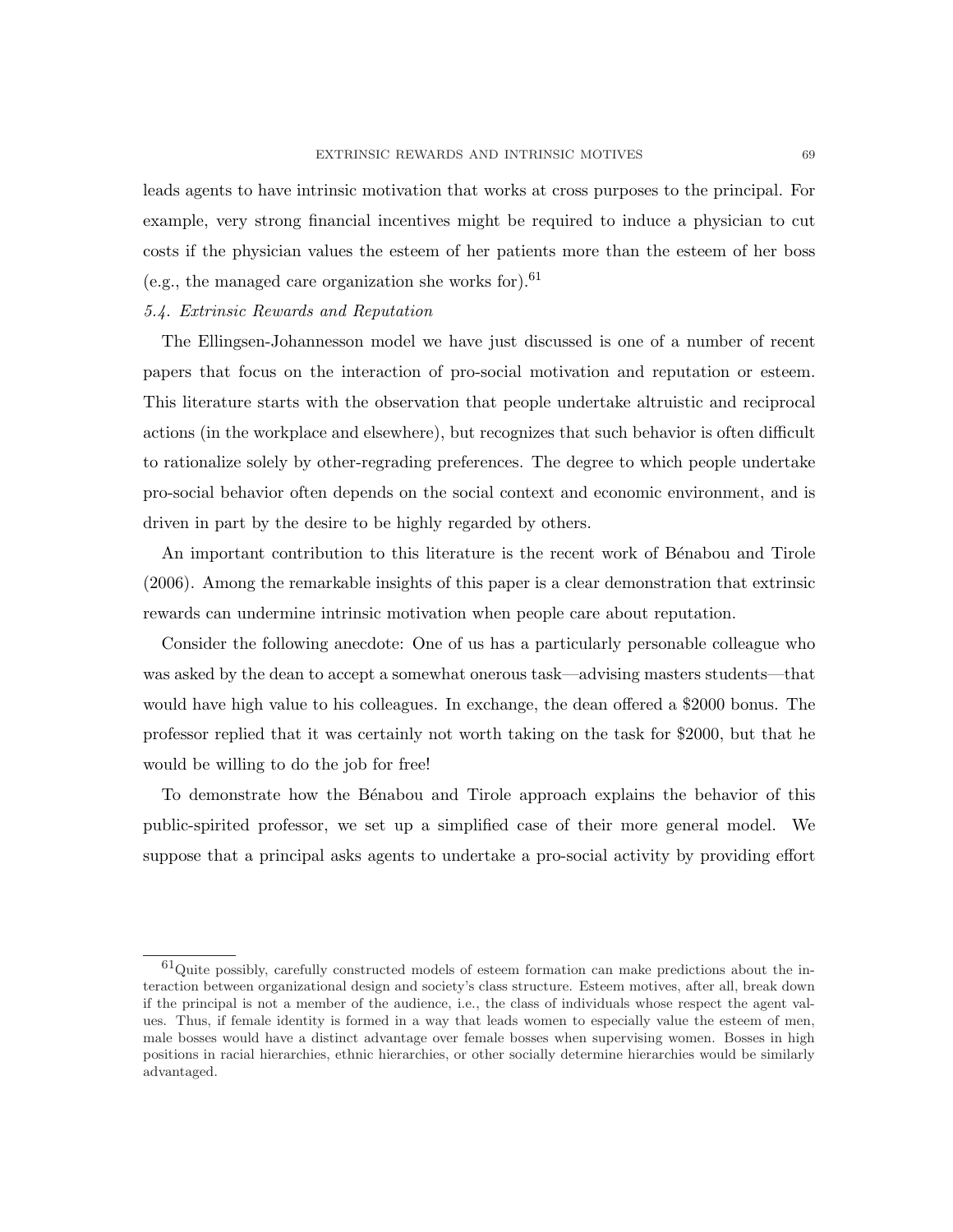leads agents to have intrinsic motivation that works at cross purposes to the principal. For example, very strong financial incentives might be required to induce a physician to cut costs if the physician values the esteem of her patients more than the esteem of her boss (e.g., the managed care organization she works for).[61]

*5.4. Extrinsic Rewards and Reputation*

The Ellingsen-Johannesson model we have just discussed is one of a number of recent papers that focus on the interaction of pro-social motivation and reputation or esteem. This literature starts with the observation that people undertake altruistic and reciprocal actions (in the workplace and elsewhere), but recognizes that such behavior is often difficult to rationalize solely by other-regrading preferences. The degree to which people undertake pro-social behavior often depends on the social context and economic environment, and is driven in part by the desire to be highly regarded by others.

An important contribution to this literature is the recent work of Bénabou and Tirole (2006). Among the remarkable insights of this paper is a clear demonstration that extrinsic rewards can undermine intrinsic motivation when people care about reputation.

Consider the following anecdote: One of us has a particularly personable colleague who was asked by the dean to accept a somewhat onerous task—advising masters students—that would have high value to his colleagues. In exchange, the dean offered a \$2000 bonus. The professor replied that it was certainly not worth taking on the task for \$2000, but that he would be willing to do the job for free!

To demonstrate how the Bénabou and Tirole approach explains the behavior of this public-spirited professor, we set up a simplified case of their more general model. We suppose that a principal asks agents to undertake a pro-social activity by providing effort

[61]Quite possibly, carefully constructed models of esteem formation can make predictions about the interaction between organizational design and society's class structure. Esteem motives, after all, break down if the principal is not a member of the audience, i.e., the class of individuals whose respect the agent values. Thus, if female identity is formed in a way that leads women to especially value the esteem of men, male bosses would have a distinct advantage over female bosses when supervising women. Bosses in high positions in racial hierarchies, ethnic hierarchies, or other socially determine hierarchies would be similarly advantaged.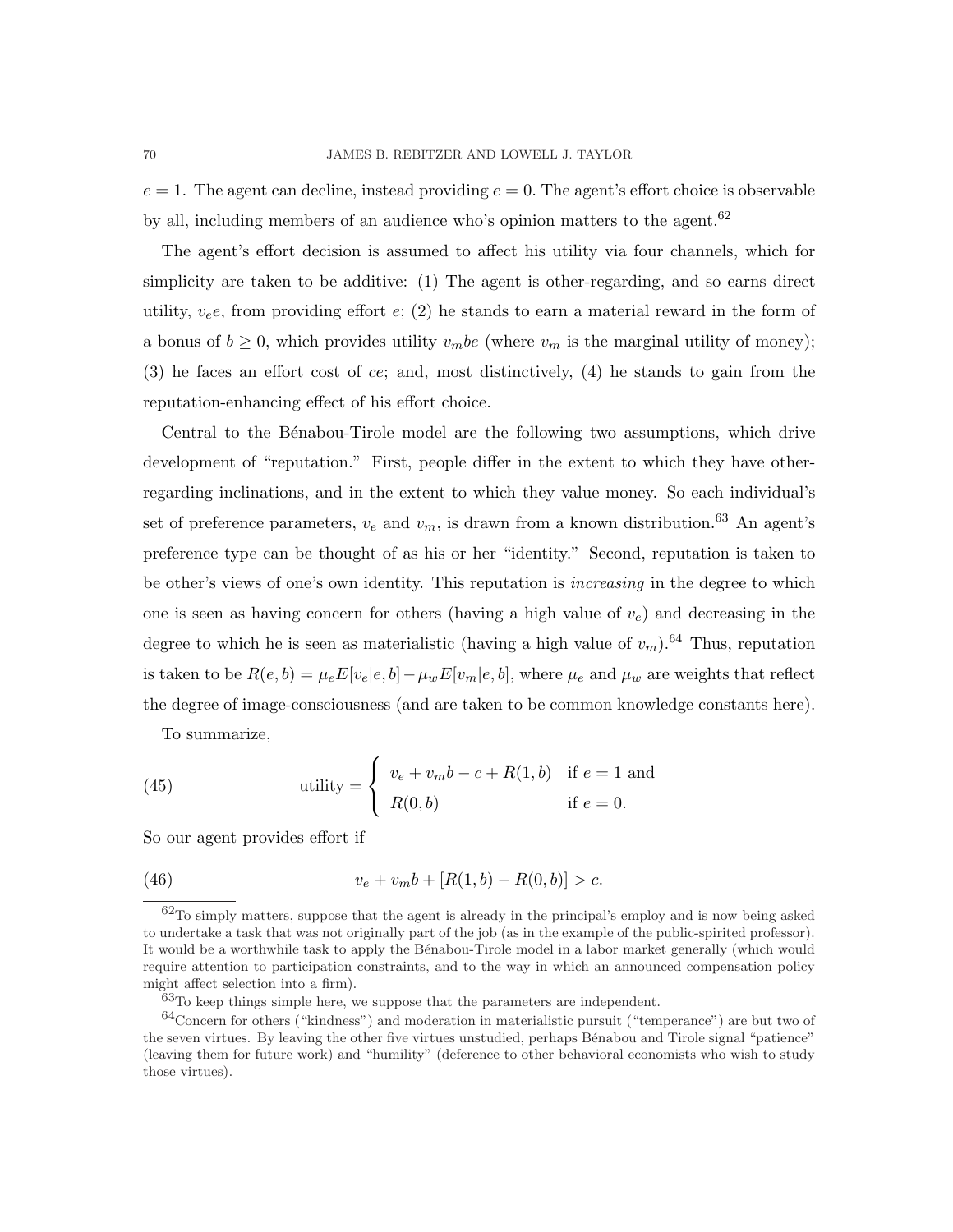$e = 1$. The agent can decline, instead providing $e = 0$. The agent's effort choice is observable by all, including members of an audience who's opinion matters to the agent.[62]

The agent's effort decision is assumed to affect his utility via four channels, which for simplicity are taken to be additive: (1) The agent is other-regarding, and so earns direct utility, $v_e e$, from providing effort $e$; (2) he stands to earn a material reward in the form of a bonus of $b \geq 0$, which provides utility $v_m be$ (where $v_m$ is the marginal utility of money); (3) he faces an effort cost of $ce$; and, most distinctively, (4) he stands to gain from the reputation-enhancing effect of his effort choice.

Central to the Bénabou-Tirole model are the following two assumptions, which drive development of "reputation." First, people differ in the extent to which they have other-regarding inclinations, and in the extent to which they value money. So each individual's set of preference parameters, $v_e$ and $v_m$, is drawn from a known distribution.[63] An agent's preference type can be thought of as his or her "identity." Second, reputation is taken to be other's views of one's own identity. This reputation is *increasing* in the degree to which one is seen as having concern for others (having a high value of $v_e$) and decreasing in the degree to which he is seen as materialistic (having a high value of $v_m$).[64] Thus, reputation is taken to be $R(e, b) = \mu_e E[v_e|e, b] - \mu_w E[v_m|e, b]$, where $\mu_e$ and $\mu_w$ are weights that reflect the degree of image-consciousness (and are taken to be common knowledge constants here).

To summarize,

$$
\text{utility} = \begin{cases} v_e + v_m b - c + R(1, b) & \text{if } e = 1 \text{ and} \\ R(0, b) & \text{if } e = 0. \end{cases} \tag{45}
$$

So our agent provides effort if

$$
v_e + v_m b + [R(1, b) - R(0, b)] > c. \tag{46}
$$

---

[62] To simply matters, suppose that the agent is already in the principal's employ and is now being asked to undertake a task that was not originally part of the job (as in the example of the public-spirited professor). It would be a worthwhile task to apply the Bénabou-Tirole model in a labor market generally (which would require attention to participation constraints, and to the way in which an announced compensation policy might affect selection into a firm).

[63] To keep things simple here, we suppose that the parameters are independent.

[64] Concern for others ("kindness") and moderation in materialistic pursuit ("temperance") are but two of the seven virtues. By leaving the other five virtues unstudied, perhaps Bénabou and Tirole signal "patience" (leaving them for future work) and "humility" (deference to other behavioral economists who wish to study those virtues).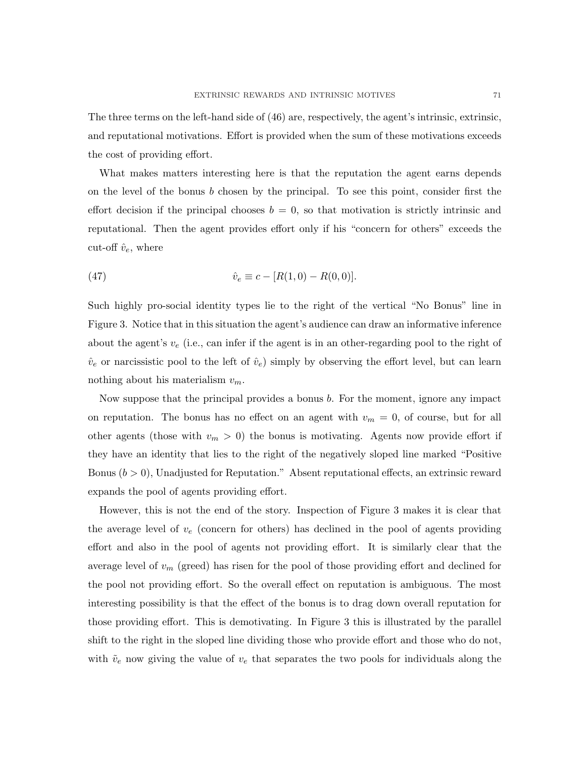The three terms on the left-hand side of (46) are, respectively, the agent's intrinsic, extrinsic, and reputational motivations. Effort is provided when the sum of these motivations exceeds the cost of providing effort.

What makes matters interesting here is that the reputation the agent earns depends on the level of the bonus $b$ chosen by the principal. To see this point, consider first the effort decision if the principal chooses $b = 0$, so that motivation is strictly intrinsic and reputational. Then the agent provides effort only if his "concern for others" exceeds the cut-off $\hat{v}_e$, where

$$\hat{v}_e \equiv c - [R(1,0) - R(0,0)]. \tag{47}$$

Such highly pro-social identity types lie to the right of the vertical "No Bonus" line in Figure 3. Notice that in this situation the agent's audience can draw an informative inference about the agent's $v_e$ (i.e., can infer if the agent is in an other-regarding pool to the right of $\hat{v}_e$ or narcissistic pool to the left of $\hat{v}_e$) simply by observing the effort level, but can learn nothing about his materialism $v_m$.

Now suppose that the principal provides a bonus $b$. For the moment, ignore any impact on reputation. The bonus has no effect on an agent with $v_m = 0$, of course, but for all other agents (those with $v_m > 0$) the bonus is motivating. Agents now provide effort if they have an identity that lies to the right of the negatively sloped line marked "Positive Bonus ($b > 0$), Unadjusted for Reputation." Absent reputational effects, an extrinsic reward expands the pool of agents providing effort.

However, this is not the end of the story. Inspection of Figure 3 makes it is clear that the average level of $v_e$ (concern for others) has declined in the pool of agents providing effort and also in the pool of agents not providing effort. It is similarly clear that the average level of $v_m$ (greed) has risen for the pool of those providing effort and declined for the pool not providing effort. So the overall effect on reputation is ambiguous. The most interesting possibility is that the effect of the bonus is to drag down overall reputation for those providing effort. This is demotivating. In Figure 3 this is illustrated by the parallel shift to the right in the sloped line dividing those who provide effort and those who do not, with $\tilde{v}_e$ now giving the value of $v_e$ that separates the two pools for individuals along the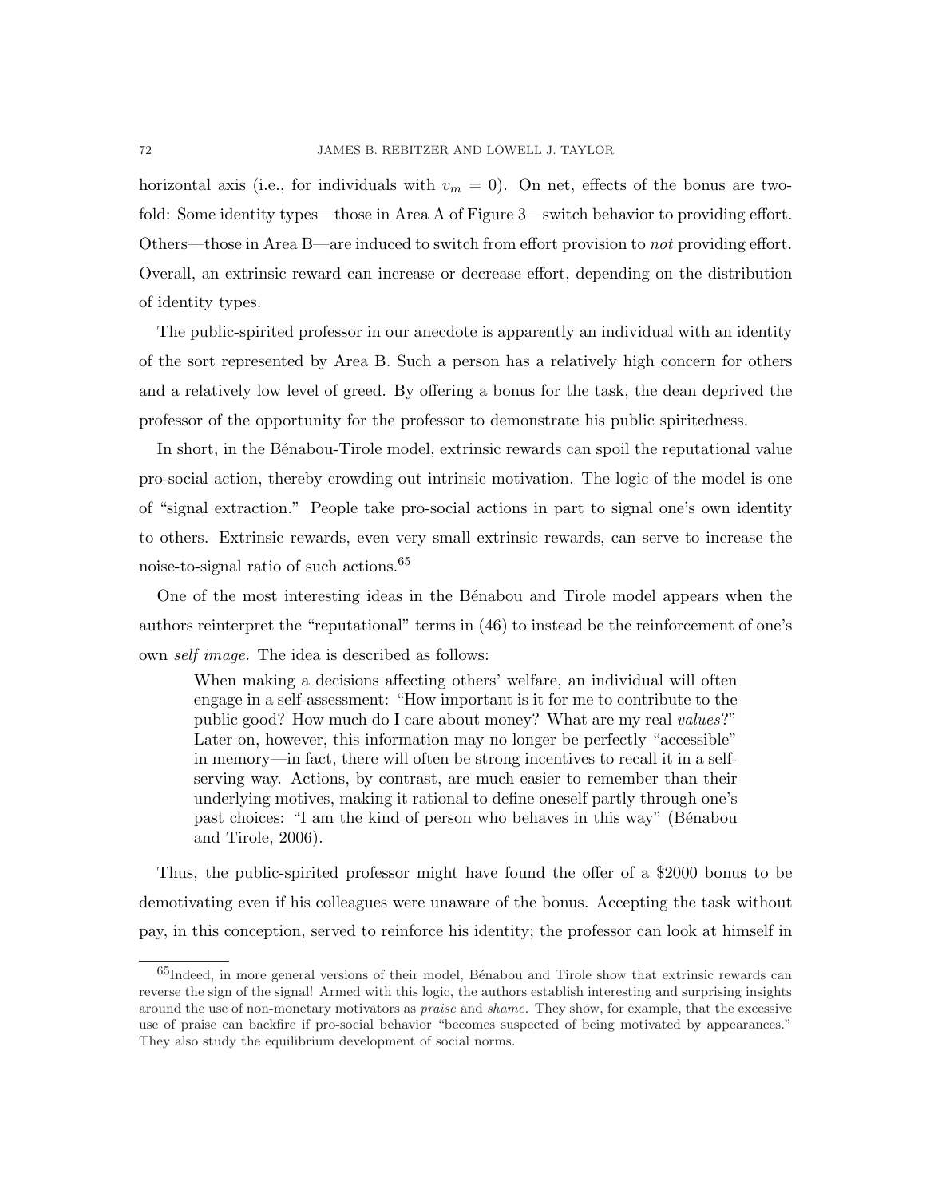horizontal axis (i.e., for individuals with $v_m = 0$). On net, effects of the bonus are two-fold: Some identity types—those in Area A of Figure 3—switch behavior to providing effort. Others—those in Area B—are induced to switch from effort provision to *not* providing effort. Overall, an extrinsic reward can increase or decrease effort, depending on the distribution of identity types.

The public-spirited professor in our anecdote is apparently an individual with an identity of the sort represented by Area B. Such a person has a relatively high concern for others and a relatively low level of greed. By offering a bonus for the task, the dean deprived the professor of the opportunity for the professor to demonstrate his public spiritedness.

In short, in the Bénabou-Tirole model, extrinsic rewards can spoil the reputational value pro-social action, thereby crowding out intrinsic motivation. The logic of the model is one of "signal extraction." People take pro-social actions in part to signal one's own identity to others. Extrinsic rewards, even very small extrinsic rewards, can serve to increase the noise-to-signal ratio of such actions.[65]

One of the most interesting ideas in the Bénabou and Tirole model appears when the authors reinterpret the "reputational" terms in (46) to instead be the reinforcement of one's own *self image.* The idea is described as follows:

> When making a decisions affecting others' welfare, an individual will often engage in a self-assessment: "How important is it for me to contribute to the public good? How much do I care about money? What are my real *values*?" Later on, however, this information may no longer be perfectly "accessible" in memory—in fact, there will often be strong incentives to recall it in a self-serving way. Actions, by contrast, are much easier to remember than their underlying motives, making it rational to define oneself partly through one's past choices: "I am the kind of person who behaves in this way" (Bénabou and Tirole, 2006).

Thus, the public-spirited professor might have found the offer of a $2000 bonus to be demotivating even if his colleagues were unaware of the bonus. Accepting the task without pay, in this conception, served to reinforce his identity; the professor can look at himself in

[65] Indeed, in more general versions of their model, Bénabou and Tirole show that extrinsic rewards can reverse the sign of the signal! Armed with this logic, the authors establish interesting and surprising insights around the use of non-monetary motivators as *praise* and *shame.* They show, for example, that the excessive use of praise can backfire if pro-social behavior "becomes suspected of being motivated by appearances." They also study the equilibrium development of social norms.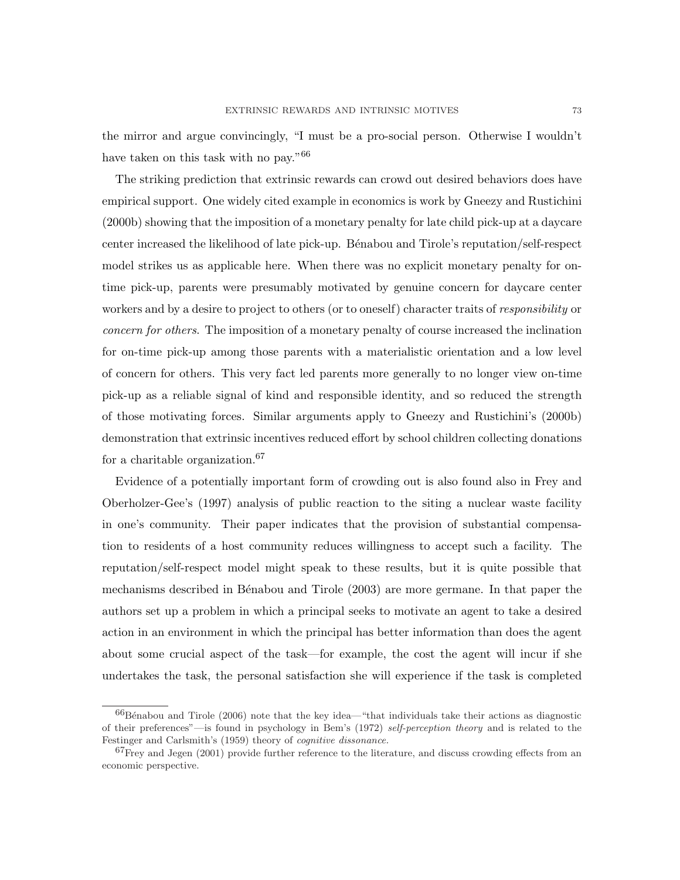the mirror and argue convincingly, "I must be a pro-social person. Otherwise I wouldn't have taken on this task with no pay."[66]

The striking prediction that extrinsic rewards can crowd out desired behaviors does have empirical support. One widely cited example in economics is work by Gneezy and Rustichini (2000b) showing that the imposition of a monetary penalty for late child pick-up at a daycare center increased the likelihood of late pick-up. Bénabou and Tirole's reputation/self-respect model strikes us as applicable here. When there was no explicit monetary penalty for on-time pick-up, parents were presumably motivated by genuine concern for daycare center workers and by a desire to project to others (or to oneself) character traits of *responsibility* or *concern for others*. The imposition of a monetary penalty of course increased the inclination for on-time pick-up among those parents with a materialistic orientation and a low level of concern for others. This very fact led parents more generally to no longer view on-time pick-up as a reliable signal of kind and responsible identity, and so reduced the strength of those motivating forces. Similar arguments apply to Gneezy and Rustichini's (2000b) demonstration that extrinsic incentives reduced effort by school children collecting donations for a charitable organization.[67]

Evidence of a potentially important form of crowding out is also found also in Frey and Oberholzer-Gee's (1997) analysis of public reaction to the siting a nuclear waste facility in one's community. Their paper indicates that the provision of substantial compensation to residents of a host community reduces willingness to accept such a facility. The reputation/self-respect model might speak to these results, but it is quite possible that mechanisms described in Bénabou and Tirole (2003) are more germane. In that paper the authors set up a problem in which a principal seeks to motivate an agent to take a desired action in an environment in which the principal has better information than does the agent about some crucial aspect of the task—for example, the cost the agent will incur if she undertakes the task, the personal satisfaction she will experience if the task is completed

[66] Bénabou and Tirole (2006) note that the key idea—"that individuals take their actions as diagnostic of their preferences"—is found in psychology in Bem's (1972) *self-perception theory* and is related to the Festinger and Carlsmith's (1959) theory of *cognitive dissonance.*

[67] Frey and Jegen (2001) provide further reference to the literature, and discuss crowding effects from an economic perspective.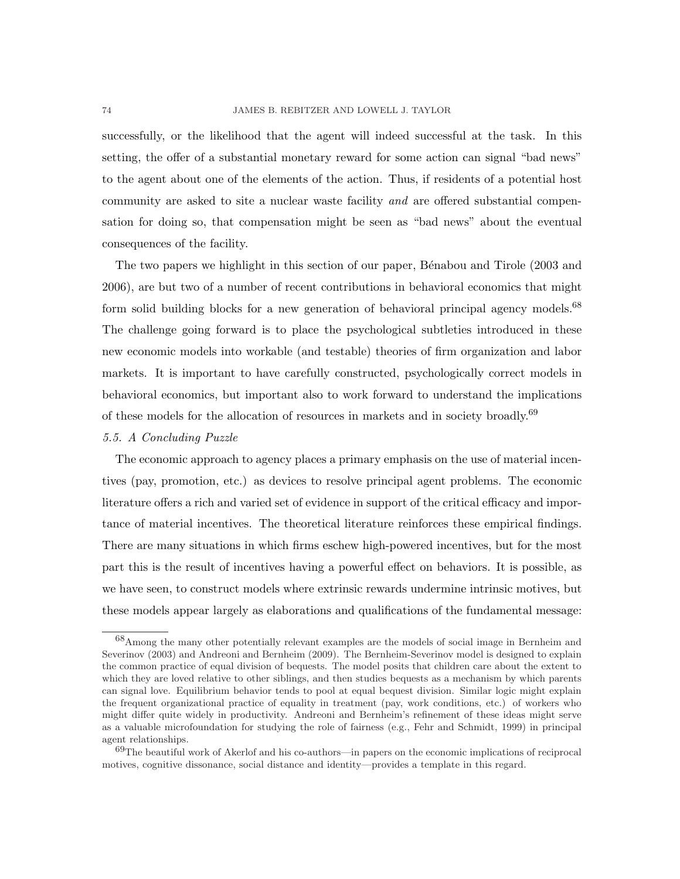successfully, or the likelihood that the agent will indeed successful at the task. In this setting, the offer of a substantial monetary reward for some action can signal "bad news" to the agent about one of the elements of the action. Thus, if residents of a potential host community are asked to site a nuclear waste facility *and* are offered substantial compensation for doing so, that compensation might be seen as "bad news" about the eventual consequences of the facility.

The two papers we highlight in this section of our paper, Bénabou and Tirole (2003 and 2006), are but two of a number of recent contributions in behavioral economics that might form solid building blocks for a new generation of behavioral principal agency models.[68] The challenge going forward is to place the psychological subtleties introduced in these new economic models into workable (and testable) theories of firm organization and labor markets. It is important to have carefully constructed, psychologically correct models in behavioral economics, but important also to work forward to understand the implications of these models for the allocation of resources in markets and in society broadly.[69]

### *5.5. A Concluding Puzzle*

The economic approach to agency places a primary emphasis on the use of material incentives (pay, promotion, etc.) as devices to resolve principal agent problems. The economic literature offers a rich and varied set of evidence in support of the critical efficacy and importance of material incentives. The theoretical literature reinforces these empirical findings. There are many situations in which firms eschew high-powered incentives, but for the most part this is the result of incentives having a powerful effect on behaviors. It is possible, as we have seen, to construct models where extrinsic rewards undermine intrinsic motives, but these models appear largely as elaborations and qualifications of the fundamental message:

---

[68] Among the many other potentially relevant examples are the models of social image in Bernheim and Severinov (2003) and Andreoni and Bernheim (2009). The Bernheim-Severinov model is designed to explain the common practice of equal division of bequests. The model posits that children care about the extent to which they are loved relative to other siblings, and then studies bequests as a mechanism by which parents can signal love. Equilibrium behavior tends to pool at equal bequest division. Similar logic might explain the frequent organizational practice of equality in treatment (pay, work conditions, etc.) of workers who might differ quite widely in productivity. Andreoni and Bernheim's refinement of these ideas might serve as a valuable microfoundation for studying the role of fairness (e.g., Fehr and Schmidt, 1999) in principal agent relationships.

[69] The beautiful work of Akerlof and his co-authors—in papers on the economic implications of reciprocal motives, cognitive dissonance, social distance and identity—provides a template in this regard.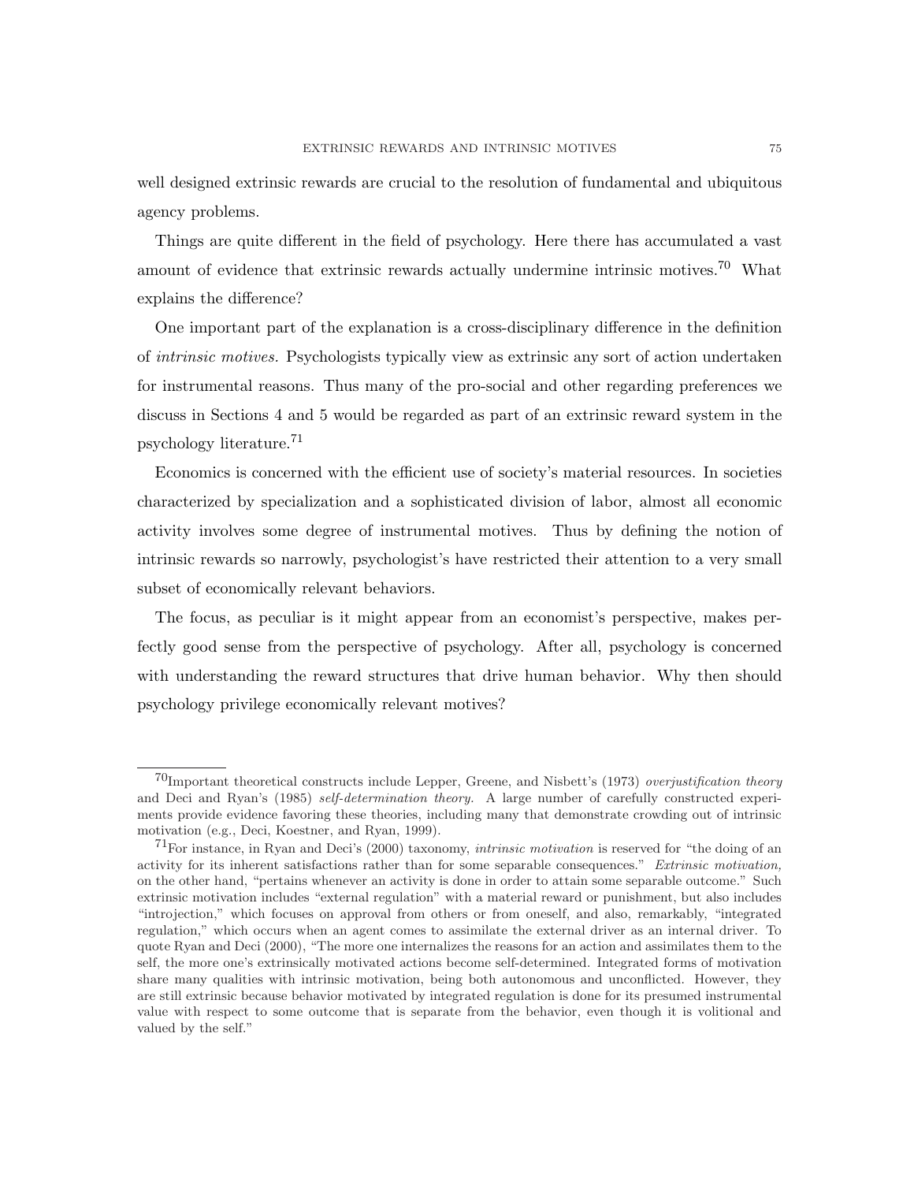well designed extrinsic rewards are crucial to the resolution of fundamental and ubiquitous agency problems.

Things are quite different in the field of psychology. Here there has accumulated a vast amount of evidence that extrinsic rewards actually undermine intrinsic motives.[70] What explains the difference?

One important part of the explanation is a cross-disciplinary difference in the definition of *intrinsic motives.* Psychologists typically view as extrinsic any sort of action undertaken for instrumental reasons. Thus many of the pro-social and other regarding preferences we discuss in Sections 4 and 5 would be regarded as part of an extrinsic reward system in the psychology literature.[71]

Economics is concerned with the efficient use of society's material resources. In societies characterized by specialization and a sophisticated division of labor, almost all economic activity involves some degree of instrumental motives. Thus by defining the notion of intrinsic rewards so narrowly, psychologist's have restricted their attention to a very small subset of economically relevant behaviors.

The focus, as peculiar is it might appear from an economist's perspective, makes perfectly good sense from the perspective of psychology. After all, psychology is concerned with understanding the reward structures that drive human behavior. Why then should psychology privilege economically relevant motives?

---

[70] Important theoretical constructs include Lepper, Greene, and Nisbett's (1973) *overjustification theory* and Deci and Ryan's (1985) *self-determination theory.* A large number of carefully constructed experiments provide evidence favoring these theories, including many that demonstrate crowding out of intrinsic motivation (e.g., Deci, Koestner, and Ryan, 1999).

[71] For instance, in Ryan and Deci's (2000) taxonomy, *intrinsic motivation* is reserved for "the doing of an activity for its inherent satisfactions rather than for some separable consequences." *Extrinsic motivation,* on the other hand, "pertains whenever an activity is done in order to attain some separable outcome." Such extrinsic motivation includes "external regulation" with a material reward or punishment, but also includes "introjection," which focuses on approval from others or from oneself, and also, remarkably, "integrated regulation," which occurs when an agent comes to assimilate the external driver as an internal driver. To quote Ryan and Deci (2000), "The more one internalizes the reasons for an action and assimilates them to the self, the more one's extrinsically motivated actions become self-determined. Integrated forms of motivation share many qualities with intrinsic motivation, being both autonomous and unconflicted. However, they are still extrinsic because behavior motivated by integrated regulation is done for its presumed instrumental value with respect to some outcome that is separate from the behavior, even though it is volitional and valued by the self."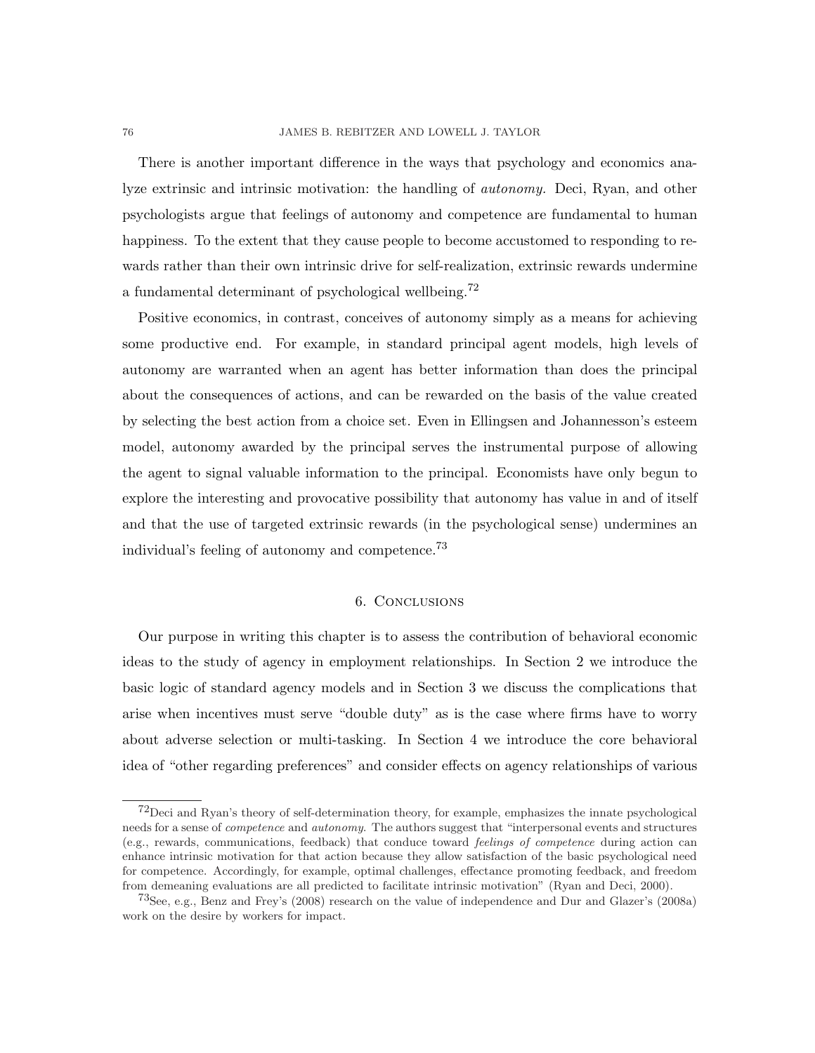There is another important difference in the ways that psychology and economics analyze extrinsic and intrinsic motivation: the handling of *autonomy.* Deci, Ryan, and other psychologists argue that feelings of autonomy and competence are fundamental to human happiness. To the extent that they cause people to become accustomed to responding to rewards rather than their own intrinsic drive for self-realization, extrinsic rewards undermine a fundamental determinant of psychological wellbeing.[72]

Positive economics, in contrast, conceives of autonomy simply as a means for achieving some productive end. For example, in standard principal agent models, high levels of autonomy are warranted when an agent has better information than does the principal about the consequences of actions, and can be rewarded on the basis of the value created by selecting the best action from a choice set. Even in Ellingsen and Johannesson's esteem model, autonomy awarded by the principal serves the instrumental purpose of allowing the agent to signal valuable information to the principal. Economists have only begun to explore the interesting and provocative possibility that autonomy has value in and of itself and that the use of targeted extrinsic rewards (in the psychological sense) undermines an individual's feeling of autonomy and competence.[73]

## 6. Conclusions

Our purpose in writing this chapter is to assess the contribution of behavioral economic ideas to the study of agency in employment relationships. In Section 2 we introduce the basic logic of standard agency models and in Section 3 we discuss the complications that arise when incentives must serve "double duty" as is the case where firms have to worry about adverse selection or multi-tasking. In Section 4 we introduce the core behavioral idea of "other regarding preferences" and consider effects on agency relationships of various

---

[72] Deci and Ryan's theory of self-determination theory, for example, emphasizes the innate psychological needs for a sense of *competence* and *autonomy.* The authors suggest that "interpersonal events and structures (e.g., rewards, communications, feedback) that conduce toward *feelings of competence* during action can enhance intrinsic motivation for that action because they allow satisfaction of the basic psychological need for competence. Accordingly, for example, optimal challenges, effectance promoting feedback, and freedom from demeaning evaluations are all predicted to facilitate intrinsic motivation" (Ryan and Deci, 2000).

[73] See, e.g., Benz and Frey's (2008) research on the value of independence and Dur and Glazer's (2008a) work on the desire by workers for impact.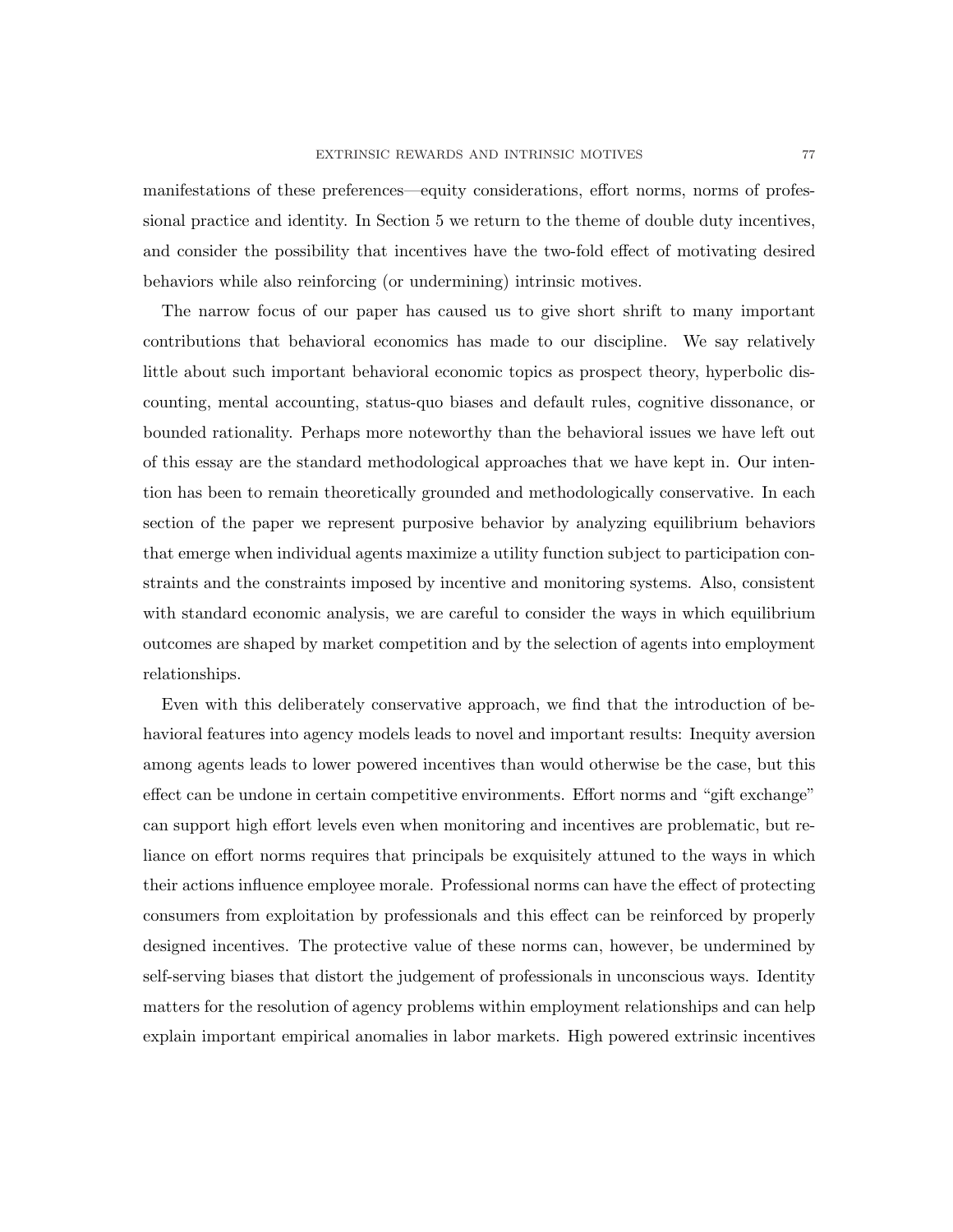manifestations of these preferences—equity considerations, effort norms, norms of professional practice and identity. In Section 5 we return to the theme of double duty incentives, and consider the possibility that incentives have the two-fold effect of motivating desired behaviors while also reinforcing (or undermining) intrinsic motives.

The narrow focus of our paper has caused us to give short shrift to many important contributions that behavioral economics has made to our discipline. We say relatively little about such important behavioral economic topics as prospect theory, hyperbolic discounting, mental accounting, status-quo biases and default rules, cognitive dissonance, or bounded rationality. Perhaps more noteworthy than the behavioral issues we have left out of this essay are the standard methodological approaches that we have kept in. Our intention has been to remain theoretically grounded and methodologically conservative. In each section of the paper we represent purposive behavior by analyzing equilibrium behaviors that emerge when individual agents maximize a utility function subject to participation constraints and the constraints imposed by incentive and monitoring systems. Also, consistent with standard economic analysis, we are careful to consider the ways in which equilibrium outcomes are shaped by market competition and by the selection of agents into employment relationships.

Even with this deliberately conservative approach, we find that the introduction of behavioral features into agency models leads to novel and important results: Inequity aversion among agents leads to lower powered incentives than would otherwise be the case, but this effect can be undone in certain competitive environments. Effort norms and "gift exchange" can support high effort levels even when monitoring and incentives are problematic, but reliance on effort norms requires that principals be exquisitely attuned to the ways in which their actions influence employee morale. Professional norms can have the effect of protecting consumers from exploitation by professionals and this effect can be reinforced by properly designed incentives. The protective value of these norms can, however, be undermined by self-serving biases that distort the judgement of professionals in unconscious ways. Identity matters for the resolution of agency problems within employment relationships and can help explain important empirical anomalies in labor markets. High powered extrinsic incentives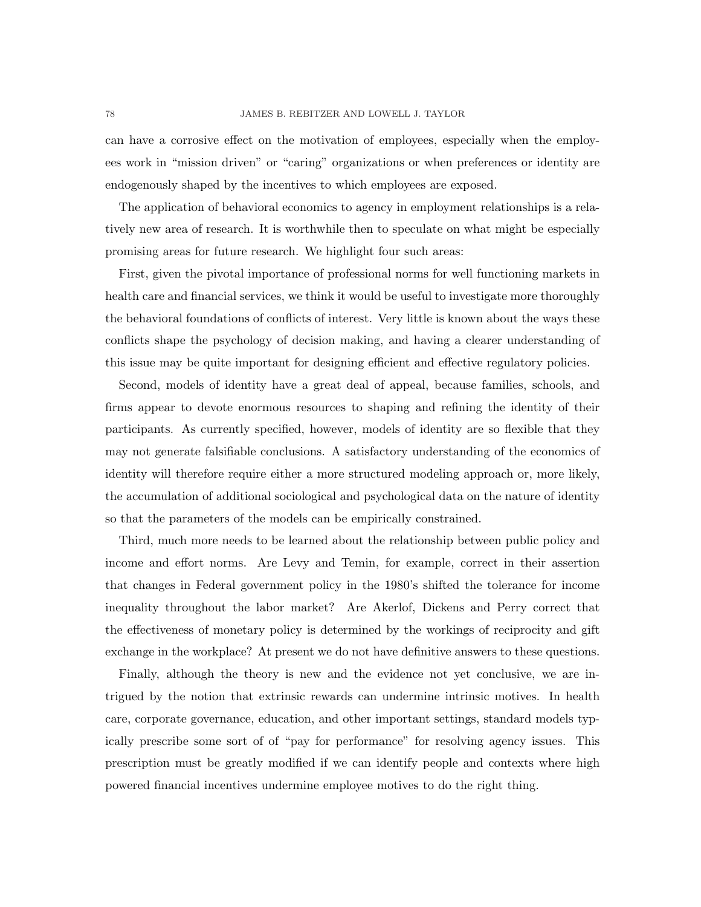can have a corrosive effect on the motivation of employees, especially when the employees work in "mission driven" or "caring" organizations or when preferences or identity are endogenously shaped by the incentives to which employees are exposed.

The application of behavioral economics to agency in employment relationships is a relatively new area of research. It is worthwhile then to speculate on what might be especially promising areas for future research. We highlight four such areas:

First, given the pivotal importance of professional norms for well functioning markets in health care and financial services, we think it would be useful to investigate more thoroughly the behavioral foundations of conflicts of interest. Very little is known about the ways these conflicts shape the psychology of decision making, and having a clearer understanding of this issue may be quite important for designing efficient and effective regulatory policies.

Second, models of identity have a great deal of appeal, because families, schools, and firms appear to devote enormous resources to shaping and refining the identity of their participants. As currently specified, however, models of identity are so flexible that they may not generate falsifiable conclusions. A satisfactory understanding of the economics of identity will therefore require either a more structured modeling approach or, more likely, the accumulation of additional sociological and psychological data on the nature of identity so that the parameters of the models can be empirically constrained.

Third, much more needs to be learned about the relationship between public policy and income and effort norms. Are Levy and Temin, for example, correct in their assertion that changes in Federal government policy in the 1980's shifted the tolerance for income inequality throughout the labor market? Are Akerlof, Dickens and Perry correct that the effectiveness of monetary policy is determined by the workings of reciprocity and gift exchange in the workplace? At present we do not have definitive answers to these questions.

Finally, although the theory is new and the evidence not yet conclusive, we are intrigued by the notion that extrinsic rewards can undermine intrinsic motives. In health care, corporate governance, education, and other important settings, standard models typically prescribe some sort of of "pay for performance" for resolving agency issues. This prescription must be greatly modified if we can identify people and contexts where high powered financial incentives undermine employee motives to do the right thing.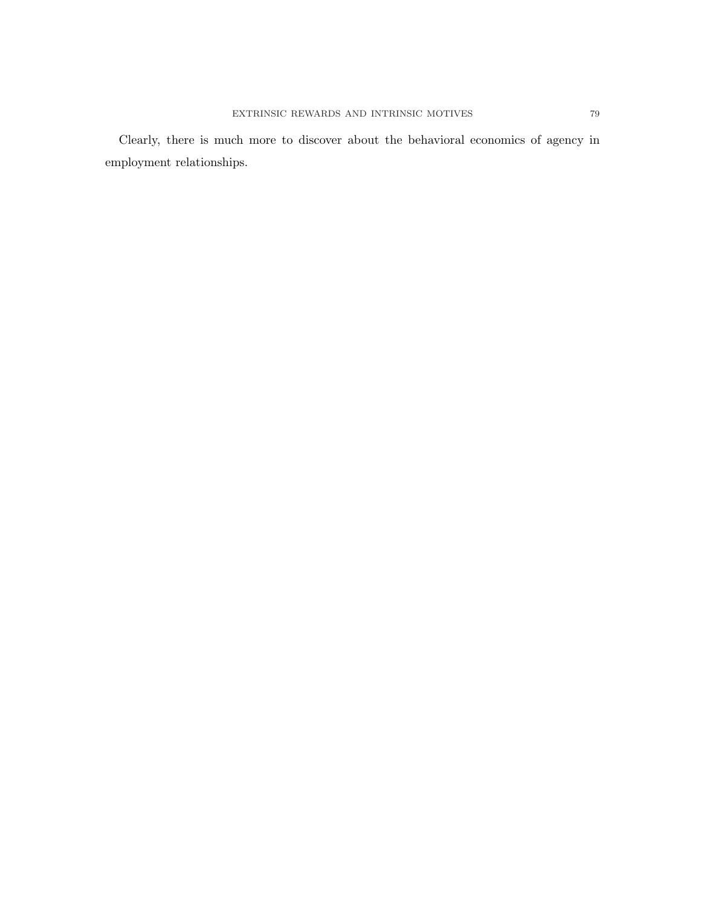Clearly, there is much more to discover about the behavioral economics of agency in employment relationships.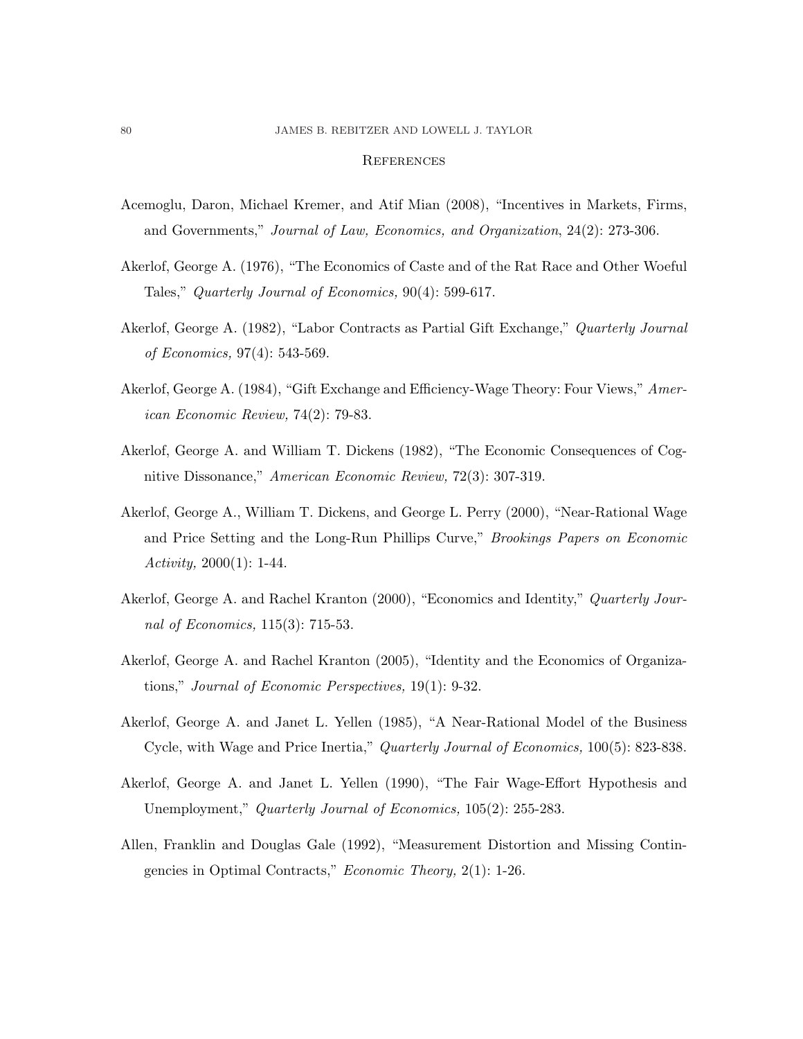## References

Acemoglu, Daron, Michael Kremer, and Atif Mian (2008), "Incentives in Markets, Firms, and Governments," *Journal of Law, Economics, and Organization*, 24(2): 273-306.

Akerlof, George A. (1976), "The Economics of Caste and of the Rat Race and Other Woeful Tales," *Quarterly Journal of Economics,* 90(4): 599-617.

Akerlof, George A. (1982), "Labor Contracts as Partial Gift Exchange," *Quarterly Journal of Economics,* 97(4): 543-569.

Akerlof, George A. (1984), "Gift Exchange and Efficiency-Wage Theory: Four Views," *American Economic Review,* 74(2): 79-83.

Akerlof, George A. and William T. Dickens (1982), "The Economic Consequences of Cognitive Dissonance," *American Economic Review,* 72(3): 307-319.

Akerlof, George A., William T. Dickens, and George L. Perry (2000), "Near-Rational Wage and Price Setting and the Long-Run Phillips Curve," *Brookings Papers on Economic Activity,* 2000(1): 1-44.

Akerlof, George A. and Rachel Kranton (2000), "Economics and Identity," *Quarterly Journal of Economics,* 115(3): 715-53.

Akerlof, George A. and Rachel Kranton (2005), "Identity and the Economics of Organizations," *Journal of Economic Perspectives,* 19(1): 9-32.

Akerlof, George A. and Janet L. Yellen (1985), "A Near-Rational Model of the Business Cycle, with Wage and Price Inertia," *Quarterly Journal of Economics,* 100(5): 823-838.

Akerlof, George A. and Janet L. Yellen (1990), "The Fair Wage-Effort Hypothesis and Unemployment," *Quarterly Journal of Economics,* 105(2): 255-283.

Allen, Franklin and Douglas Gale (1992), "Measurement Distortion and Missing Contingencies in Optimal Contracts," *Economic Theory,* 2(1): 1-26.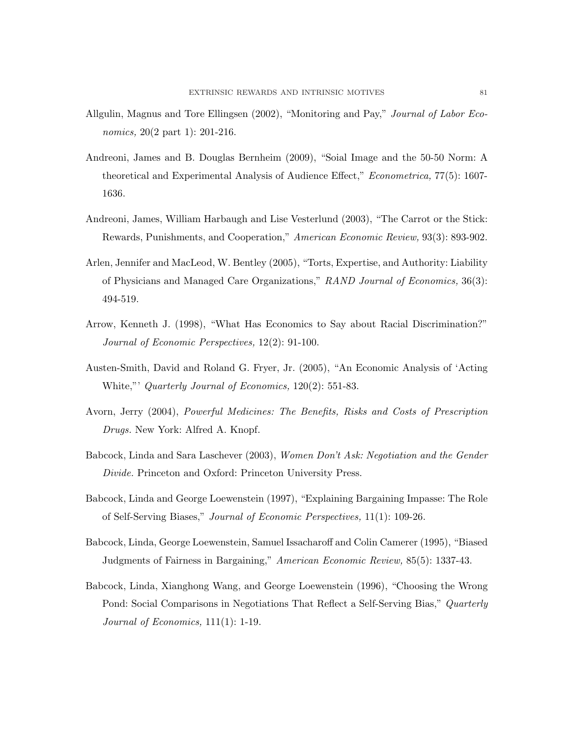Allgulin, Magnus and Tore Ellingsen (2002), "Monitoring and Pay," *Journal of Labor Economics,* 20(2 part 1): 201-216.

Andreoni, James and B. Douglas Bernheim (2009), "Soial Image and the 50-50 Norm: A theoretical and Experimental Analysis of Audience Effect," *Econometrica,* 77(5): 1607-1636.

Andreoni, James, William Harbaugh and Lise Vesterlund (2003), "The Carrot or the Stick: Rewards, Punishments, and Cooperation," *American Economic Review,* 93(3): 893-902.

Arlen, Jennifer and MacLeod, W. Bentley (2005), "Torts, Expertise, and Authority: Liability of Physicians and Managed Care Organizations," *RAND Journal of Economics,* 36(3): 494-519.

Arrow, Kenneth J. (1998), "What Has Economics to Say about Racial Discrimination?" *Journal of Economic Perspectives,* 12(2): 91-100.

Austen-Smith, David and Roland G. Fryer, Jr. (2005), "An Economic Analysis of 'Acting White,"' *Quarterly Journal of Economics,* 120(2): 551-83.

Avorn, Jerry (2004), *Powerful Medicines: The Benefits, Risks and Costs of Prescription Drugs.* New York: Alfred A. Knopf.

Babcock, Linda and Sara Laschever (2003), *Women Don't Ask: Negotiation and the Gender Divide.* Princeton and Oxford: Princeton University Press.

Babcock, Linda and George Loewenstein (1997), "Explaining Bargaining Impasse: The Role of Self-Serving Biases," *Journal of Economic Perspectives,* 11(1): 109-26.

Babcock, Linda, George Loewenstein, Samuel Issacharoff and Colin Camerer (1995), "Biased Judgments of Fairness in Bargaining," *American Economic Review,* 85(5): 1337-43.

Babcock, Linda, Xianghong Wang, and George Loewenstein (1996), "Choosing the Wrong Pond: Social Comparisons in Negotiations That Reflect a Self-Serving Bias," *Quarterly Journal of Economics,* 111(1): 1-19.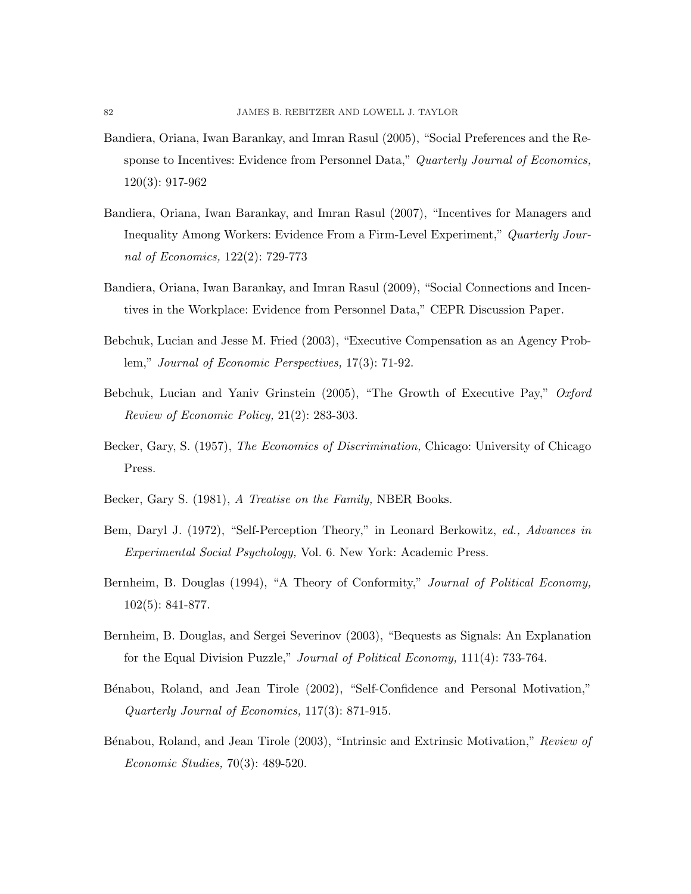Bandiera, Oriana, Iwan Barankay, and Imran Rasul (2005), "Social Preferences and the Response to Incentives: Evidence from Personnel Data," *Quarterly Journal of Economics,* 120(3): 917-962

Bandiera, Oriana, Iwan Barankay, and Imran Rasul (2007), "Incentives for Managers and Inequality Among Workers: Evidence From a Firm-Level Experiment," *Quarterly Journal of Economics,* 122(2): 729-773

Bandiera, Oriana, Iwan Barankay, and Imran Rasul (2009), "Social Connections and Incentives in the Workplace: Evidence from Personnel Data," CEPR Discussion Paper.

Bebchuk, Lucian and Jesse M. Fried (2003), "Executive Compensation as an Agency Problem," *Journal of Economic Perspectives,* 17(3): 71-92.

Bebchuk, Lucian and Yaniv Grinstein (2005), "The Growth of Executive Pay," *Oxford Review of Economic Policy,* 21(2): 283-303.

Becker, Gary, S. (1957), *The Economics of Discrimination,* Chicago: University of Chicago Press.

Becker, Gary S. (1981), *A Treatise on the Family,* NBER Books.

Bem, Daryl J. (1972), "Self-Perception Theory," in Leonard Berkowitz, *ed., Advances in Experimental Social Psychology,* Vol. 6. New York: Academic Press.

Bernheim, B. Douglas (1994), "A Theory of Conformity," *Journal of Political Economy,* 102(5): 841-877.

Bernheim, B. Douglas, and Sergei Severinov (2003), "Bequests as Signals: An Explanation for the Equal Division Puzzle," *Journal of Political Economy,* 111(4): 733-764.

Bénabou, Roland, and Jean Tirole (2002), "Self-Confidence and Personal Motivation," *Quarterly Journal of Economics,* 117(3): 871-915.

Bénabou, Roland, and Jean Tirole (2003), "Intrinsic and Extrinsic Motivation," *Review of Economic Studies,* 70(3): 489-520.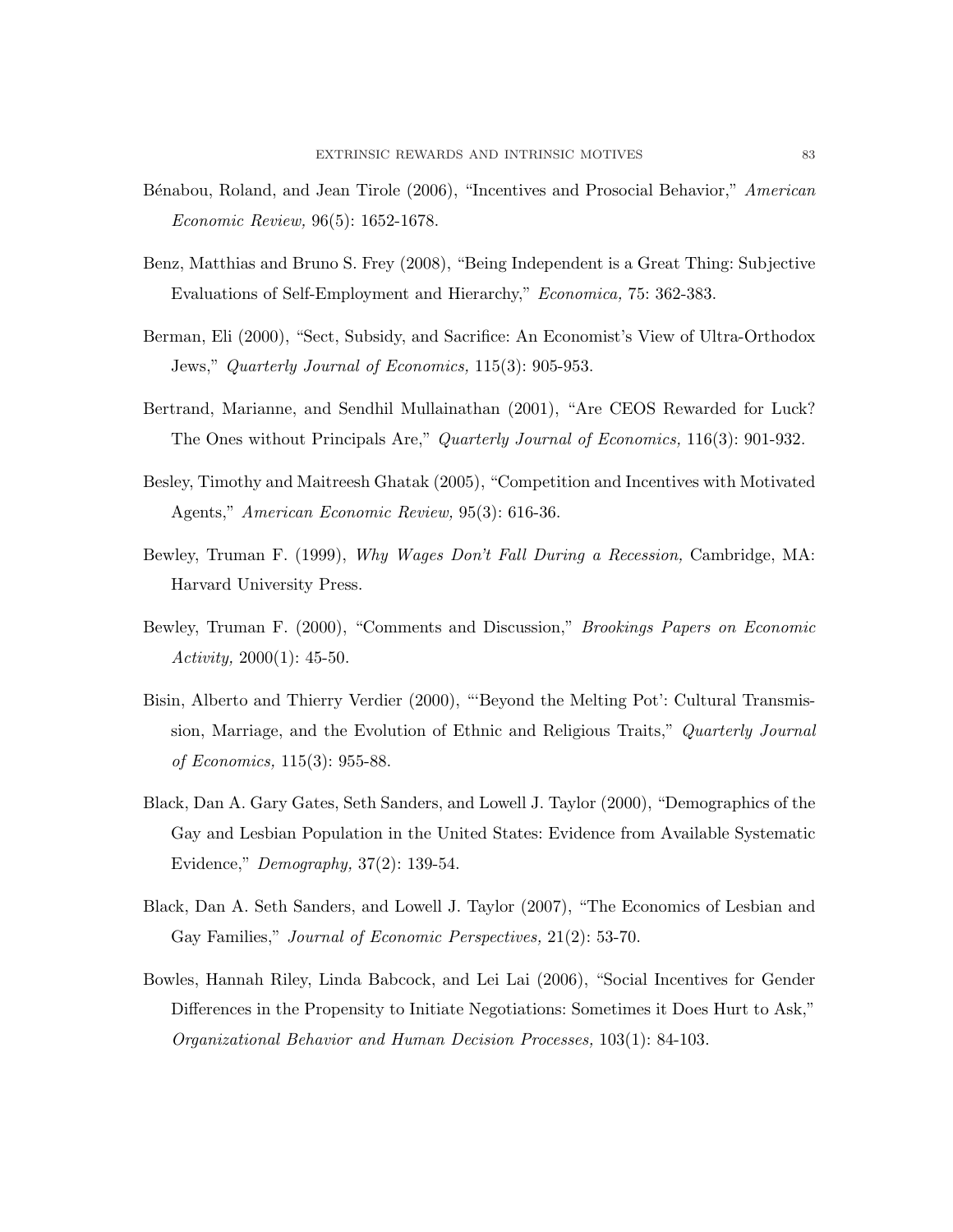Bénabou, Roland, and Jean Tirole (2006), "Incentives and Prosocial Behavior," *American Economic Review,* 96(5): 1652-1678.

Benz, Matthias and Bruno S. Frey (2008), "Being Independent is a Great Thing: Subjective Evaluations of Self-Employment and Hierarchy," *Economica,* 75: 362-383.

Berman, Eli (2000), "Sect, Subsidy, and Sacrifice: An Economist's View of Ultra-Orthodox Jews," *Quarterly Journal of Economics,* 115(3): 905-953.

Bertrand, Marianne, and Sendhil Mullainathan (2001), "Are CEOS Rewarded for Luck? The Ones without Principals Are," *Quarterly Journal of Economics,* 116(3): 901-932.

Besley, Timothy and Maitreesh Ghatak (2005), "Competition and Incentives with Motivated Agents," *American Economic Review,* 95(3): 616-36.

Bewley, Truman F. (1999), *Why Wages Don't Fall During a Recession,* Cambridge, MA: Harvard University Press.

Bewley, Truman F. (2000), "Comments and Discussion," *Brookings Papers on Economic Activity,* 2000(1): 45-50.

Bisin, Alberto and Thierry Verdier (2000), "'Beyond the Melting Pot': Cultural Transmission, Marriage, and the Evolution of Ethnic and Religious Traits," *Quarterly Journal of Economics,* 115(3): 955-88.

Black, Dan A. Gary Gates, Seth Sanders, and Lowell J. Taylor (2000), "Demographics of the Gay and Lesbian Population in the United States: Evidence from Available Systematic Evidence," *Demography,* 37(2): 139-54.

Black, Dan A. Seth Sanders, and Lowell J. Taylor (2007), "The Economics of Lesbian and Gay Families," *Journal of Economic Perspectives,* 21(2): 53-70.

Bowles, Hannah Riley, Linda Babcock, and Lei Lai (2006), "Social Incentives for Gender Differences in the Propensity to Initiate Negotiations: Sometimes it Does Hurt to Ask," *Organizational Behavior and Human Decision Processes,* 103(1): 84-103.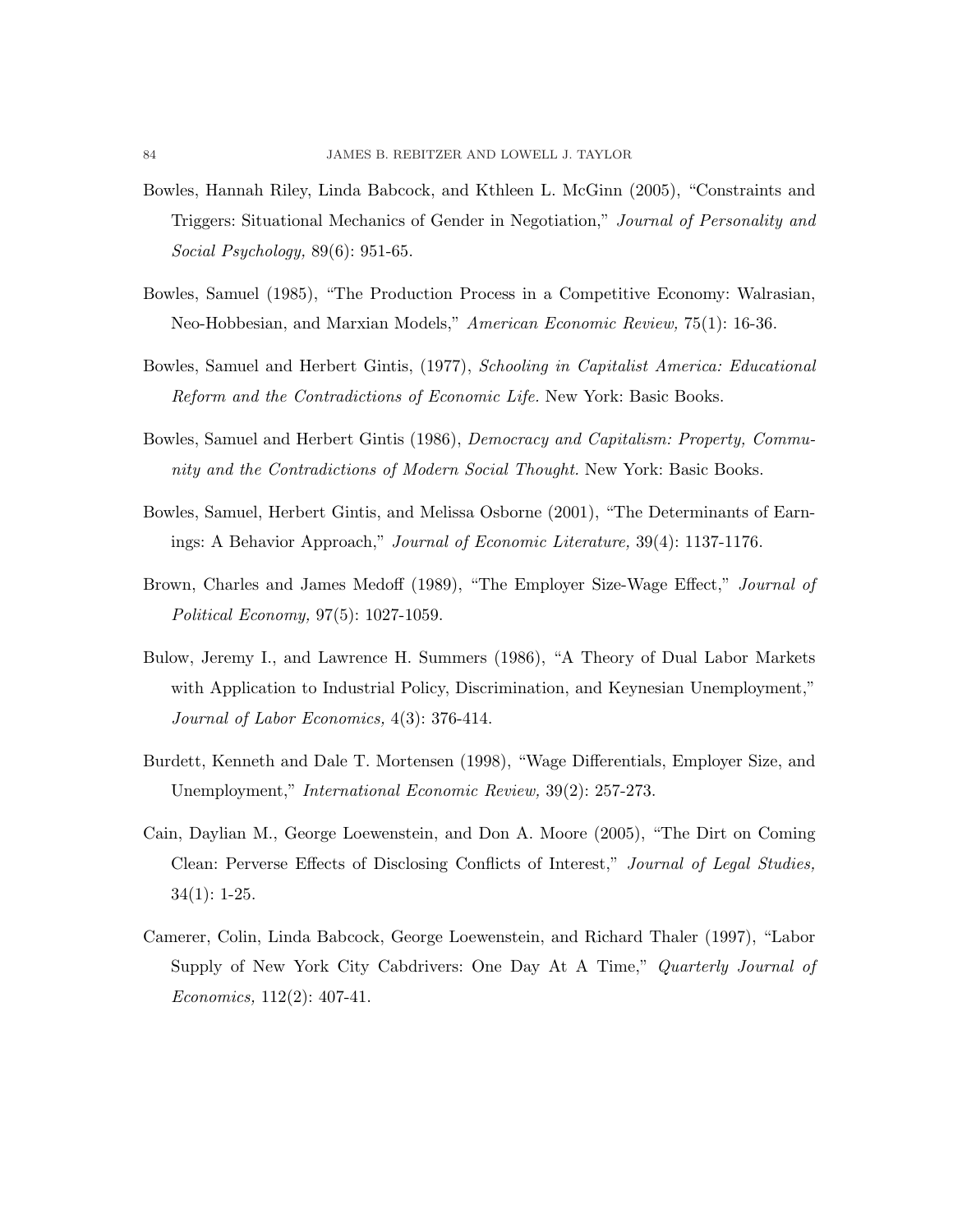Bowles, Hannah Riley, Linda Babcock, and Kthleen L. McGinn (2005), "Constraints and Triggers: Situational Mechanics of Gender in Negotiation," *Journal of Personality and Social Psychology,* 89(6): 951-65.

Bowles, Samuel (1985), "The Production Process in a Competitive Economy: Walrasian, Neo-Hobbesian, and Marxian Models," *American Economic Review,* 75(1): 16-36.

Bowles, Samuel and Herbert Gintis, (1977), *Schooling in Capitalist America: Educational Reform and the Contradictions of Economic Life.* New York: Basic Books.

Bowles, Samuel and Herbert Gintis (1986), *Democracy and Capitalism: Property, Community and the Contradictions of Modern Social Thought.* New York: Basic Books.

Bowles, Samuel, Herbert Gintis, and Melissa Osborne (2001), "The Determinants of Earnings: A Behavior Approach," *Journal of Economic Literature,* 39(4): 1137-1176.

Brown, Charles and James Medoff (1989), "The Employer Size-Wage Effect," *Journal of Political Economy,* 97(5): 1027-1059.

Bulow, Jeremy I., and Lawrence H. Summers (1986), "A Theory of Dual Labor Markets with Application to Industrial Policy, Discrimination, and Keynesian Unemployment," *Journal of Labor Economics,* 4(3): 376-414.

Burdett, Kenneth and Dale T. Mortensen (1998), "Wage Differentials, Employer Size, and Unemployment," *International Economic Review,* 39(2): 257-273.

Cain, Daylian M., George Loewenstein, and Don A. Moore (2005), "The Dirt on Coming Clean: Perverse Effects of Disclosing Conflicts of Interest," *Journal of Legal Studies,* 34(1): 1-25.

Camerer, Colin, Linda Babcock, George Loewenstein, and Richard Thaler (1997), "Labor Supply of New York City Cabdrivers: One Day At A Time," *Quarterly Journal of Economics,* 112(2): 407-41.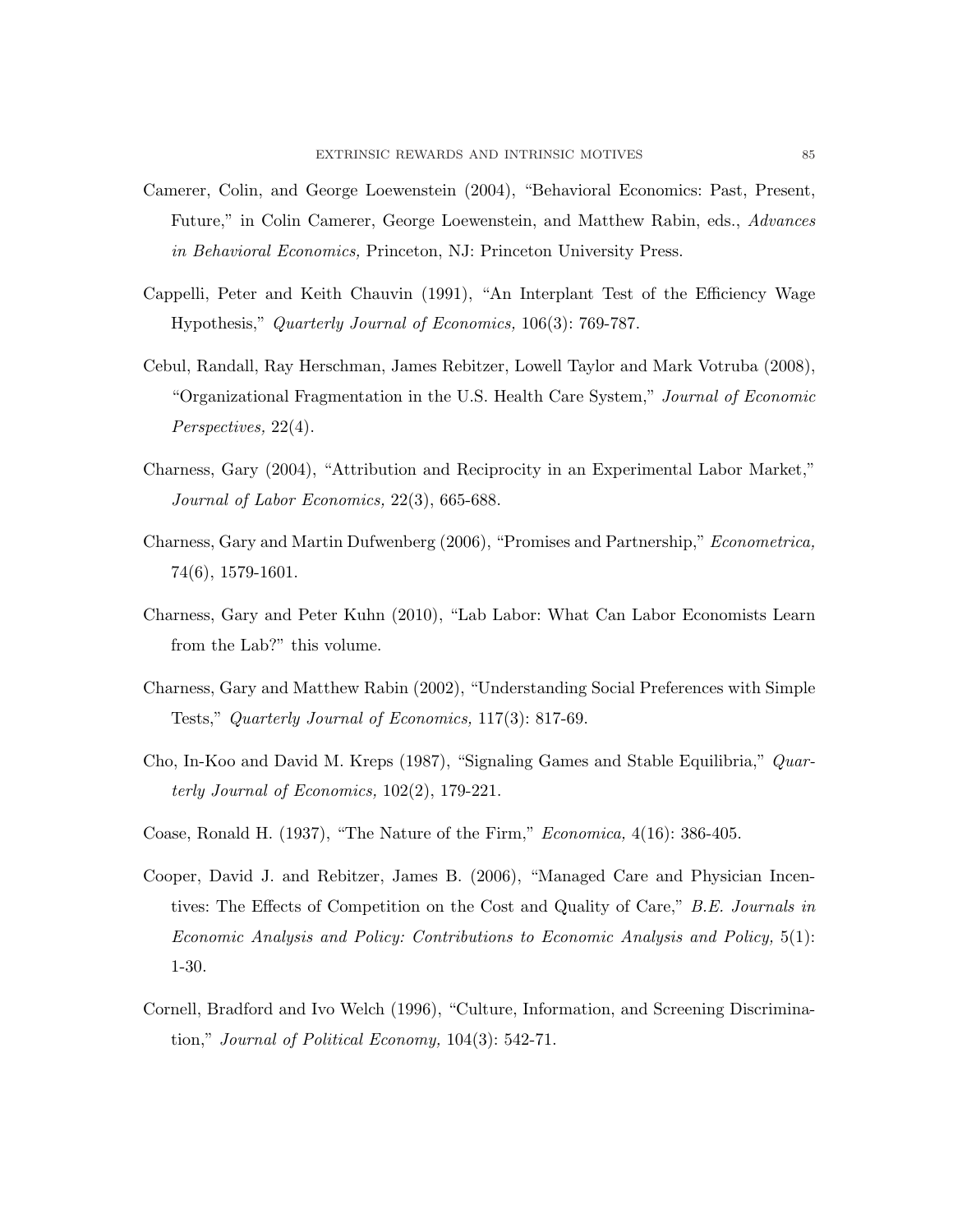Camerer, Colin, and George Loewenstein (2004), "Behavioral Economics: Past, Present, Future," in Colin Camerer, George Loewenstein, and Matthew Rabin, eds., *Advances in Behavioral Economics,* Princeton, NJ: Princeton University Press.

Cappelli, Peter and Keith Chauvin (1991), "An Interplant Test of the Efficiency Wage Hypothesis," *Quarterly Journal of Economics,* 106(3): 769-787.

Cebul, Randall, Ray Herschman, James Rebitzer, Lowell Taylor and Mark Votruba (2008), "Organizational Fragmentation in the U.S. Health Care System," *Journal of Economic Perspectives,* 22(4).

Charness, Gary (2004), "Attribution and Reciprocity in an Experimental Labor Market," *Journal of Labor Economics,* 22(3), 665-688.

Charness, Gary and Martin Dufwenberg (2006), "Promises and Partnership," *Econometrica,* 74(6), 1579-1601.

Charness, Gary and Peter Kuhn (2010), "Lab Labor: What Can Labor Economists Learn from the Lab?" this volume.

Charness, Gary and Matthew Rabin (2002), "Understanding Social Preferences with Simple Tests," *Quarterly Journal of Economics,* 117(3): 817-69.

Cho, In-Koo and David M. Kreps (1987), "Signaling Games and Stable Equilibria," *Quarterly Journal of Economics,* 102(2), 179-221.

Coase, Ronald H. (1937), "The Nature of the Firm," *Economica,* 4(16): 386-405.

Cooper, David J. and Rebitzer, James B. (2006), "Managed Care and Physician Incentives: The Effects of Competition on the Cost and Quality of Care," *B.E. Journals in Economic Analysis and Policy: Contributions to Economic Analysis and Policy,* 5(1): 1-30.

Cornell, Bradford and Ivo Welch (1996), "Culture, Information, and Screening Discrimination," *Journal of Political Economy,* 104(3): 542-71.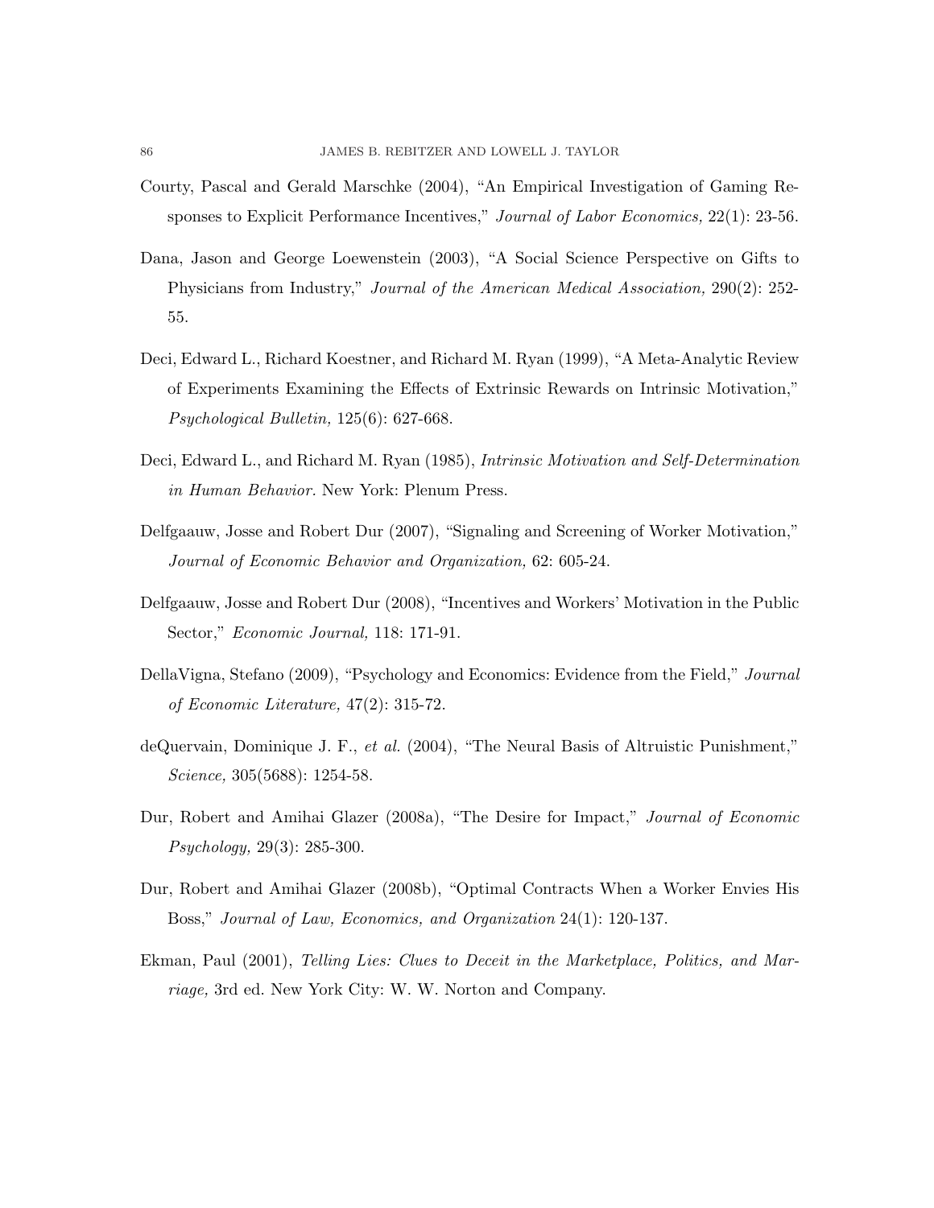Courty, Pascal and Gerald Marschke (2004), "An Empirical Investigation of Gaming Responses to Explicit Performance Incentives," *Journal of Labor Economics,* 22(1): 23-56.

Dana, Jason and George Loewenstein (2003), "A Social Science Perspective on Gifts to Physicians from Industry," *Journal of the American Medical Association,* 290(2): 252-55.

Deci, Edward L., Richard Koestner, and Richard M. Ryan (1999), "A Meta-Analytic Review of Experiments Examining the Effects of Extrinsic Rewards on Intrinsic Motivation," *Psychological Bulletin,* 125(6): 627-668.

Deci, Edward L., and Richard M. Ryan (1985), *Intrinsic Motivation and Self-Determination in Human Behavior.* New York: Plenum Press.

Delfgaauw, Josse and Robert Dur (2007), "Signaling and Screening of Worker Motivation," *Journal of Economic Behavior and Organization,* 62: 605-24.

Delfgaauw, Josse and Robert Dur (2008), "Incentives and Workers' Motivation in the Public Sector," *Economic Journal,* 118: 171-91.

DellaVigna, Stefano (2009), "Psychology and Economics: Evidence from the Field," *Journal of Economic Literature,* 47(2): 315-72.

deQuervain, Dominique J. F., *et al.* (2004), "The Neural Basis of Altruistic Punishment," *Science,* 305(5688): 1254-58.

Dur, Robert and Amihai Glazer (2008a), "The Desire for Impact," *Journal of Economic Psychology,* 29(3): 285-300.

Dur, Robert and Amihai Glazer (2008b), "Optimal Contracts When a Worker Envies His Boss," *Journal of Law, Economics, and Organization* 24(1): 120-137.

Ekman, Paul (2001), *Telling Lies: Clues to Deceit in the Marketplace, Politics, and Marriage,* 3rd ed. New York City: W. W. Norton and Company.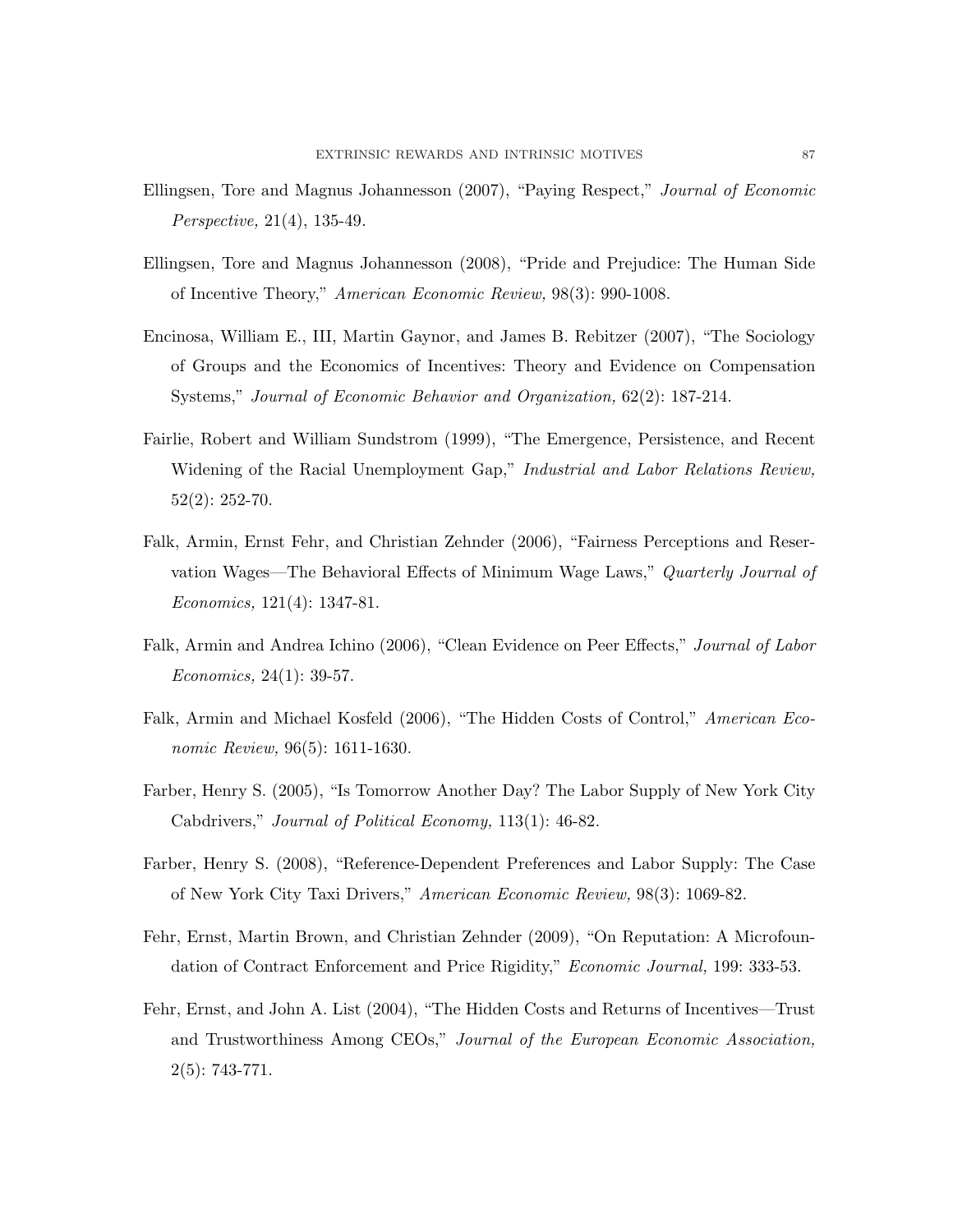Ellingsen, Tore and Magnus Johannesson (2007), "Paying Respect," *Journal of Economic Perspective,* 21(4), 135-49.

Ellingsen, Tore and Magnus Johannesson (2008), "Pride and Prejudice: The Human Side of Incentive Theory," *American Economic Review,* 98(3): 990-1008.

Encinosa, William E., III, Martin Gaynor, and James B. Rebitzer (2007), "The Sociology of Groups and the Economics of Incentives: Theory and Evidence on Compensation Systems," *Journal of Economic Behavior and Organization,* 62(2): 187-214.

Fairlie, Robert and William Sundstrom (1999), "The Emergence, Persistence, and Recent Widening of the Racial Unemployment Gap," *Industrial and Labor Relations Review,* 52(2): 252-70.

Falk, Armin, Ernst Fehr, and Christian Zehnder (2006), "Fairness Perceptions and Reservation Wages—The Behavioral Effects of Minimum Wage Laws," *Quarterly Journal of Economics,* 121(4): 1347-81.

Falk, Armin and Andrea Ichino (2006), "Clean Evidence on Peer Effects," *Journal of Labor Economics,* 24(1): 39-57.

Falk, Armin and Michael Kosfeld (2006), "The Hidden Costs of Control," *American Economic Review,* 96(5): 1611-1630.

Farber, Henry S. (2005), "Is Tomorrow Another Day? The Labor Supply of New York City Cabdrivers," *Journal of Political Economy,* 113(1): 46-82.

Farber, Henry S. (2008), "Reference-Dependent Preferences and Labor Supply: The Case of New York City Taxi Drivers," *American Economic Review,* 98(3): 1069-82.

Fehr, Ernst, Martin Brown, and Christian Zehnder (2009), "On Reputation: A Microfoundation of Contract Enforcement and Price Rigidity," *Economic Journal,* 199: 333-53.

Fehr, Ernst, and John A. List (2004), "The Hidden Costs and Returns of Incentives—Trust and Trustworthiness Among CEOs," *Journal of the European Economic Association,* 2(5): 743-771.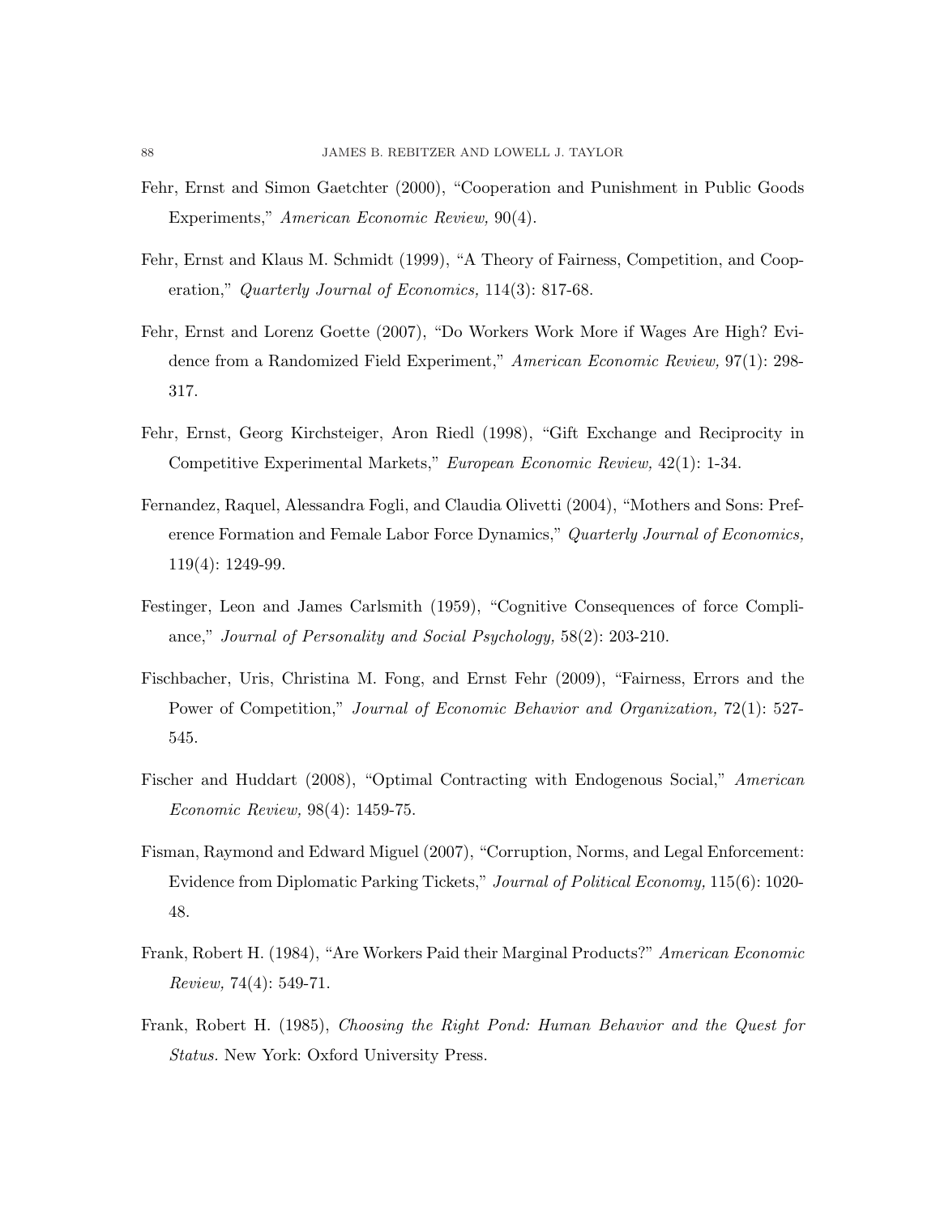Fehr, Ernst and Simon Gaetchter (2000), "Cooperation and Punishment in Public Goods Experiments," *American Economic Review,* 90(4).

Fehr, Ernst and Klaus M. Schmidt (1999), "A Theory of Fairness, Competition, and Cooperation," *Quarterly Journal of Economics,* 114(3): 817-68.

Fehr, Ernst and Lorenz Goette (2007), "Do Workers Work More if Wages Are High? Evidence from a Randomized Field Experiment," *American Economic Review,* 97(1): 298-317.

Fehr, Ernst, Georg Kirchsteiger, Aron Riedl (1998), "Gift Exchange and Reciprocity in Competitive Experimental Markets," *European Economic Review,* 42(1): 1-34.

Fernandez, Raquel, Alessandra Fogli, and Claudia Olivetti (2004), "Mothers and Sons: Preference Formation and Female Labor Force Dynamics," *Quarterly Journal of Economics,* 119(4): 1249-99.

Festinger, Leon and James Carlsmith (1959), "Cognitive Consequences of force Compliance," *Journal of Personality and Social Psychology,* 58(2): 203-210.

Fischbacher, Uris, Christina M. Fong, and Ernst Fehr (2009), "Fairness, Errors and the Power of Competition," *Journal of Economic Behavior and Organization,* 72(1): 527-545.

Fischer and Huddart (2008), "Optimal Contracting with Endogenous Social," *American Economic Review,* 98(4): 1459-75.

Fisman, Raymond and Edward Miguel (2007), "Corruption, Norms, and Legal Enforcement: Evidence from Diplomatic Parking Tickets," *Journal of Political Economy,* 115(6): 1020-48.

Frank, Robert H. (1984), "Are Workers Paid their Marginal Products?" *American Economic Review,* 74(4): 549-71.

Frank, Robert H. (1985), *Choosing the Right Pond: Human Behavior and the Quest for Status.* New York: Oxford University Press.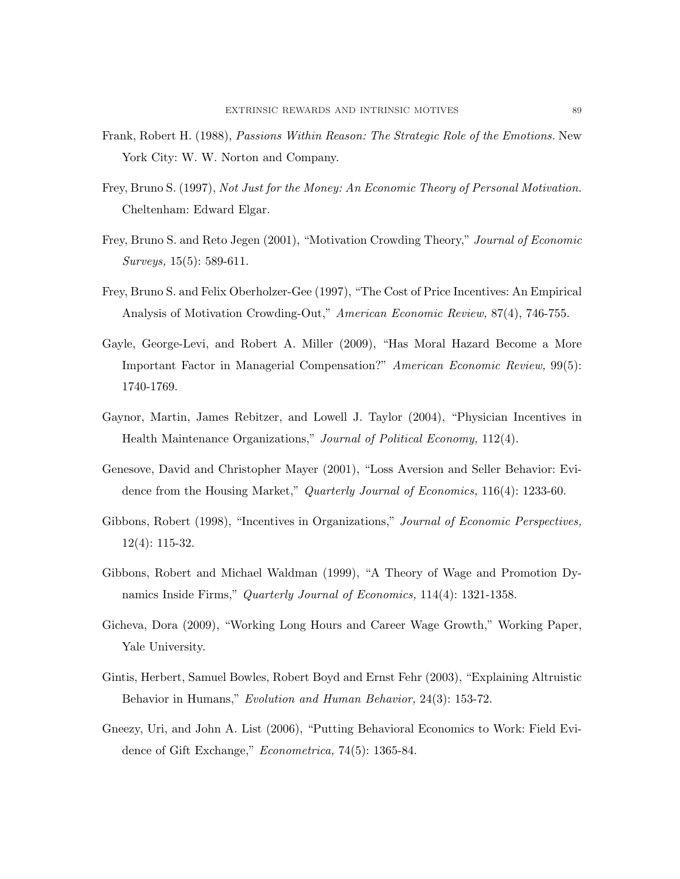Frank, Robert H. (1988), *Passions Within Reason: The Strategic Role of the Emotions.* New York City: W. W. Norton and Company.

Frey, Bruno S. (1997), *Not Just for the Money: An Economic Theory of Personal Motivation.* Cheltenham: Edward Elgar.

Frey, Bruno S. and Reto Jegen (2001), "Motivation Crowding Theory," *Journal of Economic Surveys,* 15(5): 589-611.

Frey, Bruno S. and Felix Oberholzer-Gee (1997), "The Cost of Price Incentives: An Empirical Analysis of Motivation Crowding-Out," *American Economic Review,* 87(4), 746-755.

Gayle, George-Levi, and Robert A. Miller (2009), "Has Moral Hazard Become a More Important Factor in Managerial Compensation?" *American Economic Review,* 99(5): 1740-1769.

Gaynor, Martin, James Rebitzer, and Lowell J. Taylor (2004), "Physician Incentives in Health Maintenance Organizations," *Journal of Political Economy,* 112(4).

Genesove, David and Christopher Mayer (2001), "Loss Aversion and Seller Behavior: Evidence from the Housing Market," *Quarterly Journal of Economics,* 116(4): 1233-60.

Gibbons, Robert (1998), "Incentives in Organizations," *Journal of Economic Perspectives,* 12(4): 115-32.

Gibbons, Robert and Michael Waldman (1999), "A Theory of Wage and Promotion Dynamics Inside Firms," *Quarterly Journal of Economics,* 114(4): 1321-1358.

Gicheva, Dora (2009), "Working Long Hours and Career Wage Growth," Working Paper, Yale University.

Gintis, Herbert, Samuel Bowles, Robert Boyd and Ernst Fehr (2003), "Explaining Altruistic Behavior in Humans," *Evolution and Human Behavior,* 24(3): 153-72.

Gneezy, Uri, and John A. List (2006), "Putting Behavioral Economics to Work: Field Evidence of Gift Exchange," *Econometrica,* 74(5): 1365-84.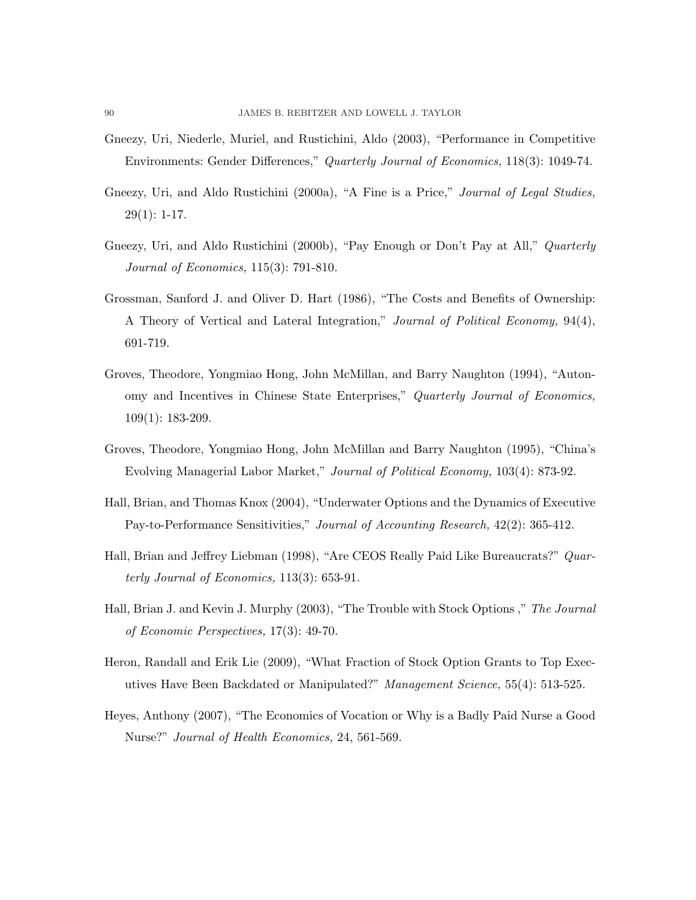Gneezy, Uri, Niederle, Muriel, and Rustichini, Aldo (2003), "Performance in Competitive Environments: Gender Differences," *Quarterly Journal of Economics,* 118(3): 1049-74.

Gneezy, Uri, and Aldo Rustichini (2000a), "A Fine is a Price," *Journal of Legal Studies,* 29(1): 1-17.

Gneezy, Uri, and Aldo Rustichini (2000b), "Pay Enough or Don't Pay at All," *Quarterly Journal of Economics,* 115(3): 791-810.

Grossman, Sanford J. and Oliver D. Hart (1986), "The Costs and Benefits of Ownership: A Theory of Vertical and Lateral Integration," *Journal of Political Economy,* 94(4), 691-719.

Groves, Theodore, Yongmiao Hong, John McMillan, and Barry Naughton (1994), "Autonomy and Incentives in Chinese State Enterprises," *Quarterly Journal of Economics,* 109(1): 183-209.

Groves, Theodore, Yongmiao Hong, John McMillan and Barry Naughton (1995), "China's Evolving Managerial Labor Market," *Journal of Political Economy,* 103(4): 873-92.

Hall, Brian, and Thomas Knox (2004), "Underwater Options and the Dynamics of Executive Pay-to-Performance Sensitivities," *Journal of Accounting Research,* 42(2): 365-412.

Hall, Brian and Jeffrey Liebman (1998), "Are CEOS Really Paid Like Bureaucrats?" *Quarterly Journal of Economics,* 113(3): 653-91.

Hall, Brian J. and Kevin J. Murphy (2003), "The Trouble with Stock Options ," *The Journal of Economic Perspectives,* 17(3): 49-70.

Heron, Randall and Erik Lie (2009), "What Fraction of Stock Option Grants to Top Executives Have Been Backdated or Manipulated?" *Management Science,* 55(4): 513-525.

Heyes, Anthony (2007), "The Economics of Vocation or Why is a Badly Paid Nurse a Good Nurse?" *Journal of Health Economics,* 24, 561-569.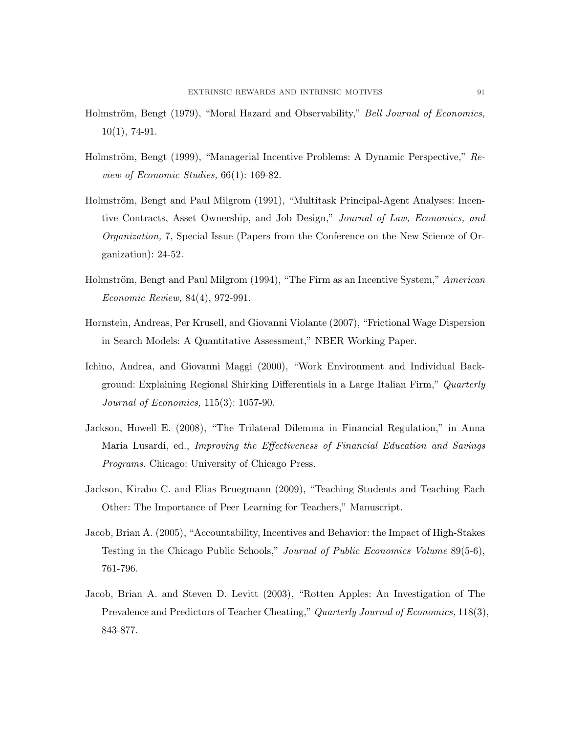Holmström, Bengt (1979), "Moral Hazard and Observability," *Bell Journal of Economics,* 10(1), 74-91.

Holmström, Bengt (1999), "Managerial Incentive Problems: A Dynamic Perspective," *Review of Economic Studies,* 66(1): 169-82.

Holmström, Bengt and Paul Milgrom (1991), "Multitask Principal-Agent Analyses: Incentive Contracts, Asset Ownership, and Job Design," *Journal of Law, Economics, and Organization,* 7, Special Issue (Papers from the Conference on the New Science of Organization): 24-52.

Holmström, Bengt and Paul Milgrom (1994), "The Firm as an Incentive System," *American Economic Review,* 84(4), 972-991.

Hornstein, Andreas, Per Krusell, and Giovanni Violante (2007), "Frictional Wage Dispersion in Search Models: A Quantitative Assessment," NBER Working Paper.

Ichino, Andrea, and Giovanni Maggi (2000), "Work Environment and Individual Background: Explaining Regional Shirking Differentials in a Large Italian Firm," *Quarterly Journal of Economics,* 115(3): 1057-90.

Jackson, Howell E. (2008), "The Trilateral Dilemma in Financial Regulation," in Anna Maria Lusardi, ed., *Improving the Effectiveness of Financial Education and Savings Programs.* Chicago: University of Chicago Press.

Jackson, Kirabo C. and Elias Bruegmann (2009), "Teaching Students and Teaching Each Other: The Importance of Peer Learning for Teachers," Manuscript.

Jacob, Brian A. (2005), "Accountability, Incentives and Behavior: the Impact of High-Stakes Testing in the Chicago Public Schools," *Journal of Public Economics Volume* 89(5-6), 761-796.

Jacob, Brian A. and Steven D. Levitt (2003), "Rotten Apples: An Investigation of The Prevalence and Predictors of Teacher Cheating," *Quarterly Journal of Economics,* 118(3), 843-877.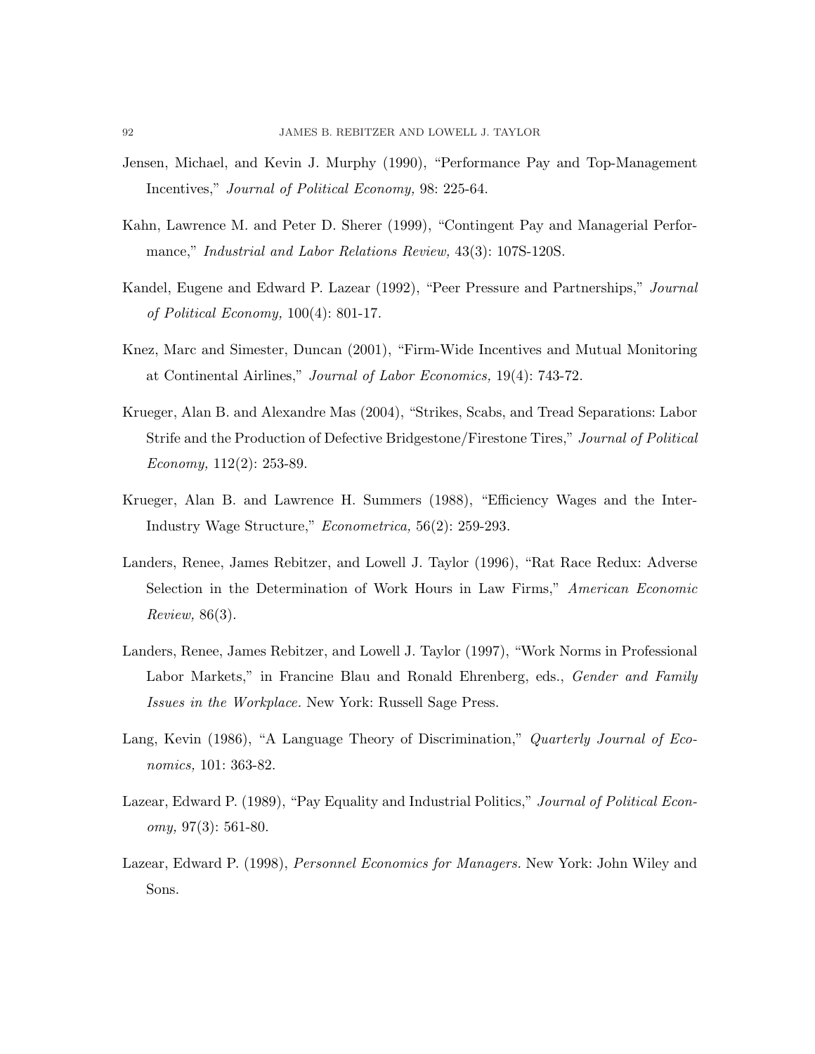Jensen, Michael, and Kevin J. Murphy (1990), "Performance Pay and Top-Management Incentives," *Journal of Political Economy,* 98: 225-64.

Kahn, Lawrence M. and Peter D. Sherer (1999), "Contingent Pay and Managerial Performance," *Industrial and Labor Relations Review,* 43(3): 107S-120S.

Kandel, Eugene and Edward P. Lazear (1992), "Peer Pressure and Partnerships," *Journal of Political Economy,* 100(4): 801-17.

Knez, Marc and Simester, Duncan (2001), "Firm-Wide Incentives and Mutual Monitoring at Continental Airlines," *Journal of Labor Economics,* 19(4): 743-72.

Krueger, Alan B. and Alexandre Mas (2004), "Strikes, Scabs, and Tread Separations: Labor Strife and the Production of Defective Bridgestone/Firestone Tires," *Journal of Political Economy,* 112(2): 253-89.

Krueger, Alan B. and Lawrence H. Summers (1988), "Efficiency Wages and the Inter-Industry Wage Structure," *Econometrica,* 56(2): 259-293.

Landers, Renee, James Rebitzer, and Lowell J. Taylor (1996), "Rat Race Redux: Adverse Selection in the Determination of Work Hours in Law Firms," *American Economic Review,* 86(3).

Landers, Renee, James Rebitzer, and Lowell J. Taylor (1997), "Work Norms in Professional Labor Markets," in Francine Blau and Ronald Ehrenberg, eds., *Gender and Family Issues in the Workplace.* New York: Russell Sage Press.

Lang, Kevin (1986), "A Language Theory of Discrimination," *Quarterly Journal of Economics,* 101: 363-82.

Lazear, Edward P. (1989), "Pay Equality and Industrial Politics," *Journal of Political Economy,* 97(3): 561-80.

Lazear, Edward P. (1998), *Personnel Economics for Managers.* New York: John Wiley and Sons.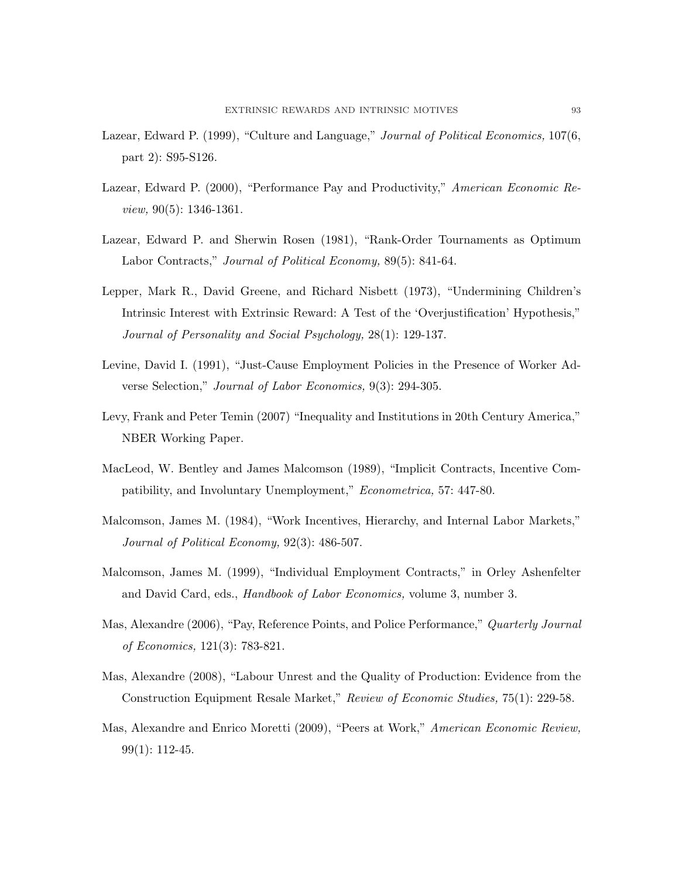Lazear, Edward P. (1999), "Culture and Language," *Journal of Political Economics,* 107(6, part 2): S95-S126.

Lazear, Edward P. (2000), "Performance Pay and Productivity," *American Economic Review,* 90(5): 1346-1361.

Lazear, Edward P. and Sherwin Rosen (1981), "Rank-Order Tournaments as Optimum Labor Contracts," *Journal of Political Economy,* 89(5): 841-64.

Lepper, Mark R., David Greene, and Richard Nisbett (1973), "Undermining Children's Intrinsic Interest with Extrinsic Reward: A Test of the 'Overjustification' Hypothesis," *Journal of Personality and Social Psychology,* 28(1): 129-137.

Levine, David I. (1991), "Just-Cause Employment Policies in the Presence of Worker Adverse Selection," *Journal of Labor Economics,* 9(3): 294-305.

Levy, Frank and Peter Temin (2007) "Inequality and Institutions in 20th Century America," NBER Working Paper.

MacLeod, W. Bentley and James Malcomson (1989), "Implicit Contracts, Incentive Compatibility, and Involuntary Unemployment," *Econometrica,* 57: 447-80.

Malcomson, James M. (1984), "Work Incentives, Hierarchy, and Internal Labor Markets," *Journal of Political Economy,* 92(3): 486-507.

Malcomson, James M. (1999), "Individual Employment Contracts," in Orley Ashenfelter and David Card, eds., *Handbook of Labor Economics,* volume 3, number 3.

Mas, Alexandre (2006), "Pay, Reference Points, and Police Performance," *Quarterly Journal of Economics,* 121(3): 783-821.

Mas, Alexandre (2008), "Labour Unrest and the Quality of Production: Evidence from the Construction Equipment Resale Market," *Review of Economic Studies,* 75(1): 229-58.

Mas, Alexandre and Enrico Moretti (2009), "Peers at Work," *American Economic Review,* 99(1): 112-45.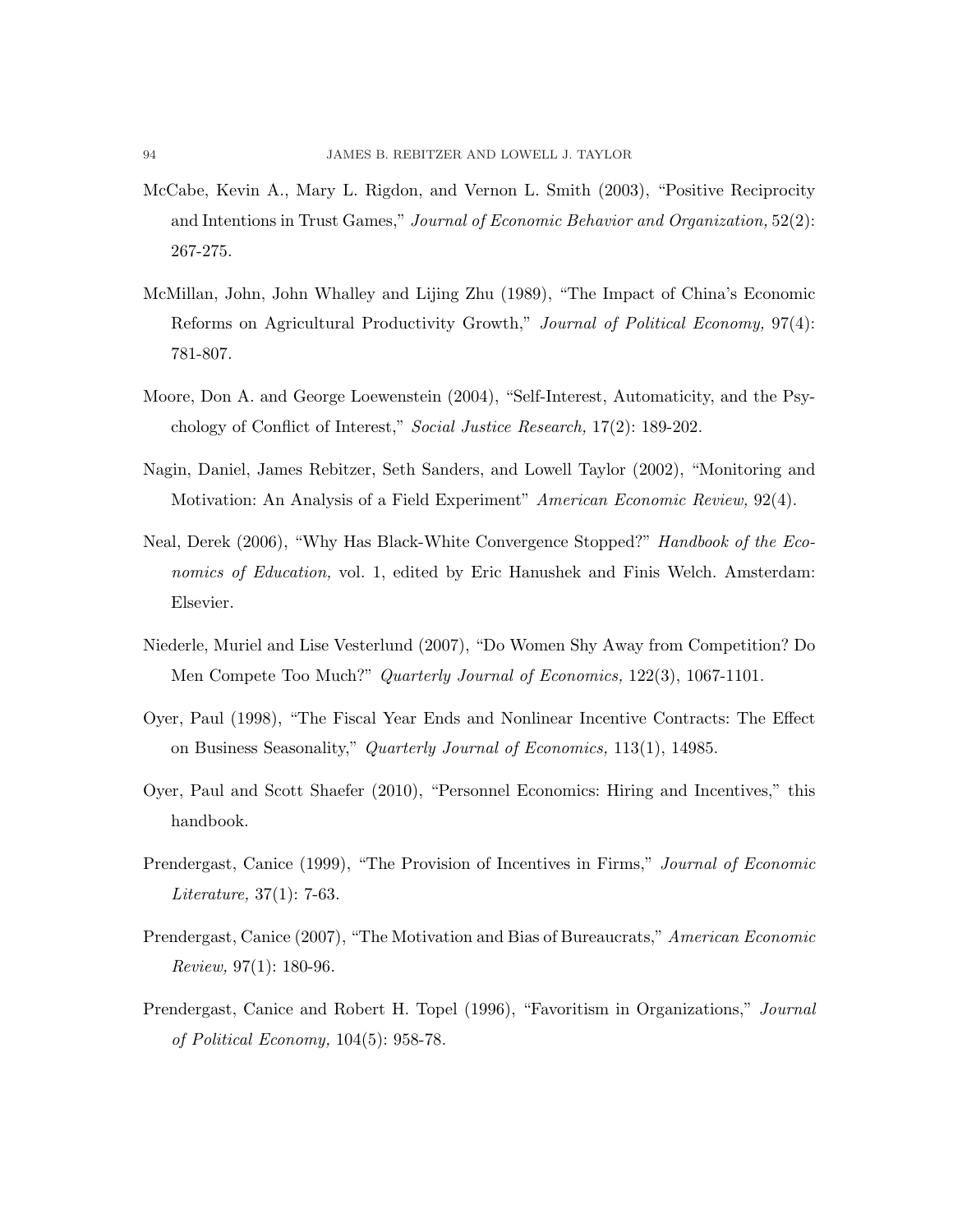McCabe, Kevin A., Mary L. Rigdon, and Vernon L. Smith (2003), "Positive Reciprocity and Intentions in Trust Games," *Journal of Economic Behavior and Organization,* 52(2): 267-275.

McMillan, John, John Whalley and Lijing Zhu (1989), "The Impact of China's Economic Reforms on Agricultural Productivity Growth," *Journal of Political Economy,* 97(4): 781-807.

Moore, Don A. and George Loewenstein (2004), "Self-Interest, Automaticity, and the Psychology of Conflict of Interest," *Social Justice Research,* 17(2): 189-202.

Nagin, Daniel, James Rebitzer, Seth Sanders, and Lowell Taylor (2002), "Monitoring and Motivation: An Analysis of a Field Experiment" *American Economic Review,* 92(4).

Neal, Derek (2006), "Why Has Black-White Convergence Stopped?" *Handbook of the Economics of Education,* vol. 1, edited by Eric Hanushek and Finis Welch. Amsterdam: Elsevier.

Niederle, Muriel and Lise Vesterlund (2007), "Do Women Shy Away from Competition? Do Men Compete Too Much?" *Quarterly Journal of Economics,* 122(3), 1067-1101.

Oyer, Paul (1998), "The Fiscal Year Ends and Nonlinear Incentive Contracts: The Effect on Business Seasonality," *Quarterly Journal of Economics,* 113(1), 14985.

Oyer, Paul and Scott Shaefer (2010), "Personnel Economics: Hiring and Incentives," this handbook.

Prendergast, Canice (1999), "The Provision of Incentives in Firms," *Journal of Economic Literature,* 37(1): 7-63.

Prendergast, Canice (2007), "The Motivation and Bias of Bureaucrats," *American Economic Review,* 97(1): 180-96.

Prendergast, Canice and Robert H. Topel (1996), "Favoritism in Organizations," *Journal of Political Economy,* 104(5): 958-78.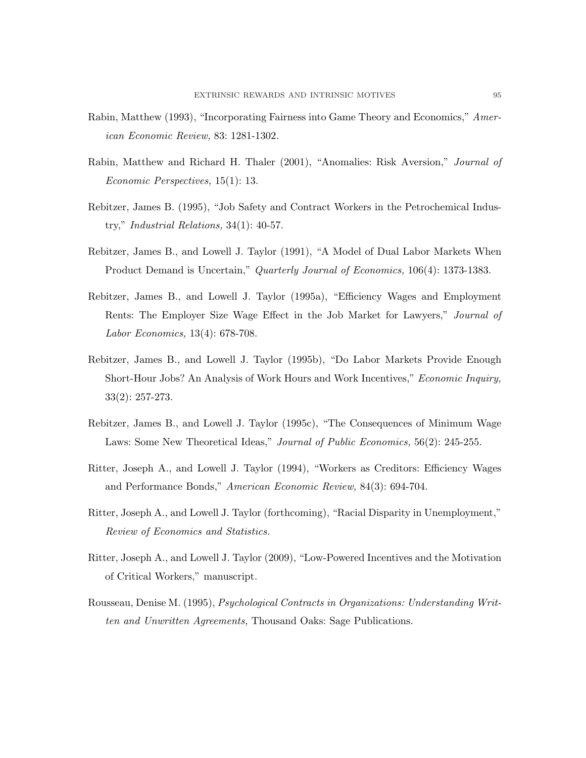Rabin, Matthew (1993), "Incorporating Fairness into Game Theory and Economics," *American Economic Review,* 83: 1281-1302.

Rabin, Matthew and Richard H. Thaler (2001), "Anomalies: Risk Aversion," *Journal of Economic Perspectives,* 15(1): 13.

Rebitzer, James B. (1995), "Job Safety and Contract Workers in the Petrochemical Industry," *Industrial Relations,* 34(1): 40-57.

Rebitzer, James B., and Lowell J. Taylor (1991), "A Model of Dual Labor Markets When Product Demand is Uncertain," *Quarterly Journal of Economics,* 106(4): 1373-1383.

Rebitzer, James B., and Lowell J. Taylor (1995a), "Efficiency Wages and Employment Rents: The Employer Size Wage Effect in the Job Market for Lawyers," *Journal of Labor Economics,* 13(4): 678-708.

Rebitzer, James B., and Lowell J. Taylor (1995b), "Do Labor Markets Provide Enough Short-Hour Jobs? An Analysis of Work Hours and Work Incentives," *Economic Inquiry,* 33(2): 257-273.

Rebitzer, James B., and Lowell J. Taylor (1995c), "The Consequences of Minimum Wage Laws: Some New Theoretical Ideas," *Journal of Public Economics,* 56(2): 245-255.

Ritter, Joseph A., and Lowell J. Taylor (1994), "Workers as Creditors: Efficiency Wages and Performance Bonds," *American Economic Review,* 84(3): 694-704.

Ritter, Joseph A., and Lowell J. Taylor (forthcoming), "Racial Disparity in Unemployment," *Review of Economics and Statistics.*

Ritter, Joseph A., and Lowell J. Taylor (2009), "Low-Powered Incentives and the Motivation of Critical Workers," manuscript.

Rousseau, Denise M. (1995), *Psychological Contracts in Organizations: Understanding Written and Unwritten Agreements,* Thousand Oaks: Sage Publications.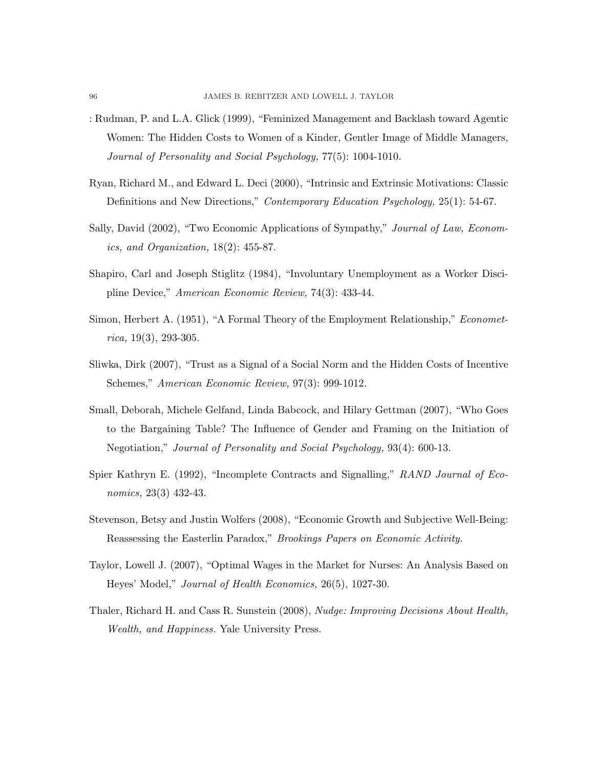: Rudman, P. and L.A. Glick (1999), "Feminized Management and Backlash toward Agentic Women: The Hidden Costs to Women of a Kinder, Gentler Image of Middle Managers, *Journal of Personality and Social Psychology,* 77(5): 1004-1010.

Ryan, Richard M., and Edward L. Deci (2000), "Intrinsic and Extrinsic Motivations: Classic Definitions and New Directions," *Contemporary Education Psychology,* 25(1): 54-67.

Sally, David (2002), "Two Economic Applications of Sympathy," *Journal of Law, Economics, and Organization,* 18(2): 455-87.

Shapiro, Carl and Joseph Stiglitz (1984), "Involuntary Unemployment as a Worker Discipline Device," *American Economic Review,* 74(3): 433-44.

Simon, Herbert A. (1951), "A Formal Theory of the Employment Relationship," *Econometrica,* 19(3), 293-305.

Sliwka, Dirk (2007), "Trust as a Signal of a Social Norm and the Hidden Costs of Incentive Schemes," *American Economic Review,* 97(3): 999-1012.

Small, Deborah, Michele Gelfand, Linda Babcock, and Hilary Gettman (2007), "Who Goes to the Bargaining Table? The Influence of Gender and Framing on the Initiation of Negotiation," *Journal of Personality and Social Psychology,* 93(4): 600-13.

Spier Kathryn E. (1992), "Incomplete Contracts and Signalling," *RAND Journal of Economics,* 23(3) 432-43.

Stevenson, Betsy and Justin Wolfers (2008), "Economic Growth and Subjective Well-Being: Reassessing the Easterlin Paradox," *Brookings Papers on Economic Activity.*

Taylor, Lowell J. (2007), "Optimal Wages in the Market for Nurses: An Analysis Based on Heyes' Model," *Journal of Health Economics,* 26(5), 1027-30.

Thaler, Richard H. and Cass R. Sunstein (2008), *Nudge: Improving Decisions About Health, Wealth, and Happiness.* Yale University Press.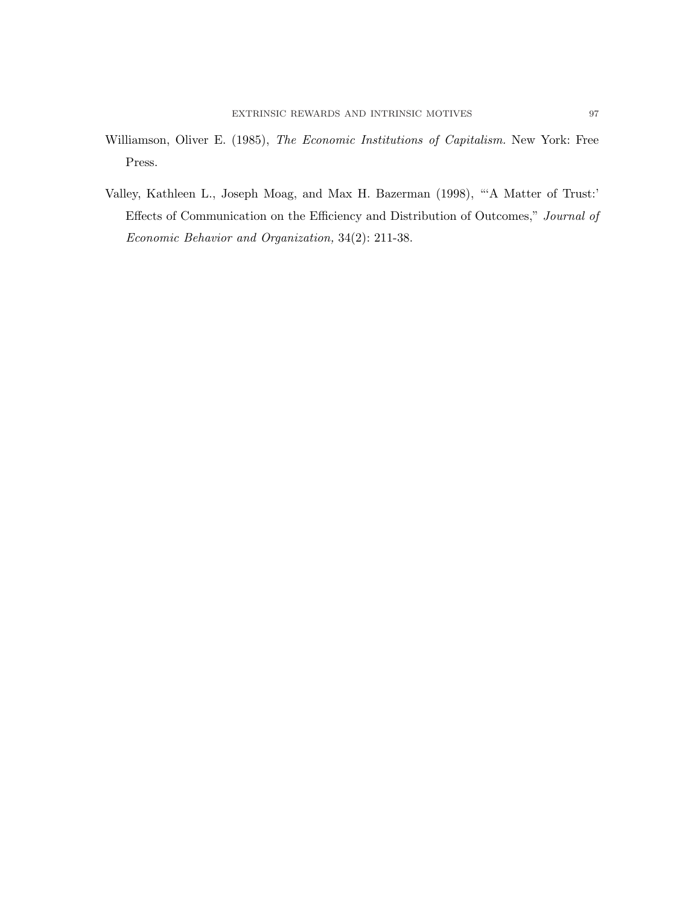Williamson, Oliver E. (1985), *The Economic Institutions of Capitalism.* New York: Free Press.

Valley, Kathleen L., Joseph Moag, and Max H. Bazerman (1998), "'A Matter of Trust:' Effects of Communication on the Efficiency and Distribution of Outcomes," *Journal of Economic Behavior and Organization,* 34(2): 211-38.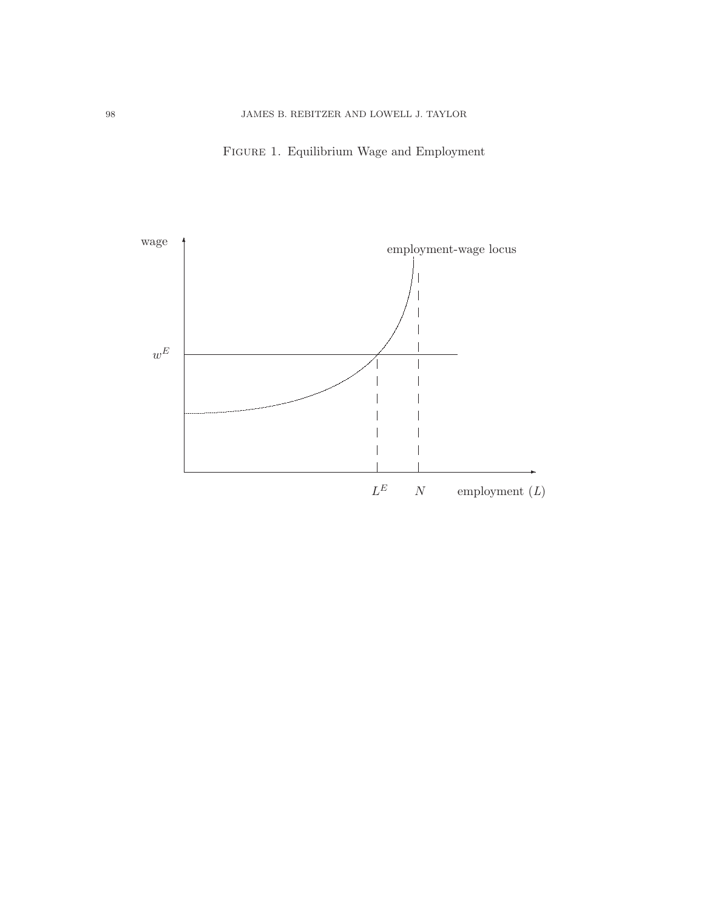Figure 1. Equilibrium Wage and Employment

wage

employment-wage locus

$w^E$

$L^E$ $N$ employment ($L$)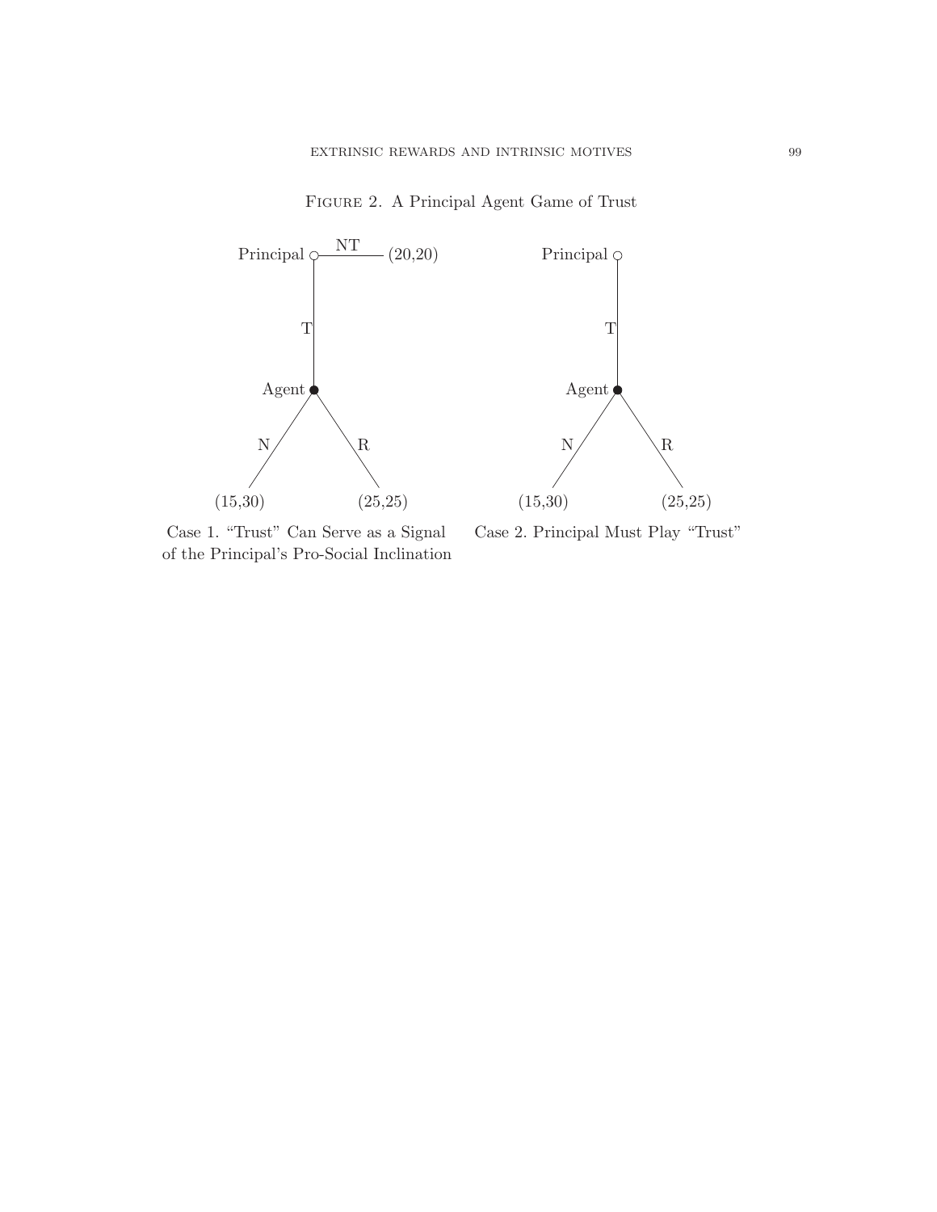Figure 2. A Principal Agent Game of Trust

Principal — NT — (20,20)

T

Agent

N: (15,30) R: (25,25)

Case 1. "Trust" Can Serve as a Signal of the Principal's Pro-Social Inclination

Principal

T

Agent

N: (15,30) R: (25,25)

Case 2. Principal Must Play "Trust"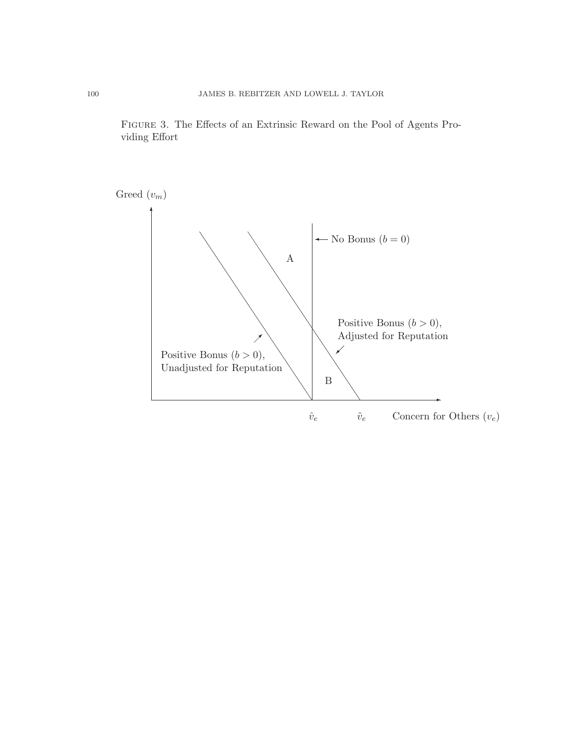Figure 3. The Effects of an Extrinsic Reward on the Pool of Agents Providing Effort

Greed ($v_m$)

← No Bonus ($b = 0$)

A

Positive Bonus ($b > 0$),
Adjusted for Reputation

Positive Bonus ($b > 0$),
Unadjusted for Reputation

B

$\hat{v}_e$

$\tilde{v}_e$

Concern for Others ($v_e$)